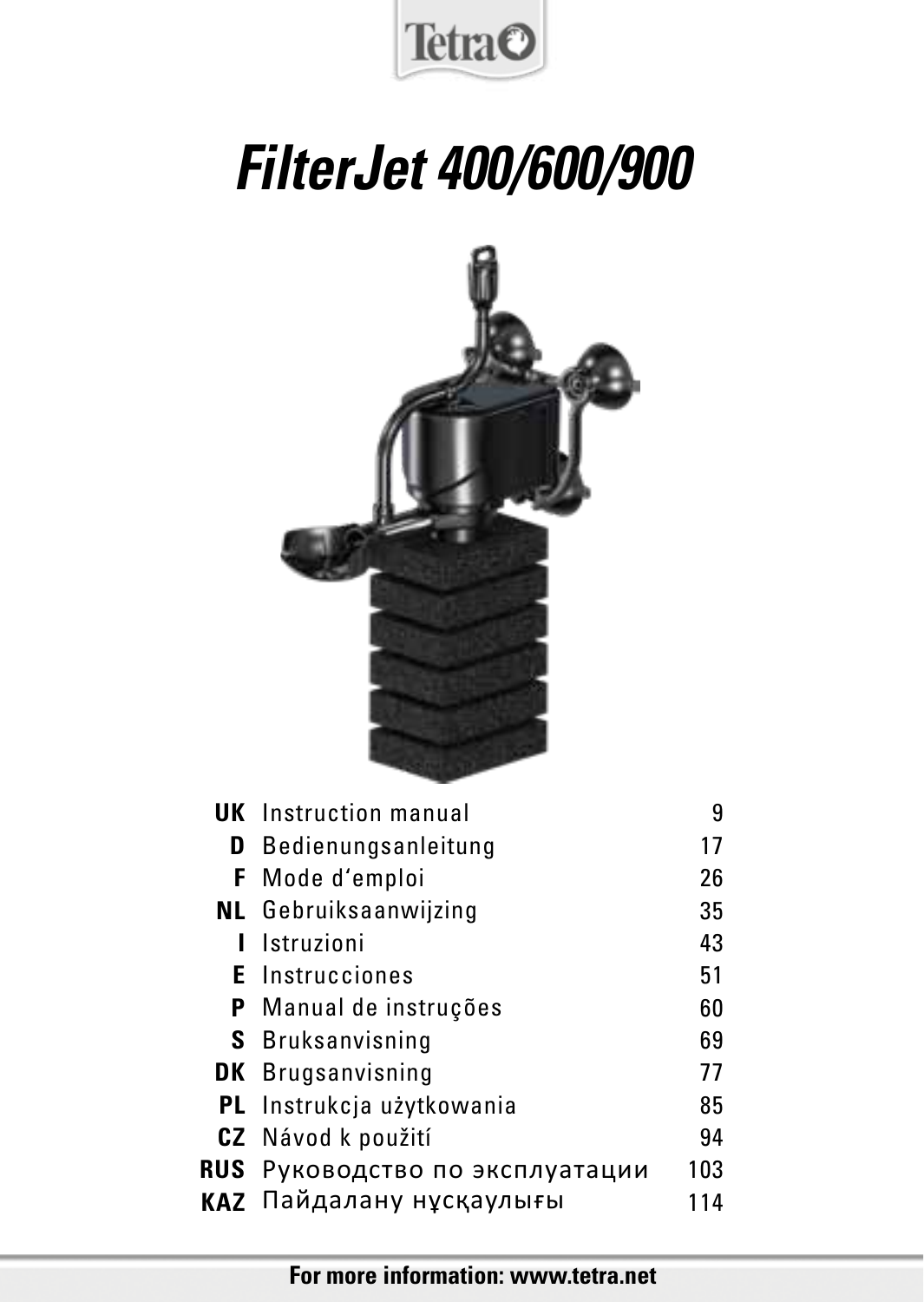Tetra

# FilterJet 400/600/900

| | | |
|---|---|---|
| **UK** | Instruction manual | 9 |
| **D** | Bedienungsanleitung | 17 |
| **F** | Mode d'emploi | 26 |
| **NL** | Gebruiksaanwijzing | 35 |
| **I** | Istruzioni | 43 |
| **E** | Instrucciones | 51 |
| **P** | Manual de instruções | 60 |
| **S** | Bruksanvisning | 69 |
| **DK** | Brugsanvisning | 77 |
| **PL** | Instrukcja użytkowania | 85 |
| **CZ** | Návod k použití | 94 |
| **RUS** | Руководство по эксплуатации | 103 |
| **KAZ** | Пайдалану нұсқаулығы | 114 |

**For more information: www.tetra.net**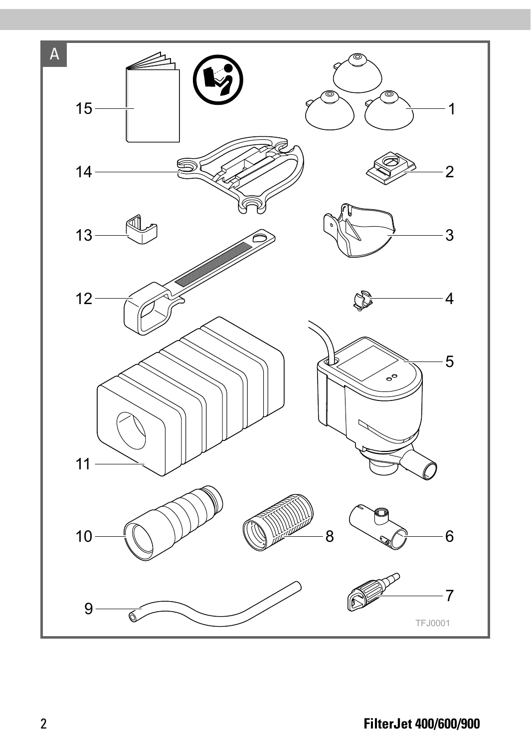A

15

1

14

2

13

3

12

4

5

11

10

8

6

9

7

TFJ0001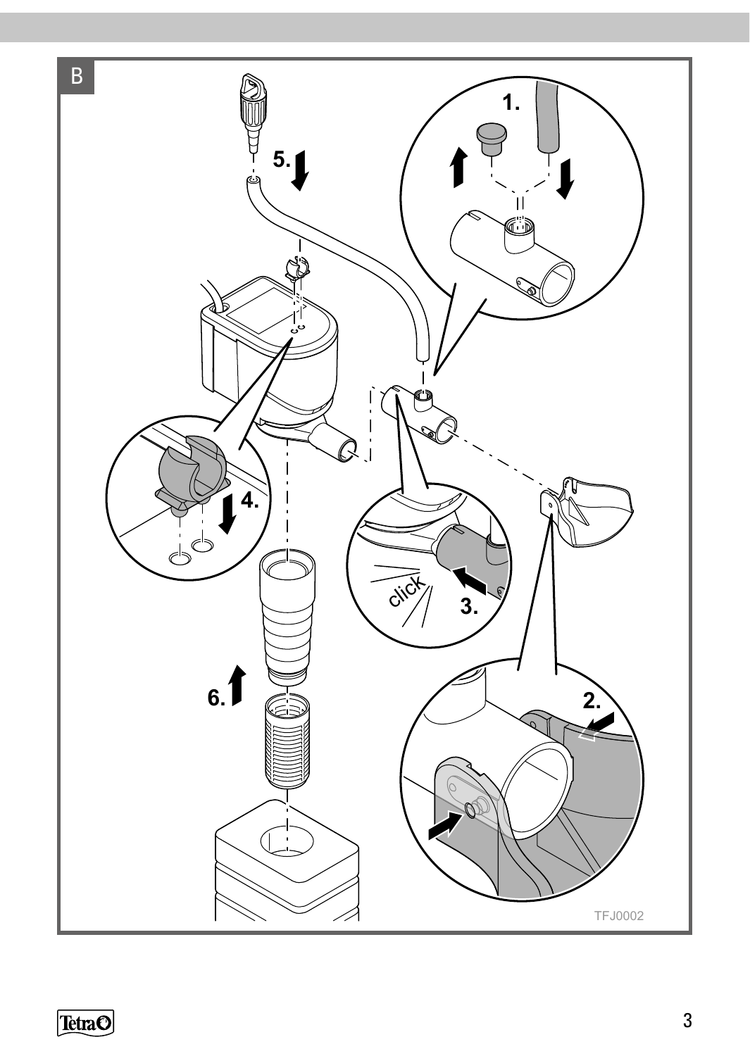B

1.

5.

4.

click

3.

6.

2.

TFJ0002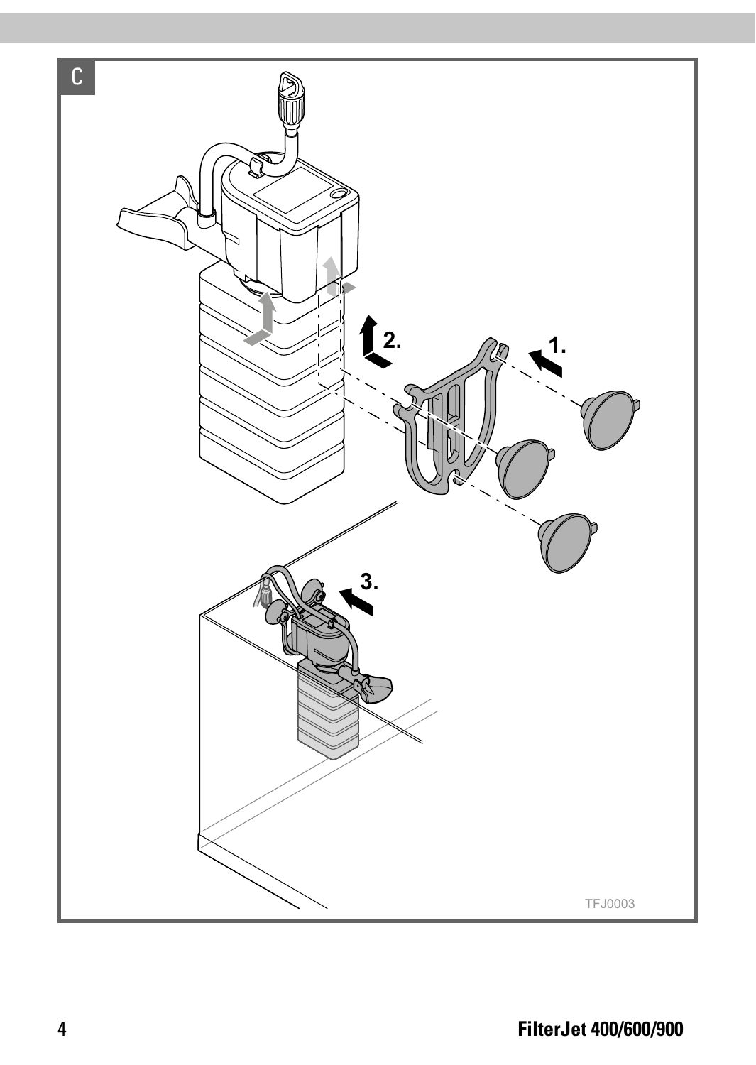C

2.

1.

3.

TFJ0003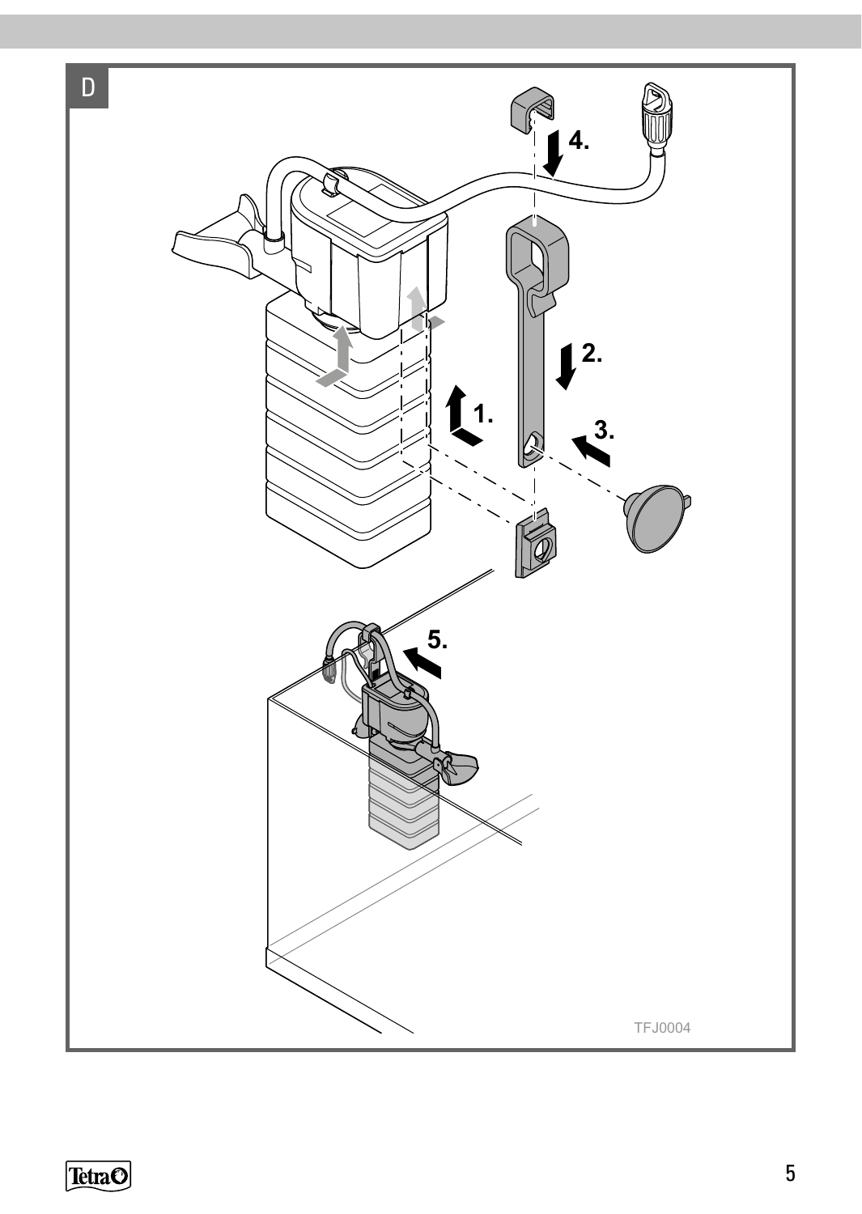D

4.

2.

1.

3.

5.

TFJ0004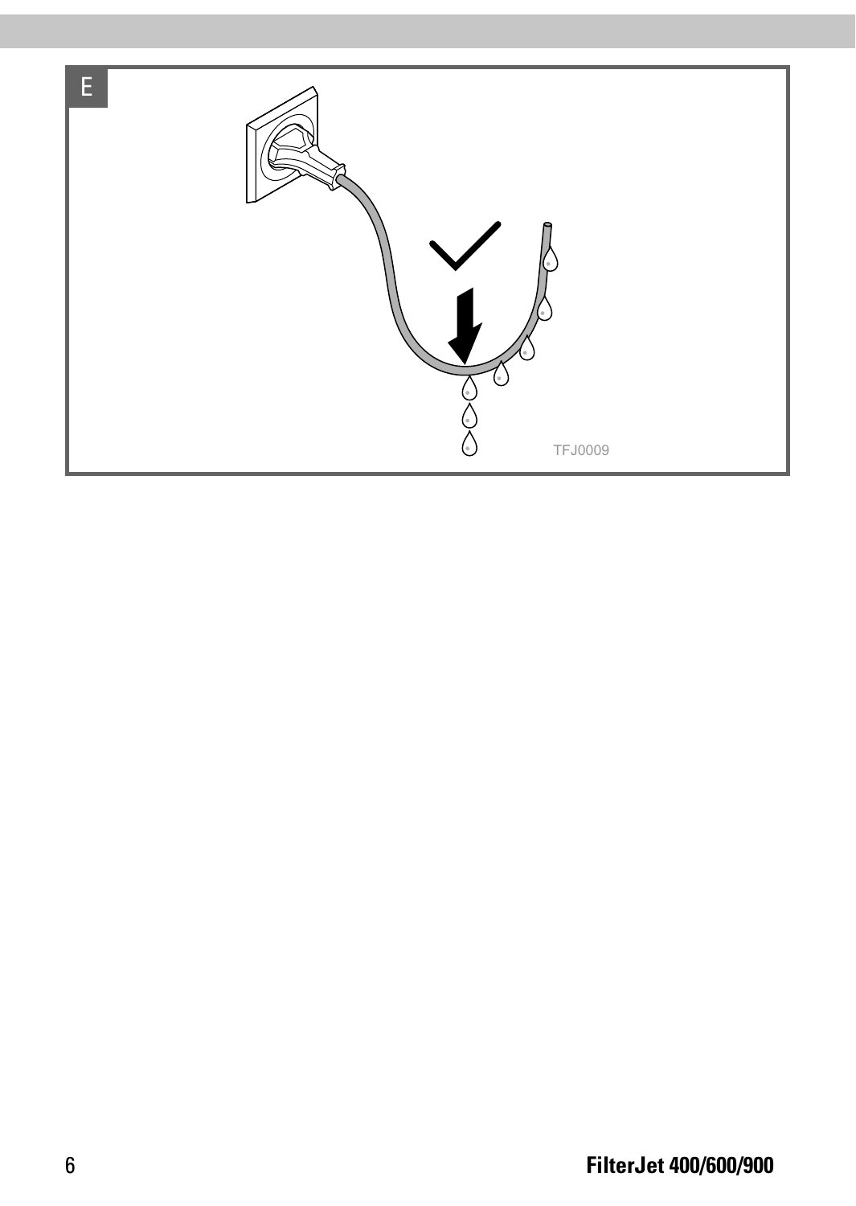E

TFJ0009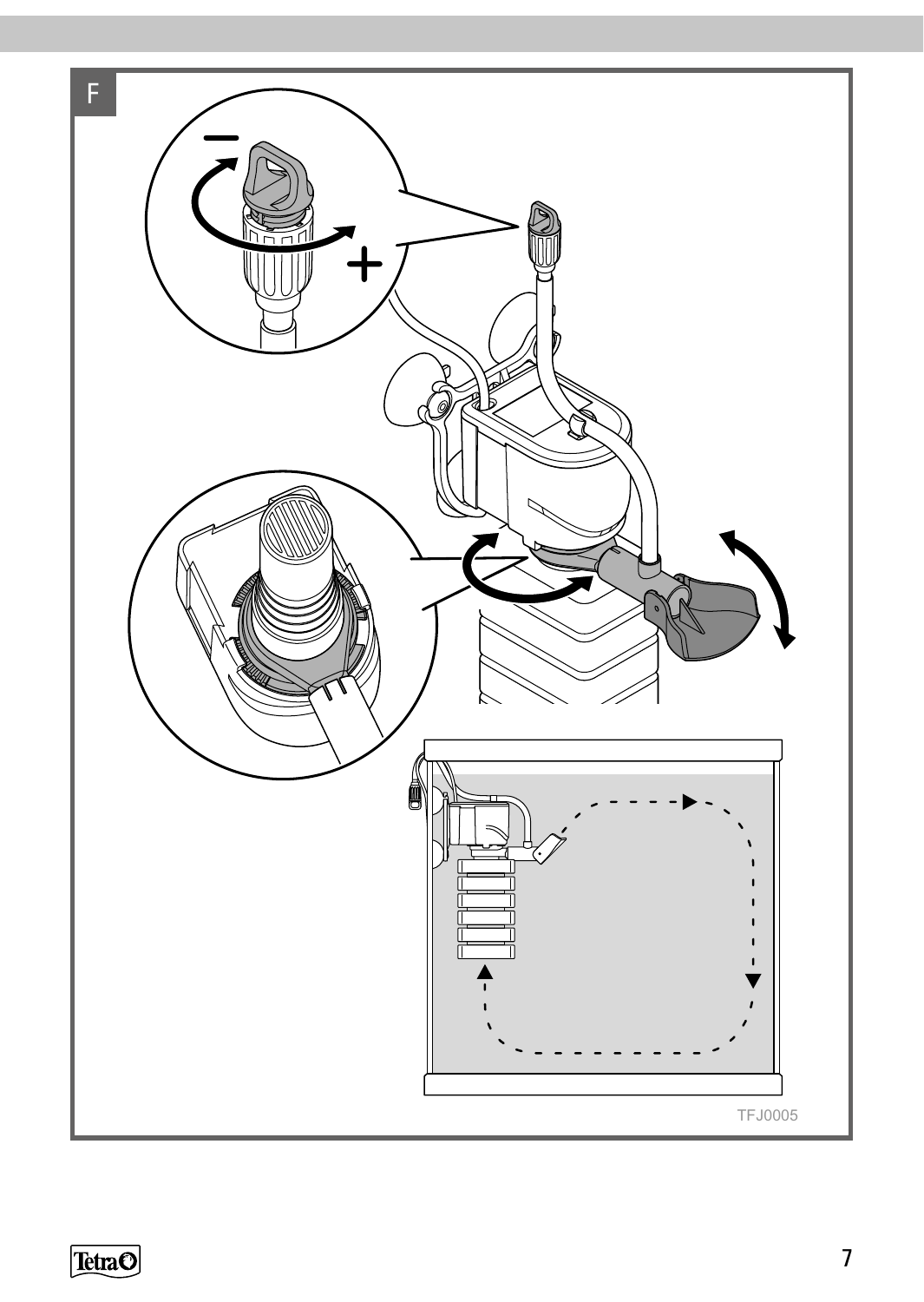F

TFJ0005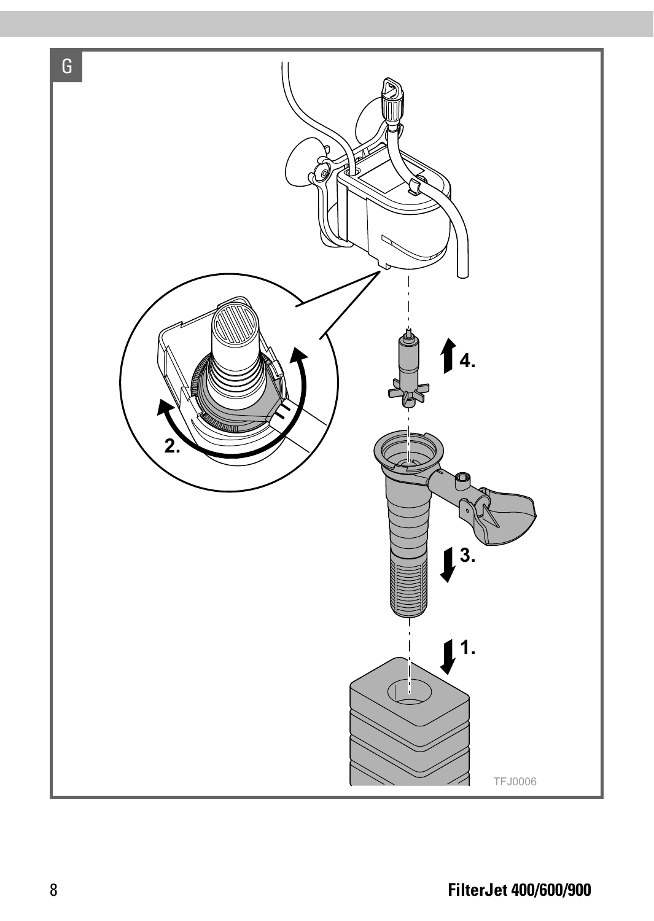G

1.

2.

3.

4.

TFJ0006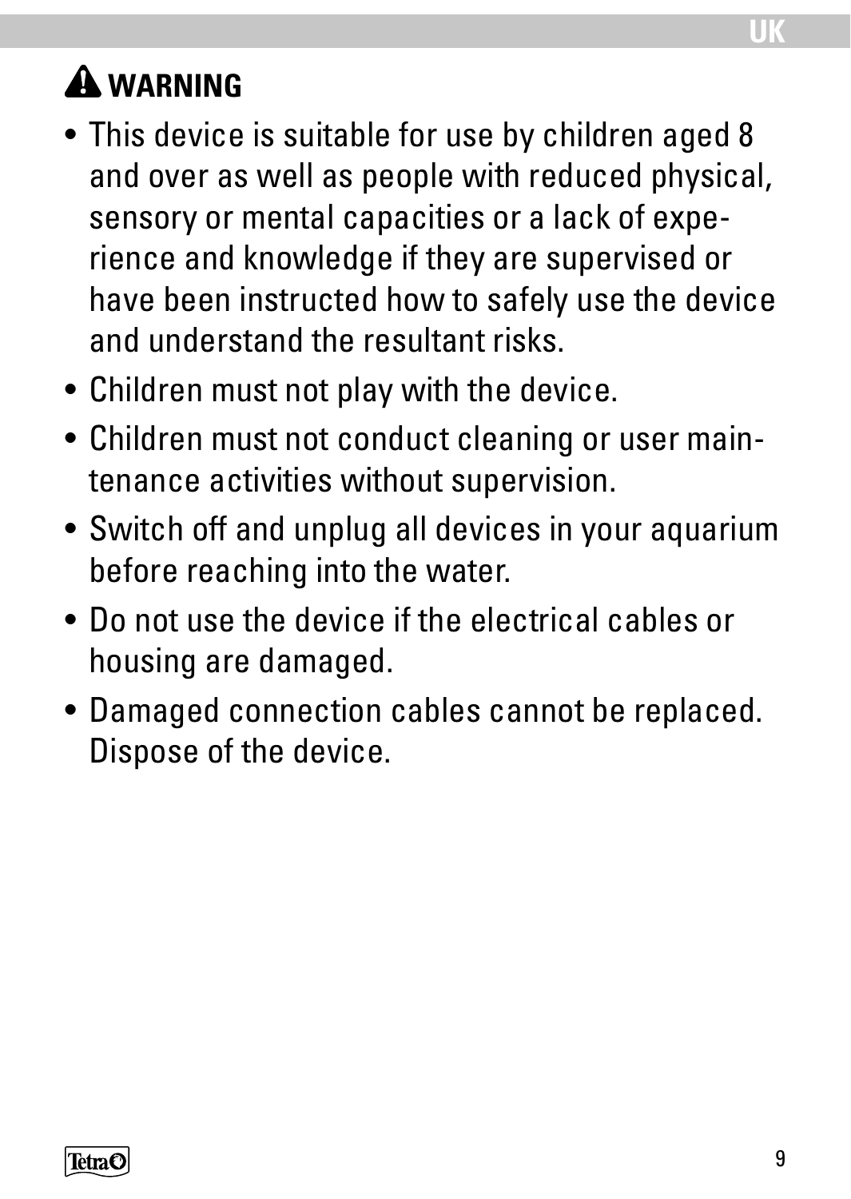## ⚠ WARNING

- This device is suitable for use by children aged 8 and over as well as people with reduced physical, sensory or mental capacities or a lack of experience and knowledge if they are supervised or have been instructed how to safely use the device and understand the resultant risks.
- Children must not play with the device.
- Children must not conduct cleaning or user maintenance activities without supervision.
- Switch off and unplug all devices in your aquarium before reaching into the water.
- Do not use the device if the electrical cables or housing are damaged.
- Damaged connection cables cannot be replaced. Dispose of the device.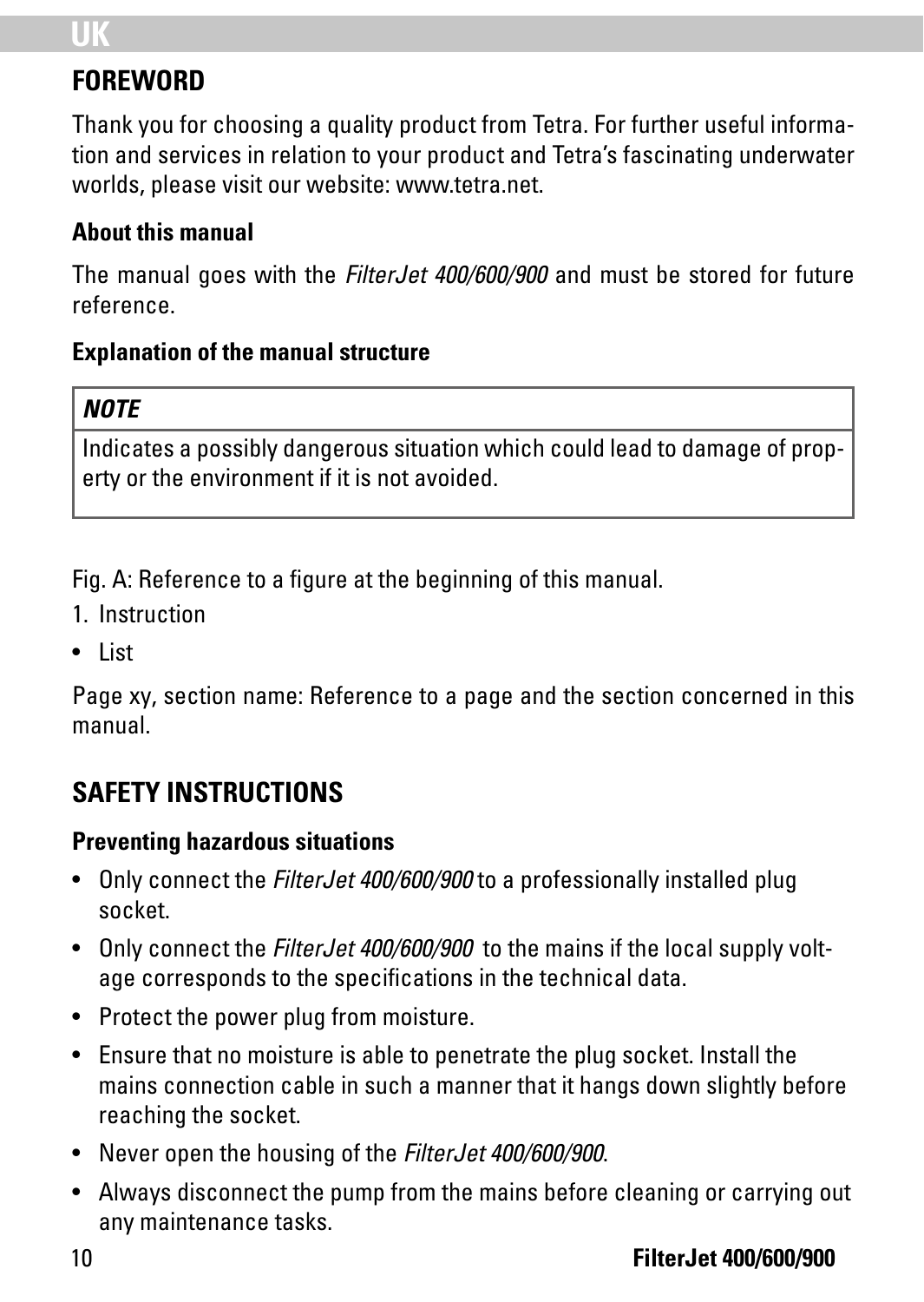## FOREWORD

Thank you for choosing a quality product from Tetra. For further useful information and services in relation to your product and Tetra's fascinating underwater worlds, please visit our website: www.tetra.net.

### About this manual

The manual goes with the *FilterJet 400/600/900* and must be stored for future reference.

### Explanation of the manual structure

| ***NOTE*** |
|---|
| Indicates a possibly dangerous situation which could lead to damage of property or the environment if it is not avoided. |

Fig. A: Reference to a figure at the beginning of this manual.

1. Instruction

- List

Page xy, section name: Reference to a page and the section concerned in this manual.

## SAFETY INSTRUCTIONS

### Preventing hazardous situations

- Only connect the *FilterJet 400/600/900* to a professionally installed plug socket.
- Only connect the *FilterJet 400/600/900* to the mains if the local supply voltage corresponds to the specifications in the technical data.
- Protect the power plug from moisture.
- Ensure that no moisture is able to penetrate the plug socket. Install the mains connection cable in such a manner that it hangs down slightly before reaching the socket.
- Never open the housing of the *FilterJet 400/600/900*.
- Always disconnect the pump from the mains before cleaning or carrying out any maintenance tasks.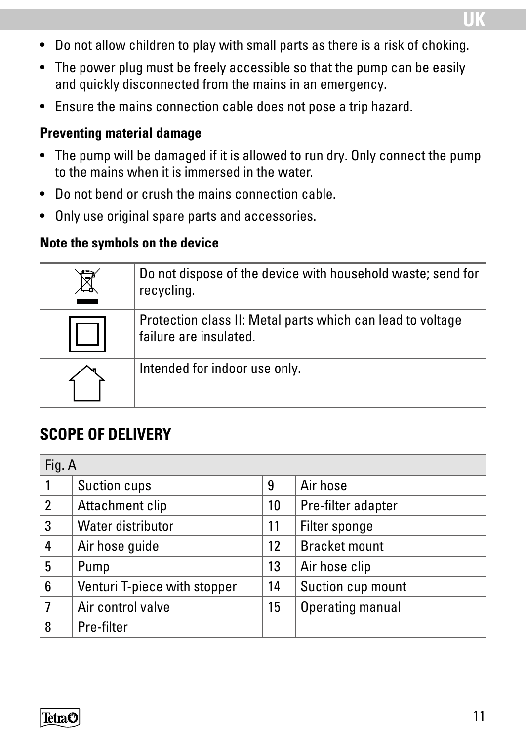- Do not allow children to play with small parts as there is a risk of choking.
- The power plug must be freely accessible so that the pump can be easily and quickly disconnected from the mains in an emergency.
- Ensure the mains connection cable does not pose a trip hazard.

**Preventing material damage**

- The pump will be damaged if it is allowed to run dry. Only connect the pump to the mains when it is immersed in the water.
- Do not bend or crush the mains connection cable.
- Only use original spare parts and accessories.

**Note the symbols on the device**

| Symbol | Meaning |
|---|---|
| | Do not dispose of the device with household waste; send for recycling. |
| | Protection class II: Metal parts which can lead to voltage failure are insulated. |
| | Intended for indoor use only. |

## SCOPE OF DELIVERY

| Fig. A | | | |
|---|---|---|---|
| 1 | Suction cups | 9 | Air hose |
| 2 | Attachment clip | 10 | Pre-filter adapter |
| 3 | Water distributor | 11 | Filter sponge |
| 4 | Air hose guide | 12 | Bracket mount |
| 5 | Pump | 13 | Air hose clip |
| 6 | Venturi T-piece with stopper | 14 | Suction cup mount |
| 7 | Air control valve | 15 | Operating manual |
| 8 | Pre-filter | | |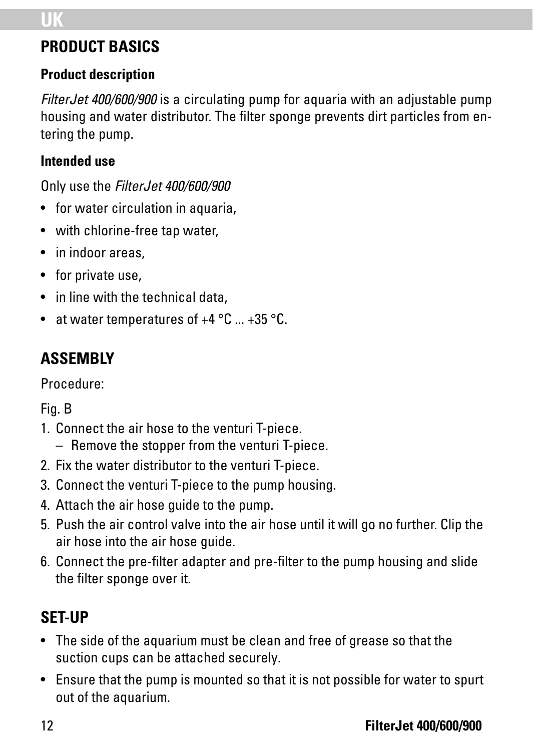## PRODUCT BASICS

### Product description

*FilterJet 400/600/900* is a circulating pump for aquaria with an adjustable pump housing and water distributor. The filter sponge prevents dirt particles from entering the pump.

### Intended use

Only use the *FilterJet 400/600/900*

- for water circulation in aquaria,
- with chlorine-free tap water,
- in indoor areas,
- for private use,
- in line with the technical data,
- at water temperatures of +4 °C ... +35 °C.

## ASSEMBLY

Procedure:

Fig. B

1. Connect the air hose to the venturi T-piece.
   – Remove the stopper from the venturi T-piece.
2. Fix the water distributor to the venturi T-piece.
3. Connect the venturi T-piece to the pump housing.
4. Attach the air hose guide to the pump.
5. Push the air control valve into the air hose until it will go no further. Clip the air hose into the air hose guide.
6. Connect the pre-filter adapter and pre-filter to the pump housing and slide the filter sponge over it.

## SET-UP

- The side of the aquarium must be clean and free of grease so that the suction cups can be attached securely.
- Ensure that the pump is mounted so that it is not possible for water to spurt out of the aquarium.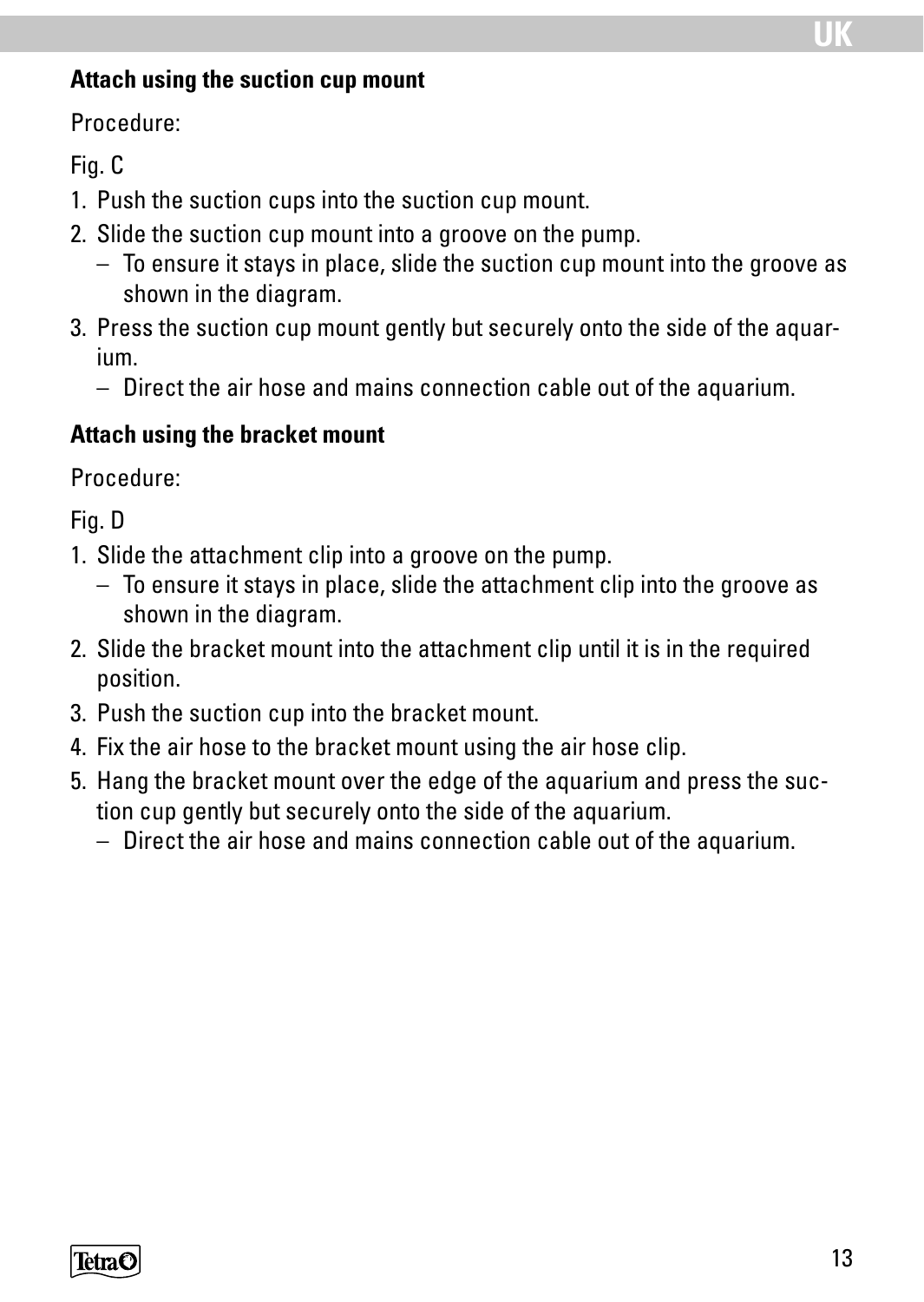**Attach using the suction cup mount**

Procedure:

Fig. C

1. Push the suction cups into the suction cup mount.
2. Slide the suction cup mount into a groove on the pump.
   – To ensure it stays in place, slide the suction cup mount into the groove as shown in the diagram.
3. Press the suction cup mount gently but securely onto the side of the aquarium.
   – Direct the air hose and mains connection cable out of the aquarium.

**Attach using the bracket mount**

Procedure:

Fig. D

1. Slide the attachment clip into a groove on the pump.
   – To ensure it stays in place, slide the attachment clip into the groove as shown in the diagram.
2. Slide the bracket mount into the attachment clip until it is in the required position.
3. Push the suction cup into the bracket mount.
4. Fix the air hose to the bracket mount using the air hose clip.
5. Hang the bracket mount over the edge of the aquarium and press the suction cup gently but securely onto the side of the aquarium.
   – Direct the air hose and mains connection cable out of the aquarium.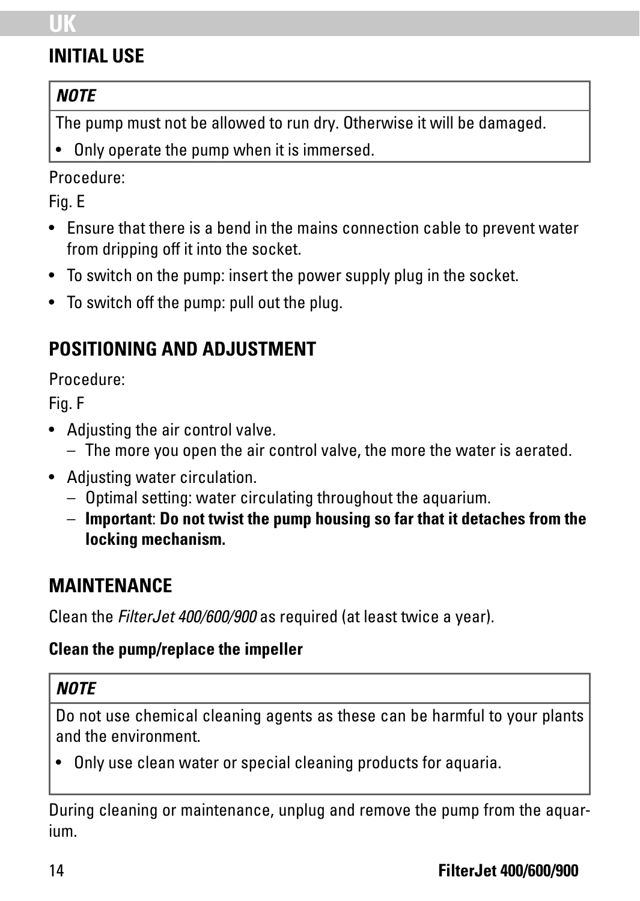## INITIAL USE

| ***NOTE*** |
|---|
| The pump must not be allowed to run dry. Otherwise it will be damaged.<br>• Only operate the pump when it is immersed. |

Procedure:

Fig. E

- Ensure that there is a bend in the mains connection cable to prevent water from dripping off it into the socket.
- To switch on the pump: insert the power supply plug in the socket.
- To switch off the pump: pull out the plug.

## POSITIONING AND ADJUSTMENT

Procedure:

Fig. F

- Adjusting the air control valve.
  - The more you open the air control valve, the more the water is aerated.
- Adjusting water circulation.
  - Optimal setting: water circulating throughout the aquarium.
  - **Important**: **Do not twist the pump housing so far that it detaches from the locking mechanism.**

## MAINTENANCE

Clean the *FilterJet 400/600/900* as required (at least twice a year).

**Clean the pump/replace the impeller**

| ***NOTE*** |
|---|
| Do not use chemical cleaning agents as these can be harmful to your plants and the environment.<br>• Only use clean water or special cleaning products for aquaria. |

During cleaning or maintenance, unplug and remove the pump from the aquarium.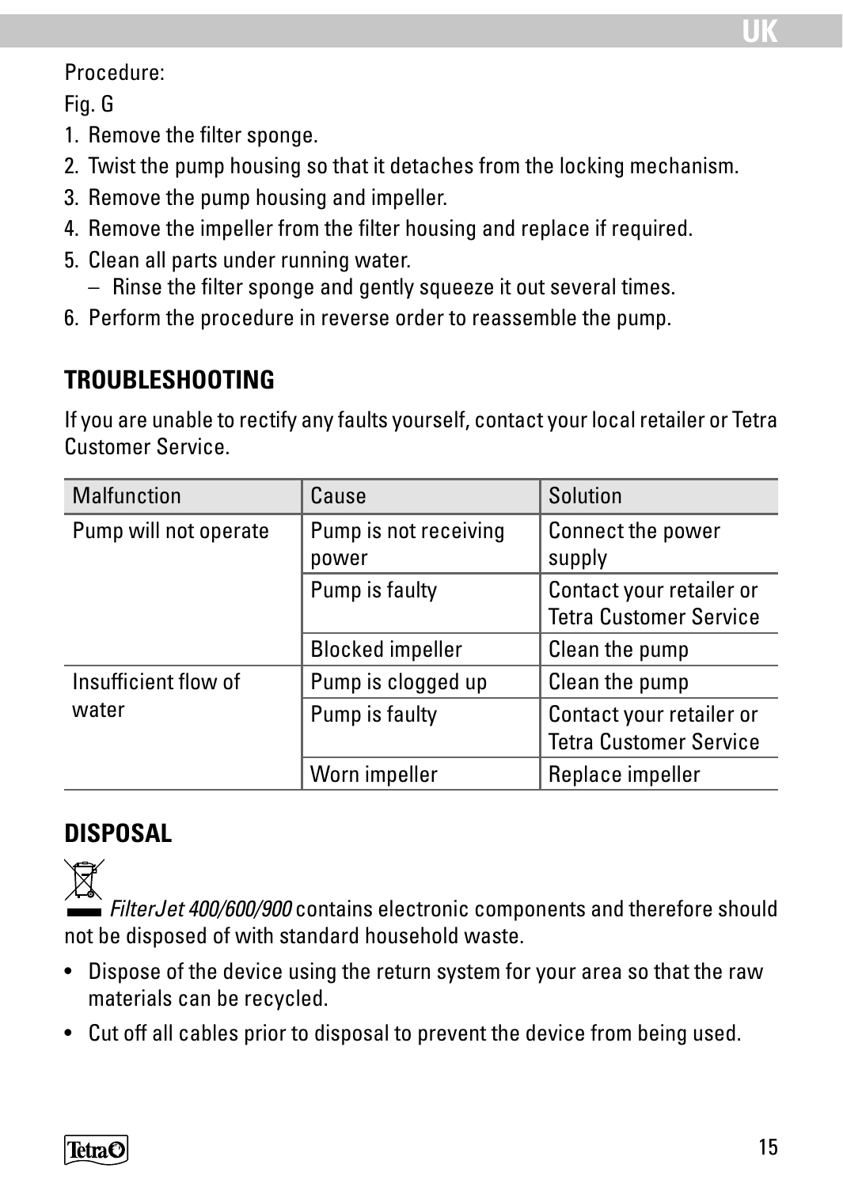Procedure:

Fig. G

1. Remove the filter sponge.
2. Twist the pump housing so that it detaches from the locking mechanism.
3. Remove the pump housing and impeller.
4. Remove the impeller from the filter housing and replace if required.
5. Clean all parts under running water.
   – Rinse the filter sponge and gently squeeze it out several times.
6. Perform the procedure in reverse order to reassemble the pump.

## TROUBLESHOOTING

If you are unable to rectify any faults yourself, contact your local retailer or Tetra Customer Service.

| Malfunction | Cause | Solution |
|---|---|---|
| Pump will not operate | Pump is not receiving power | Connect the power supply |
| | Pump is faulty | Contact your retailer or Tetra Customer Service |
| | Blocked impeller | Clean the pump |
| Insufficient flow of water | Pump is clogged up | Clean the pump |
| | Pump is faulty | Contact your retailer or Tetra Customer Service |
| | Worn impeller | Replace impeller |

## DISPOSAL

*FilterJet 400/600/900* contains electronic components and therefore should not be disposed of with standard household waste.

- Dispose of the device using the return system for your area so that the raw materials can be recycled.
- Cut off all cables prior to disposal to prevent the device from being used.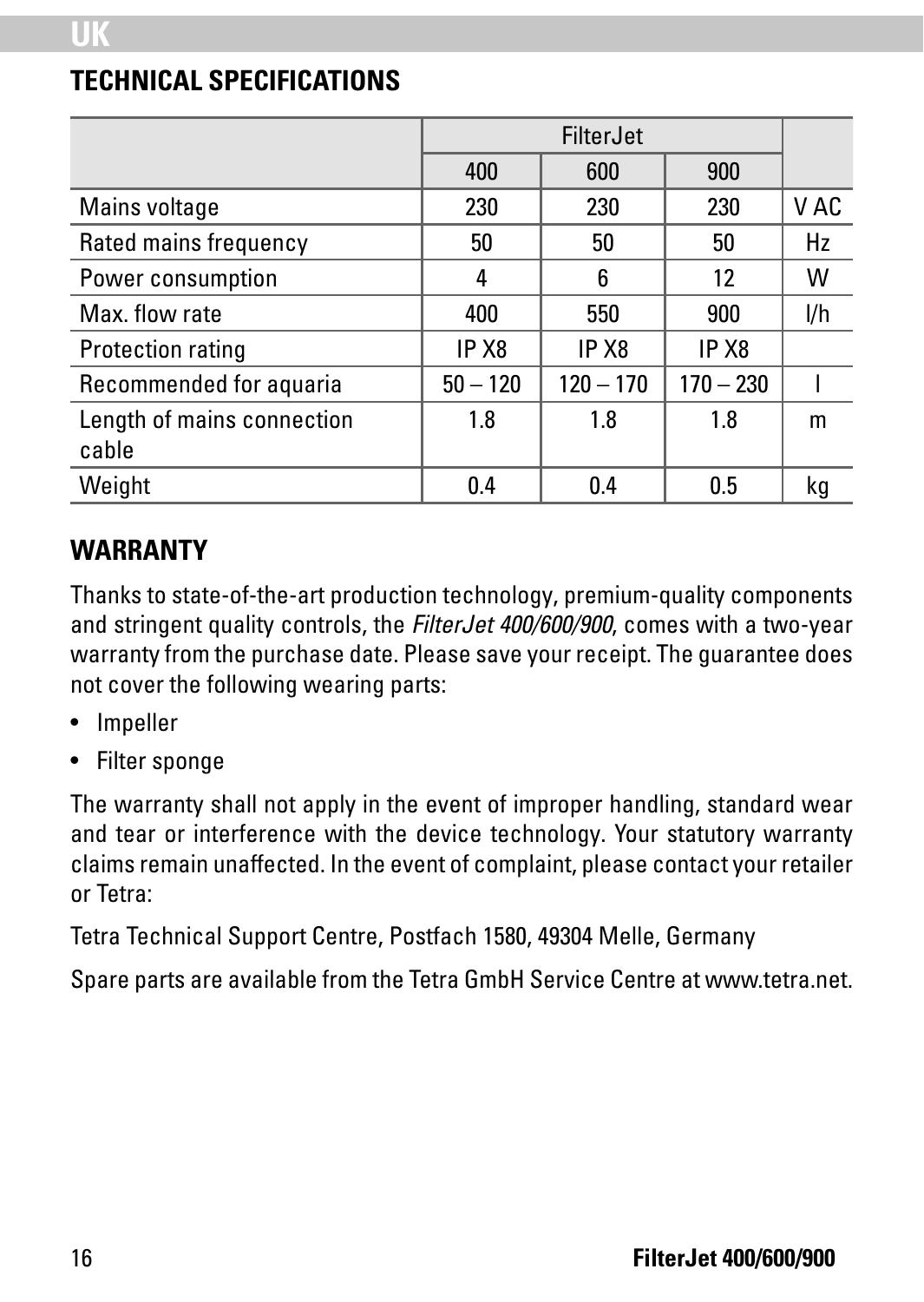## TECHNICAL SPECIFICATIONS

| | FilterJet | | | |
|---|---|---|---|---|
| | 400 | 600 | 900 | |
| Mains voltage | 230 | 230 | 230 | V AC |
| Rated mains frequency | 50 | 50 | 50 | Hz |
| Power consumption | 4 | 6 | 12 | W |
| Max. flow rate | 400 | 550 | 900 | l/h |
| Protection rating | IP X8 | IP X8 | IP X8 | |
| Recommended for aquaria | 50 – 120 | 120 – 170 | 170 – 230 | l |
| Length of mains connection cable | 1.8 | 1.8 | 1.8 | m |
| Weight | 0.4 | 0.4 | 0.5 | kg |

## WARRANTY

Thanks to state-of-the-art production technology, premium-quality components and stringent quality controls, the *FilterJet 400/600/900*, comes with a two-year warranty from the purchase date. Please save your receipt. The guarantee does not cover the following wearing parts:

- Impeller
- Filter sponge

The warranty shall not apply in the event of improper handling, standard wear and tear or interference with the device technology. Your statutory warranty claims remain unaffected. In the event of complaint, please contact your retailer or Tetra:

Tetra Technical Support Centre, Postfach 1580, 49304 Melle, Germany

Spare parts are available from the Tetra GmbH Service Centre at www.tetra.net.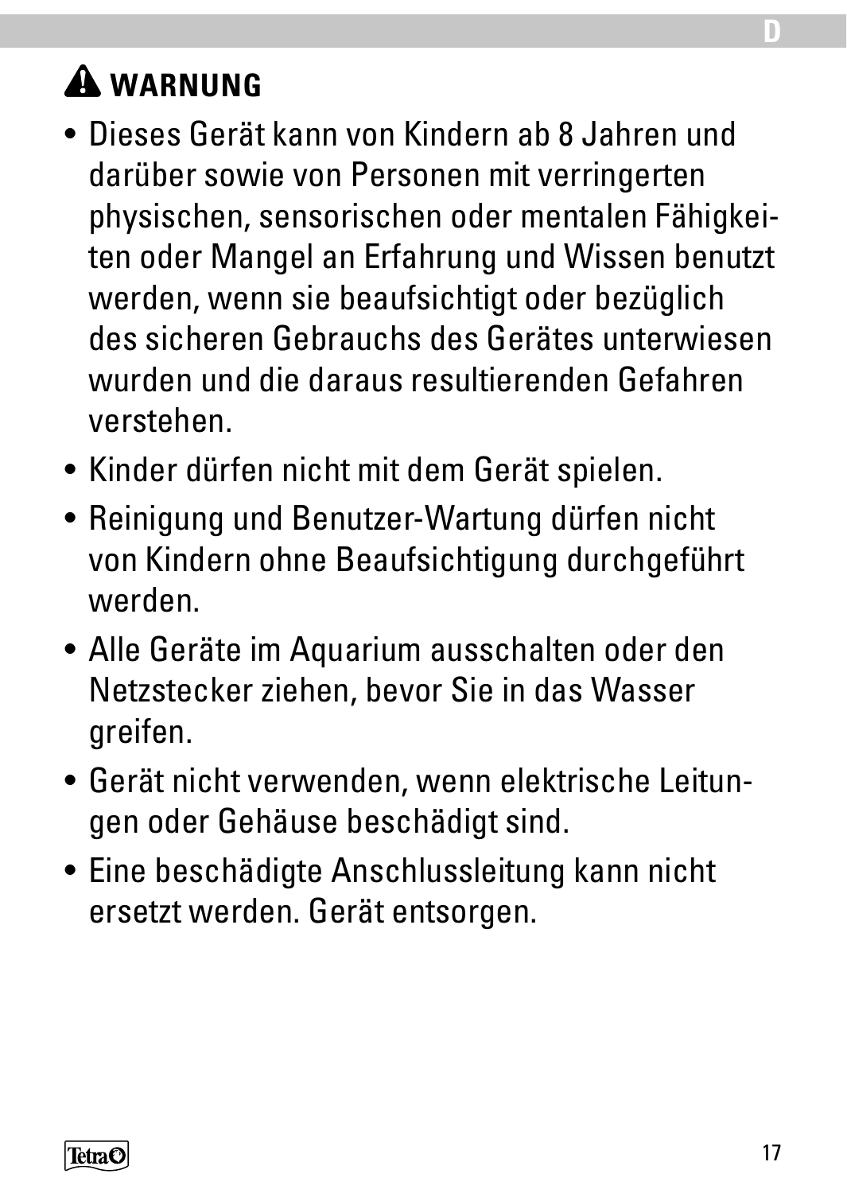## ⚠ WARNUNG

- Dieses Gerät kann von Kindern ab 8 Jahren und darüber sowie von Personen mit verringerten physischen, sensorischen oder mentalen Fähigkeiten oder Mangel an Erfahrung und Wissen benutzt werden, wenn sie beaufsichtigt oder bezüglich des sicheren Gebrauchs des Gerätes unterwiesen wurden und die daraus resultierenden Gefahren verstehen.
- Kinder dürfen nicht mit dem Gerät spielen.
- Reinigung und Benutzer-Wartung dürfen nicht von Kindern ohne Beaufsichtigung durchgeführt werden.
- Alle Geräte im Aquarium ausschalten oder den Netzstecker ziehen, bevor Sie in das Wasser greifen.
- Gerät nicht verwenden, wenn elektrische Leitungen oder Gehäuse beschädigt sind.
- Eine beschädigte Anschlussleitung kann nicht ersetzt werden. Gerät entsorgen.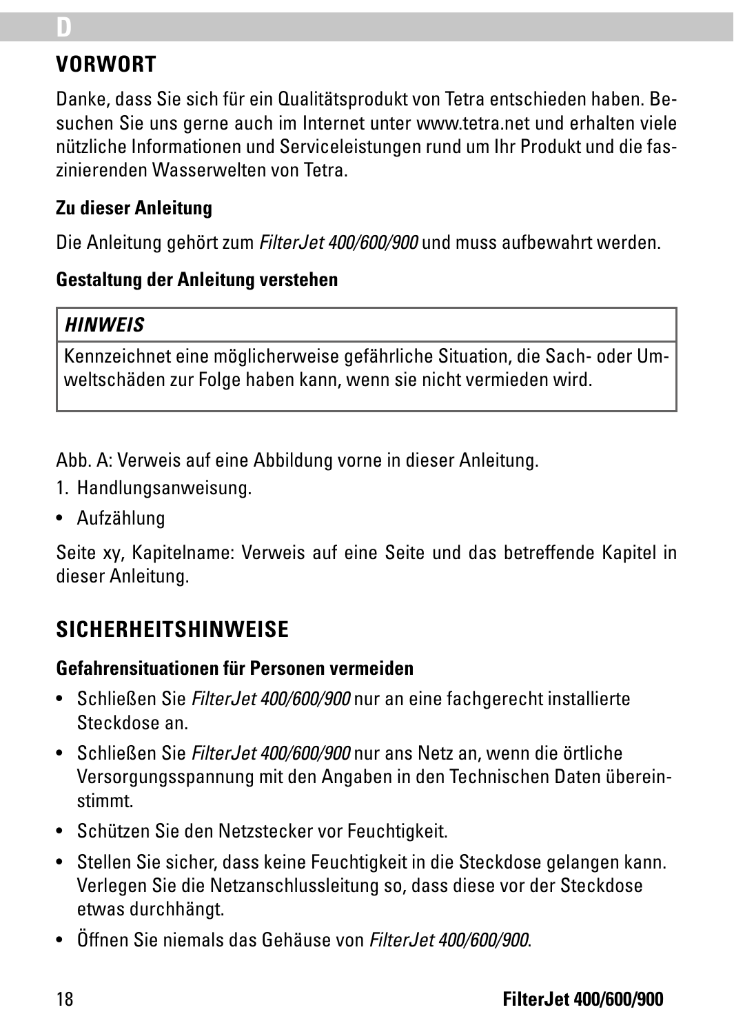## VORWORT

Danke, dass Sie sich für ein Qualitätsprodukt von Tetra entschieden haben. Besuchen Sie uns gerne auch im Internet unter www.tetra.net und erhalten viele nützliche Informationen und Serviceleistungen rund um Ihr Produkt und die faszinierenden Wasserwelten von Tetra.

### Zu dieser Anleitung

Die Anleitung gehört zum *FilterJet 400/600/900* und muss aufbewahrt werden.

### Gestaltung der Anleitung verstehen

| ***HINWEIS*** |
| --- |
| Kennzeichnet eine möglicherweise gefährliche Situation, die Sach- oder Umweltschäden zur Folge haben kann, wenn sie nicht vermieden wird. |

Abb. A: Verweis auf eine Abbildung vorne in dieser Anleitung.

1. Handlungsanweisung.

- Aufzählung

Seite xy, Kapitelname: Verweis auf eine Seite und das betreffende Kapitel in dieser Anleitung.

## SICHERHEITSHINWEISE

### Gefahrensituationen für Personen vermeiden

- Schließen Sie *FilterJet 400/600/900* nur an eine fachgerecht installierte Steckdose an.
- Schließen Sie *FilterJet 400/600/900* nur ans Netz an, wenn die örtliche Versorgungsspannung mit den Angaben in den Technischen Daten übereinstimmt.
- Schützen Sie den Netzstecker vor Feuchtigkeit.
- Stellen Sie sicher, dass keine Feuchtigkeit in die Steckdose gelangen kann. Verlegen Sie die Netzanschlussleitung so, dass diese vor der Steckdose etwas durchhängt.
- Öffnen Sie niemals das Gehäuse von *FilterJet 400/600/900*.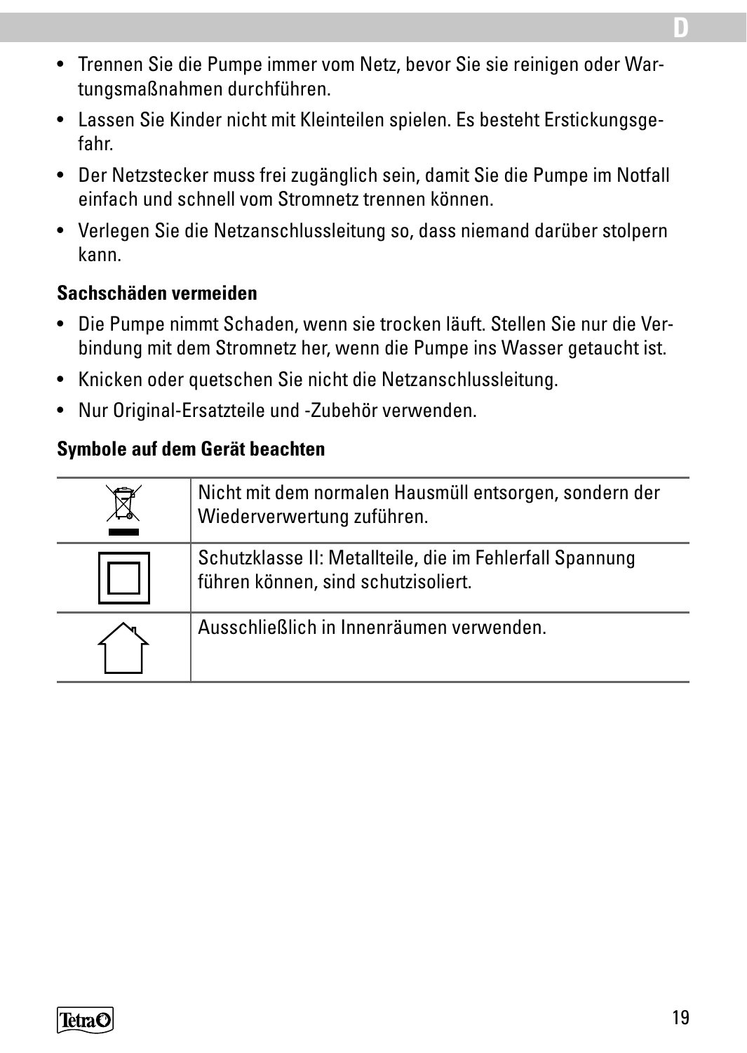- Trennen Sie die Pumpe immer vom Netz, bevor Sie sie reinigen oder Wartungsmaßnahmen durchführen.
- Lassen Sie Kinder nicht mit Kleinteilen spielen. Es besteht Erstickungsgefahr.
- Der Netzstecker muss frei zugänglich sein, damit Sie die Pumpe im Notfall einfach und schnell vom Stromnetz trennen können.
- Verlegen Sie die Netzanschlussleitung so, dass niemand darüber stolpern kann.

**Sachschäden vermeiden**

- Die Pumpe nimmt Schaden, wenn sie trocken läuft. Stellen Sie nur die Verbindung mit dem Stromnetz her, wenn die Pumpe ins Wasser getaucht ist.
- Knicken oder quetschen Sie nicht die Netzanschlussleitung.
- Nur Original-Ersatzteile und -Zubehör verwenden.

**Symbole auf dem Gerät beachten**

| | |
|---|---|
| | Nicht mit dem normalen Hausmüll entsorgen, sondern der Wiederverwertung zuführen. |
| | Schutzklasse II: Metallteile, die im Fehlerfall Spannung führen können, sind schutzisoliert. |
| | Ausschließlich in Innenräumen verwenden. |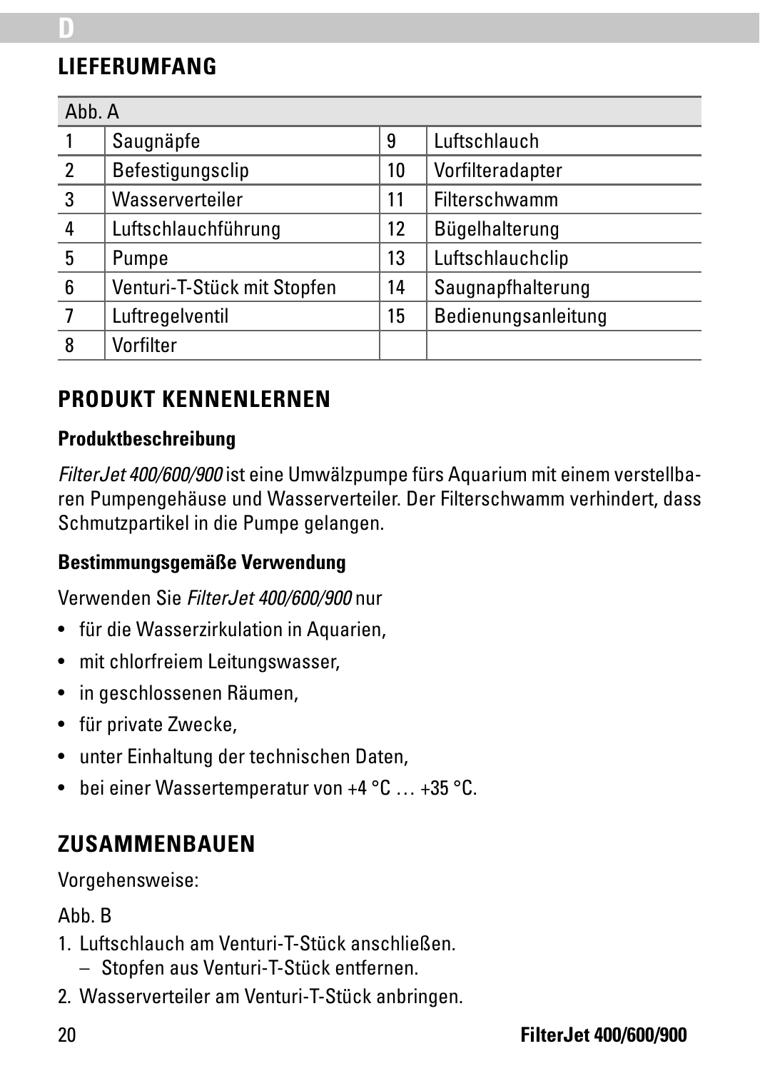## LIEFERUMFANG

| Abb. A | | | |
|---|---|---|---|
| 1 | Saugnäpfe | 9 | Luftschlauch |
| 2 | Befestigungsclip | 10 | Vorfilteradapter |
| 3 | Wasserverteiler | 11 | Filterschwamm |
| 4 | Luftschlauchführung | 12 | Bügelhalterung |
| 5 | Pumpe | 13 | Luftschlauchclip |
| 6 | Venturi-T-Stück mit Stopfen | 14 | Saugnapfhalterung |
| 7 | Luftregelventil | 15 | Bedienungsanleitung |
| 8 | Vorfilter | | |

## PRODUKT KENNENLERNEN

### Produktbeschreibung

*FilterJet 400/600/900* ist eine Umwälzpumpe fürs Aquarium mit einem verstellbaren Pumpengehäuse und Wasserverteiler. Der Filterschwamm verhindert, dass Schmutzpartikel in die Pumpe gelangen.

### Bestimmungsgemäße Verwendung

Verwenden Sie *FilterJet 400/600/900* nur

- für die Wasserzirkulation in Aquarien,
- mit chlorfreiem Leitungswasser,
- in geschlossenen Räumen,
- für private Zwecke,
- unter Einhaltung der technischen Daten,
- bei einer Wassertemperatur von +4 °C … +35 °C.

## ZUSAMMENBAUEN

Vorgehensweise:

Abb. B

1. Luftschlauch am Venturi-T-Stück anschließen.
   – Stopfen aus Venturi-T-Stück entfernen.
2. Wasserverteiler am Venturi-T-Stück anbringen.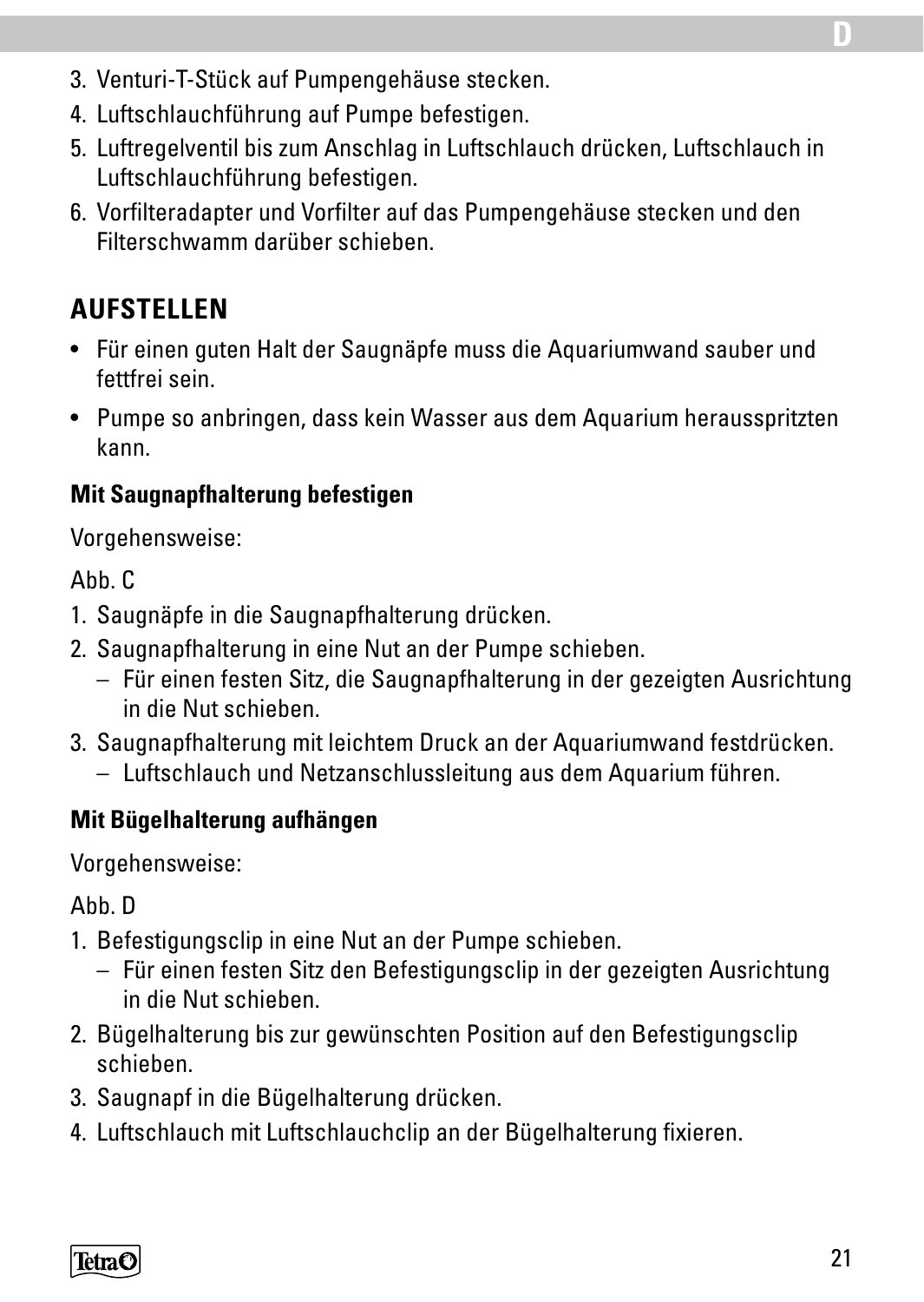3. Venturi-T-Stück auf Pumpengehäuse stecken.
4. Luftschlauchführung auf Pumpe befestigen.
5. Luftregelventil bis zum Anschlag in Luftschlauch drücken, Luftschlauch in Luftschlauchführung befestigen.
6. Vorfilteradapter und Vorfilter auf das Pumpengehäuse stecken und den Filterschwamm darüber schieben.

## AUFSTELLEN

- Für einen guten Halt der Saugnäpfe muss die Aquariumwand sauber und fettfrei sein.
- Pumpe so anbringen, dass kein Wasser aus dem Aquarium herausspritzten kann.

### Mit Saugnapfhalterung befestigen

Vorgehensweise:

Abb. C

1. Saugnäpfe in die Saugnapfhalterung drücken.
2. Saugnapfhalterung in eine Nut an der Pumpe schieben.
   – Für einen festen Sitz, die Saugnapfhalterung in der gezeigten Ausrichtung in die Nut schieben.
3. Saugnapfhalterung mit leichtem Druck an der Aquariumwand festdrücken.
   – Luftschlauch und Netzanschlussleitung aus dem Aquarium führen.

### Mit Bügelhalterung aufhängen

Vorgehensweise:

Abb. D

1. Befestigungsclip in eine Nut an der Pumpe schieben.
   – Für einen festen Sitz den Befestigungsclip in der gezeigten Ausrichtung in die Nut schieben.
2. Bügelhalterung bis zur gewünschten Position auf den Befestigungsclip schieben.
3. Saugnapf in die Bügelhalterung drücken.
4. Luftschlauch mit Luftschlauchclip an der Bügelhalterung fixieren.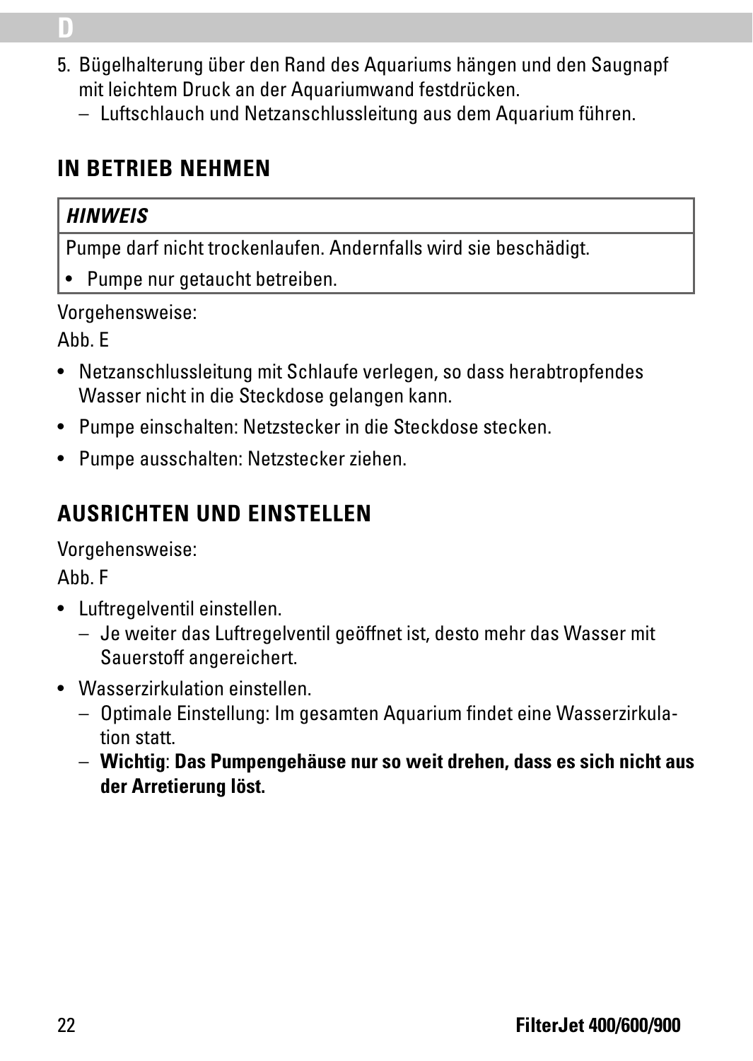5. Bügelhalterung über den Rand des Aquariums hängen und den Saugnapf mit leichtem Druck an der Aquariumwand festdrücken.
   – Luftschlauch und Netzanschlussleitung aus dem Aquarium führen.

## IN BETRIEB NEHMEN

| ***HINWEIS*** |
| --- |
| Pumpe darf nicht trockenlaufen. Andernfalls wird sie beschädigt. |
| • Pumpe nur getaucht betreiben. |

Vorgehensweise:

Abb. E

- Netzanschlussleitung mit Schlaufe verlegen, so dass herabtropfendes Wasser nicht in die Steckdose gelangen kann.
- Pumpe einschalten: Netzstecker in die Steckdose stecken.
- Pumpe ausschalten: Netzstecker ziehen.

## AUSRICHTEN UND EINSTELLEN

Vorgehensweise:

Abb. F

- Luftregelventil einstellen.
  – Je weiter das Luftregelventil geöffnet ist, desto mehr das Wasser mit Sauerstoff angereichert.
- Wasserzirkulation einstellen.
  – Optimale Einstellung: Im gesamten Aquarium findet eine Wasserzirkulation statt.
  – **Wichtig**: **Das Pumpengehäuse nur so weit drehen, dass es sich nicht aus der Arretierung löst.**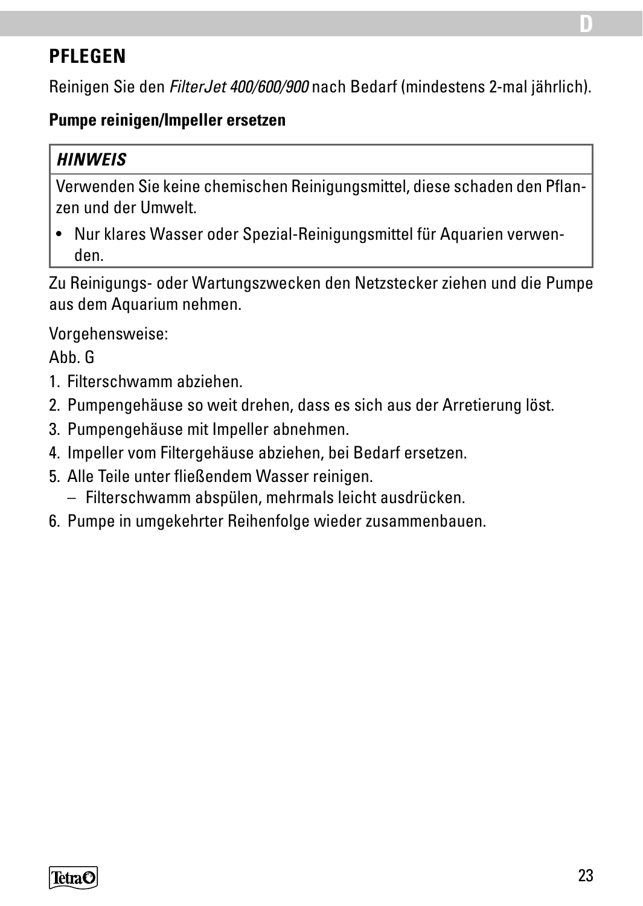## PFLEGEN

Reinigen Sie den *FilterJet 400/600/900* nach Bedarf (mindestens 2-mal jährlich).

**Pumpe reinigen/Impeller ersetzen**

> ***HINWEIS***
>
> Verwenden Sie keine chemischen Reinigungsmittel, diese schaden den Pflanzen und der Umwelt.
>
> - Nur klares Wasser oder Spezial-Reinigungsmittel für Aquarien verwenden.

Zu Reinigungs- oder Wartungszwecken den Netzstecker ziehen und die Pumpe aus dem Aquarium nehmen.

Vorgehensweise:

Abb. G

1. Filterschwamm abziehen.
2. Pumpengehäuse so weit drehen, dass es sich aus der Arretierung löst.
3. Pumpengehäuse mit Impeller abnehmen.
4. Impeller vom Filtergehäuse abziehen, bei Bedarf ersetzen.
5. Alle Teile unter fließendem Wasser reinigen.
   – Filterschwamm abspülen, mehrmals leicht ausdrücken.
6. Pumpe in umgekehrter Reihenfolge wieder zusammenbauen.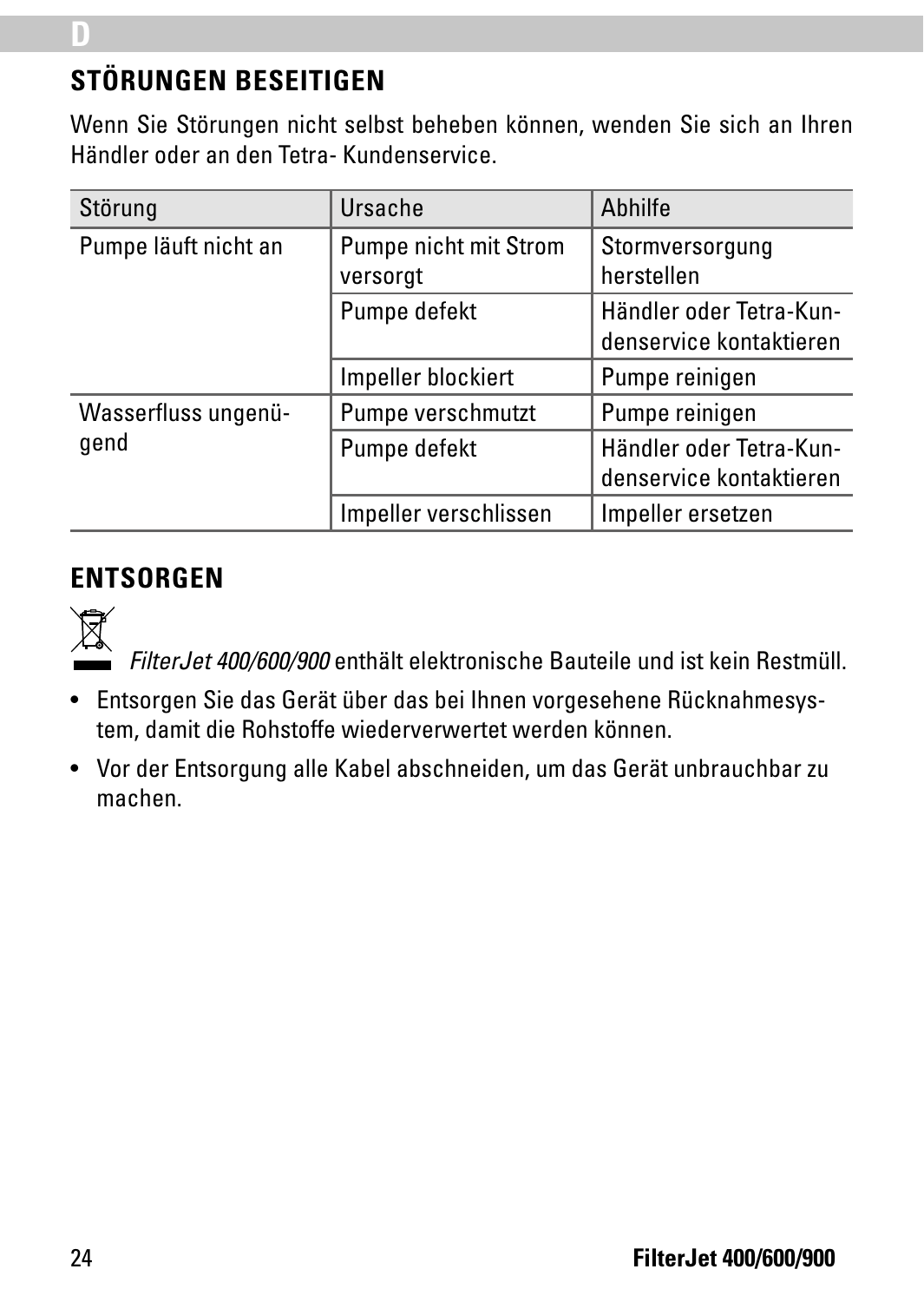## STÖRUNGEN BESEITIGEN

Wenn Sie Störungen nicht selbst beheben können, wenden Sie sich an Ihren Händler oder an den Tetra- Kundenservice.

| Störung | Ursache | Abhilfe |
|---|---|---|
| Pumpe läuft nicht an | Pumpe nicht mit Strom versorgt | Stormversorgung herstellen |
| | Pumpe defekt | Händler oder Tetra-Kundenservice kontaktieren |
| | Impeller blockiert | Pumpe reinigen |
| Wasserfluss ungenügend | Pumpe verschmutzt | Pumpe reinigen |
| | Pumpe defekt | Händler oder Tetra-Kundenservice kontaktieren |
| | Impeller verschlissen | Impeller ersetzen |

## ENTSORGEN

*FilterJet 400/600/900* enthält elektronische Bauteile und ist kein Restmüll.

- Entsorgen Sie das Gerät über das bei Ihnen vorgesehene Rücknahmesystem, damit die Rohstoffe wiederverwertet werden können.
- Vor der Entsorgung alle Kabel abschneiden, um das Gerät unbrauchbar zu machen.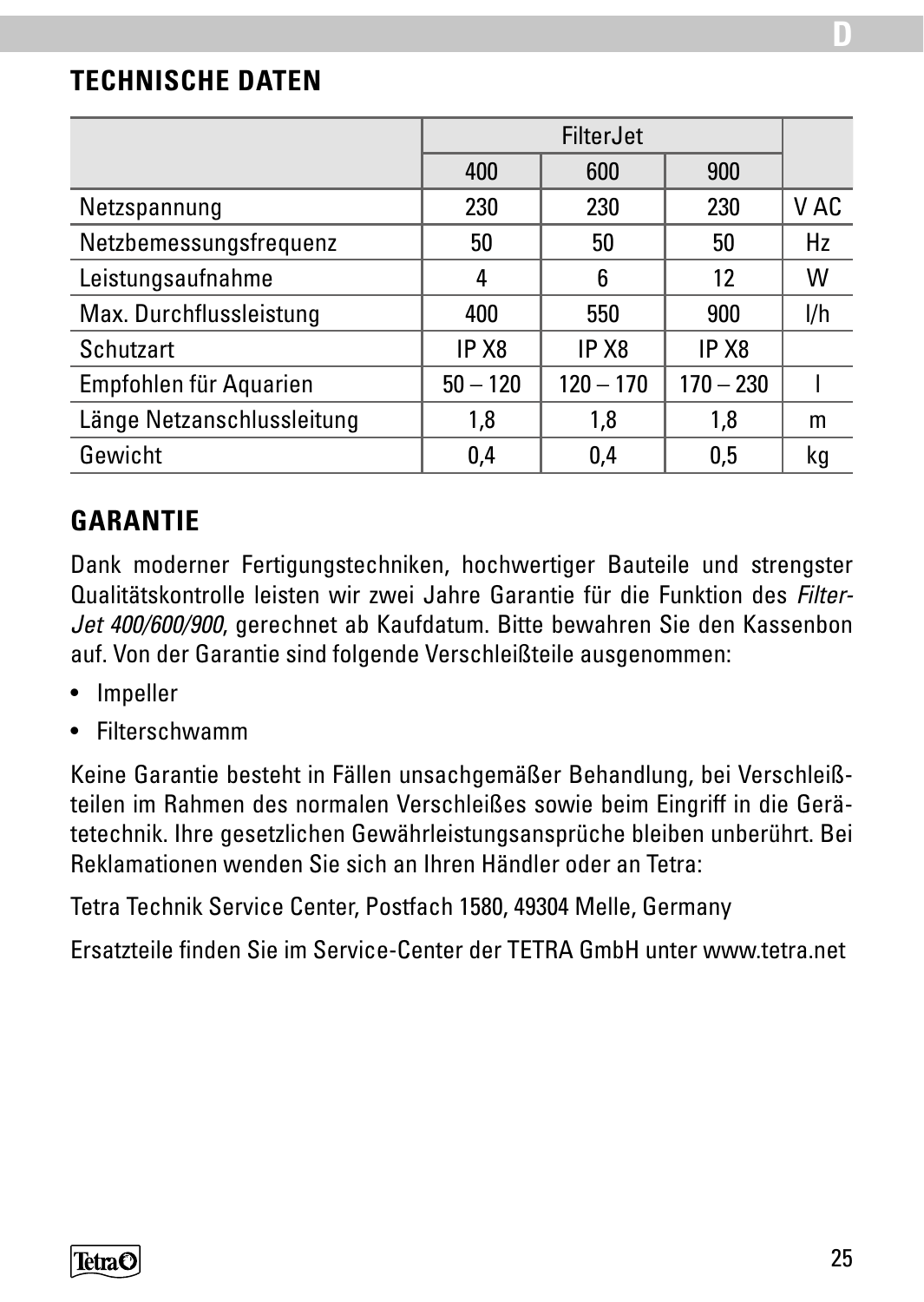## TECHNISCHE DATEN

| | FilterJet | | | |
|---|---|---|---|---|
| | 400 | 600 | 900 | |
| Netzspannung | 230 | 230 | 230 | V AC |
| Netzbemessungsfrequenz | 50 | 50 | 50 | Hz |
| Leistungsaufnahme | 4 | 6 | 12 | W |
| Max. Durchflussleistung | 400 | 550 | 900 | l/h |
| Schutzart | IP X8 | IP X8 | IP X8 | |
| Empfohlen für Aquarien | 50 – 120 | 120 – 170 | 170 – 230 | l |
| Länge Netzanschlussleitung | 1,8 | 1,8 | 1,8 | m |
| Gewicht | 0,4 | 0,4 | 0,5 | kg |

## GARANTIE

Dank moderner Fertigungstechniken, hochwertiger Bauteile und strengster Qualitätskontrolle leisten wir zwei Jahre Garantie für die Funktion des *FilterJet 400/600/900*, gerechnet ab Kaufdatum. Bitte bewahren Sie den Kassenbon auf. Von der Garantie sind folgende Verschleißteile ausgenommen:

- Impeller
- Filterschwamm

Keine Garantie besteht in Fällen unsachgemäßer Behandlung, bei Verschleißteilen im Rahmen des normalen Verschleißes sowie beim Eingriff in die Gerätetechnik. Ihre gesetzlichen Gewährleistungsansprüche bleiben unberührt. Bei Reklamationen wenden Sie sich an Ihren Händler oder an Tetra:

Tetra Technik Service Center, Postfach 1580, 49304 Melle, Germany

Ersatzteile finden Sie im Service-Center der TETRA GmbH unter www.tetra.net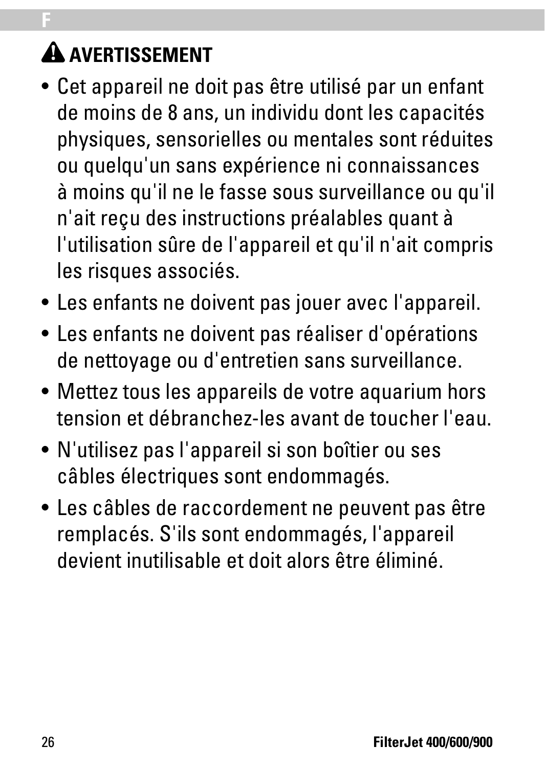## ⚠ AVERTISSEMENT

- Cet appareil ne doit pas être utilisé par un enfant de moins de 8 ans, un individu dont les capacités physiques, sensorielles ou mentales sont réduites ou quelqu'un sans expérience ni connaissances à moins qu'il ne le fasse sous surveillance ou qu'il n'ait reçu des instructions préalables quant à l'utilisation sûre de l'appareil et qu'il n'ait compris les risques associés.
- Les enfants ne doivent pas jouer avec l'appareil.
- Les enfants ne doivent pas réaliser d'opérations de nettoyage ou d'entretien sans surveillance.
- Mettez tous les appareils de votre aquarium hors tension et débranchez-les avant de toucher l'eau.
- N'utilisez pas l'appareil si son boîtier ou ses câbles électriques sont endommagés.
- Les câbles de raccordement ne peuvent pas être remplacés. S'ils sont endommagés, l'appareil devient inutilisable et doit alors être éliminé.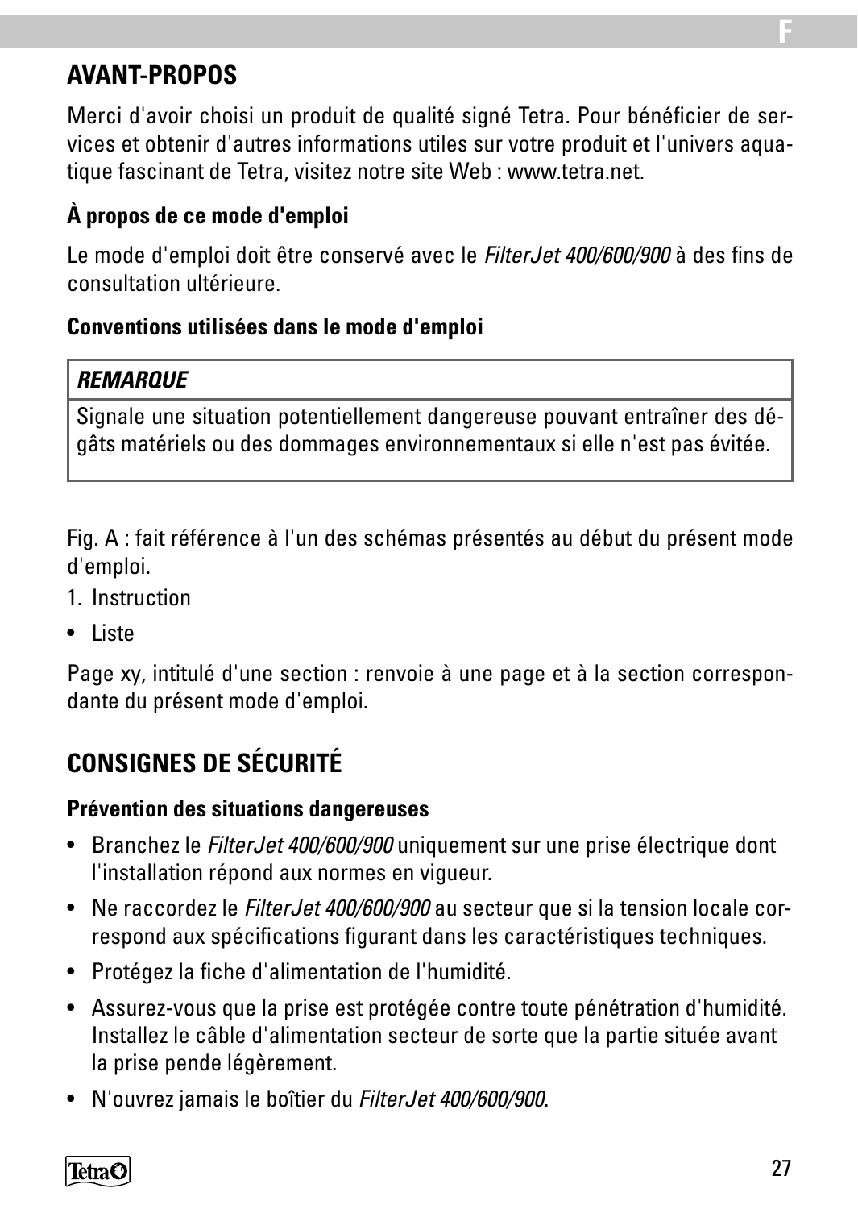## AVANT-PROPOS

Merci d'avoir choisi un produit de qualité signé Tetra. Pour bénéficier de services et obtenir d'autres informations utiles sur votre produit et l'univers aquatique fascinant de Tetra, visitez notre site Web : www.tetra.net.

### À propos de ce mode d'emploi

Le mode d'emploi doit être conservé avec le *FilterJet 400/600/900* à des fins de consultation ultérieure.

### Conventions utilisées dans le mode d'emploi

| ***REMARQUE*** |
|---|
| Signale une situation potentiellement dangereuse pouvant entraîner des dégâts matériels ou des dommages environnementaux si elle n'est pas évitée. |

Fig. A : fait référence à l'un des schémas présentés au début du présent mode d'emploi.

1. Instruction

- Liste

Page xy, intitulé d'une section : renvoie à une page et à la section correspondante du présent mode d'emploi.

## CONSIGNES DE SÉCURITÉ

### Prévention des situations dangereuses

- Branchez le *FilterJet 400/600/900* uniquement sur une prise électrique dont l'installation répond aux normes en vigueur.
- Ne raccordez le *FilterJet 400/600/900* au secteur que si la tension locale correspond aux spécifications figurant dans les caractéristiques techniques.
- Protégez la fiche d'alimentation de l'humidité.
- Assurez-vous que la prise est protégée contre toute pénétration d'humidité. Installez le câble d'alimentation secteur de sorte que la partie située avant la prise pende légèrement.
- N'ouvrez jamais le boîtier du *FilterJet 400/600/900*.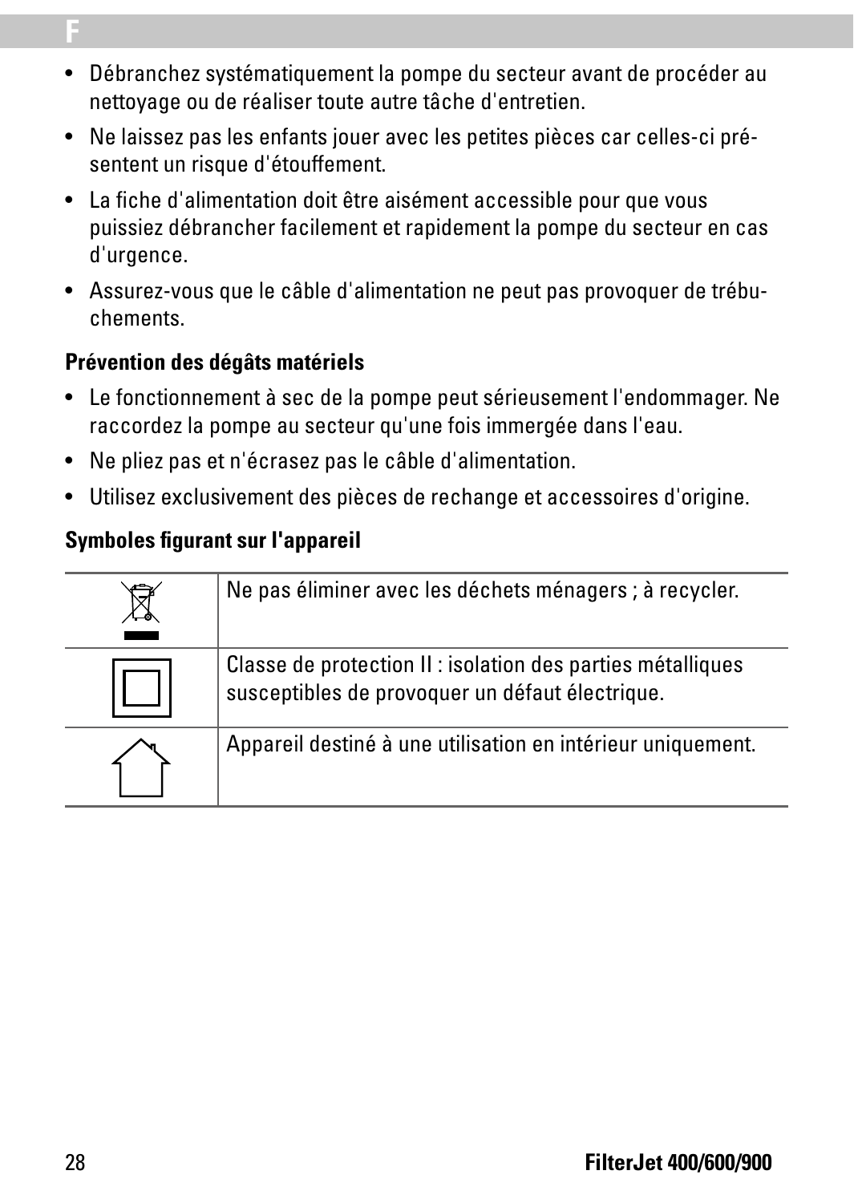- Débranchez systématiquement la pompe du secteur avant de procéder au nettoyage ou de réaliser toute autre tâche d'entretien.
- Ne laissez pas les enfants jouer avec les petites pièces car celles-ci présentent un risque d'étouffement.
- La fiche d'alimentation doit être aisément accessible pour que vous puissiez débrancher facilement et rapidement la pompe du secteur en cas d'urgence.
- Assurez-vous que le câble d'alimentation ne peut pas provoquer de trébuchements.

**Prévention des dégâts matériels**

- Le fonctionnement à sec de la pompe peut sérieusement l'endommager. Ne raccordez la pompe au secteur qu'une fois immergée dans l'eau.
- Ne pliez pas et n'écrasez pas le câble d'alimentation.
- Utilisez exclusivement des pièces de rechange et accessoires d'origine.

**Symboles figurant sur l'appareil**

| | |
|---|---|
| | Ne pas éliminer avec les déchets ménagers ; à recycler. |
| | Classe de protection II : isolation des parties métalliques susceptibles de provoquer un défaut électrique. |
| | Appareil destiné à une utilisation en intérieur uniquement. |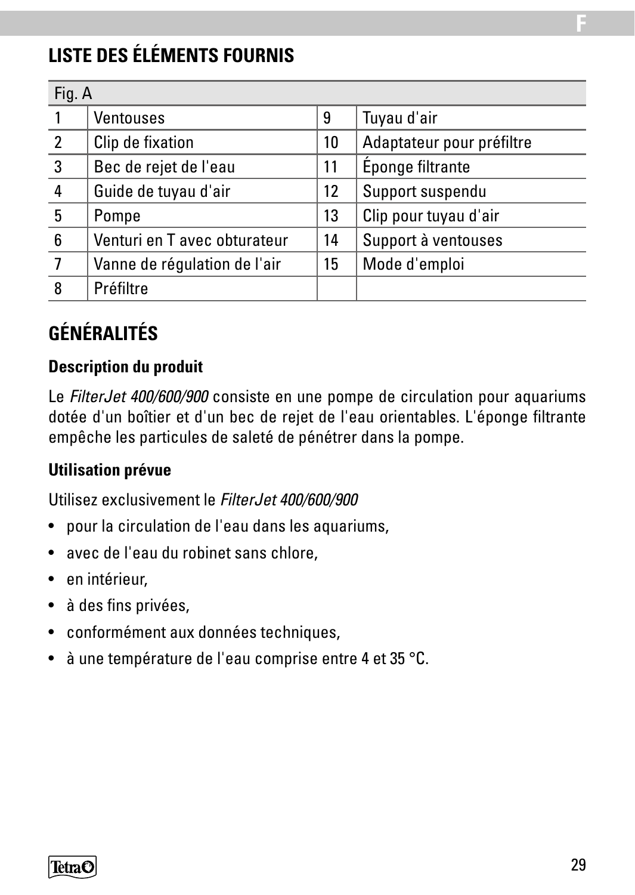## LISTE DES ÉLÉMENTS FOURNIS

| Fig. A | | | |
|---|---|---|---|
| 1 | Ventouses | 9 | Tuyau d'air |
| 2 | Clip de fixation | 10 | Adaptateur pour préfiltre |
| 3 | Bec de rejet de l'eau | 11 | Éponge filtrante |
| 4 | Guide de tuyau d'air | 12 | Support suspendu |
| 5 | Pompe | 13 | Clip pour tuyau d'air |
| 6 | Venturi en T avec obturateur | 14 | Support à ventouses |
| 7 | Vanne de régulation de l'air | 15 | Mode d'emploi |
| 8 | Préfiltre | | |

## GÉNÉRALITÉS

### Description du produit

Le *FilterJet 400/600/900* consiste en une pompe de circulation pour aquariums dotée d'un boîtier et d'un bec de rejet de l'eau orientables. L'éponge filtrante empêche les particules de saleté de pénétrer dans la pompe.

### Utilisation prévue

Utilisez exclusivement le *FilterJet 400/600/900*

- pour la circulation de l'eau dans les aquariums,
- avec de l'eau du robinet sans chlore,
- en intérieur,
- à des fins privées,
- conformément aux données techniques,
- à une température de l'eau comprise entre 4 et 35 °C.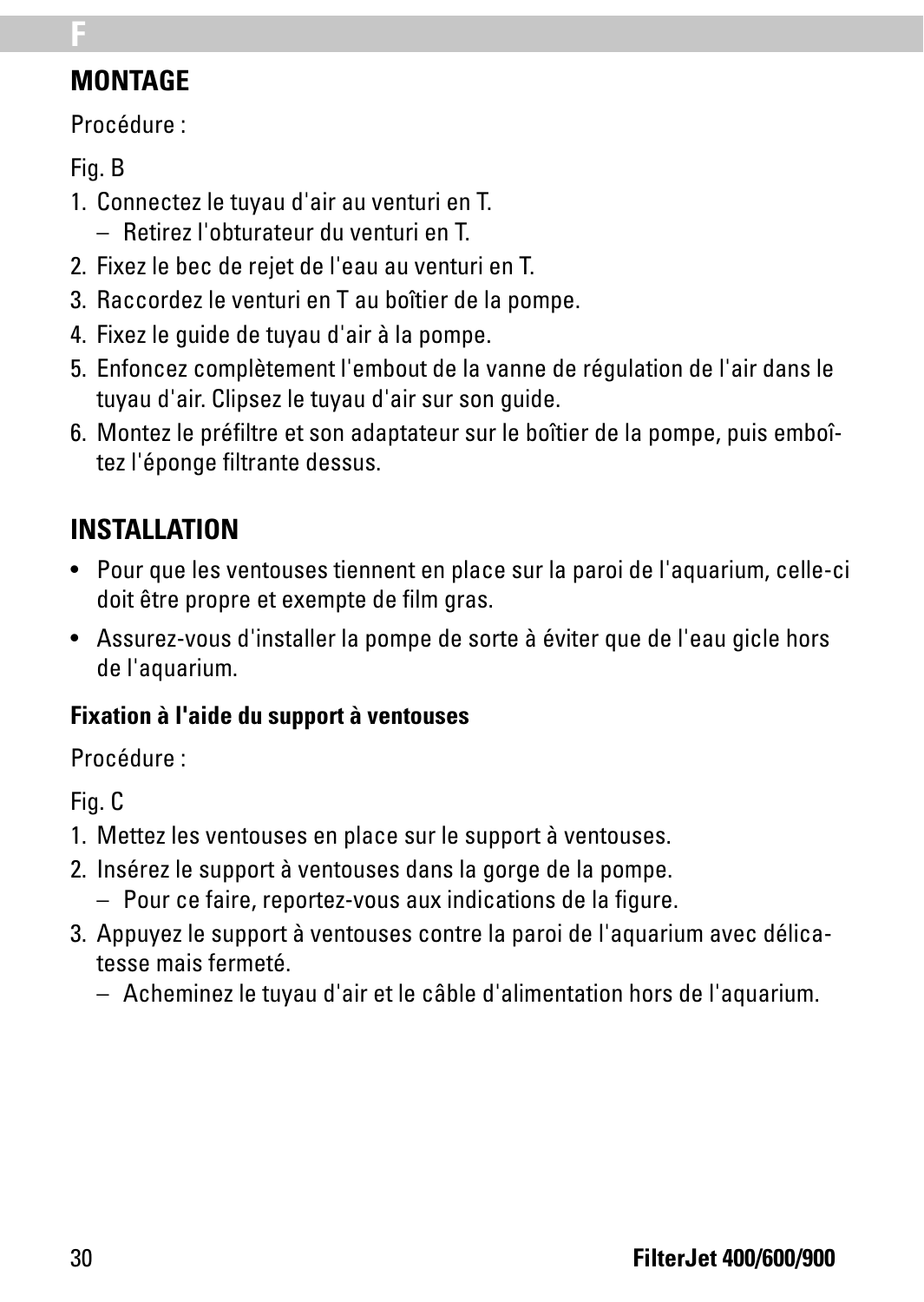## MONTAGE

Procédure :

Fig. B

1. Connectez le tuyau d'air au venturi en T.
   – Retirez l'obturateur du venturi en T.
2. Fixez le bec de rejet de l'eau au venturi en T.
3. Raccordez le venturi en T au boîtier de la pompe.
4. Fixez le guide de tuyau d'air à la pompe.
5. Enfoncez complètement l'embout de la vanne de régulation de l'air dans le tuyau d'air. Clipsez le tuyau d'air sur son guide.
6. Montez le préfiltre et son adaptateur sur le boîtier de la pompe, puis emboîtez l'éponge filtrante dessus.

## INSTALLATION

- Pour que les ventouses tiennent en place sur la paroi de l'aquarium, celle-ci doit être propre et exempte de film gras.
- Assurez-vous d'installer la pompe de sorte à éviter que de l'eau gicle hors de l'aquarium.

### Fixation à l'aide du support à ventouses

Procédure :

Fig. C

1. Mettez les ventouses en place sur le support à ventouses.
2. Insérez le support à ventouses dans la gorge de la pompe.
   – Pour ce faire, reportez-vous aux indications de la figure.
3. Appuyez le support à ventouses contre la paroi de l'aquarium avec délicatesse mais fermeté.
   – Acheminez le tuyau d'air et le câble d'alimentation hors de l'aquarium.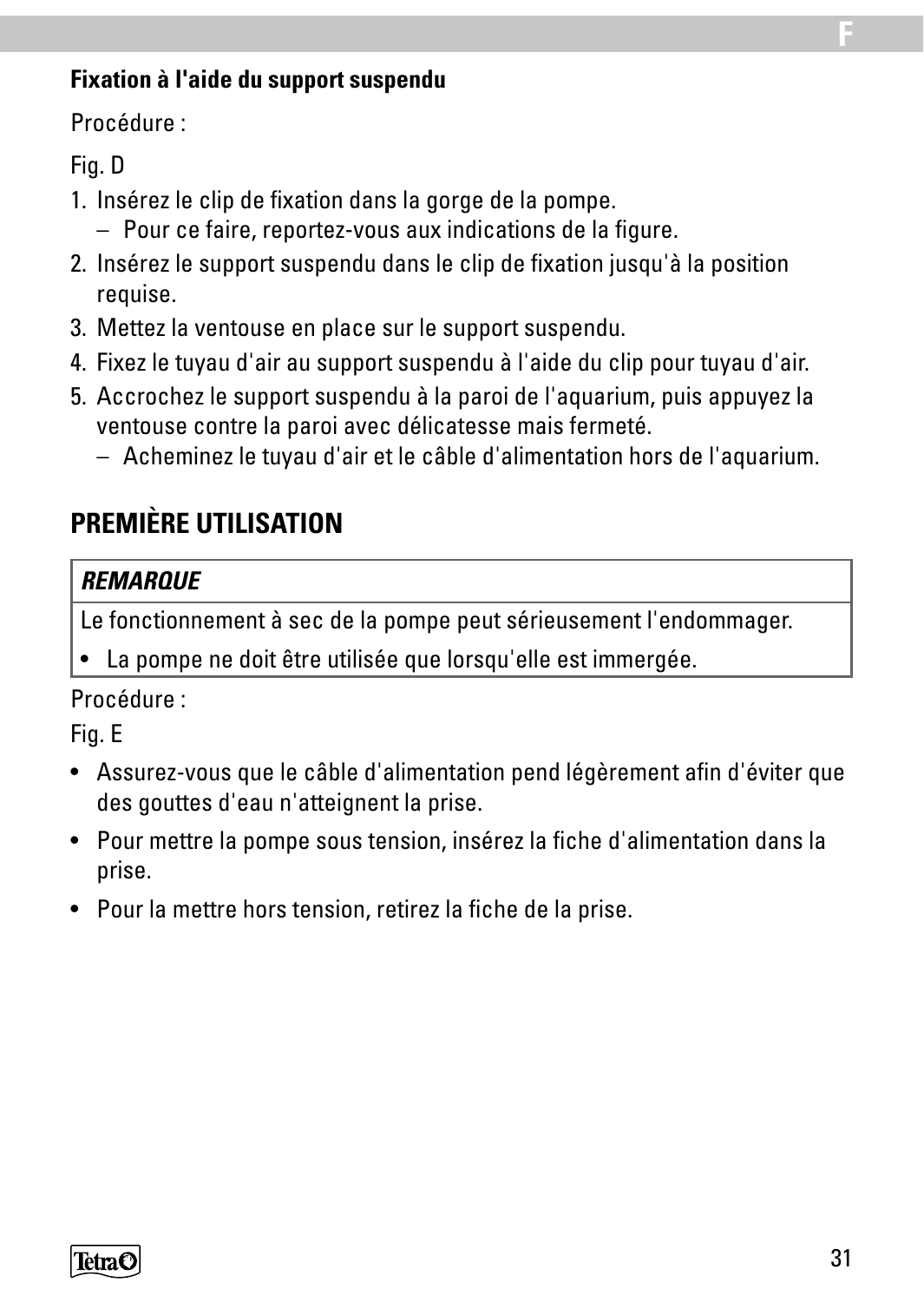**Fixation à l'aide du support suspendu**

Procédure :

Fig. D

1. Insérez le clip de fixation dans la gorge de la pompe.
   – Pour ce faire, reportez-vous aux indications de la figure.
2. Insérez le support suspendu dans le clip de fixation jusqu'à la position requise.
3. Mettez la ventouse en place sur le support suspendu.
4. Fixez le tuyau d'air au support suspendu à l'aide du clip pour tuyau d'air.
5. Accrochez le support suspendu à la paroi de l'aquarium, puis appuyez la ventouse contre la paroi avec délicatesse mais fermeté.
   – Acheminez le tuyau d'air et le câble d'alimentation hors de l'aquarium.

## PREMIÈRE UTILISATION

| ***REMARQUE*** |
|---|
| Le fonctionnement à sec de la pompe peut sérieusement l'endommager. |
| • La pompe ne doit être utilisée que lorsqu'elle est immergée. |

Procédure :

Fig. E

- Assurez-vous que le câble d'alimentation pend légèrement afin d'éviter que des gouttes d'eau n'atteignent la prise.
- Pour mettre la pompe sous tension, insérez la fiche d'alimentation dans la prise.
- Pour la mettre hors tension, retirez la fiche de la prise.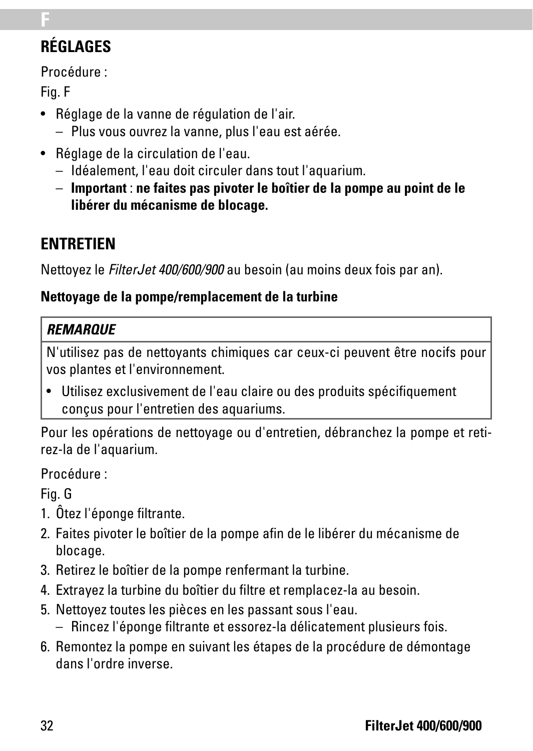## RÉGLAGES

Procédure :

Fig. F

- Réglage de la vanne de régulation de l'air.
  - Plus vous ouvrez la vanne, plus l'eau est aérée.
- Réglage de la circulation de l'eau.
  - Idéalement, l'eau doit circuler dans tout l'aquarium.
  - **Important** : **ne faites pas pivoter le boîtier de la pompe au point de le libérer du mécanisme de blocage.**

## ENTRETIEN

Nettoyez le *FilterJet 400/600/900* au besoin (au moins deux fois par an).

**Nettoyage de la pompe/remplacement de la turbine**

> ***REMARQUE***
>
> N'utilisez pas de nettoyants chimiques car ceux-ci peuvent être nocifs pour vos plantes et l'environnement.
>
> - Utilisez exclusivement de l'eau claire ou des produits spécifiquement conçus pour l'entretien des aquariums.

Pour les opérations de nettoyage ou d'entretien, débranchez la pompe et retirez-la de l'aquarium.

Procédure :

Fig. G

1. Ôtez l'éponge filtrante.
2. Faites pivoter le boîtier de la pompe afin de le libérer du mécanisme de blocage.
3. Retirez le boîtier de la pompe renfermant la turbine.
4. Extrayez la turbine du boîtier du filtre et remplacez-la au besoin.
5. Nettoyez toutes les pièces en les passant sous l'eau.
   - Rincez l'éponge filtrante et essorez-la délicatement plusieurs fois.
6. Remontez la pompe en suivant les étapes de la procédure de démontage dans l'ordre inverse.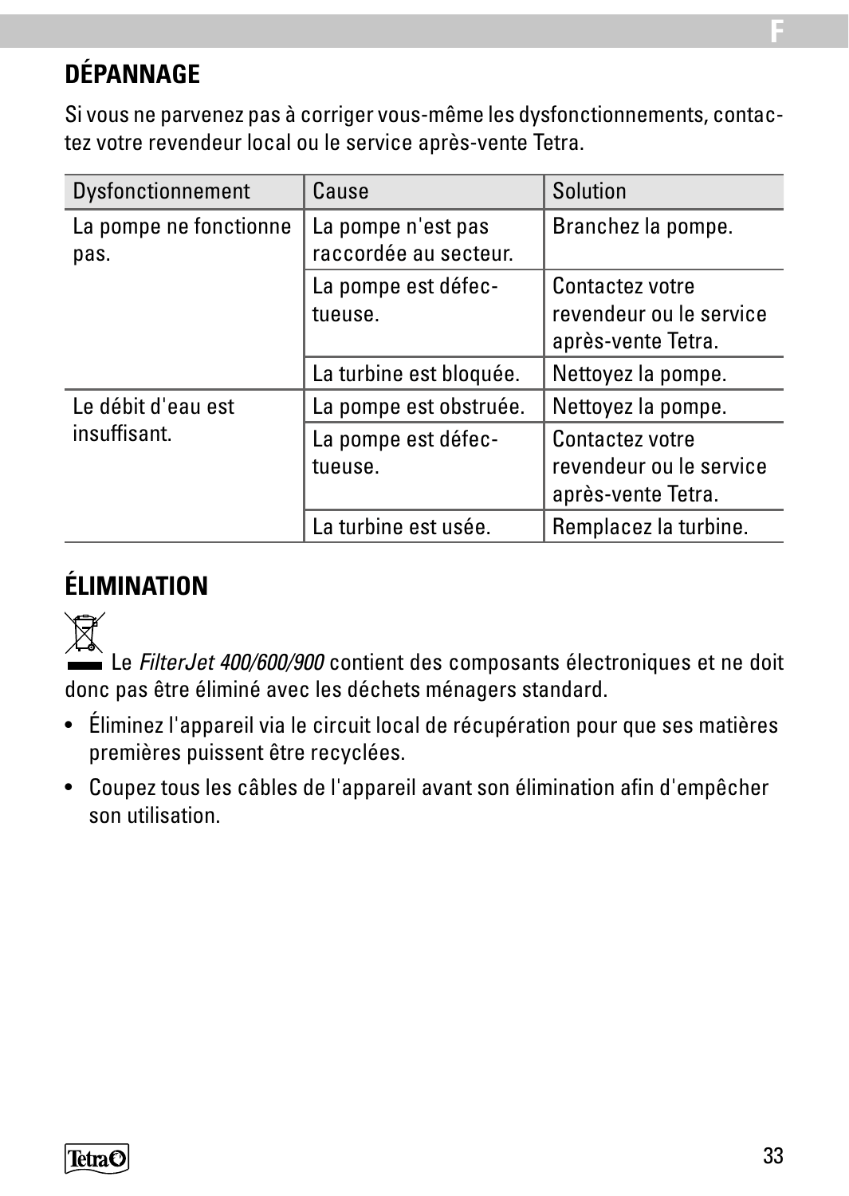## DÉPANNAGE

Si vous ne parvenez pas à corriger vous-même les dysfonctionnements, contactez votre revendeur local ou le service après-vente Tetra.

| Dysfonctionnement | Cause | Solution |
|---|---|---|
| La pompe ne fonctionne pas. | La pompe n'est pas raccordée au secteur. | Branchez la pompe. |
| | La pompe est défectueuse. | Contactez votre revendeur ou le service après-vente Tetra. |
| | La turbine est bloquée. | Nettoyez la pompe. |
| Le débit d'eau est insuffisant. | La pompe est obstruée. | Nettoyez la pompe. |
| | La pompe est défectueuse. | Contactez votre revendeur ou le service après-vente Tetra. |
| | La turbine est usée. | Remplacez la turbine. |

## ÉLIMINATION

Le *FilterJet 400/600/900* contient des composants électroniques et ne doit donc pas être éliminé avec les déchets ménagers standard.

- Éliminez l'appareil via le circuit local de récupération pour que ses matières premières puissent être recyclées.
- Coupez tous les câbles de l'appareil avant son élimination afin d'empêcher son utilisation.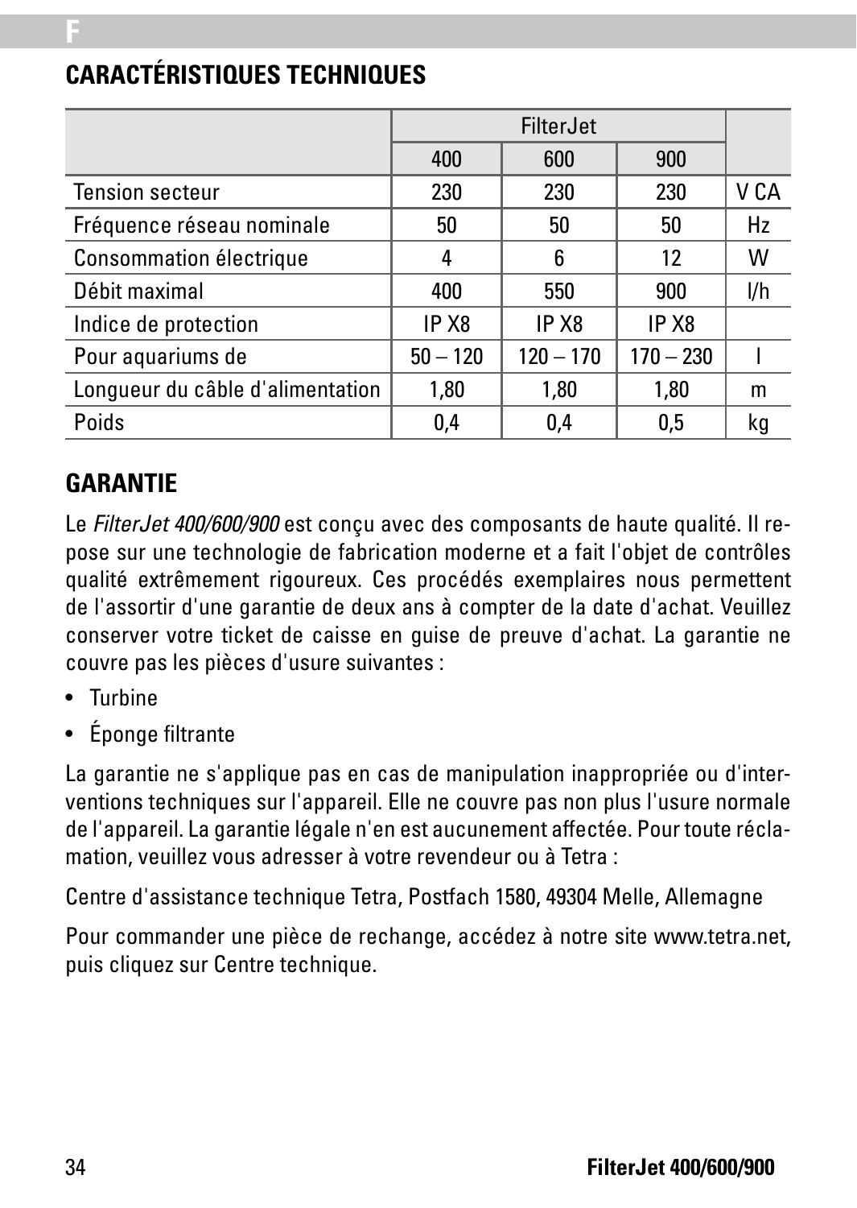## CARACTÉRISTIQUES TECHNIQUES

| | FilterJet | | | |
|---|---|---|---|---|
| | 400 | 600 | 900 | |
| Tension secteur | 230 | 230 | 230 | V CA |
| Fréquence réseau nominale | 50 | 50 | 50 | Hz |
| Consommation électrique | 4 | 6 | 12 | W |
| Débit maximal | 400 | 550 | 900 | l/h |
| Indice de protection | IP X8 | IP X8 | IP X8 | |
| Pour aquariums de | 50 – 120 | 120 – 170 | 170 – 230 | l |
| Longueur du câble d'alimentation | 1,80 | 1,80 | 1,80 | m |
| Poids | 0,4 | 0,4 | 0,5 | kg |

## GARANTIE

Le *FilterJet 400/600/900* est conçu avec des composants de haute qualité. Il repose sur une technologie de fabrication moderne et a fait l'objet de contrôles qualité extrêmement rigoureux. Ces procédés exemplaires nous permettent de l'assortir d'une garantie de deux ans à compter de la date d'achat. Veuillez conserver votre ticket de caisse en guise de preuve d'achat. La garantie ne couvre pas les pièces d'usure suivantes :

- Turbine
- Éponge filtrante

La garantie ne s'applique pas en cas de manipulation inappropriée ou d'interventions techniques sur l'appareil. Elle ne couvre pas non plus l'usure normale de l'appareil. La garantie légale n'en est aucunement affectée. Pour toute réclamation, veuillez vous adresser à votre revendeur ou à Tetra :

Centre d'assistance technique Tetra, Postfach 1580, 49304 Melle, Allemagne

Pour commander une pièce de rechange, accédez à notre site www.tetra.net, puis cliquez sur Centre technique.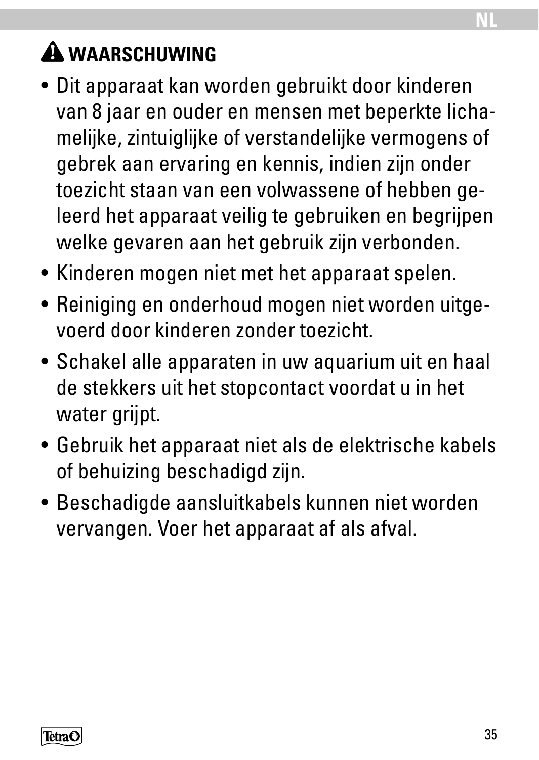## ⚠ WAARSCHUWING

- Dit apparaat kan worden gebruikt door kinderen van 8 jaar en ouder en mensen met beperkte lichamelijke, zintuiglijke of verstandelijke vermogens of gebrek aan ervaring en kennis, indien zijn onder toezicht staan van een volwassene of hebben geleerd het apparaat veilig te gebruiken en begrijpen welke gevaren aan het gebruik zijn verbonden.
- Kinderen mogen niet met het apparaat spelen.
- Reiniging en onderhoud mogen niet worden uitgevoerd door kinderen zonder toezicht.
- Schakel alle apparaten in uw aquarium uit en haal de stekkers uit het stopcontact voordat u in het water grijpt.
- Gebruik het apparaat niet als de elektrische kabels of behuizing beschadigd zijn.
- Beschadigde aansluitkabels kunnen niet worden vervangen. Voer het apparaat af als afval.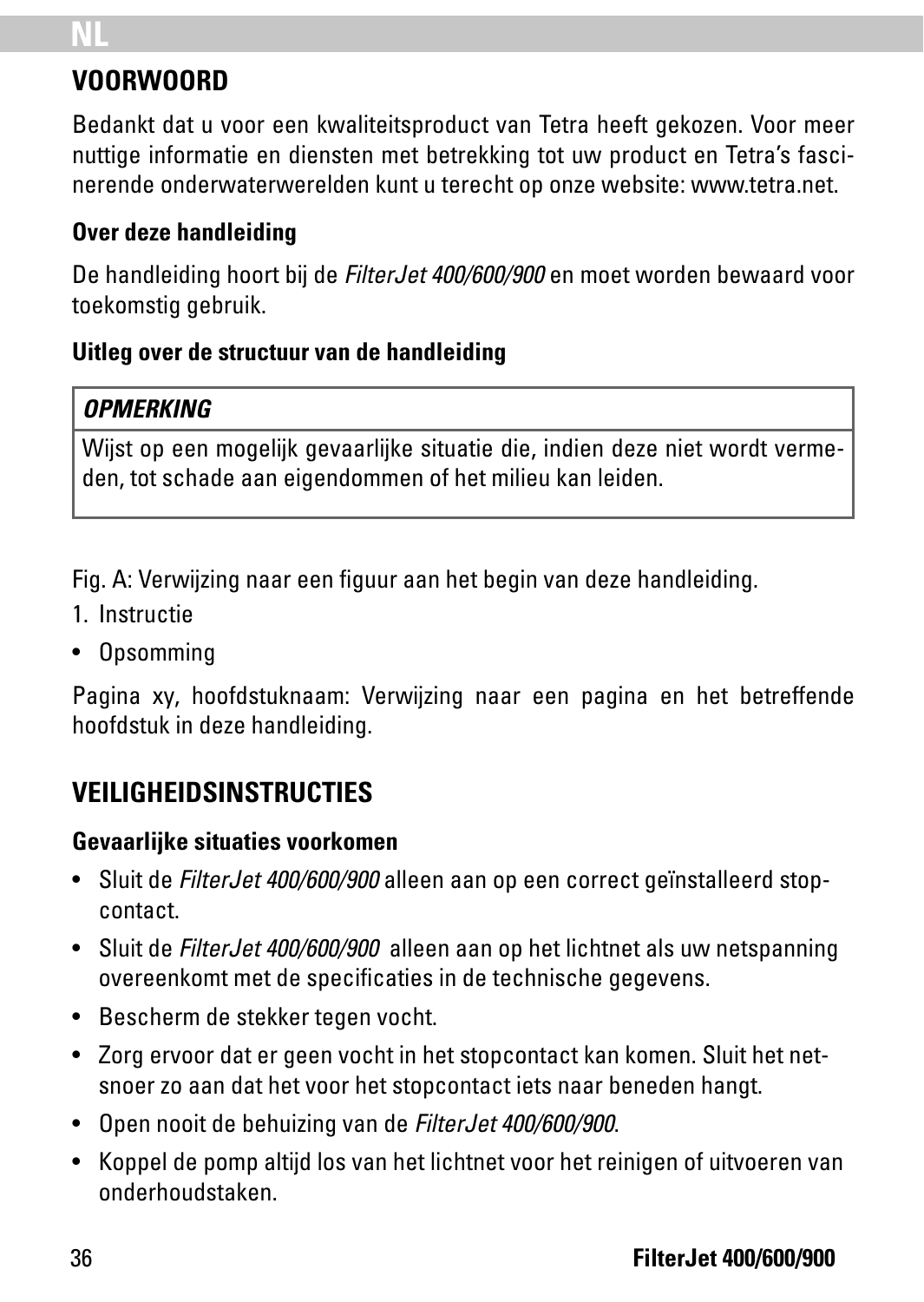## VOORWOORD

Bedankt dat u voor een kwaliteitsproduct van Tetra heeft gekozen. Voor meer nuttige informatie en diensten met betrekking tot uw product en Tetra's fascinerende onderwaterwerelden kunt u terecht op onze website: www.tetra.net.

### Over deze handleiding

De handleiding hoort bij de *FilterJet 400/600/900* en moet worden bewaard voor toekomstig gebruik.

### Uitleg over de structuur van de handleiding

| ***OPMERKING*** |
| --- |
| Wijst op een mogelijk gevaarlijke situatie die, indien deze niet wordt vermeden, tot schade aan eigendommen of het milieu kan leiden. |

Fig. A: Verwijzing naar een figuur aan het begin van deze handleiding.

1. Instructie

- Opsomming

Pagina xy, hoofdstuknaam: Verwijzing naar een pagina en het betreffende hoofdstuk in deze handleiding.

## VEILIGHEIDSINSTRUCTIES

### Gevaarlijke situaties voorkomen

- Sluit de *FilterJet 400/600/900* alleen aan op een correct geïnstalleerd stopcontact.
- Sluit de *FilterJet 400/600/900* alleen aan op het lichtnet als uw netspanning overeenkomt met de specificaties in de technische gegevens.
- Bescherm de stekker tegen vocht.
- Zorg ervoor dat er geen vocht in het stopcontact kan komen. Sluit het netsnoer zo aan dat het voor het stopcontact iets naar beneden hangt.
- Open nooit de behuizing van de *FilterJet 400/600/900*.
- Koppel de pomp altijd los van het lichtnet voor het reinigen of uitvoeren van onderhoudstaken.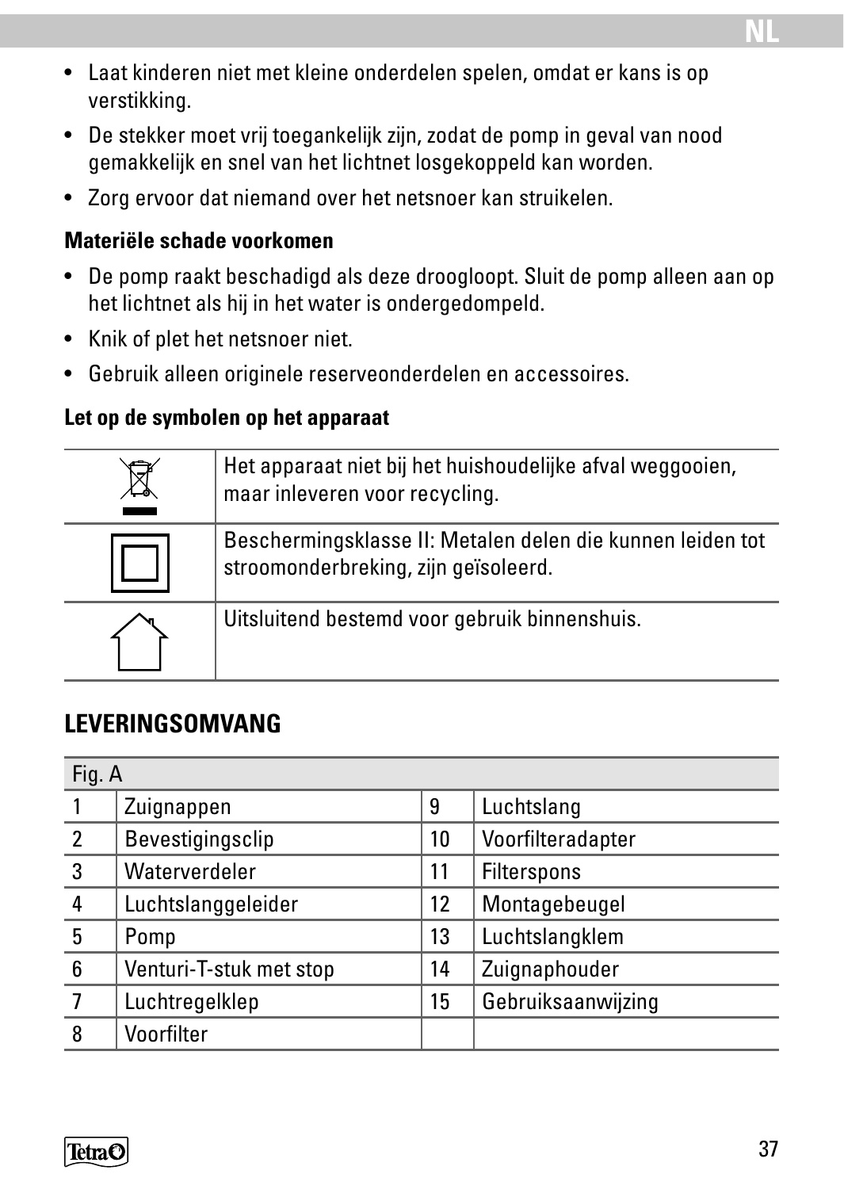- Laat kinderen niet met kleine onderdelen spelen, omdat er kans is op verstikking.
- De stekker moet vrij toegankelijk zijn, zodat de pomp in geval van nood gemakkelijk en snel van het lichtnet losgekoppeld kan worden.
- Zorg ervoor dat niemand over het netsnoer kan struikelen.

**Materiële schade voorkomen**

- De pomp raakt beschadigd als deze drooglooopt. Sluit de pomp alleen aan op het lichtnet als hij in het water is ondergedompeld.
- Knik of plet het netsnoer niet.
- Gebruik alleen originele reserveonderdelen en accessoires.

**Let op de symbolen op het apparaat**

| | |
|---|---|
| | Het apparaat niet bij het huishoudelijke afval weggooien, maar inleveren voor recycling. |
| | Beschermingsklasse II: Metalen delen die kunnen leiden tot stroomonderbreking, zijn geïsoleerd. |
| | Uitsluitend bestemd voor gebruik binnenshuis. |

## LEVERINGSOMVANG

| Fig. A | | | |
|---|---|---|---|
| 1 | Zuignappen | 9 | Luchtslang |
| 2 | Bevestigingsclip | 10 | Voorfilteradapter |
| 3 | Waterverdeler | 11 | Filterspons |
| 4 | Luchtslanggeleider | 12 | Montagebeugel |
| 5 | Pomp | 13 | Luchtslangklem |
| 6 | Venturi-T-stuk met stop | 14 | Zuignaphouder |
| 7 | Luchtregelklep | 15 | Gebruiksaanwijzing |
| 8 | Voorfilter | | |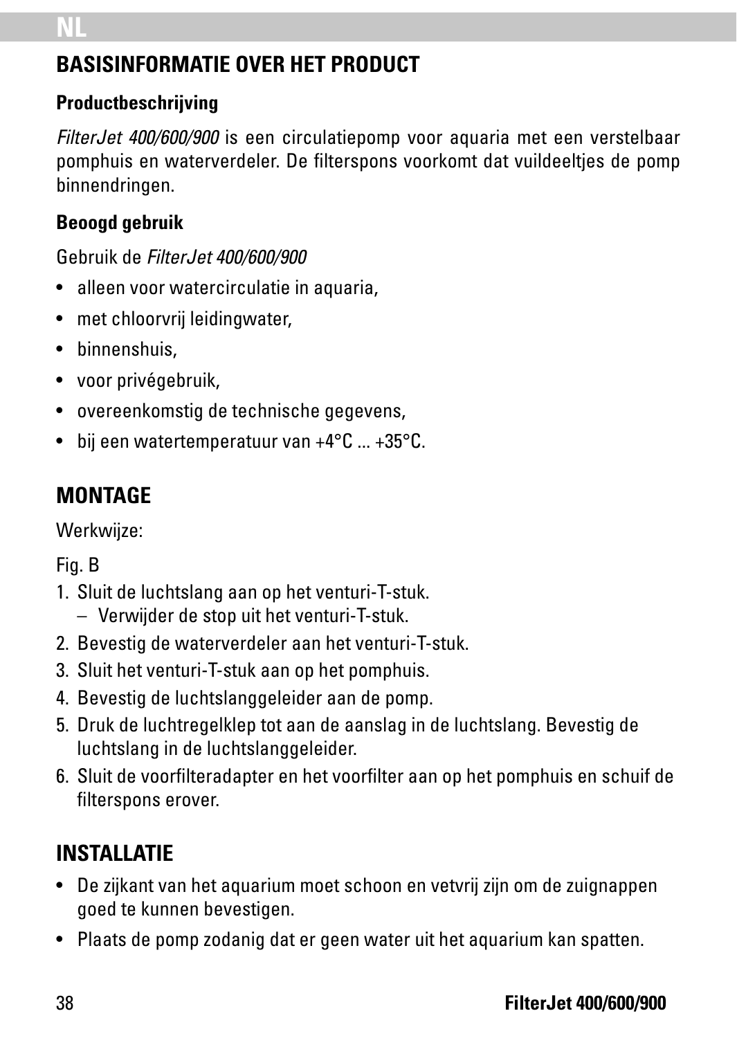## BASISINFORMATIE OVER HET PRODUCT

### Productbeschrijving

*FilterJet 400/600/900* is een circulatiepomp voor aquaria met een verstelbaar pomphuis en waterverdeler. De filterspons voorkomt dat vuildeeltjes de pomp binnendringen.

### Beoogd gebruik

Gebruik de *FilterJet 400/600/900*

- alleen voor watercirculatie in aquaria,
- met chloorvrij leidingwater,
- binnenshuis,
- voor privégebruik,
- overeenkomstig de technische gegevens,
- bij een watertemperatuur van +4°C ... +35°C.

## MONTAGE

Werkwijze:

Fig. B

1. Sluit de luchtslang aan op het venturi-T-stuk.
   – Verwijder de stop uit het venturi-T-stuk.
2. Bevestig de waterverdeler aan het venturi-T-stuk.
3. Sluit het venturi-T-stuk aan op het pomphuis.
4. Bevestig de luchtslanggeleider aan de pomp.
5. Druk de luchtregelklep tot aan de aanslag in de luchtslang. Bevestig de luchtslang in de luchtslanggeleider.
6. Sluit de voorfilteradapter en het voorfilter aan op het pomphuis en schuif de filterspons erover.

## INSTALLATIE

- De zijkant van het aquarium moet schoon en vetvrij zijn om de zuignappen goed te kunnen bevestigen.
- Plaats de pomp zodanig dat er geen water uit het aquarium kan spatten.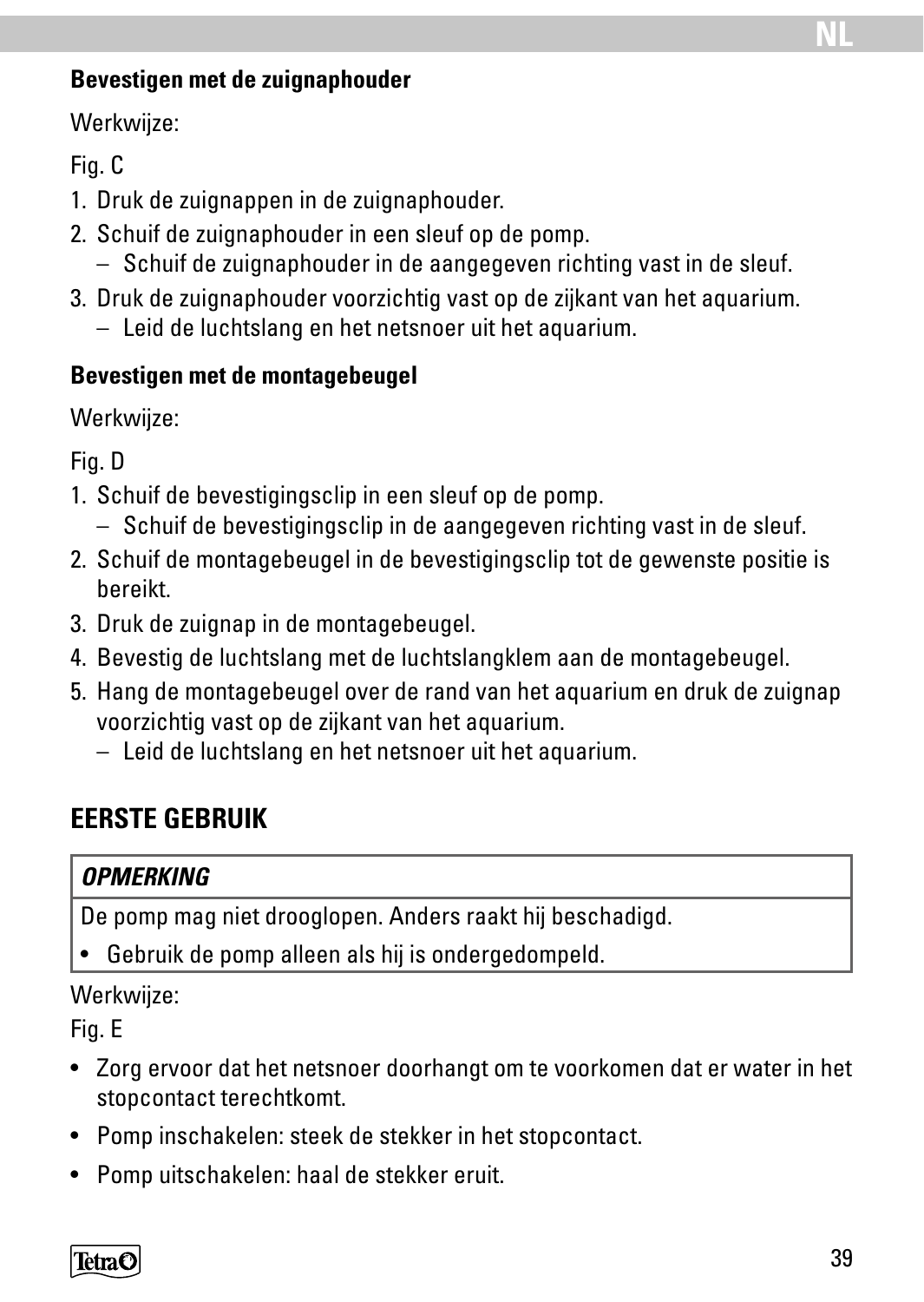**Bevestigen met de zuignaphouder**

Werkwijze:

Fig. C

1. Druk de zuignappen in de zuignaphouder.
2. Schuif de zuignaphouder in een sleuf op de pomp.
   – Schuif de zuignaphouder in de aangegeven richting vast in de sleuf.
3. Druk de zuignaphouder voorzichtig vast op de zijkant van het aquarium.
   – Leid de luchtslang en het netsnoer uit het aquarium.

**Bevestigen met de montagebeugel**

Werkwijze:

Fig. D

1. Schuif de bevestigingsclip in een sleuf op de pomp.
   – Schuif de bevestigingsclip in de aangegeven richting vast in de sleuf.
2. Schuif de montagebeugel in de bevestigingsclip tot de gewenste positie is bereikt.
3. Druk de zuignap in de montagebeugel.
4. Bevestig de luchtslang met de luchtslangklem aan de montagebeugel.
5. Hang de montagebeugel over de rand van het aquarium en druk de zuignap voorzichtig vast op de zijkant van het aquarium.
   – Leid de luchtslang en het netsnoer uit het aquarium.

## EERSTE GEBRUIK

| ***OPMERKING*** |
| --- |
| De pomp mag niet drooglopen. Anders raakt hij beschadigd. |
| • Gebruik de pomp alleen als hij is ondergedompeld. |

Werkwijze:

Fig. E

- Zorg ervoor dat het netsnoer doorhangt om te voorkomen dat er water in het stopcontact terechtkomt.
- Pomp inschakelen: steek de stekker in het stopcontact.
- Pomp uitschakelen: haal de stekker eruit.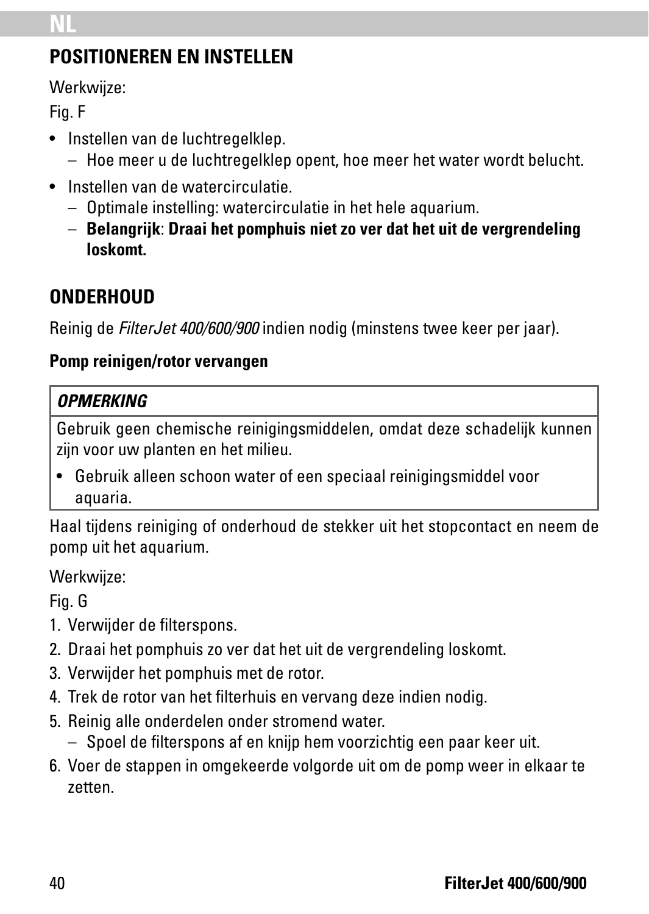## POSITIONEREN EN INSTELLEN

Werkwijze:

Fig. F

- Instellen van de luchtregelklep.
  - Hoe meer u de luchtregelklep opent, hoe meer het water wordt belucht.
- Instellen van de watercirculatie.
  - Optimale instelling: watercirculatie in het hele aquarium.
  - **Belangrijk**: **Draai het pomphuis niet zo ver dat het uit de vergrendeling loskomt.**

## ONDERHOUD

Reinig de *FilterJet 400/600/900* indien nodig (minstens twee keer per jaar).

**Pomp reinigen/rotor vervangen**

***OPMERKING***

Gebruik geen chemische reinigingsmiddelen, omdat deze schadelijk kunnen zijn voor uw planten en het milieu.

- Gebruik alleen schoon water of een speciaal reinigingsmiddel voor aquaria.

Haal tijdens reiniging of onderhoud de stekker uit het stopcontact en neem de pomp uit het aquarium.

Werkwijze:

Fig. G

1. Verwijder de filterspons.
2. Draai het pomphuis zo ver dat het uit de vergrendeling loskomt.
3. Verwijder het pomphuis met de rotor.
4. Trek de rotor van het filterhuis en vervang deze indien nodig.
5. Reinig alle onderdelen onder stromend water.
   - Spoel de filterspons af en knijp hem voorzichtig een paar keer uit.
6. Voer de stappen in omgekeerde volgorde uit om de pomp weer in elkaar te zetten.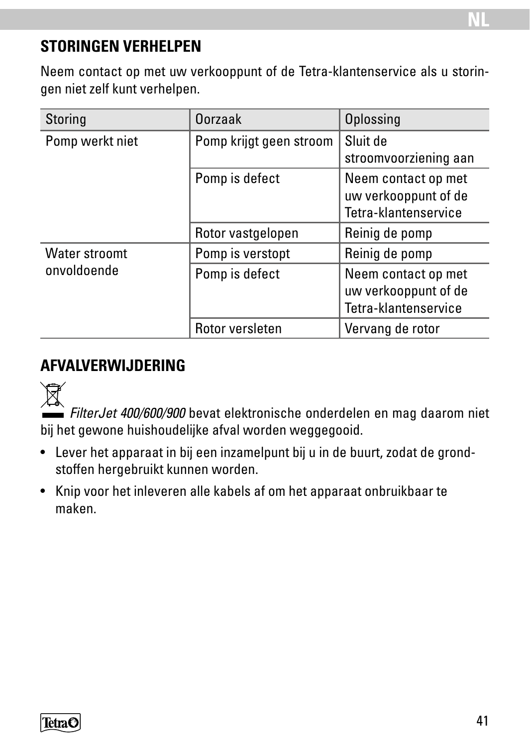## STORINGEN VERHELPEN

Neem contact op met uw verkooppunt of de Tetra-klantenservice als u storingen niet zelf kunt verhelpen.

| Storing | Oorzaak | Oplossing |
|---|---|---|
| Pomp werkt niet | Pomp krijgt geen stroom | Sluit de stroomvoorziening aan |
| | Pomp is defect | Neem contact op met uw verkooppunt of de Tetra-klantenservice |
| | Rotor vastgelopen | Reinig de pomp |
| Water stroomt onvoldoende | Pomp is verstopt | Reinig de pomp |
| | Pomp is defect | Neem contact op met uw verkooppunt of de Tetra-klantenservice |
| | Rotor versleten | Vervang de rotor |

## AFVALVERWIJDERING

*FilterJet 400/600/900* bevat elektronische onderdelen en mag daarom niet bij het gewone huishoudelijke afval worden weggegooid.

- Lever het apparaat in bij een inzamelpunt bij u in de buurt, zodat de grondstoffen hergebruikt kunnen worden.
- Knip voor het inleveren alle kabels af om het apparaat onbruikbaar te maken.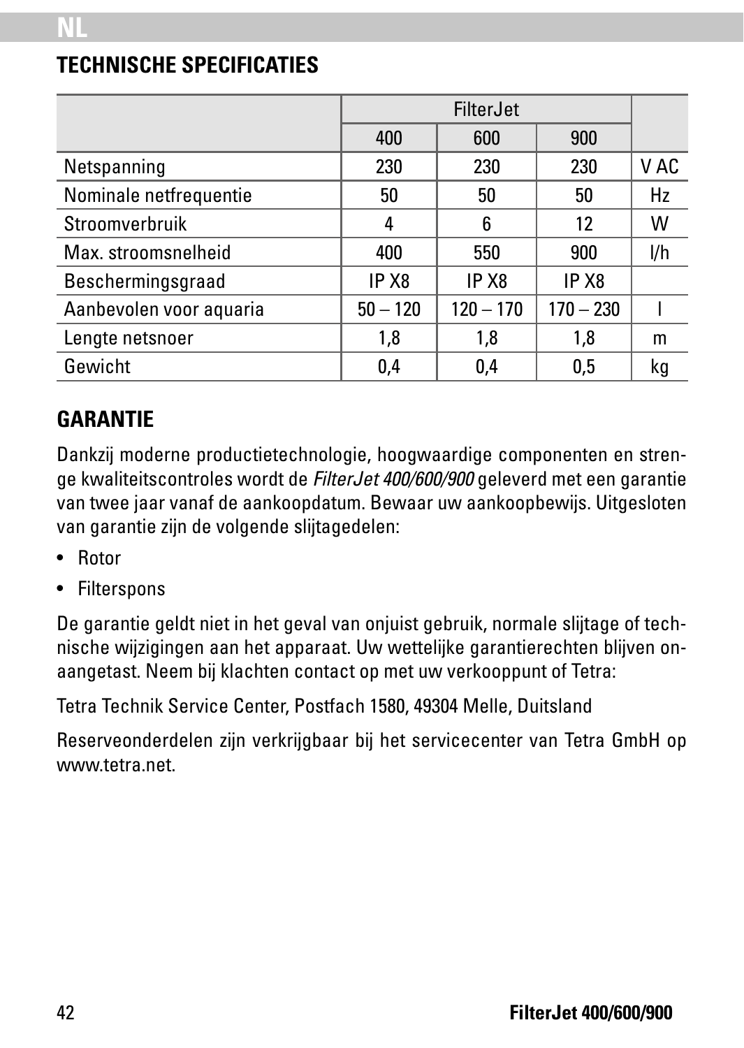## TECHNISCHE SPECIFICATIES

| | FilterJet | | | |
|---|---|---|---|---|
| | 400 | 600 | 900 | |
| Netspanning | 230 | 230 | 230 | V AC |
| Nominale netfrequentie | 50 | 50 | 50 | Hz |
| Stroomverbruik | 4 | 6 | 12 | W |
| Max. stroomsnelheid | 400 | 550 | 900 | l/h |
| Beschermingsgraad | IP X8 | IP X8 | IP X8 | |
| Aanbevolen voor aquaria | 50 – 120 | 120 – 170 | 170 – 230 | l |
| Lengte netsnoer | 1,8 | 1,8 | 1,8 | m |
| Gewicht | 0,4 | 0,4 | 0,5 | kg |

## GARANTIE

Dankzij moderne productietechnologie, hoogwaardige componenten en strenge kwaliteitscontroles wordt de *FilterJet 400/600/900* geleverd met een garantie van twee jaar vanaf de aankoopdatum. Bewaar uw aankoopbewijs. Uitgesloten van garantie zijn de volgende slijtagedelen:

- Rotor
- Filterspons

De garantie geldt niet in het geval van onjuist gebruik, normale slijtage of technische wijzigingen aan het apparaat. Uw wettelijke garantierechten blijven onaangetast. Neem bij klachten contact op met uw verkooppunt of Tetra:

Tetra Technik Service Center, Postfach 1580, 49304 Melle, Duitsland

Reserveonderdelen zijn verkrijgbaar bij het servicecenter van Tetra GmbH op www.tetra.net.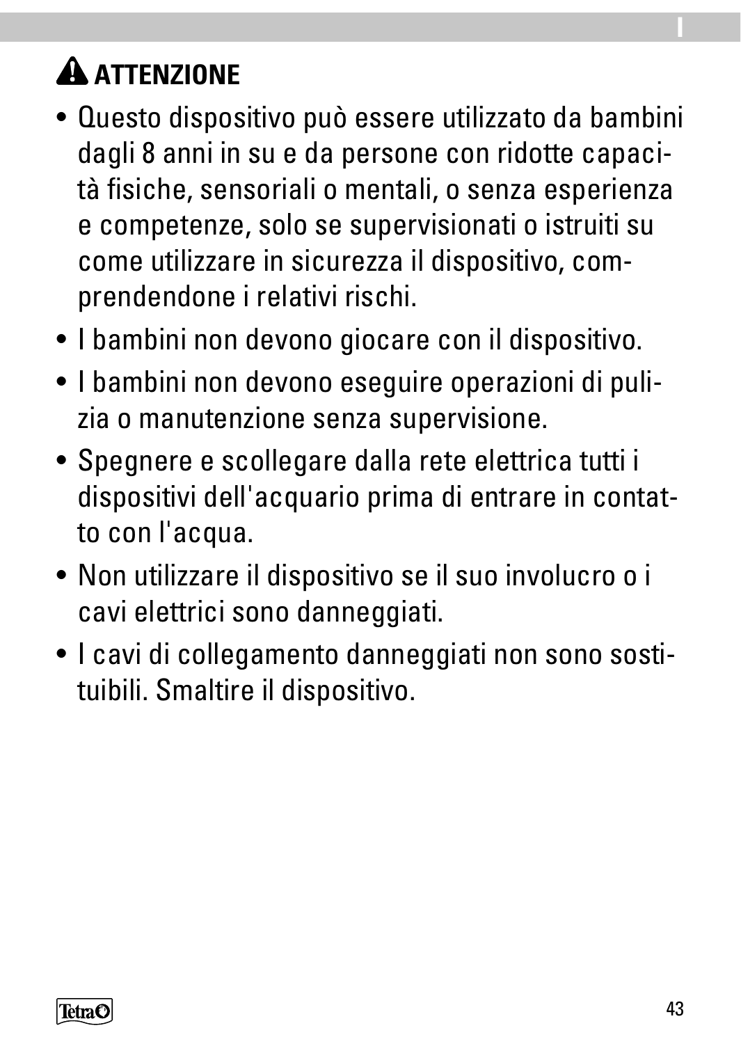## ⚠ ATTENZIONE

- Questo dispositivo può essere utilizzato da bambini dagli 8 anni in su e da persone con ridotte capacità fisiche, sensoriali o mentali, o senza esperienza e competenze, solo se supervisionati o istruiti su come utilizzare in sicurezza il dispositivo, comprendendone i relativi rischi.
- I bambini non devono giocare con il dispositivo.
- I bambini non devono eseguire operazioni di pulizia o manutenzione senza supervisione.
- Spegnere e scollegare dalla rete elettrica tutti i dispositivi dell'acquario prima di entrare in contatto con l'acqua.
- Non utilizzare il dispositivo se il suo involucro o i cavi elettrici sono danneggiati.
- I cavi di collegamento danneggiati non sono sostituibili. Smaltire il dispositivo.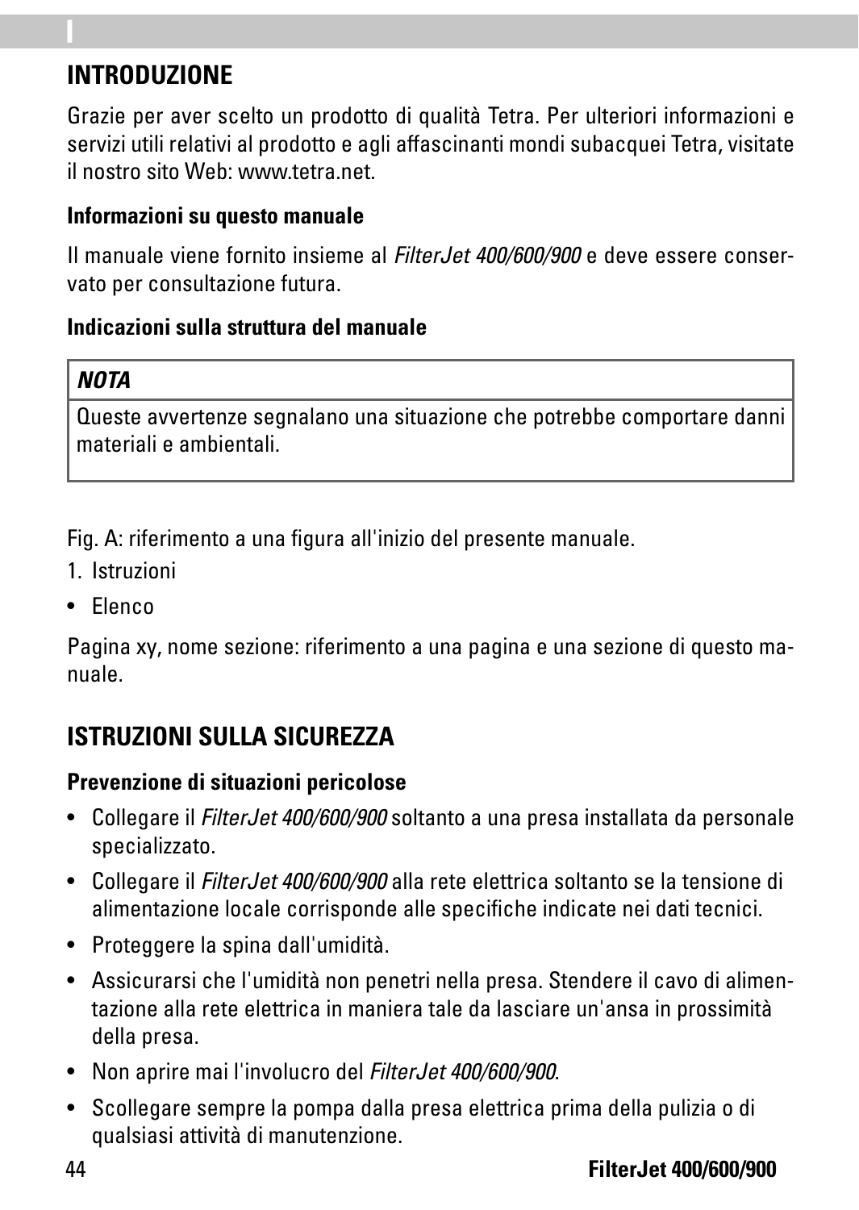## INTRODUZIONE

Grazie per aver scelto un prodotto di qualità Tetra. Per ulteriori informazioni e servizi utili relativi al prodotto e agli affascinanti mondi subacquei Tetra, visitate il nostro sito Web: www.tetra.net.

### Informazioni su questo manuale

Il manuale viene fornito insieme al *FilterJet 400/600/900* e deve essere conservato per consultazione futura.

### Indicazioni sulla struttura del manuale

| ***NOTA*** |
| --- |
| Queste avvertenze segnalano una situazione che potrebbe comportare danni materiali e ambientali. |

Fig. A: riferimento a una figura all'inizio del presente manuale.

1. Istruzioni

- Elenco

Pagina xy, nome sezione: riferimento a una pagina e una sezione di questo manuale.

## ISTRUZIONI SULLA SICUREZZA

### Prevenzione di situazioni pericolose

- Collegare il *FilterJet 400/600/900* soltanto a una presa installata da personale specializzato.
- Collegare il *FilterJet 400/600/900* alla rete elettrica soltanto se la tensione di alimentazione locale corrisponde alle specifiche indicate nei dati tecnici.
- Proteggere la spina dall'umidità.
- Assicurarsi che l'umidità non penetri nella presa. Stendere il cavo di alimentazione alla rete elettrica in maniera tale da lasciare un'ansa in prossimità della presa.
- Non aprire mai l'involucro del *FilterJet 400/600/900*.
- Scollegare sempre la pompa dalla presa elettrica prima della pulizia o di qualsiasi attività di manutenzione.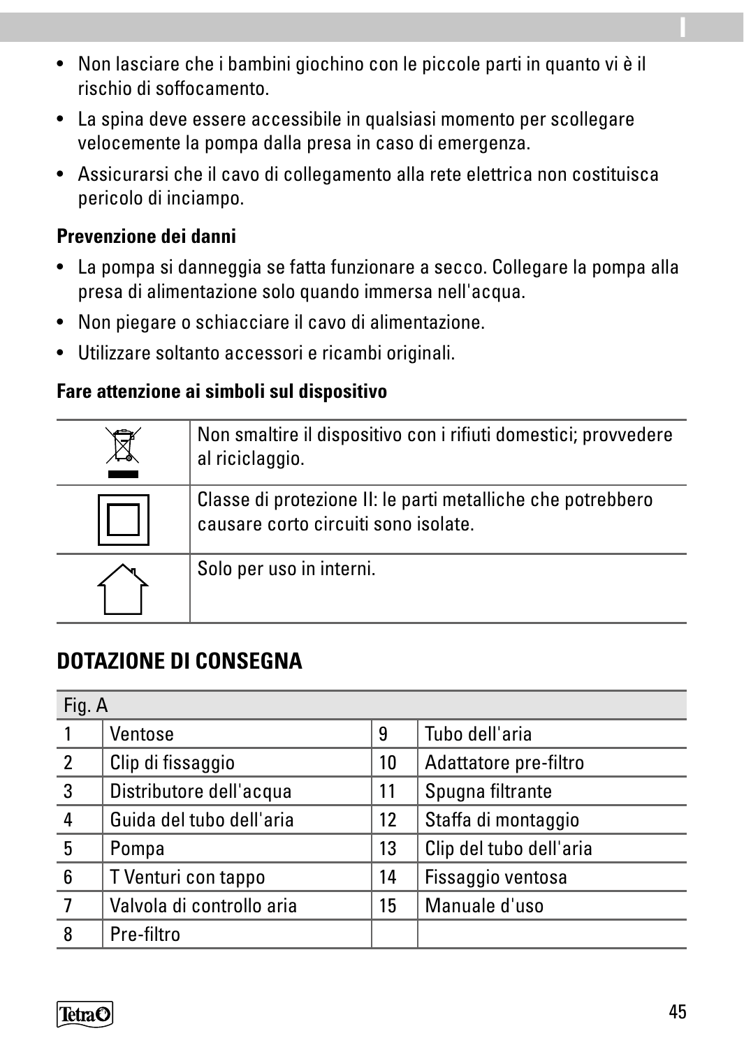- Non lasciare che i bambini giochino con le piccole parti in quanto vi è il rischio di soffocamento.
- La spina deve essere accessibile in qualsiasi momento per scollegare velocemente la pompa dalla presa in caso di emergenza.
- Assicurarsi che il cavo di collegamento alla rete elettrica non costituisca pericolo di inciampo.

**Prevenzione dei danni**

- La pompa si danneggia se fatta funzionare a secco. Collegare la pompa alla presa di alimentazione solo quando immersa nell'acqua.
- Non piegare o schiacciare il cavo di alimentazione.
- Utilizzare soltanto accessori e ricambi originali.

**Fare attenzione ai simboli sul dispositivo**

| | |
|---|---|
| | Non smaltire il dispositivo con i rifiuti domestici; provvedere al riciclaggio. |
| | Classe di protezione II: le parti metalliche che potrebbero causare corto circuiti sono isolate. |
| | Solo per uso in interni. |

## DOTAZIONE DI CONSEGNA

| Fig. A | | | |
|---|---|---|---|
| 1 | Ventose | 9 | Tubo dell'aria |
| 2 | Clip di fissaggio | 10 | Adattatore pre-filtro |
| 3 | Distributore dell'acqua | 11 | Spugna filtrante |
| 4 | Guida del tubo dell'aria | 12 | Staffa di montaggio |
| 5 | Pompa | 13 | Clip del tubo dell'aria |
| 6 | T Venturi con tappo | 14 | Fissaggio ventosa |
| 7 | Valvola di controllo aria | 15 | Manuale d'uso |
| 8 | Pre-filtro | | |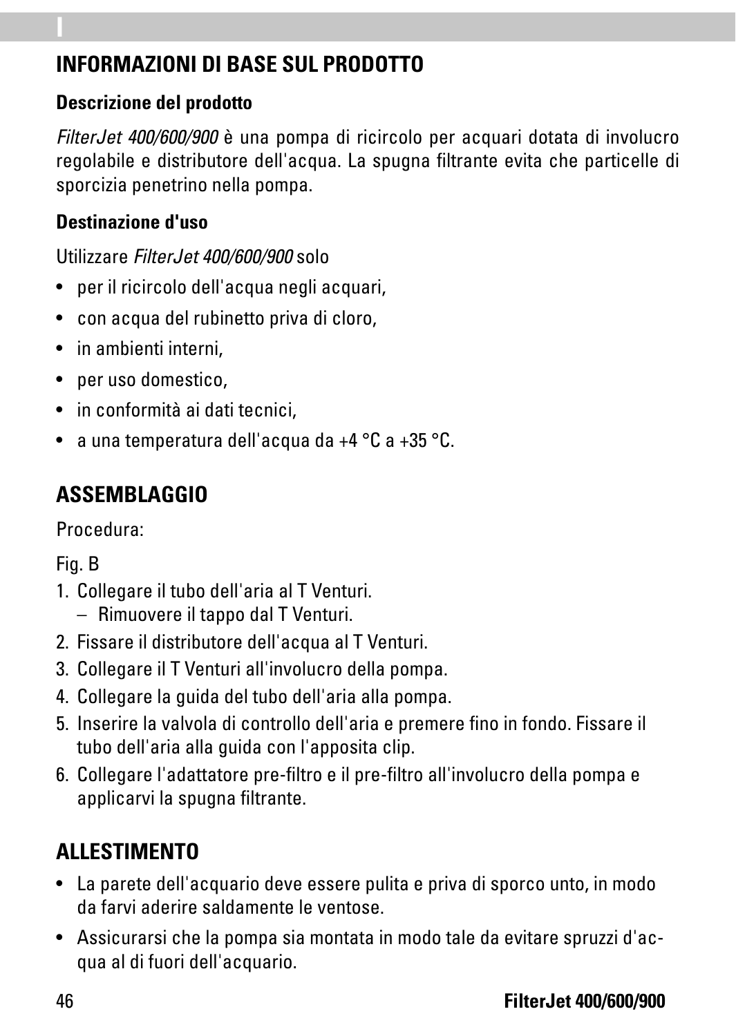## INFORMAZIONI DI BASE SUL PRODOTTO

### Descrizione del prodotto

*FilterJet 400/600/900* è una pompa di ricircolo per acquari dotata di involucro regolabile e distributore dell'acqua. La spugna filtrante evita che particelle di sporcizia penetrino nella pompa.

### Destinazione d'uso

Utilizzare *FilterJet 400/600/900* solo

- per il ricircolo dell'acqua negli acquari,
- con acqua del rubinetto priva di cloro,
- in ambienti interni,
- per uso domestico,
- in conformità ai dati tecnici,
- a una temperatura dell'acqua da +4 °C a +35 °C.

## ASSEMBLAGGIO

Procedura:

Fig. B

1. Collegare il tubo dell'aria al T Venturi.
   – Rimuovere il tappo dal T Venturi.
2. Fissare il distributore dell'acqua al T Venturi.
3. Collegare il T Venturi all'involucro della pompa.
4. Collegare la guida del tubo dell'aria alla pompa.
5. Inserire la valvola di controllo dell'aria e premere fino in fondo. Fissare il tubo dell'aria alla guida con l'apposita clip.
6. Collegare l'adattatore pre-filtro e il pre-filtro all'involucro della pompa e applicarvi la spugna filtrante.

## ALLESTIMENTO

- La parete dell'acquario deve essere pulita e priva di sporco unto, in modo da farvi aderire saldamente le ventose.
- Assicurarsi che la pompa sia montata in modo tale da evitare spruzzi d'acqua al di fuori dell'acquario.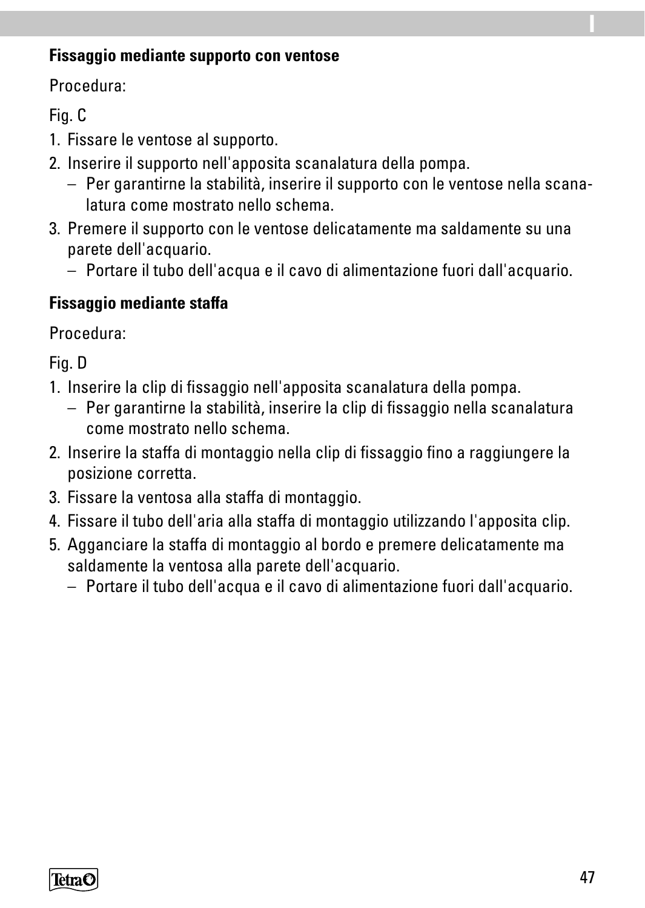### Fissaggio mediante supporto con ventose

Procedura:

Fig. C

1. Fissare le ventose al supporto.
2. Inserire il supporto nell'apposita scanalatura della pompa.
   – Per garantirne la stabilità, inserire il supporto con le ventose nella scanalatura come mostrato nello schema.
3. Premere il supporto con le ventose delicatamente ma saldamente su una parete dell'acquario.
   – Portare il tubo dell'acqua e il cavo di alimentazione fuori dall'acquario.

### Fissaggio mediante staffa

Procedura:

Fig. D

1. Inserire la clip di fissaggio nell'apposita scanalatura della pompa.
   – Per garantirne la stabilità, inserire la clip di fissaggio nella scanalatura come mostrato nello schema.
2. Inserire la staffa di montaggio nella clip di fissaggio fino a raggiungere la posizione corretta.
3. Fissare la ventosa alla staffa di montaggio.
4. Fissare il tubo dell'aria alla staffa di montaggio utilizzando l'apposita clip.
5. Agganciare la staffa di montaggio al bordo e premere delicatamente ma saldamente la ventosa alla parete dell'acquario.
   – Portare il tubo dell'acqua e il cavo di alimentazione fuori dall'acquario.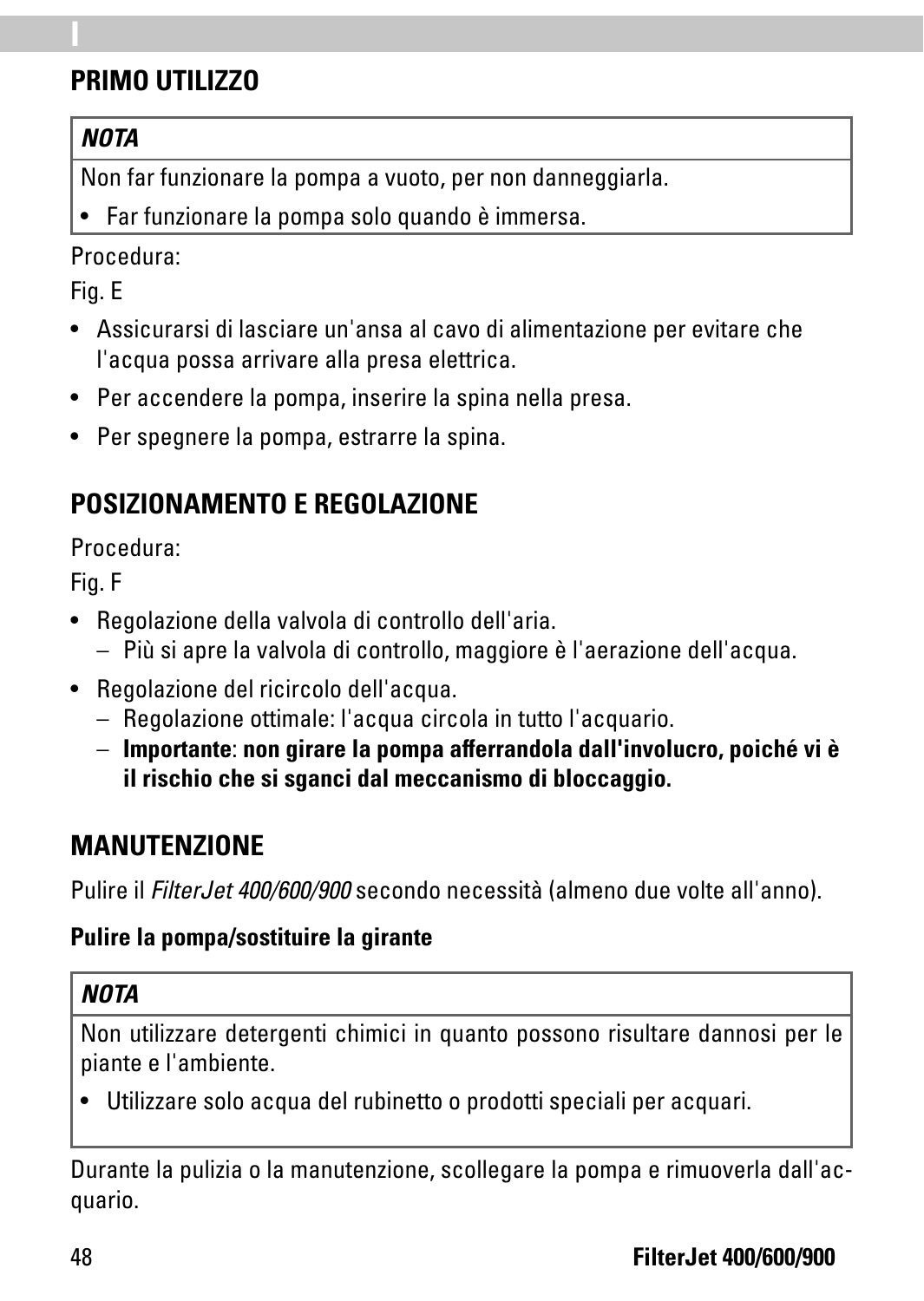## PRIMO UTILIZZO

***NOTA***

Non far funzionare la pompa a vuoto, per non danneggiarla.

- Far funzionare la pompa solo quando è immersa.

Procedura:

Fig. E

- Assicurarsi di lasciare un'ansa al cavo di alimentazione per evitare che l'acqua possa arrivare alla presa elettrica.
- Per accendere la pompa, inserire la spina nella presa.
- Per spegnere la pompa, estrarre la spina.

## POSIZIONAMENTO E REGOLAZIONE

Procedura:

Fig. F

- Regolazione della valvola di controllo dell'aria.
  - Più si apre la valvola di controllo, maggiore è l'aerazione dell'acqua.
- Regolazione del ricircolo dell'acqua.
  - Regolazione ottimale: l'acqua circola in tutto l'acquario.
  - **Importante**: **non girare la pompa afferrandola dall'involucro, poiché vi è il rischio che si sganci dal meccanismo di bloccaggio.**

## MANUTENZIONE

Pulire il *FilterJet 400/600/900* secondo necessità (almeno due volte all'anno).

**Pulire la pompa/sostituire la girante**

***NOTA***

Non utilizzare detergenti chimici in quanto possono risultare dannosi per le piante e l'ambiente.

- Utilizzare solo acqua del rubinetto o prodotti speciali per acquari.

Durante la pulizia o la manutenzione, scollegare la pompa e rimuoverla dall'acquario.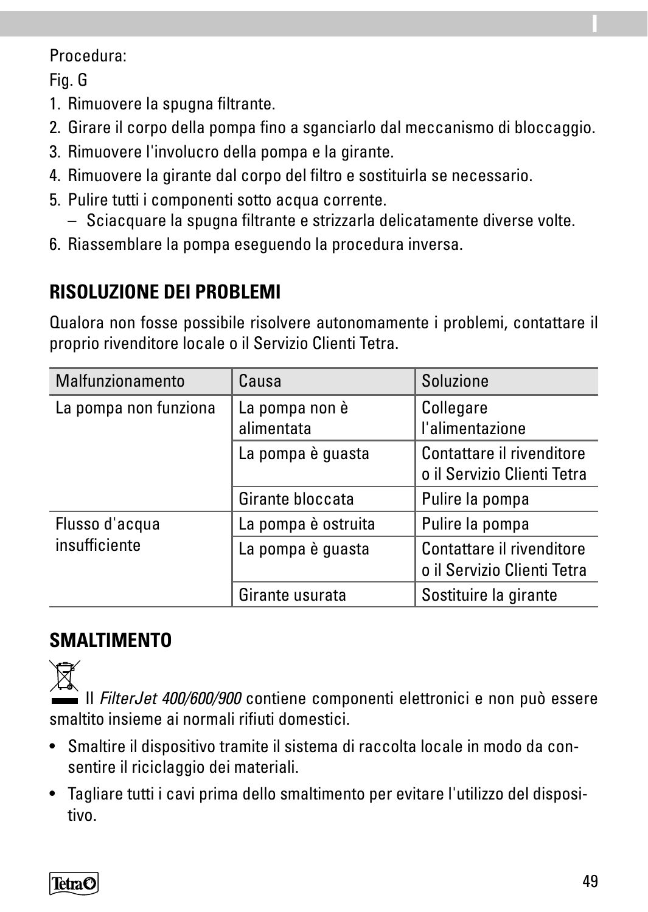Procedura:

Fig. G

1. Rimuovere la spugna filtrante.
2. Girare il corpo della pompa fino a sganciarlo dal meccanismo di bloccaggio.
3. Rimuovere l'involucro della pompa e la girante.
4. Rimuovere la girante dal corpo del filtro e sostituirla se necessario.
5. Pulire tutti i componenti sotto acqua corrente.
   – Sciacquare la spugna filtrante e strizzarla delicatamente diverse volte.
6. Riassemblare la pompa eseguendo la procedura inversa.

## RISOLUZIONE DEI PROBLEMI

Qualora non fosse possibile risolvere autonomamente i problemi, contattare il proprio rivenditore locale o il Servizio Clienti Tetra.

| Malfunzionamento | Causa | Soluzione |
|---|---|---|
| La pompa non funziona | La pompa non è alimentata | Collegare l'alimentazione |
| | La pompa è guasta | Contattare il rivenditore o il Servizio Clienti Tetra |
| | Girante bloccata | Pulire la pompa |
| Flusso d'acqua insufficiente | La pompa è ostruita | Pulire la pompa |
| | La pompa è guasta | Contattare il rivenditore o il Servizio Clienti Tetra |
| | Girante usurata | Sostituire la girante |

## SMALTIMENTO

Il *FilterJet 400/600/900* contiene componenti elettronici e non può essere smaltito insieme ai normali rifiuti domestici.

- Smaltire il dispositivo tramite il sistema di raccolta locale in modo da consentire il riciclaggio dei materiali.
- Tagliare tutti i cavi prima dello smaltimento per evitare l'utilizzo del dispositivo.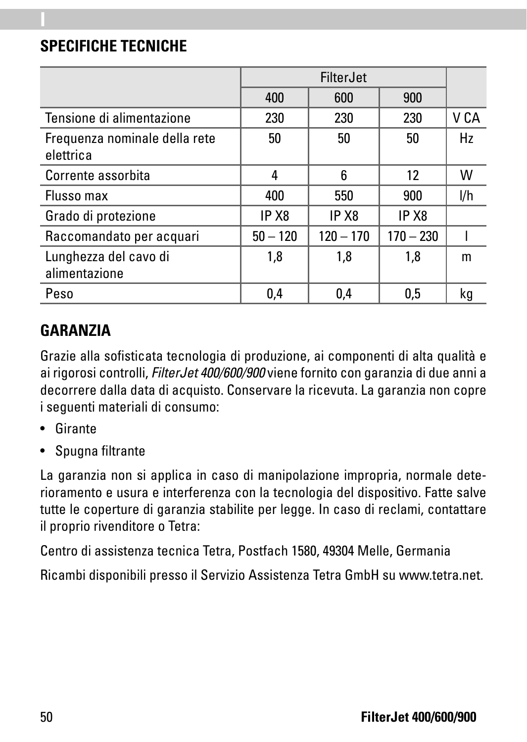## SPECIFICHE TECNICHE

| | FilterJet | | | |
|---|---|---|---|---|
| | 400 | 600 | 900 | |
| Tensione di alimentazione | 230 | 230 | 230 | V CA |
| Frequenza nominale della rete elettrica | 50 | 50 | 50 | Hz |
| Corrente assorbita | 4 | 6 | 12 | W |
| Flusso max | 400 | 550 | 900 | l/h |
| Grado di protezione | IP X8 | IP X8 | IP X8 | |
| Raccomandato per acquari | 50 – 120 | 120 – 170 | 170 – 230 | l |
| Lunghezza del cavo di alimentazione | 1,8 | 1,8 | 1,8 | m |
| Peso | 0,4 | 0,4 | 0,5 | kg |

## GARANZIA

Grazie alla sofisticata tecnologia di produzione, ai componenti di alta qualità e ai rigorosi controlli, *FilterJet 400/600/900* viene fornito con garanzia di due anni a decorrere dalla data di acquisto. Conservare la ricevuta. La garanzia non copre i seguenti materiali di consumo:

- Girante
- Spugna filtrante

La garanzia non si applica in caso di manipolazione impropria, normale deterioramento e usura e interferenza con la tecnologia del dispositivo. Fatte salve tutte le coperture di garanzia stabilite per legge. In caso di reclami, contattare il proprio rivenditore o Tetra:

Centro di assistenza tecnica Tetra, Postfach 1580, 49304 Melle, Germania

Ricambi disponibili presso il Servizio Assistenza Tetra GmbH su www.tetra.net.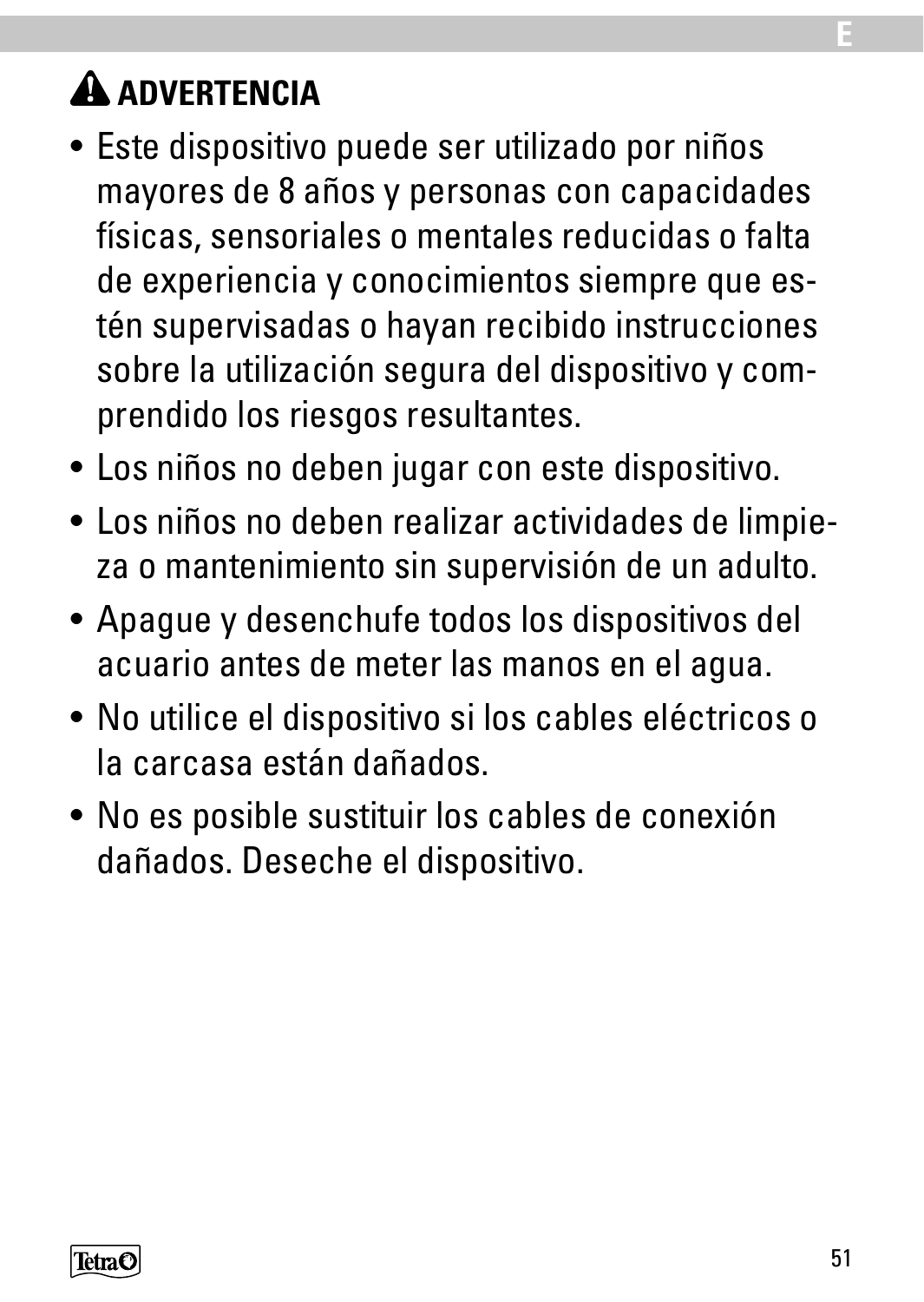## ⚠ ADVERTENCIA

- Este dispositivo puede ser utilizado por niños mayores de 8 años y personas con capacidades físicas, sensoriales o mentales reducidas o falta de experiencia y conocimientos siempre que estén supervisadas o hayan recibido instrucciones sobre la utilización segura del dispositivo y comprendido los riesgos resultantes.
- Los niños no deben jugar con este dispositivo.
- Los niños no deben realizar actividades de limpieza o mantenimiento sin supervisión de un adulto.
- Apague y desenchufe todos los dispositivos del acuario antes de meter las manos en el agua.
- No utilice el dispositivo si los cables eléctricos o la carcasa están dañados.
- No es posible sustituir los cables de conexión dañados. Deseche el dispositivo.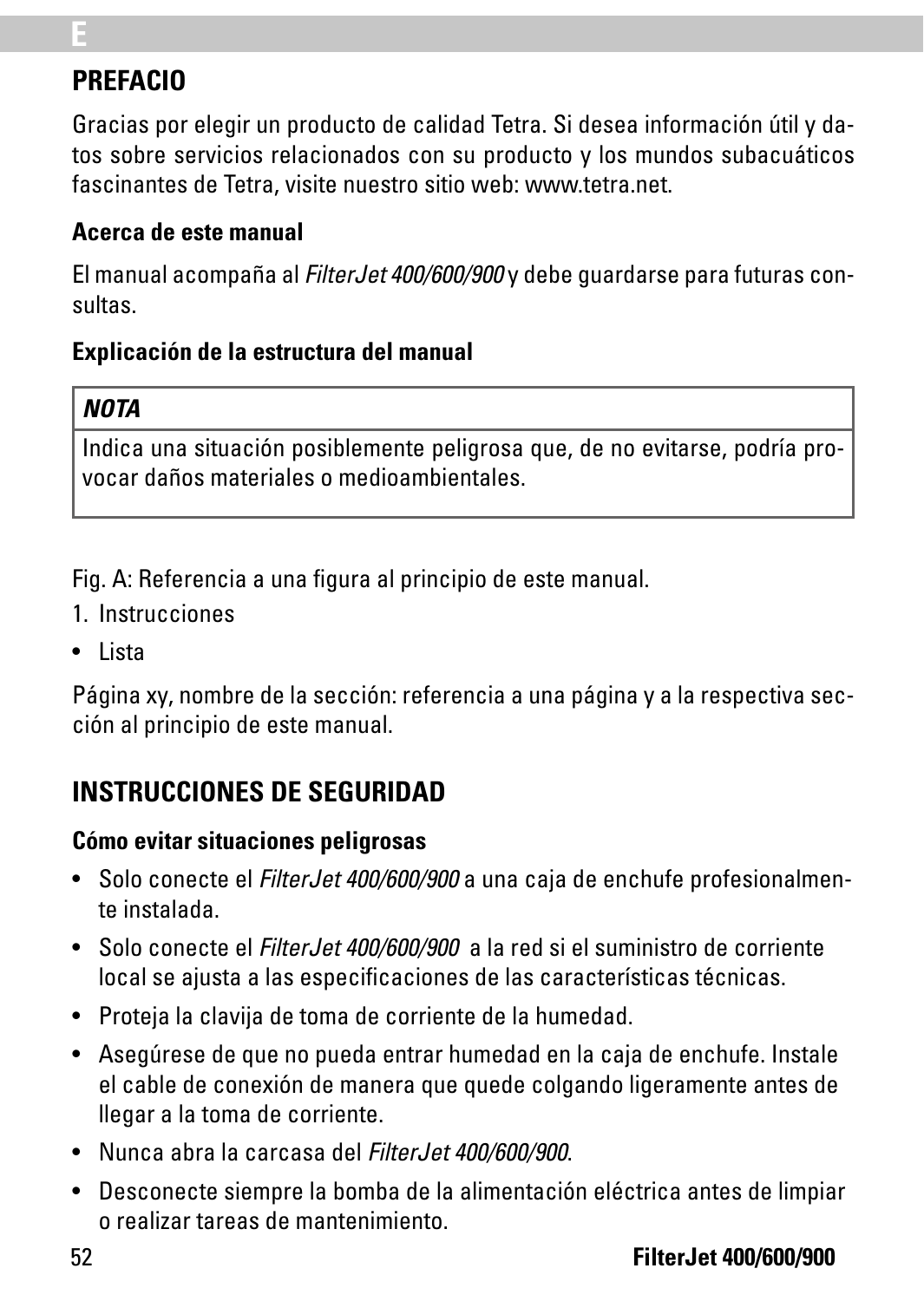## PREFACIO

Gracias por elegir un producto de calidad Tetra. Si desea información útil y datos sobre servicios relacionados con su producto y los mundos subacuáticos fascinantes de Tetra, visite nuestro sitio web: www.tetra.net.

### Acerca de este manual

El manual acompaña al *FilterJet 400/600/900* y debe guardarse para futuras consultas.

### Explicación de la estructura del manual

| ***NOTA*** |
| --- |
| Indica una situación posiblemente peligrosa que, de no evitarse, podría provocar daños materiales o medioambientales. |

Fig. A: Referencia a una figura al principio de este manual.

1. Instrucciones

- Lista

Página xy, nombre de la sección: referencia a una página y a la respectiva sección al principio de este manual.

## INSTRUCCIONES DE SEGURIDAD

### Cómo evitar situaciones peligrosas

- Solo conecte el *FilterJet 400/600/900* a una caja de enchufe profesionalmente instalada.
- Solo conecte el *FilterJet 400/600/900* a la red si el suministro de corriente local se ajusta a las especificaciones de las características técnicas.
- Proteja la clavija de toma de corriente de la humedad.
- Asegúrese de que no pueda entrar humedad en la caja de enchufe. Instale el cable de conexión de manera que quede colgando ligeramente antes de llegar a la toma de corriente.
- Nunca abra la carcasa del *FilterJet 400/600/900*.
- Desconecte siempre la bomba de la alimentación eléctrica antes de limpiar o realizar tareas de mantenimiento.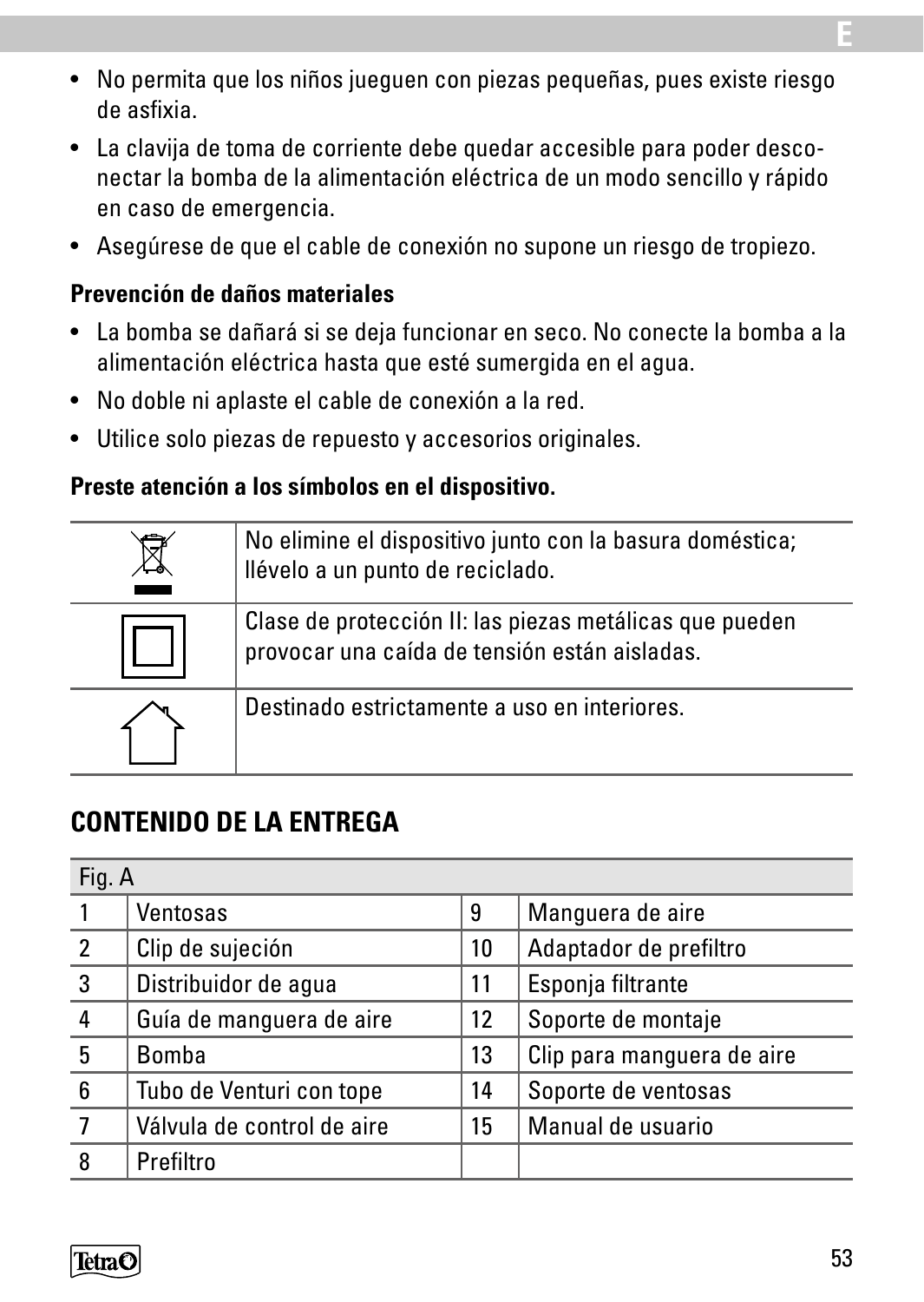- No permita que los niños jueguen con piezas pequeñas, pues existe riesgo de asfixia.
- La clavija de toma de corriente debe quedar accesible para poder desconectar la bomba de la alimentación eléctrica de un modo sencillo y rápido en caso de emergencia.
- Asegúrese de que el cable de conexión no supone un riesgo de tropiezo.

**Prevención de daños materiales**

- La bomba se dañará si se deja funcionar en seco. No conecte la bomba a la alimentación eléctrica hasta que esté sumergida en el agua.
- No doble ni aplaste el cable de conexión a la red.
- Utilice solo piezas de repuesto y accesorios originales.

**Preste atención a los símbolos en el dispositivo.**

| | |
|---|---|
| | No elimine el dispositivo junto con la basura doméstica; llévelo a un punto de reciclado. |
| | Clase de protección II: las piezas metálicas que pueden provocar una caída de tensión están aisladas. |
| | Destinado estrictamente a uso en interiores. |

## CONTENIDO DE LA ENTREGA

| Fig. A | | | |
|---|---|---|---|
| 1 | Ventosas | 9 | Manguera de aire |
| 2 | Clip de sujeción | 10 | Adaptador de prefiltro |
| 3 | Distribuidor de agua | 11 | Esponja filtrante |
| 4 | Guía de manguera de aire | 12 | Soporte de montaje |
| 5 | Bomba | 13 | Clip para manguera de aire |
| 6 | Tubo de Venturi con tope | 14 | Soporte de ventosas |
| 7 | Válvula de control de aire | 15 | Manual de usuario |
| 8 | Prefiltro | | |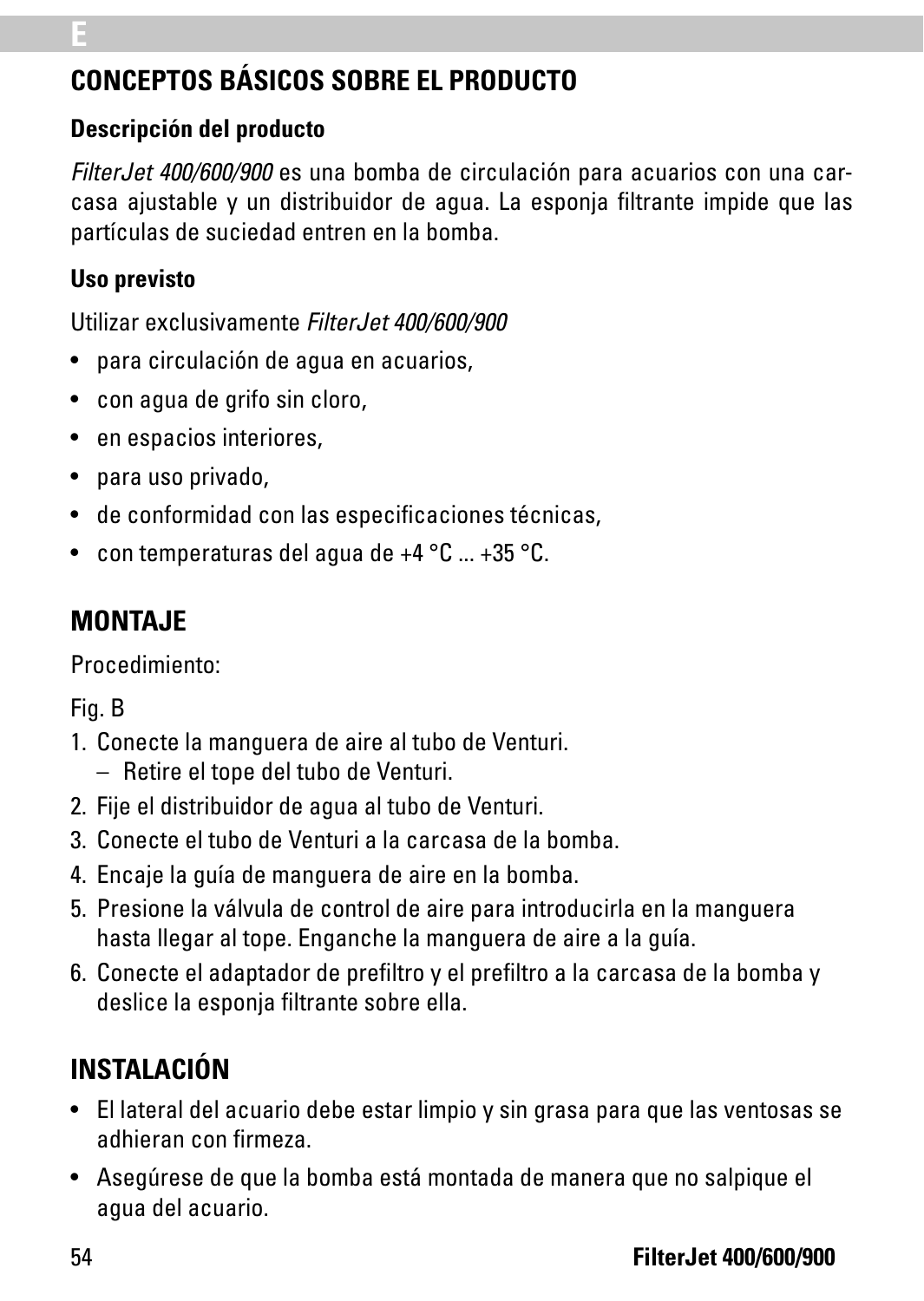## CONCEPTOS BÁSICOS SOBRE EL PRODUCTO

### Descripción del producto

*FilterJet 400/600/900* es una bomba de circulación para acuarios con una carcasa ajustable y un distribuidor de agua. La esponja filtrante impide que las partículas de suciedad entren en la bomba.

### Uso previsto

Utilizar exclusivamente *FilterJet 400/600/900*

- para circulación de agua en acuarios,
- con agua de grifo sin cloro,
- en espacios interiores,
- para uso privado,
- de conformidad con las especificaciones técnicas,
- con temperaturas del agua de +4 °C ... +35 °C.

## MONTAJE

Procedimiento:

Fig. B

1. Conecte la manguera de aire al tubo de Venturi.
   – Retire el tope del tubo de Venturi.
2. Fije el distribuidor de agua al tubo de Venturi.
3. Conecte el tubo de Venturi a la carcasa de la bomba.
4. Encaje la guía de manguera de aire en la bomba.
5. Presione la válvula de control de aire para introducirla en la manguera hasta llegar al tope. Enganche la manguera de aire a la guía.
6. Conecte el adaptador de prefiltro y el prefiltro a la carcasa de la bomba y deslice la esponja filtrante sobre ella.

## INSTALACIÓN

- El lateral del acuario debe estar limpio y sin grasa para que las ventosas se adhieran con firmeza.
- Asegúrese de que la bomba está montada de manera que no salpique el agua del acuario.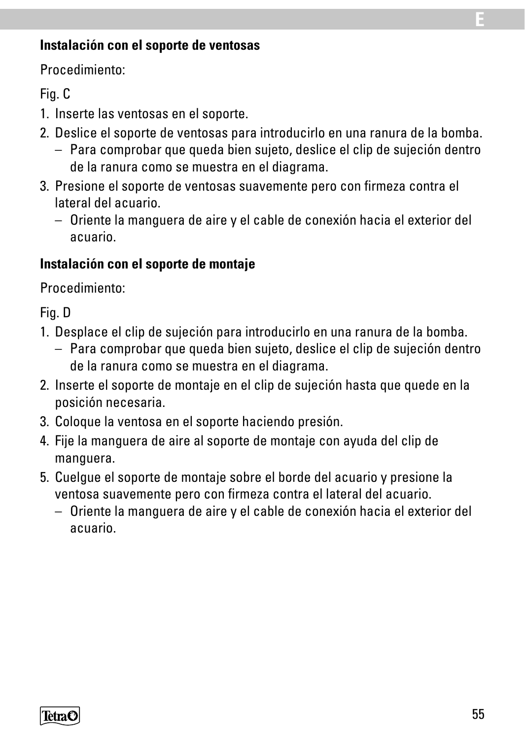### Instalación con el soporte de ventosas

Procedimiento:

Fig. C

1. Inserte las ventosas en el soporte.
2. Deslice el soporte de ventosas para introducirlo en una ranura de la bomba.
   – Para comprobar que queda bien sujeto, deslice el clip de sujeción dentro de la ranura como se muestra en el diagrama.
3. Presione el soporte de ventosas suavemente pero con firmeza contra el lateral del acuario.
   – Oriente la manguera de aire y el cable de conexión hacia el exterior del acuario.

### Instalación con el soporte de montaje

Procedimiento:

Fig. D

1. Desplace el clip de sujeción para introducirlo en una ranura de la bomba.
   – Para comprobar que queda bien sujeto, deslice el clip de sujeción dentro de la ranura como se muestra en el diagrama.
2. Inserte el soporte de montaje en el clip de sujeción hasta que quede en la posición necesaria.
3. Coloque la ventosa en el soporte haciendo presión.
4. Fije la manguera de aire al soporte de montaje con ayuda del clip de manguera.
5. Cuelgue el soporte de montaje sobre el borde del acuario y presione la ventosa suavemente pero con firmeza contra el lateral del acuario.
   – Oriente la manguera de aire y el cable de conexión hacia el exterior del acuario.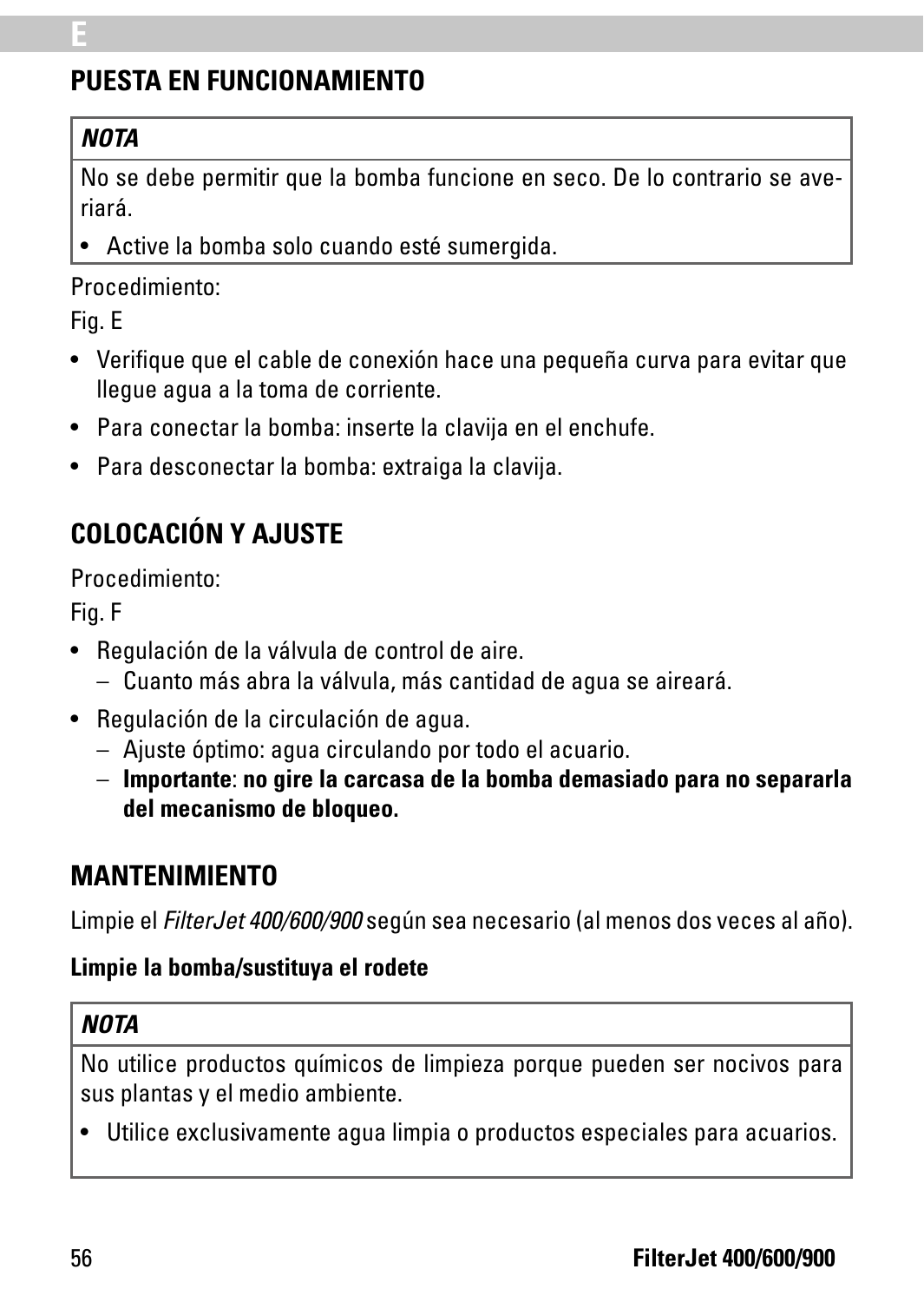## PUESTA EN FUNCIONAMIENTO

| ***NOTA*** |
|---|
| No se debe permitir que la bomba funcione en seco. De lo contrario se averiará.<br>• Active la bomba solo cuando esté sumergida. |

Procedimiento:

Fig. E

- Verifique que el cable de conexión hace una pequeña curva para evitar que llegue agua a la toma de corriente.
- Para conectar la bomba: inserte la clavija en el enchufe.
- Para desconectar la bomba: extraiga la clavija.

## COLOCACIÓN Y AJUSTE

Procedimiento:

Fig. F

- Regulación de la válvula de control de aire.
  - Cuanto más abra la válvula, más cantidad de agua se aireará.
- Regulación de la circulación de agua.
  - Ajuste óptimo: agua circulando por todo el acuario.
  - **Importante**: **no gire la carcasa de la bomba demasiado para no separarla del mecanismo de bloqueo.**

## MANTENIMIENTO

Limpie el *FilterJet 400/600/900* según sea necesario (al menos dos veces al año).

### Limpie la bomba/sustituya el rodete

| ***NOTA*** |
|---|
| No utilice productos químicos de limpieza porque pueden ser nocivos para sus plantas y el medio ambiente.<br>• Utilice exclusivamente agua limpia o productos especiales para acuarios. |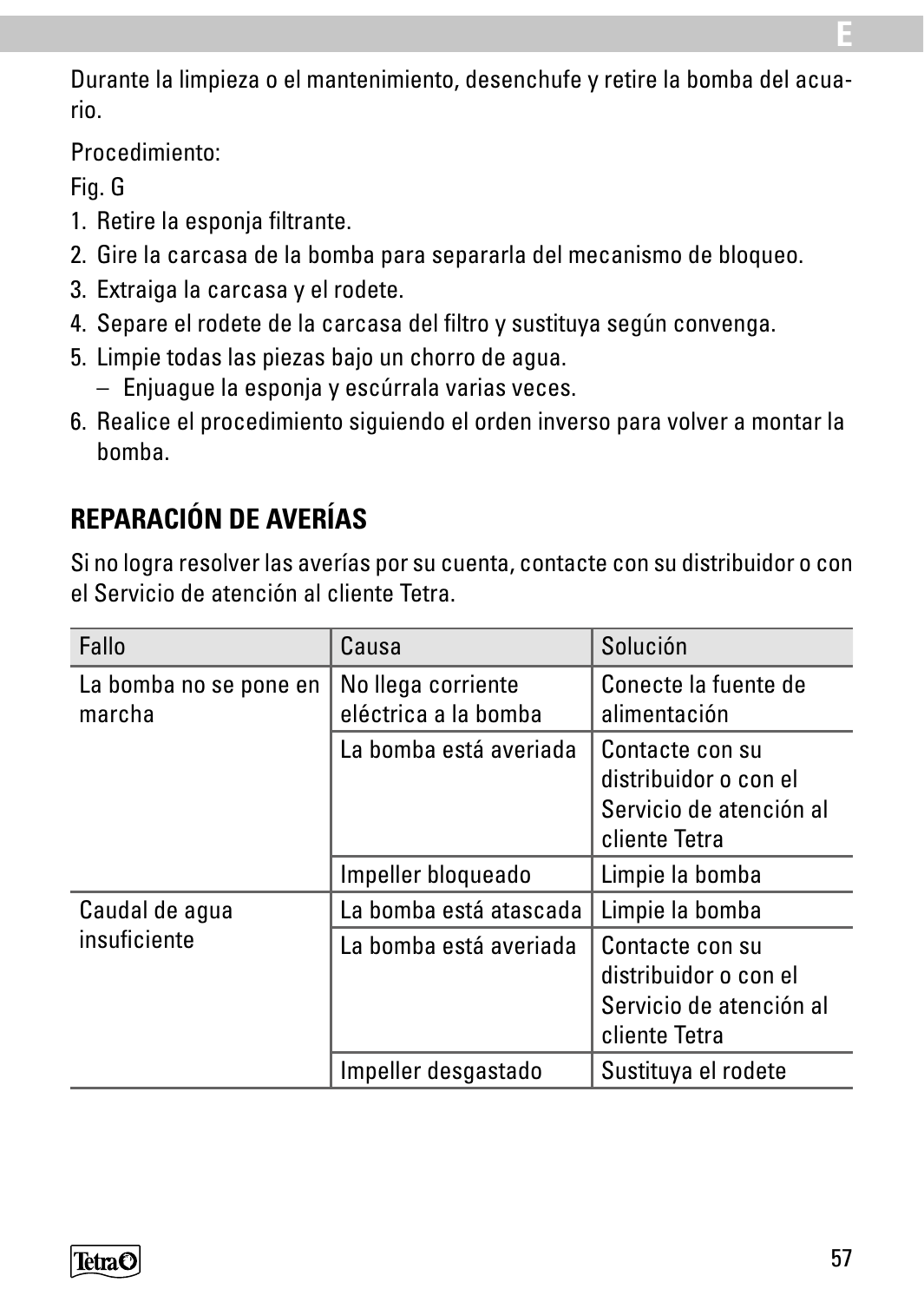Durante la limpieza o el mantenimiento, desenchufe y retire la bomba del acuario.

Procedimiento:

Fig. G

1. Retire la esponja filtrante.
2. Gire la carcasa de la bomba para separarla del mecanismo de bloqueo.
3. Extraiga la carcasa y el rodete.
4. Separe el rodete de la carcasa del filtro y sustituya según convenga.
5. Limpie todas las piezas bajo un chorro de agua.
   – Enjuague la esponja y escúrrala varias veces.
6. Realice el procedimiento siguiendo el orden inverso para volver a montar la bomba.

## REPARACIÓN DE AVERÍAS

Si no logra resolver las averías por su cuenta, contacte con su distribuidor o con el Servicio de atención al cliente Tetra.

| Fallo | Causa | Solución |
|---|---|---|
| La bomba no se pone en marcha | No llega corriente eléctrica a la bomba | Conecte la fuente de alimentación |
| | La bomba está averiada | Contacte con su distribuidor o con el Servicio de atención al cliente Tetra |
| | Impeller bloqueado | Limpie la bomba |
| Caudal de agua insuficiente | La bomba está atascada | Limpie la bomba |
| | La bomba está averiada | Contacte con su distribuidor o con el Servicio de atención al cliente Tetra |
| | Impeller desgastado | Sustituya el rodete |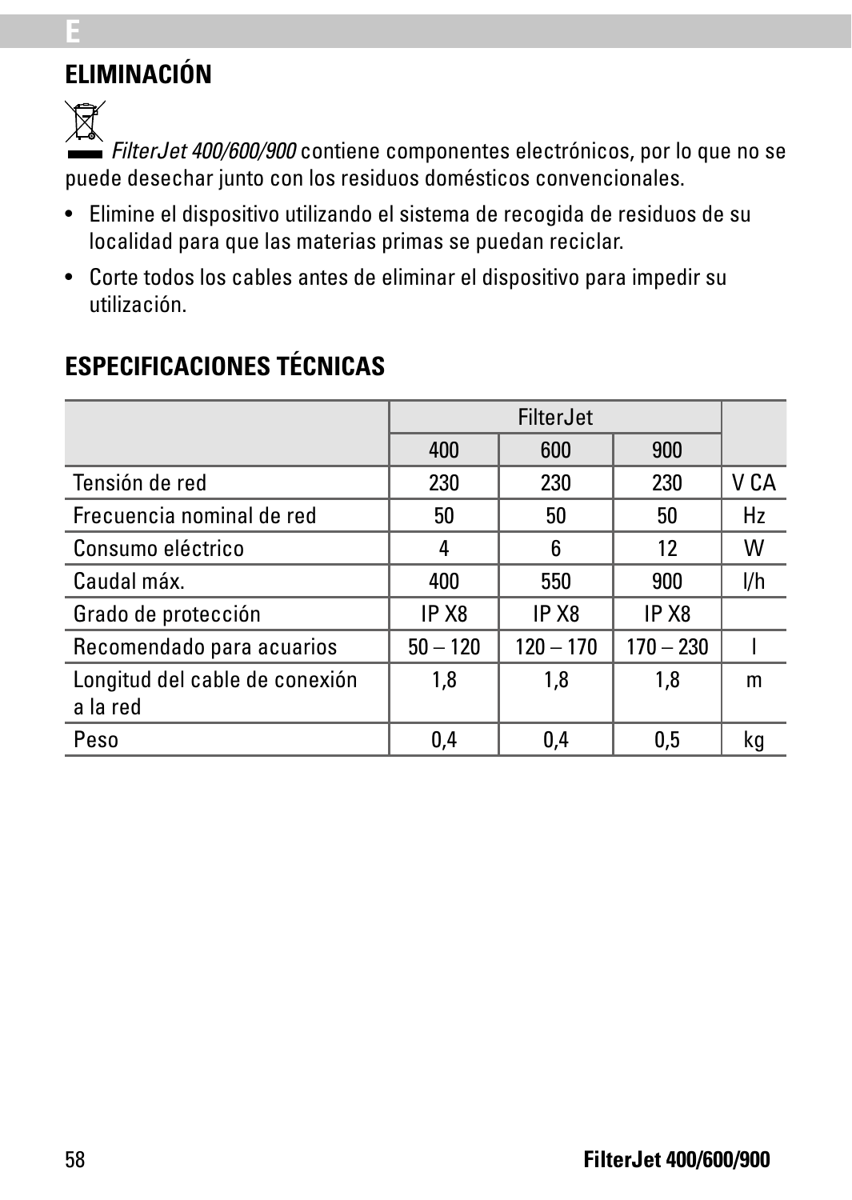## ELIMINACIÓN

*FilterJet 400/600/900* contiene componentes electrónicos, por lo que no se puede desechar junto con los residuos domésticos convencionales.

- Elimine el dispositivo utilizando el sistema de recogida de residuos de su localidad para que las materias primas se puedan reciclar.
- Corte todos los cables antes de eliminar el dispositivo para impedir su utilización.

## ESPECIFICACIONES TÉCNICAS

| | FilterJet | | | |
|---|---|---|---|---|
| | 400 | 600 | 900 | |
| Tensión de red | 230 | 230 | 230 | V CA |
| Frecuencia nominal de red | 50 | 50 | 50 | Hz |
| Consumo eléctrico | 4 | 6 | 12 | W |
| Caudal máx. | 400 | 550 | 900 | l/h |
| Grado de protección | IP X8 | IP X8 | IP X8 | |
| Recomendado para acuarios | 50 – 120 | 120 – 170 | 170 – 230 | l |
| Longitud del cable de conexión a la red | 1,8 | 1,8 | 1,8 | m |
| Peso | 0,4 | 0,4 | 0,5 | kg |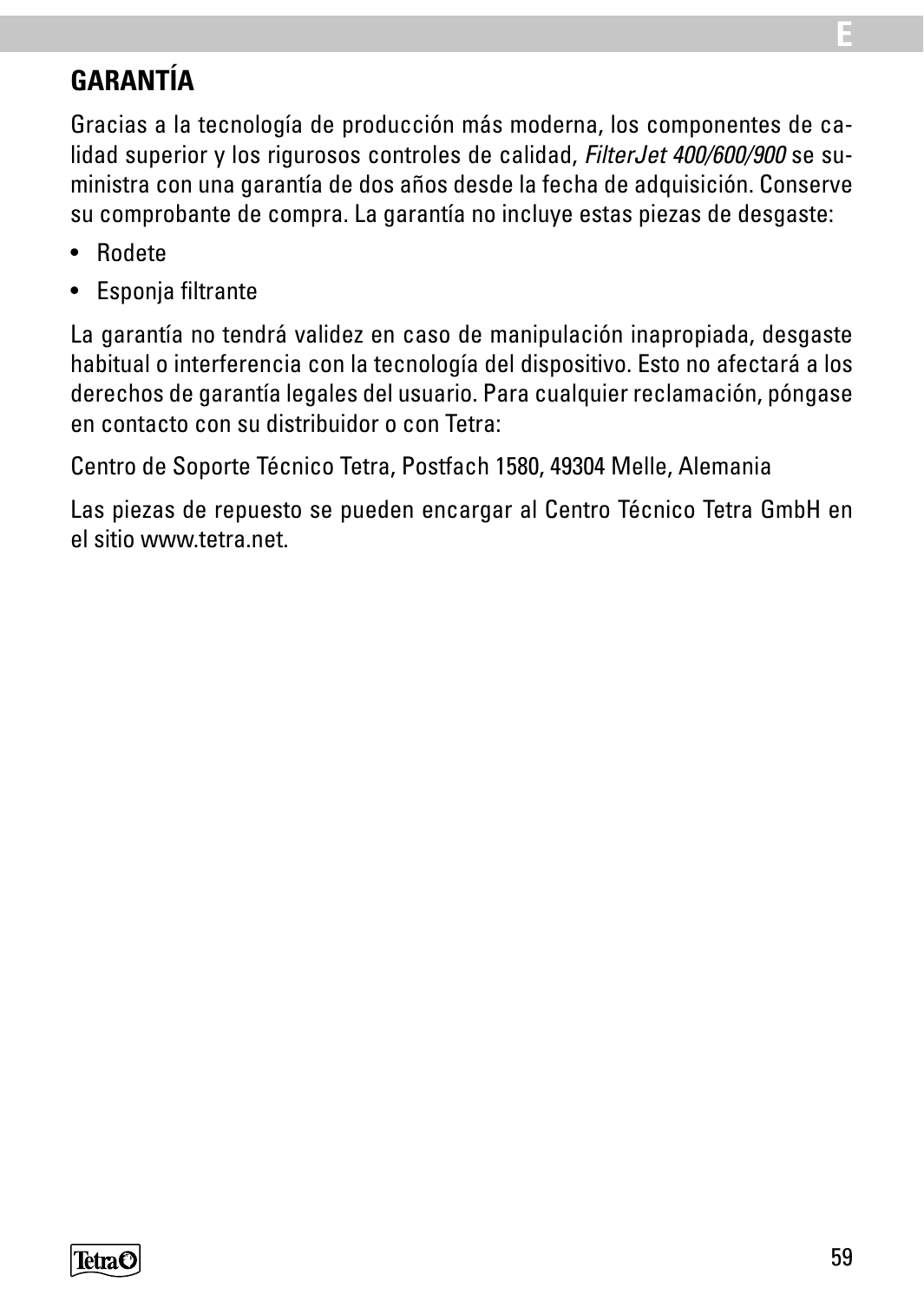## GARANTÍA

Gracias a la tecnología de producción más moderna, los componentes de calidad superior y los rigurosos controles de calidad, *FilterJet 400/600/900* se suministra con una garantía de dos años desde la fecha de adquisición. Conserve su comprobante de compra. La garantía no incluye estas piezas de desgaste:

- Rodete
- Esponja filtrante

La garantía no tendrá validez en caso de manipulación inapropiada, desgaste habitual o interferencia con la tecnología del dispositivo. Esto no afectará a los derechos de garantía legales del usuario. Para cualquier reclamación, póngase en contacto con su distribuidor o con Tetra:

Centro de Soporte Técnico Tetra, Postfach 1580, 49304 Melle, Alemania

Las piezas de repuesto se pueden encargar al Centro Técnico Tetra GmbH en el sitio www.tetra.net.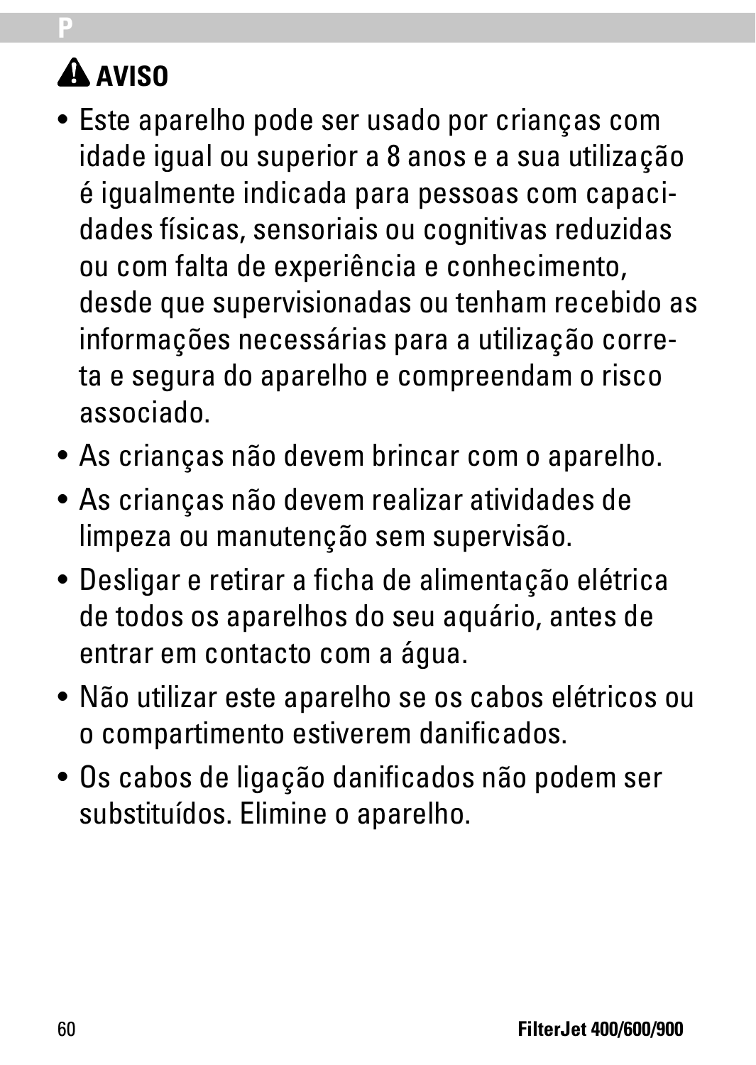## ⚠ AVISO

- Este aparelho pode ser usado por crianças com idade igual ou superior a 8 anos e a sua utilização é igualmente indicada para pessoas com capacidades físicas, sensoriais ou cognitivas reduzidas ou com falta de experiência e conhecimento, desde que supervisionadas ou tenham recebido as informações necessárias para a utilização correta e segura do aparelho e compreendam o risco associado.
- As crianças não devem brincar com o aparelho.
- As crianças não devem realizar atividades de limpeza ou manutenção sem supervisão.
- Desligar e retirar a ficha de alimentação elétrica de todos os aparelhos do seu aquário, antes de entrar em contacto com a água.
- Não utilizar este aparelho se os cabos elétricos ou o compartimento estiverem danificados.
- Os cabos de ligação danificados não podem ser substituídos. Elimine o aparelho.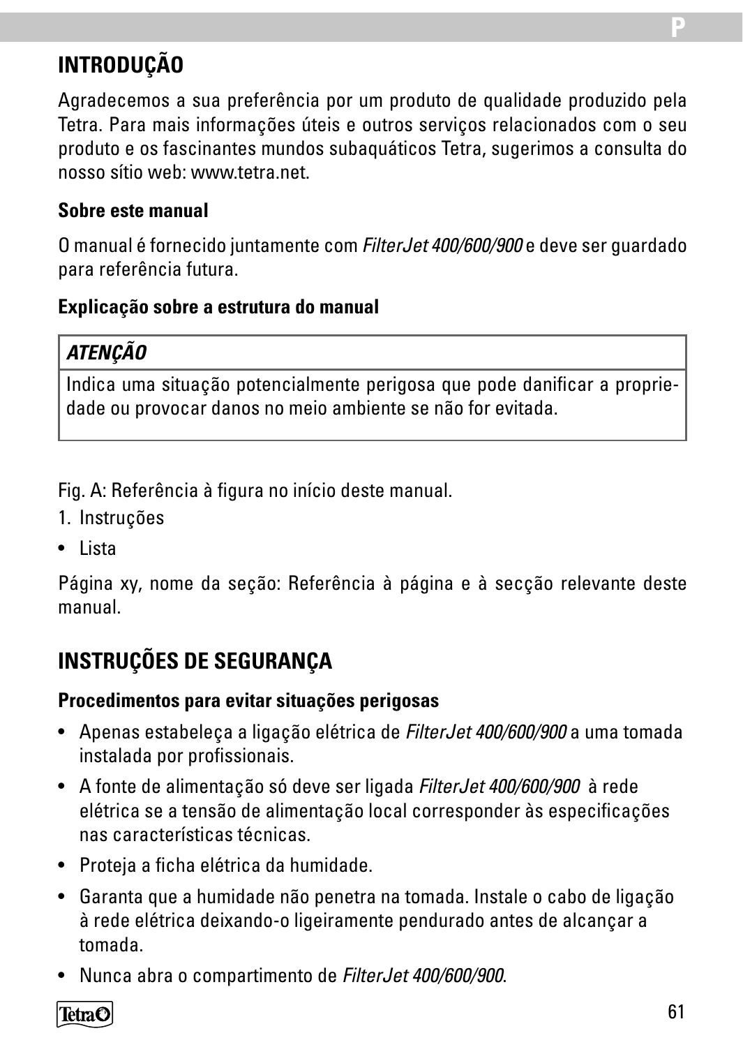## INTRODUÇÃO

Agradecemos a sua preferência por um produto de qualidade produzido pela Tetra. Para mais informações úteis e outros serviços relacionados com o seu produto e os fascinantes mundos subaquáticos Tetra, sugerimos a consulta do nosso sítio web: www.tetra.net.

### Sobre este manual

O manual é fornecido juntamente com *FilterJet 400/600/900* e deve ser guardado para referência futura.

### Explicação sobre a estrutura do manual

| ***ATENÇÃO*** |
|---|
| Indica uma situação potencialmente perigosa que pode danificar a propriedade ou provocar danos no meio ambiente se não for evitada. |

Fig. A: Referência à figura no início deste manual.

1. Instruções

- Lista

Página xy, nome da seção: Referência à página e à secção relevante deste manual.

## INSTRUÇÕES DE SEGURANÇA

### Procedimentos para evitar situações perigosas

- Apenas estabeleça a ligação elétrica de *FilterJet 400/600/900* a uma tomada instalada por profissionais.
- A fonte de alimentação só deve ser ligada *FilterJet 400/600/900* à rede elétrica se a tensão de alimentação local corresponder às especificações nas características técnicas.
- Proteja a ficha elétrica da humidade.
- Garanta que a humidade não penetra na tomada. Instale o cabo de ligação à rede elétrica deixando-o ligeiramente pendurado antes de alcançar a tomada.
- Nunca abra o compartimento de *FilterJet 400/600/900*.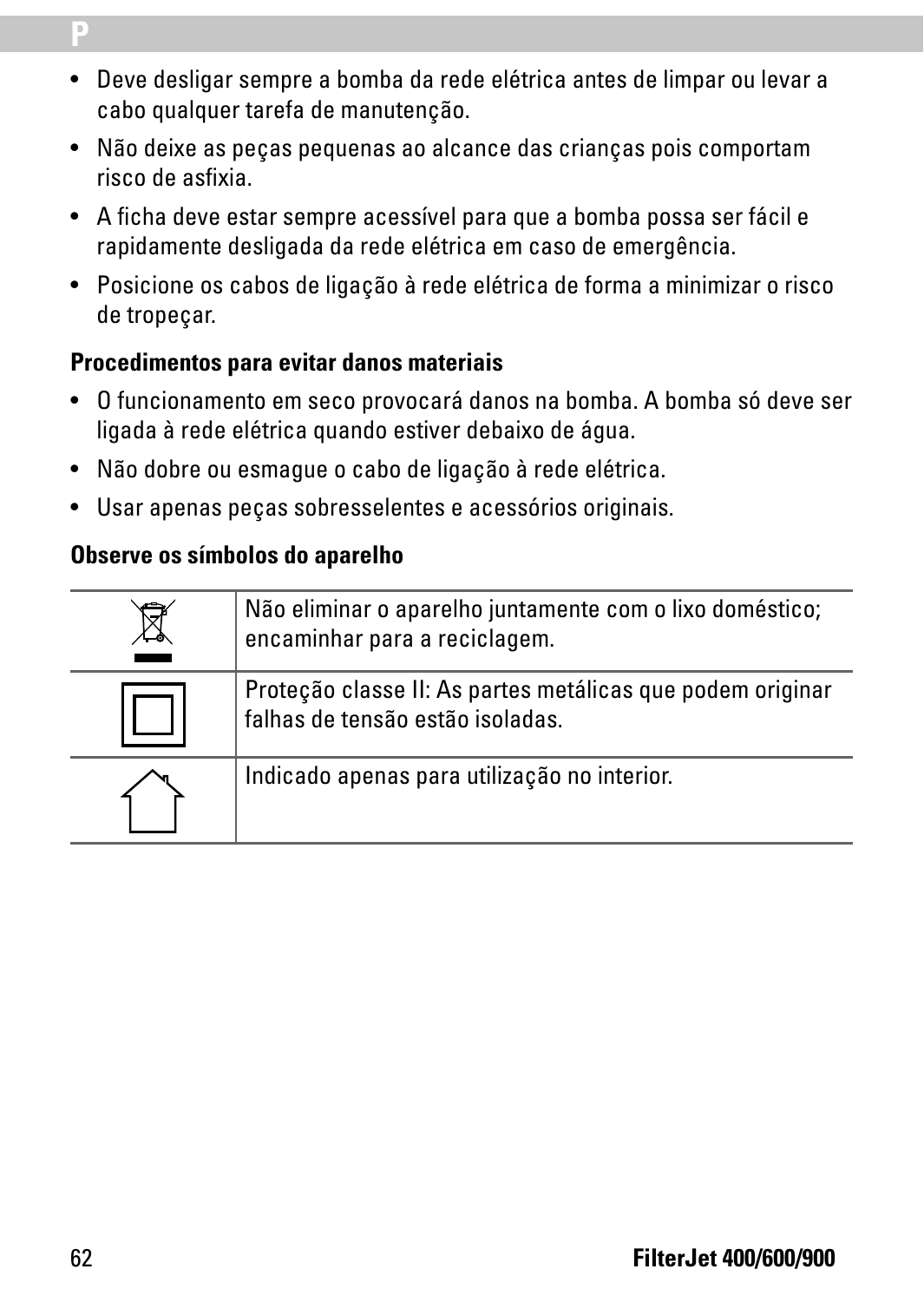- Deve desligar sempre a bomba da rede elétrica antes de limpar ou levar a cabo qualquer tarefa de manutenção.
- Não deixe as peças pequenas ao alcance das crianças pois comportam risco de asfixia.
- A ficha deve estar sempre acessível para que a bomba possa ser fácil e rapidamente desligada da rede elétrica em caso de emergência.
- Posicione os cabos de ligação à rede elétrica de forma a minimizar o risco de tropeçar.

**Procedimentos para evitar danos materiais**

- O funcionamento em seco provocará danos na bomba. A bomba só deve ser ligada à rede elétrica quando estiver debaixo de água.
- Não dobre ou esmague o cabo de ligação à rede elétrica.
- Usar apenas peças sobresselentes e acessórios originais.

**Observe os símbolos do aparelho**

| | |
|---|---|
| | Não eliminar o aparelho juntamente com o lixo doméstico; encaminhar para a reciclagem. |
| | Proteção classe II: As partes metálicas que podem originar falhas de tensão estão isoladas. |
| | Indicado apenas para utilização no interior. |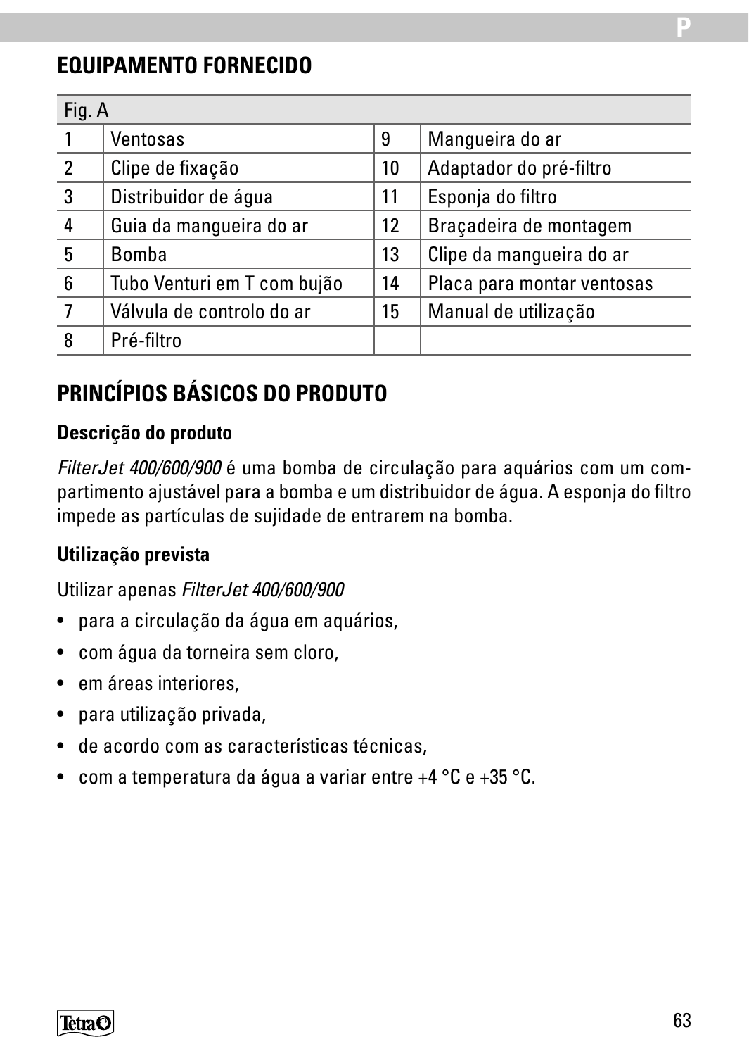## EQUIPAMENTO FORNECIDO

| Fig. A | | | |
|---|---|---|---|
| 1 | Ventosas | 9 | Mangueira do ar |
| 2 | Clipe de fixação | 10 | Adaptador do pré-filtro |
| 3 | Distribuidor de água | 11 | Esponja do filtro |
| 4 | Guia da mangueira do ar | 12 | Braçadeira de montagem |
| 5 | Bomba | 13 | Clipe da mangueira do ar |
| 6 | Tubo Venturi em T com bujão | 14 | Placa para montar ventosas |
| 7 | Válvula de controlo do ar | 15 | Manual de utilização |
| 8 | Pré-filtro | | |

## PRINCÍPIOS BÁSICOS DO PRODUTO

### Descrição do produto

*FilterJet 400/600/900* é uma bomba de circulação para aquários com um compartimento ajustável para a bomba e um distribuidor de água. A esponja do filtro impede as partículas de sujidade de entrarem na bomba.

### Utilização prevista

Utilizar apenas *FilterJet 400/600/900*

- para a circulação da água em aquários,
- com água da torneira sem cloro,
- em áreas interiores,
- para utilização privada,
- de acordo com as características técnicas,
- com a temperatura da água a variar entre +4 °C e +35 °C.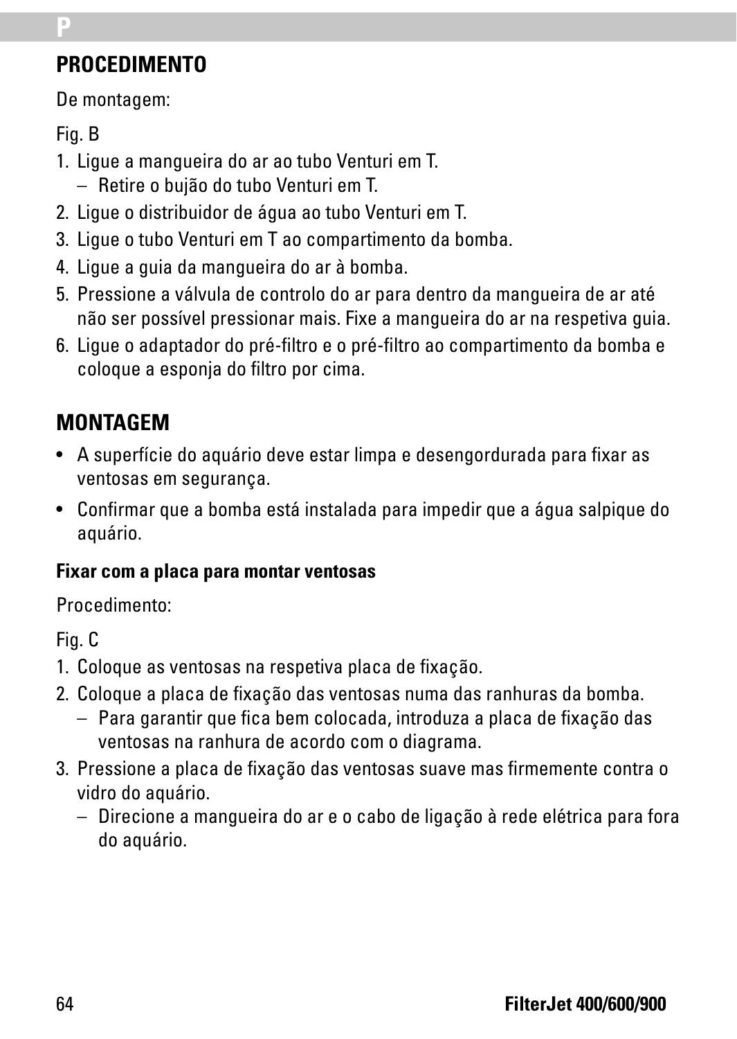## PROCEDIMENTO

De montagem:

Fig. B

1. Ligue a mangueira do ar ao tubo Venturi em T.
   – Retire o bujão do tubo Venturi em T.
2. Ligue o distribuidor de água ao tubo Venturi em T.
3. Ligue o tubo Venturi em T ao compartimento da bomba.
4. Ligue a guia da mangueira do ar à bomba.
5. Pressione a válvula de controlo do ar para dentro da mangueira de ar até não ser possível pressionar mais. Fixe a mangueira do ar na respetiva guia.
6. Ligue o adaptador do pré-filtro e o pré-filtro ao compartimento da bomba e coloque a esponja do filtro por cima.

## MONTAGEM

- A superfície do aquário deve estar limpa e desengordurada para fixar as ventosas em segurança.
- Confirmar que a bomba está instalada para impedir que a água salpique do aquário.

### Fixar com a placa para montar ventosas

Procedimento:

Fig. C

1. Coloque as ventosas na respetiva placa de fixação.
2. Coloque a placa de fixação das ventosas numa das ranhuras da bomba.
   – Para garantir que fica bem colocada, introduza a placa de fixação das ventosas na ranhura de acordo com o diagrama.
3. Pressione a placa de fixação das ventosas suave mas firmemente contra o vidro do aquário.
   – Direcione a mangueira do ar e o cabo de ligação à rede elétrica para fora do aquário.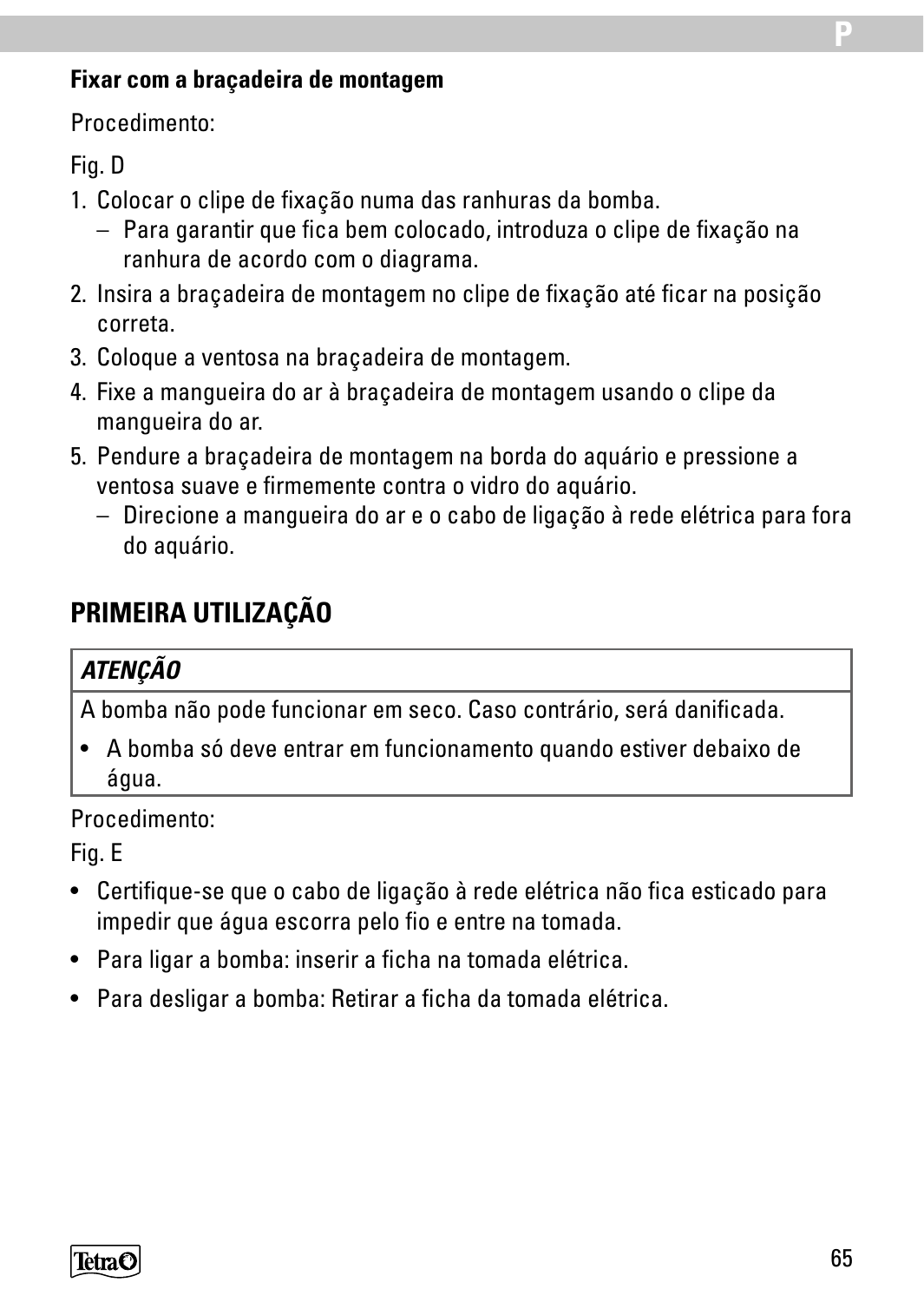**Fixar com a braçadeira de montagem**

Procedimento:

Fig. D

1. Colocar o clipe de fixação numa das ranhuras da bomba.
   – Para garantir que fica bem colocado, introduza o clipe de fixação na ranhura de acordo com o diagrama.
2. Insira a braçadeira de montagem no clipe de fixação até ficar na posição correta.
3. Coloque a ventosa na braçadeira de montagem.
4. Fixe a mangueira do ar à braçadeira de montagem usando o clipe da mangueira do ar.
5. Pendure a braçadeira de montagem na borda do aquário e pressione a ventosa suave e firmemente contra o vidro do aquário.
   – Direcione a mangueira do ar e o cabo de ligação à rede elétrica para fora do aquário.

## PRIMEIRA UTILIZAÇÃO

| ***ATENÇÃO*** |
|---|
| A bomba não pode funcionar em seco. Caso contrário, será danificada.<br>• A bomba só deve entrar em funcionamento quando estiver debaixo de água. |

Procedimento:

Fig. E

- Certifique-se que o cabo de ligação à rede elétrica não fica esticado para impedir que água escorra pelo fio e entre na tomada.
- Para ligar a bomba: inserir a ficha na tomada elétrica.
- Para desligar a bomba: Retirar a ficha da tomada elétrica.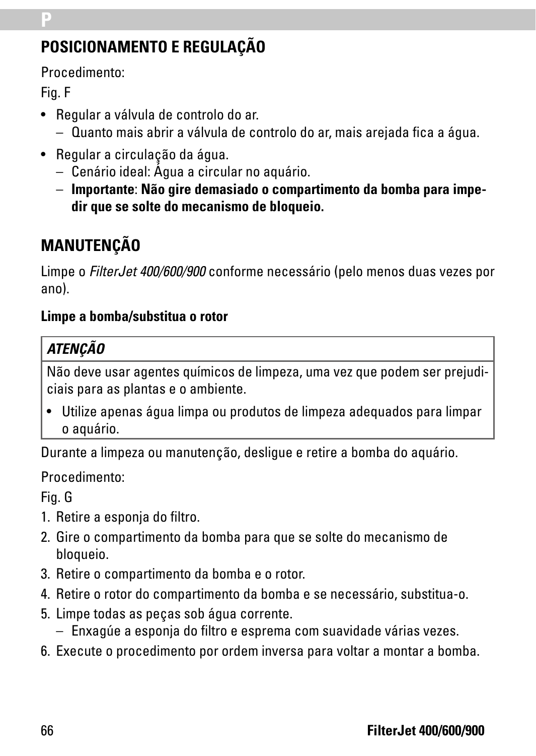## POSICIONAMENTO E REGULAÇÃO

Procedimento:

Fig. F

- Regular a válvula de controlo do ar.
  - Quanto mais abrir a válvula de controlo do ar, mais arejada fica a água.
- Regular a circulação da água.
  - Cenário ideal: Água a circular no aquário.
  - **Importante**: **Não gire demasiado o compartimento da bomba para impedir que se solte do mecanismo de bloqueio.**

## MANUTENÇÃO

Limpe o *FilterJet 400/600/900* conforme necessário (pelo menos duas vezes por ano).

**Limpe a bomba/substitua o rotor**

| ***ATENÇÃO*** |
|---|
| Não deve usar agentes químicos de limpeza, uma vez que podem ser prejudiciais para as plantas e o ambiente.<br>• Utilize apenas água limpa ou produtos de limpeza adequados para limpar o aquário. |

Durante a limpeza ou manutenção, desligue e retire a bomba do aquário.

Procedimento:

Fig. G

1. Retire a esponja do filtro.
2. Gire o compartimento da bomba para que se solte do mecanismo de bloqueio.
3. Retire o compartimento da bomba e o rotor.
4. Retire o rotor do compartimento da bomba e se necessário, substitua-o.
5. Limpe todas as peças sob água corrente.
   - Enxagúe a esponja do filtro e esprema com suavidade várias vezes.
6. Execute o procedimento por ordem inversa para voltar a montar a bomba.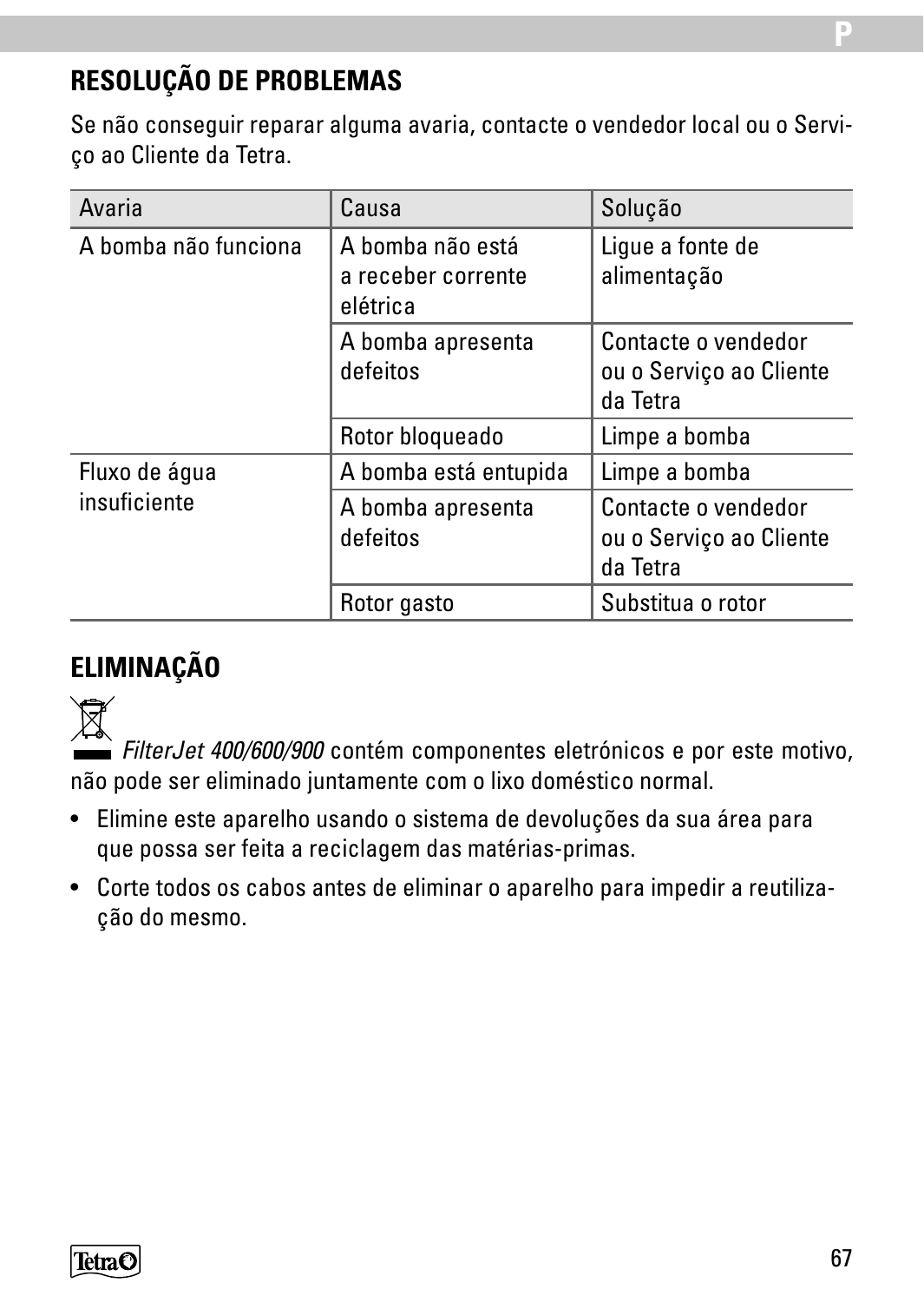## RESOLUÇÃO DE PROBLEMAS

Se não conseguir reparar alguma avaria, contacte o vendedor local ou o Serviço ao Cliente da Tetra.

| Avaria | Causa | Solução |
| --- | --- | --- |
| A bomba não funciona | A bomba não está a receber corrente elétrica | Ligue a fonte de alimentação |
| | A bomba apresenta defeitos | Contacte o vendedor ou o Serviço ao Cliente da Tetra |
| | Rotor bloqueado | Limpe a bomba |
| Fluxo de água insuficiente | A bomba está entupida | Limpe a bomba |
| | A bomba apresenta defeitos | Contacte o vendedor ou o Serviço ao Cliente da Tetra |
| | Rotor gasto | Substitua o rotor |

## ELIMINAÇÃO

*FilterJet 400/600/900* contém componentes eletrónicos e por este motivo, não pode ser eliminado juntamente com o lixo doméstico normal.

- Elimine este aparelho usando o sistema de devoluções da sua área para que possa ser feita a reciclagem das matérias-primas.
- Corte todos os cabos antes de eliminar o aparelho para impedir a reutilização do mesmo.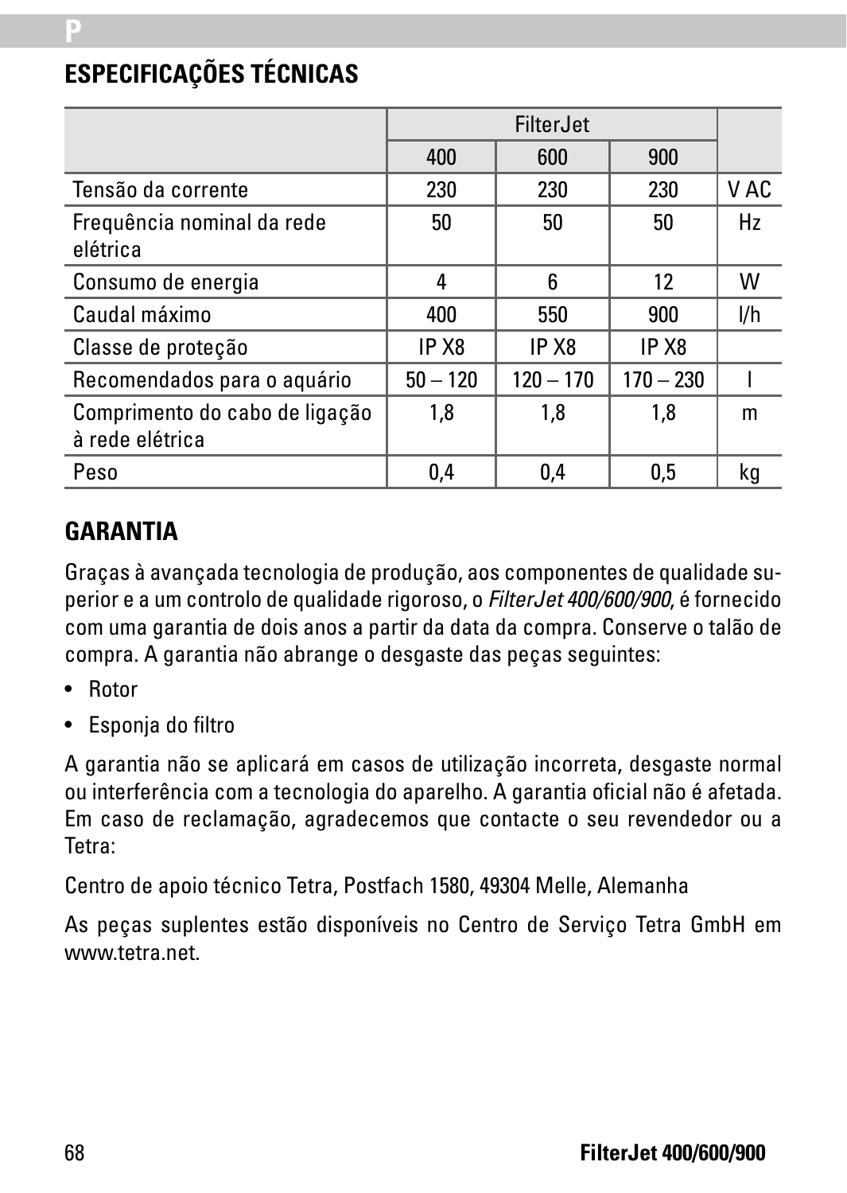## ESPECIFICAÇÕES TÉCNICAS

| | FilterJet | | | |
|---|---|---|---|---|
| | 400 | 600 | 900 | |
| Tensão da corrente | 230 | 230 | 230 | V AC |
| Frequência nominal da rede elétrica | 50 | 50 | 50 | Hz |
| Consumo de energia | 4 | 6 | 12 | W |
| Caudal máximo | 400 | 550 | 900 | l/h |
| Classe de proteção | IP X8 | IP X8 | IP X8 | |
| Recomendados para o aquário | 50 – 120 | 120 – 170 | 170 – 230 | l |
| Comprimento do cabo de ligação à rede elétrica | 1,8 | 1,8 | 1,8 | m |
| Peso | 0,4 | 0,4 | 0,5 | kg |

## GARANTIA

Graças à avançada tecnologia de produção, aos componentes de qualidade superior e a um controlo de qualidade rigoroso, o *FilterJet 400/600/900*, é fornecido com uma garantia de dois anos a partir da data da compra. Conserve o talão de compra. A garantia não abrange o desgaste das peças seguintes:

- Rotor
- Esponja do filtro

A garantia não se aplicará em casos de utilização incorreta, desgaste normal ou interferência com a tecnologia do aparelho. A garantia oficial não é afetada. Em caso de reclamação, agradecemos que contacte o seu revendedor ou a Tetra:

Centro de apoio técnico Tetra, Postfach 1580, 49304 Melle, Alemanha

As peças suplentes estão disponíveis no Centro de Serviço Tetra GmbH em www.tetra.net.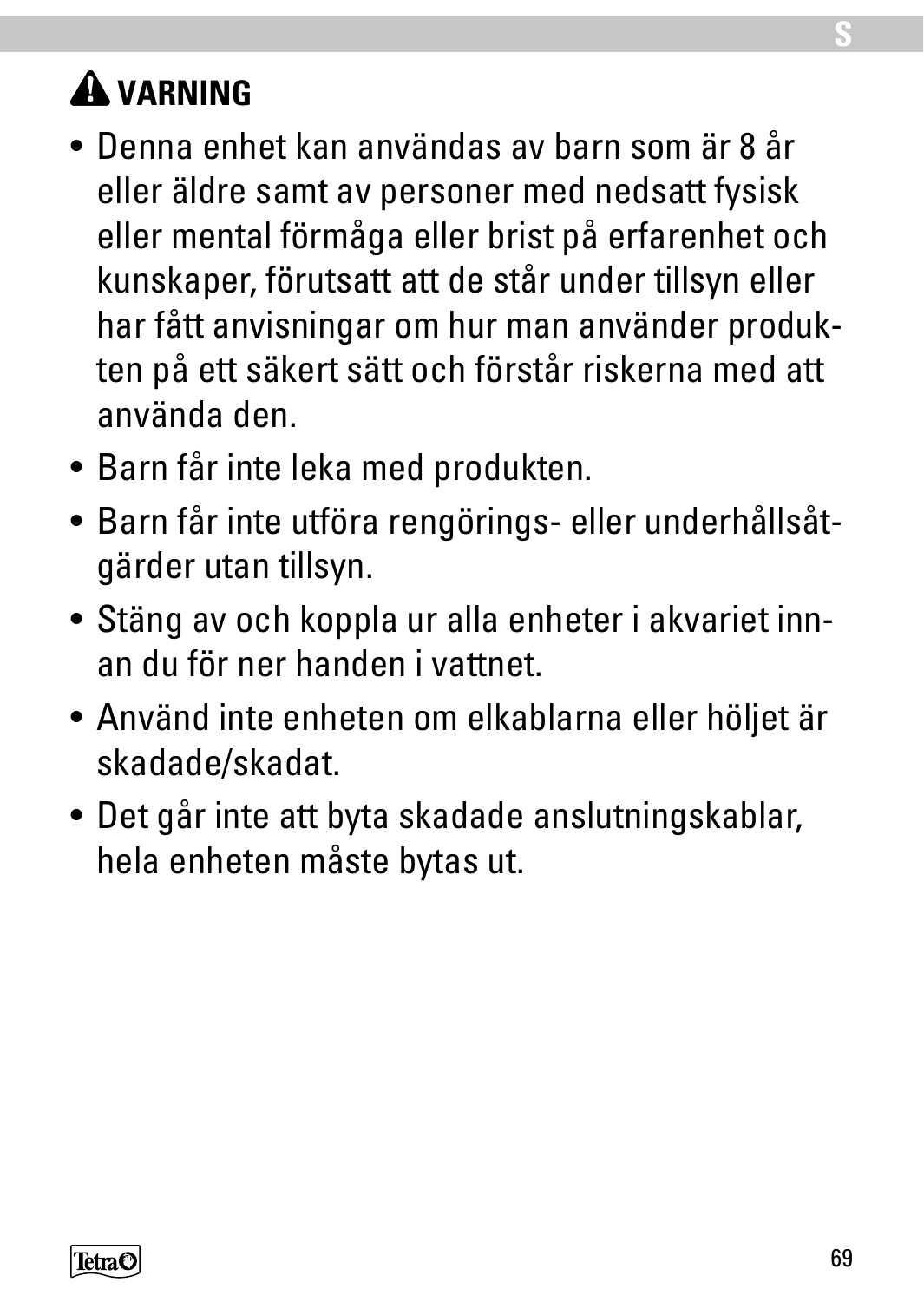## ⚠ VARNING

- Denna enhet kan användas av barn som är 8 år eller äldre samt av personer med nedsatt fysisk eller mental förmåga eller brist på erfarenhet och kunskaper, förutsatt att de står under tillsyn eller har fått anvisningar om hur man använder produkten på ett säkert sätt och förstår riskerna med att använda den.
- Barn får inte leka med produkten.
- Barn får inte utföra rengörings- eller underhållsåtgärder utan tillsyn.
- Stäng av och koppla ur alla enheter i akvariet innan du för ner handen i vattnet.
- Använd inte enheten om elkablarna eller höljet är skadade/skadat.
- Det går inte att byta skadade anslutningskablar, hela enheten måste bytas ut.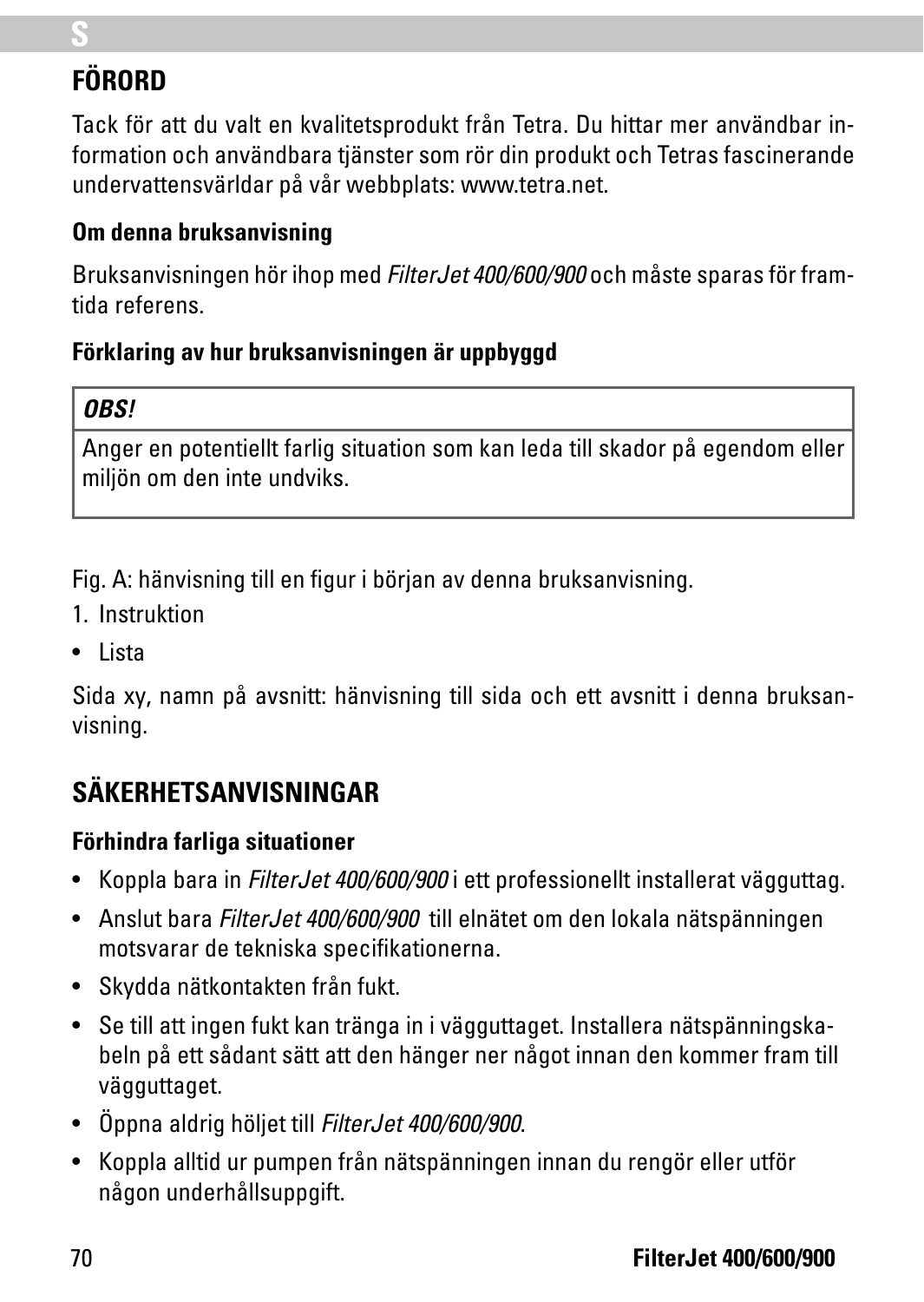## FÖRORD

Tack för att du valt en kvalitetsprodukt från Tetra. Du hittar mer användbar information och användbara tjänster som rör din produkt och Tetras fascinerande undervattensvärldar på vår webbplats: www.tetra.net.

### Om denna bruksanvisning

Bruksanvisningen hör ihop med *FilterJet 400/600/900* och måste sparas för framtida referens.

### Förklaring av hur bruksanvisningen är uppbyggd

| ***OBS!*** |
| --- |
| Anger en potentiellt farlig situation som kan leda till skador på egendom eller miljön om den inte undviks. |

Fig. A: hänvisning till en figur i början av denna bruksanvisning.

1. Instruktion

- Lista

Sida xy, namn på avsnitt: hänvisning till sida och ett avsnitt i denna bruksanvisning.

## SÄKERHETSANVISNINGAR

### Förhindra farliga situationer

- Koppla bara in *FilterJet 400/600/900* i ett professionellt installerat vägguttag.
- Anslut bara *FilterJet 400/600/900* till elnätet om den lokala nätspänningen motsvarar de tekniska specifikationerna.
- Skydda nätkontakten från fukt.
- Se till att ingen fukt kan tränga in i vägguttaget. Installera nätspänningskabeln på ett sådant sätt att den hänger ner något innan den kommer fram till vägguttaget.
- Öppna aldrig höljet till *FilterJet 400/600/900*.
- Koppla alltid ur pumpen från nätspänningen innan du rengör eller utför någon underhållsuppgift.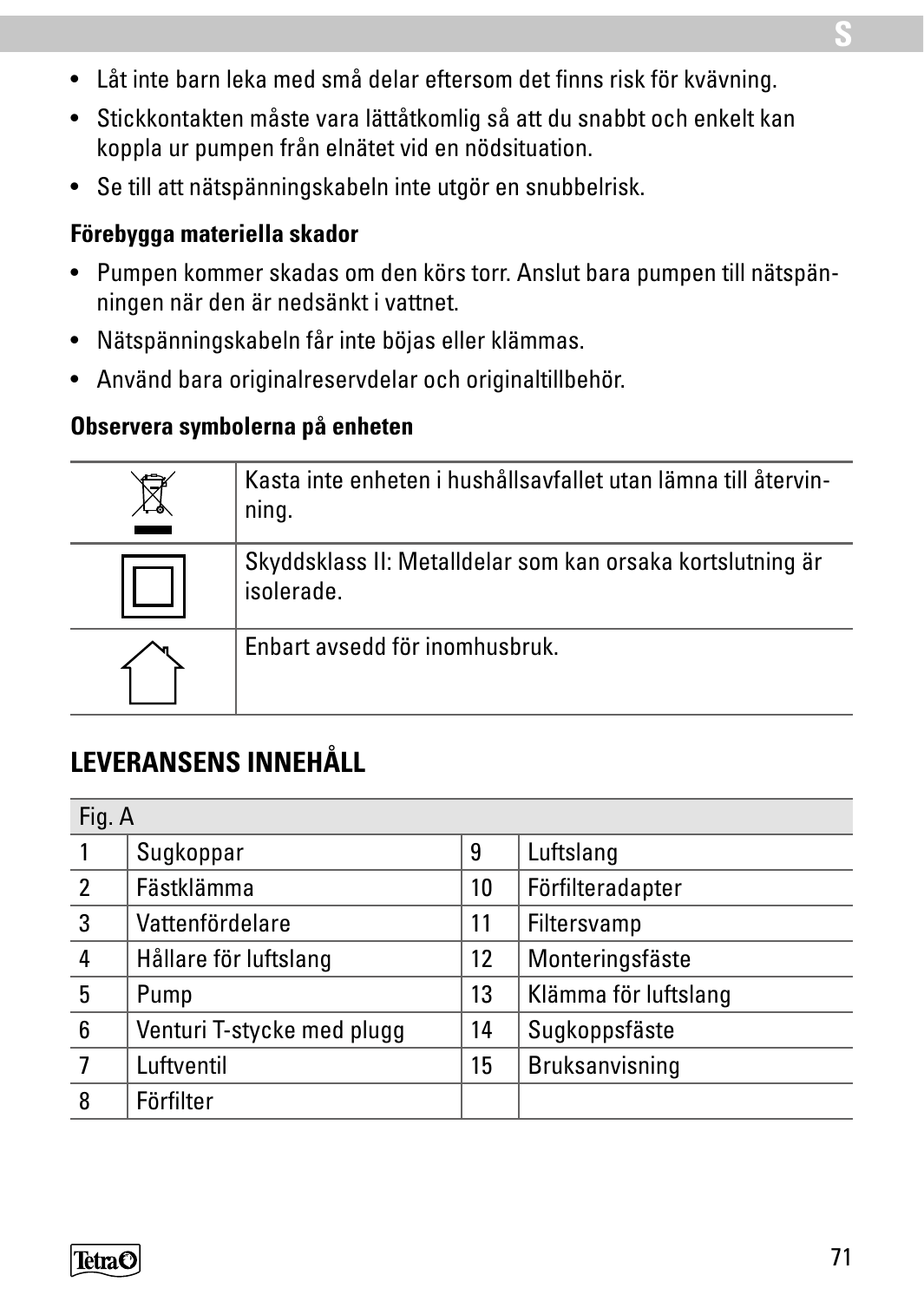- Låt inte barn leka med små delar eftersom det finns risk för kvävning.
- Stickkontakten måste vara lättåtkomlig så att du snabbt och enkelt kan koppla ur pumpen från elnätet vid en nödsituation.
- Se till att nätspänningskabeln inte utgör en snubbelrisk.

**Förebygga materiella skador**

- Pumpen kommer skadas om den körs torr. Anslut bara pumpen till nätspänningen när den är nedsänkt i vattnet.
- Nätspänningskabeln får inte böjas eller klämmas.
- Använd bara originalreservdelar och originaltillbehör.

**Observera symbolerna på enheten**

| | |
|---|---|
| | Kasta inte enheten i hushållsavfallet utan lämna till återvinning. |
| | Skyddsklass II: Metalldelar som kan orsaka kortslutning är isolerade. |
| | Enbart avsedd för inomhusbruk. |

## LEVERANSENS INNEHÅLL

| Fig. A | | | |
|---|---|---|---|
| 1 | Sugkoppar | 9 | Luftslang |
| 2 | Fästklämma | 10 | Förfilteradapter |
| 3 | Vattenfördelare | 11 | Filtersvamp |
| 4 | Hållare för luftslang | 12 | Monteringsfäste |
| 5 | Pump | 13 | Klämma för luftslang |
| 6 | Venturi T-stycke med plugg | 14 | Sugkoppsfäste |
| 7 | Luftventil | 15 | Bruksanvisning |
| 8 | Förfilter | | |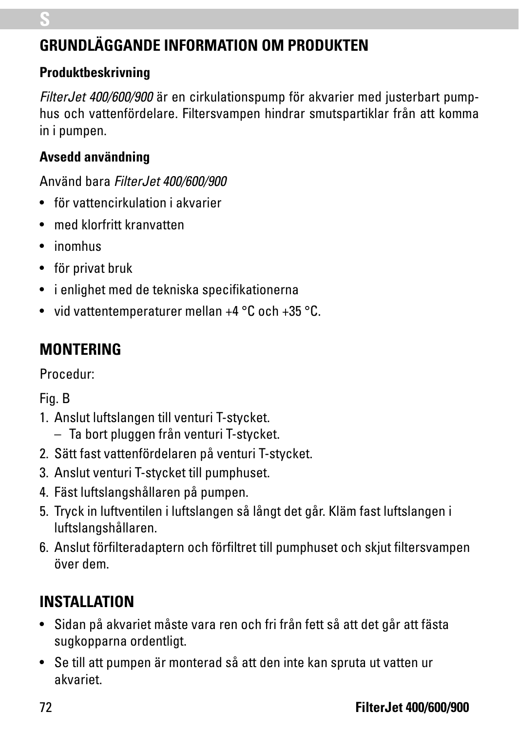## GRUNDLÄGGANDE INFORMATION OM PRODUKTEN

### Produktbeskrivning

*FilterJet 400/600/900* är en cirkulationspump för akvarier med justerbart pumphus och vattenfördelare. Filtersvampen hindrar smutspartiklar från att komma in i pumpen.

### Avsedd användning

Använd bara *FilterJet 400/600/900*

- för vattencirkulation i akvarier
- med klorfritt kranvatten
- inomhus
- för privat bruk
- i enlighet med de tekniska specifikationerna
- vid vattentemperaturer mellan +4 °C och +35 °C.

## MONTERING

Procedur:

Fig. B

1. Anslut luftslangen till venturi T-stycket.
   – Ta bort pluggen från venturi T-stycket.
2. Sätt fast vattenfördelaren på venturi T-stycket.
3. Anslut venturi T-stycket till pumphuset.
4. Fäst luftslangshållaren på pumpen.
5. Tryck in luftventilen i luftslangen så långt det går. Kläm fast luftslangen i luftslangshållaren.
6. Anslut förfilteradaptern och förfiltret till pumphuset och skjut filtersvampen över dem.

## INSTALLATION

- Sidan på akvariet måste vara ren och fri från fett så att det går att fästa sugkopparna ordentligt.
- Se till att pumpen är monterad så att den inte kan spruta ut vatten ur akvariet.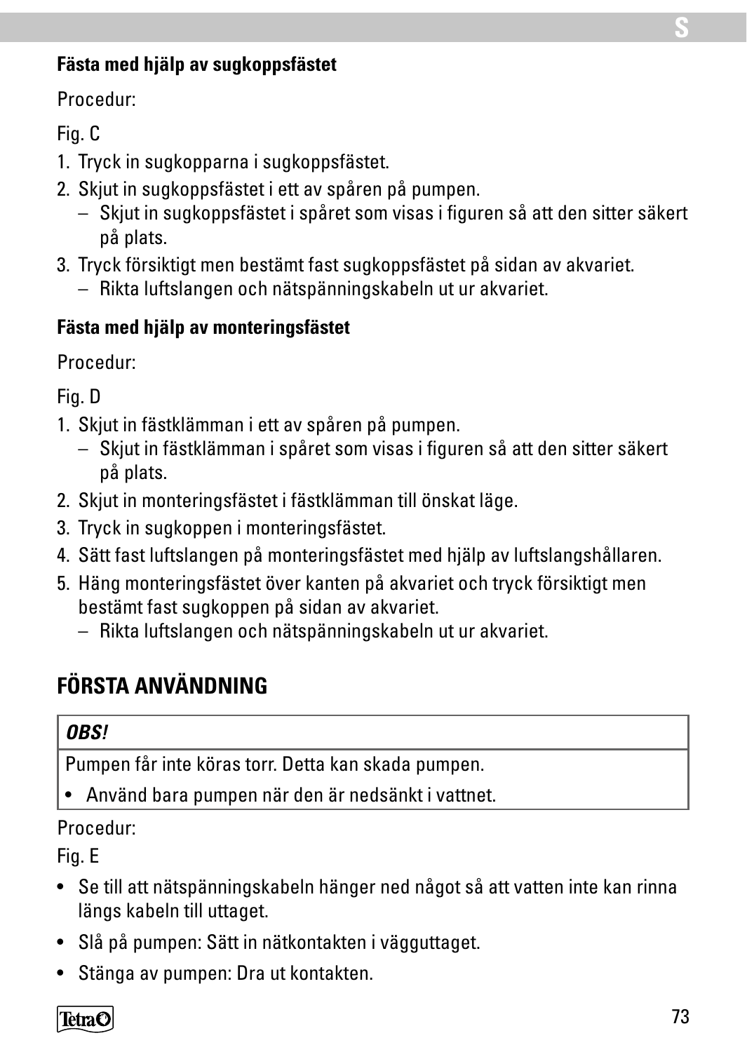### Fästa med hjälp av sugkoppsfästet

Procedur:

Fig. C

1. Tryck in sugkopparna i sugkoppsfästet.
2. Skjut in sugkoppsfästet i ett av spåren på pumpen.
   – Skjut in sugkoppsfästet i spåret som visas i figuren så att den sitter säkert på plats.
3. Tryck försiktigt men bestämt fast sugkoppsfästet på sidan av akvariet.
   – Rikta luftslangen och nätspänningskabeln ut ur akvariet.

### Fästa med hjälp av monteringsfästet

Procedur:

Fig. D

1. Skjut in fästklämman i ett av spåren på pumpen.
   – Skjut in fästklämman i spåret som visas i figuren så att den sitter säkert på plats.
2. Skjut in monteringsfästet i fästklämman till önskat läge.
3. Tryck in sugkoppen i monteringsfästet.
4. Sätt fast luftslangen på monteringsfästet med hjälp av luftslangshållaren.
5. Häng monteringsfästet över kanten på akvariet och tryck försiktigt men bestämt fast sugkoppen på sidan av akvariet.
   – Rikta luftslangen och nätspänningskabeln ut ur akvariet.

## FÖRSTA ANVÄNDNING

| ***OBS!*** |
|---|
| Pumpen får inte köras torr. Detta kan skada pumpen. |
| • Använd bara pumpen när den är nedsänkt i vattnet. |

Procedur:

Fig. E

- Se till att nätspänningskabeln hänger ned något så att vatten inte kan rinna längs kabeln till uttaget.
- Slå på pumpen: Sätt in nätkontakten i vägguttaget.
- Stänga av pumpen: Dra ut kontakten.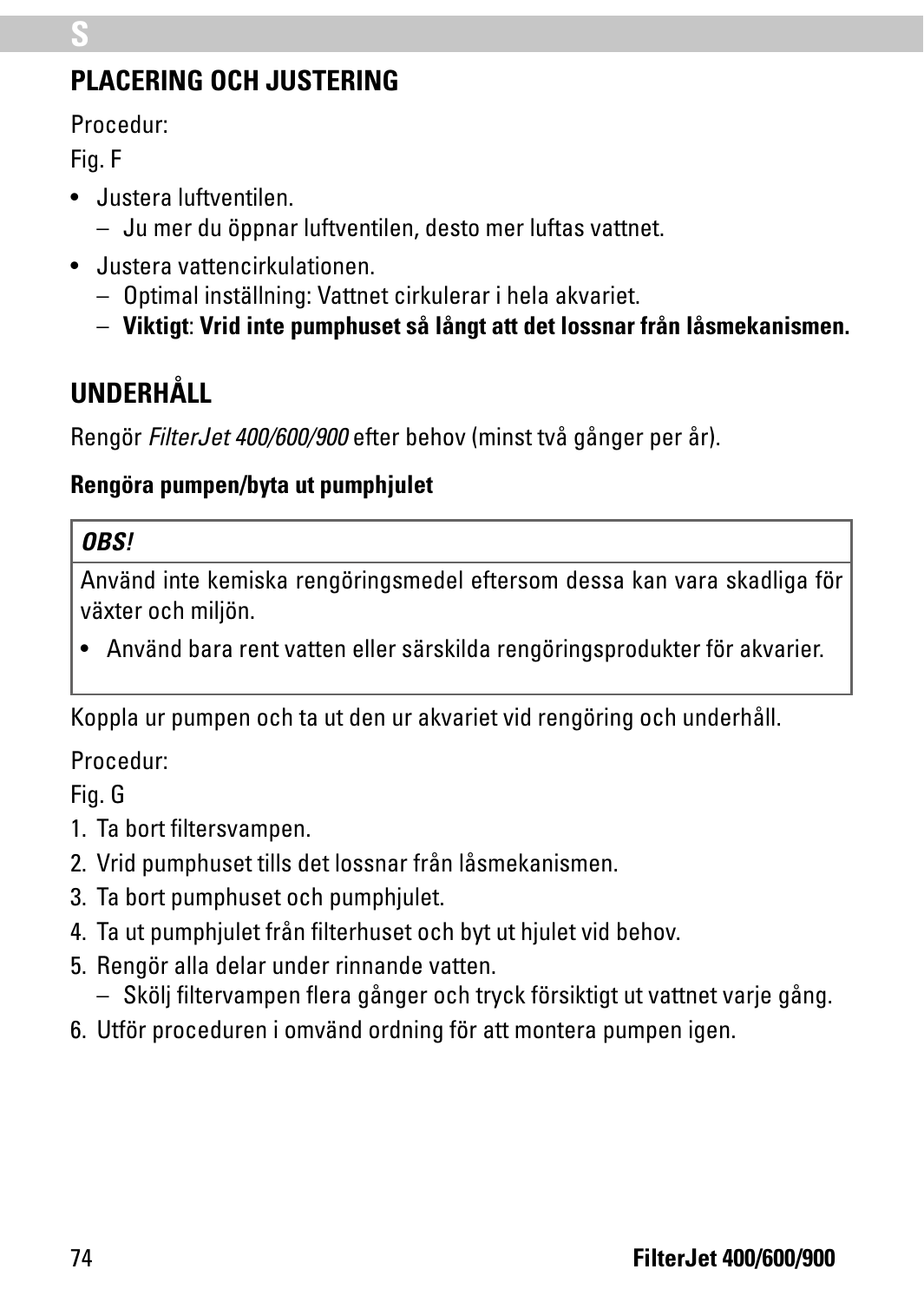## PLACERING OCH JUSTERING

Procedur:

Fig. F

- Justera luftventilen.
  - Ju mer du öppnar luftventilen, desto mer luftas vattnet.
- Justera vattencirkulationen.
  - Optimal inställning: Vattnet cirkulerar i hela akvariet.
  - **Viktigt**: **Vrid inte pumphuset så långt att det lossnar från låsmekanismen.**

## UNDERHÅLL

Rengör *FilterJet 400/600/900* efter behov (minst två gånger per år).

### Rengöra pumpen/byta ut pumphjulet

> ***OBS!***
>
> Använd inte kemiska rengöringsmedel eftersom dessa kan vara skadliga för växter och miljön.
>
> - Använd bara rent vatten eller särskilda rengöringsprodukter för akvarier.

Koppla ur pumpen och ta ut den ur akvariet vid rengöring och underhåll.

Procedur:

Fig. G

1. Ta bort filtersvampen.
2. Vrid pumphuset tills det lossnar från låsmekanismen.
3. Ta bort pumphuset och pumphjulet.
4. Ta ut pumphjulet från filterhuset och byt ut hjulet vid behov.
5. Rengör alla delar under rinnande vatten.
   - Skölj filtervampen flera gånger och tryck försiktigt ut vattnet varje gång.
6. Utför proceduren i omvänd ordning för att montera pumpen igen.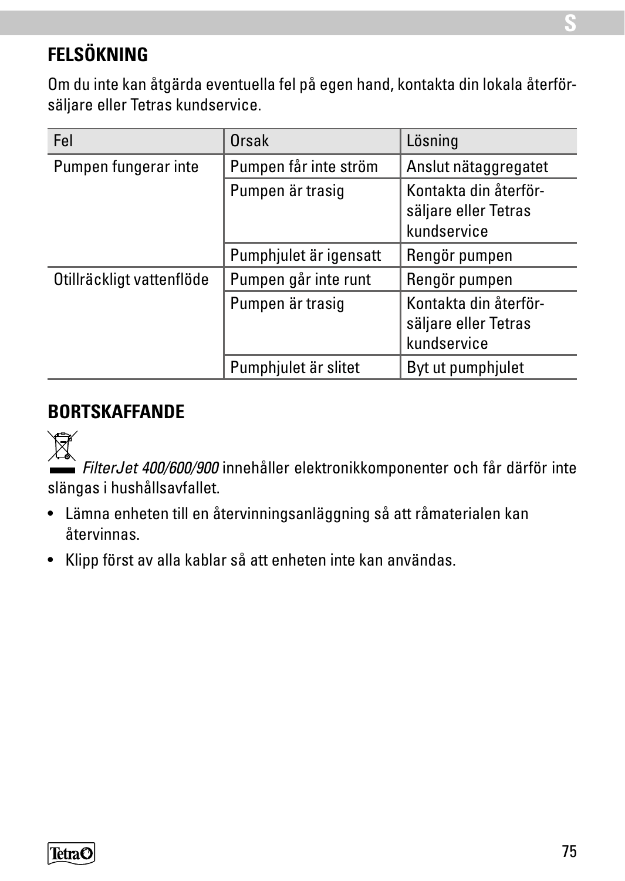## FELSÖKNING

Om du inte kan åtgärda eventuella fel på egen hand, kontakta din lokala återförsäljare eller Tetras kundservice.

| Fel | Orsak | Lösning |
|---|---|---|
| Pumpen fungerar inte | Pumpen får inte ström | Anslut nätaggregatet |
| | Pumpen är trasig | Kontakta din återförsäljare eller Tetras kundservice |
| | Pumphjulet är igensatt | Rengör pumpen |
| Otillräckligt vattenflöde | Pumpen går inte runt | Rengör pumpen |
| | Pumpen är trasig | Kontakta din återförsäljare eller Tetras kundservice |
| | Pumphjulet är slitet | Byt ut pumphjulet |

## BORTSKAFFANDE

*FilterJet 400/600/900* innehåller elektronikkomponenter och får därför inte slängas i hushållsavfallet.

- Lämna enheten till en återvinningsanläggning så att råmaterialen kan återvinnas.
- Klipp först av alla kablar så att enheten inte kan användas.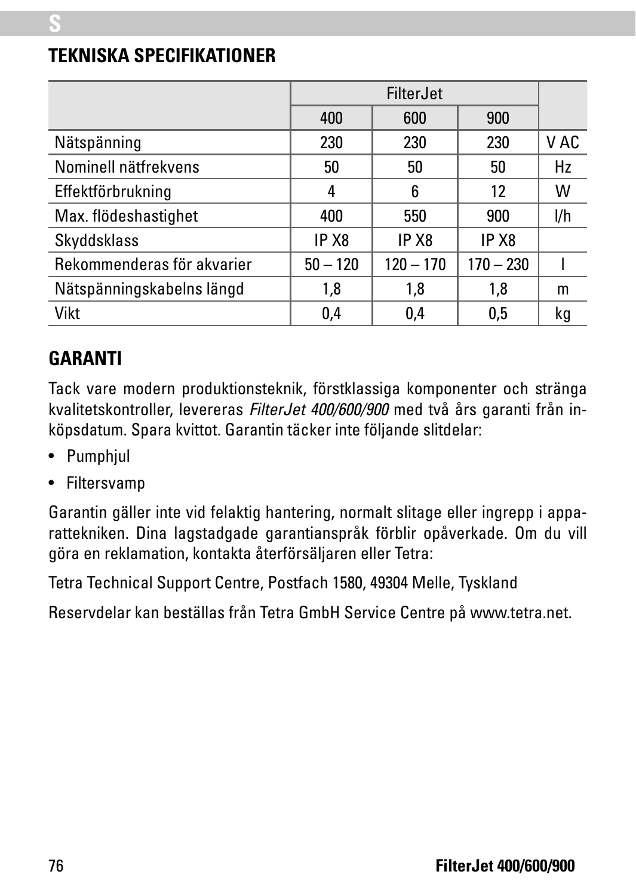## TEKNISKA SPECIFIKATIONER

| | FilterJet | | | |
|---|---|---|---|---|
| | 400 | 600 | 900 | |
| Nätspänning | 230 | 230 | 230 | V AC |
| Nominell nätfrekvens | 50 | 50 | 50 | Hz |
| Effektförbrukning | 4 | 6 | 12 | W |
| Max. flödeshastighet | 400 | 550 | 900 | l/h |
| Skyddsklass | IP X8 | IP X8 | IP X8 | |
| Rekommenderas för akvarier | 50 – 120 | 120 – 170 | 170 – 230 | l |
| Nätspänningskabelns längd | 1,8 | 1,8 | 1,8 | m |
| Vikt | 0,4 | 0,4 | 0,5 | kg |

## GARANTI

Tack vare modern produktionsteknik, förstklassiga komponenter och stränga kvalitetskontroller, levereras *FilterJet 400/600/900* med två års garanti från inköpsdatum. Spara kvittot. Garantin täcker inte följande slitdelar:

- Pumphjul
- Filtersvamp

Garantin gäller inte vid felaktig hantering, normalt slitage eller ingrepp i apparattekniken. Dina lagstadgade garantianspråk förblir opåverkade. Om du vill göra en reklamation, kontakta återförsäljaren eller Tetra:

Tetra Technical Support Centre, Postfach 1580, 49304 Melle, Tyskland

Reservdelar kan beställas från Tetra GmbH Service Centre på www.tetra.net.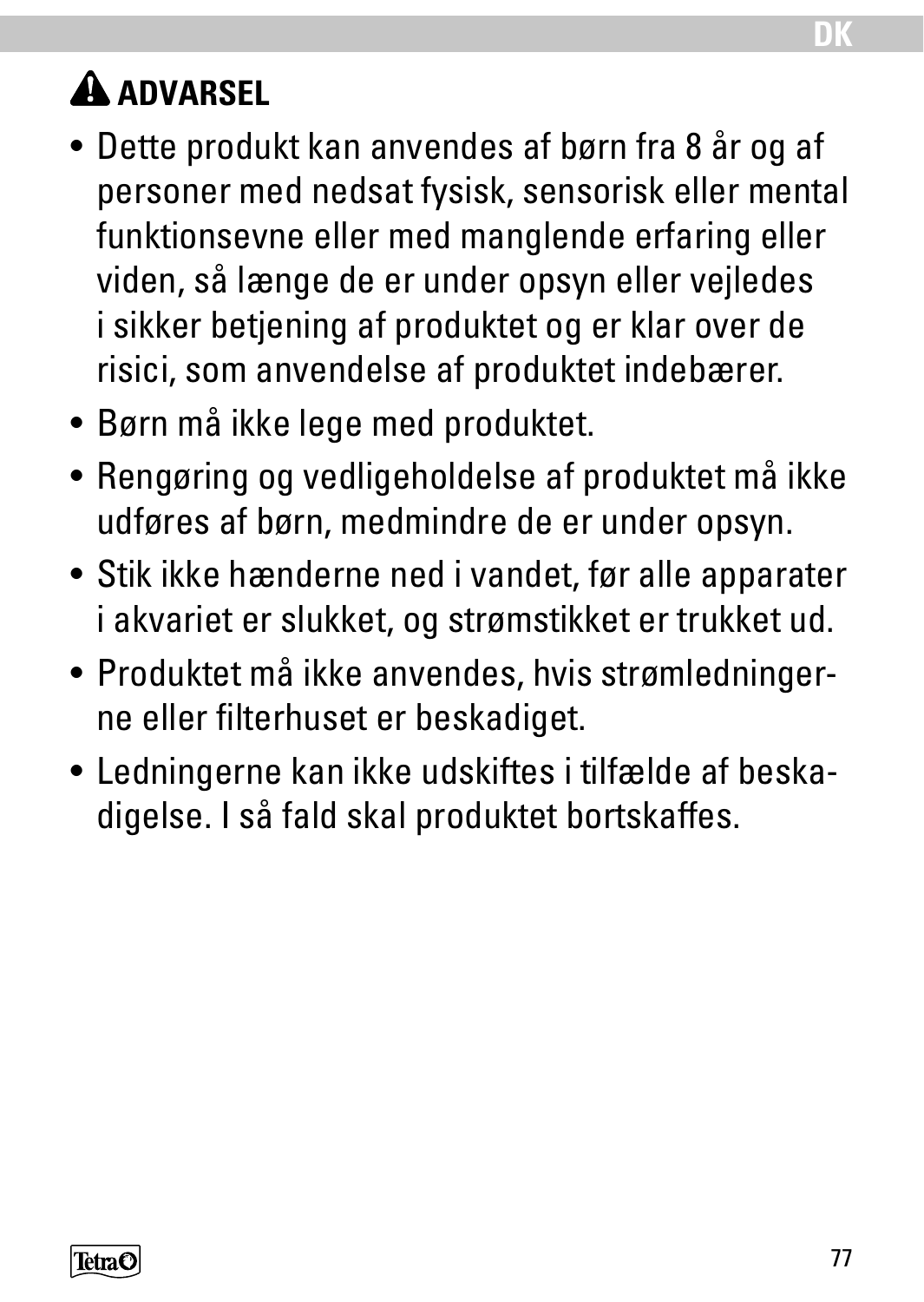## ⚠ ADVARSEL

- Dette produkt kan anvendes af børn fra 8 år og af personer med nedsat fysisk, sensorisk eller mental funktionsevne eller med manglende erfaring eller viden, så længe de er under opsyn eller vejledes i sikker betjening af produktet og er klar over de risici, som anvendelse af produktet indebærer.
- Børn må ikke lege med produktet.
- Rengøring og vedligeholdelse af produktet må ikke udføres af børn, medmindre de er under opsyn.
- Stik ikke hænderne ned i vandet, før alle apparater i akvariet er slukket, og strømstikket er trukket ud.
- Produktet må ikke anvendes, hvis strømledningerne eller filterhuset er beskadiget.
- Ledningerne kan ikke udskiftes i tilfælde af beskadigelse. I så fald skal produktet bortskaffes.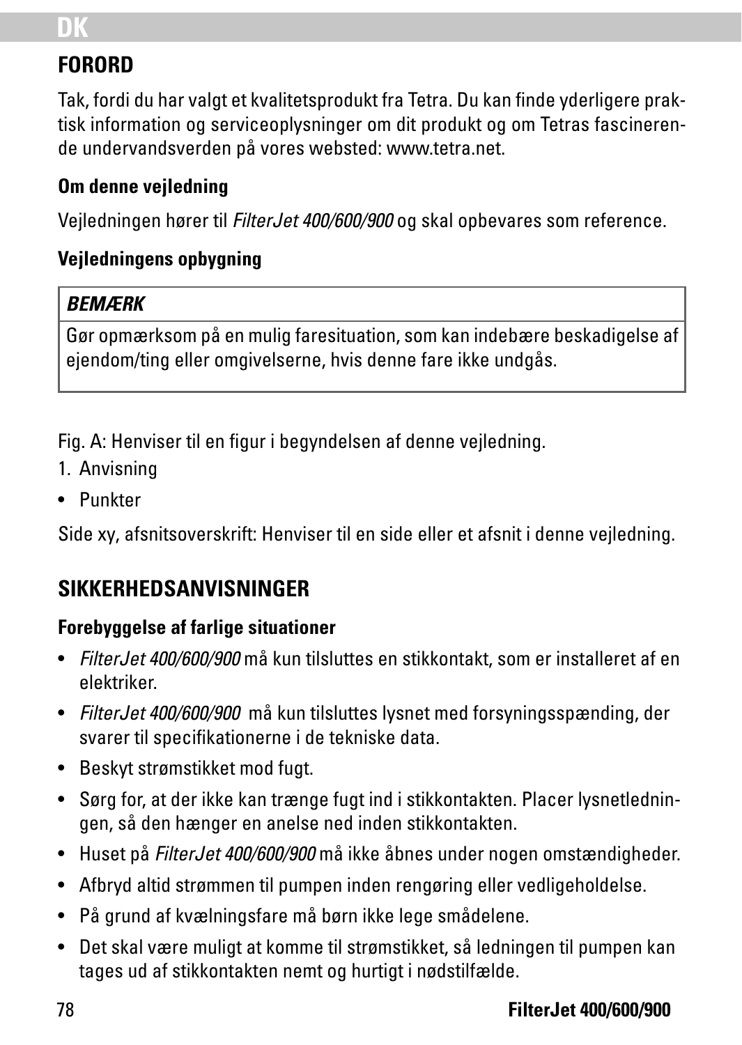## FORORD

Tak, fordi du har valgt et kvalitetsprodukt fra Tetra. Du kan finde yderligere praktisk information og serviceoplysninger om dit produkt og om Tetras fascinerende undervandsverden på vores websted: www.tetra.net.

### Om denne vejledning

Vejledningen hører til *FilterJet 400/600/900* og skal opbevares som reference.

### Vejledningens opbygning

| ***BEMÆRK*** |
| --- |
| Gør opmærksom på en mulig faresituation, som kan indebære beskadigelse af ejendom/ting eller omgivelserne, hvis denne fare ikke undgås. |

Fig. A: Henviser til en figur i begyndelsen af denne vejledning.

1. Anvisning

- Punkter

Side xy, afsnitsoverskrift: Henviser til en side eller et afsnit i denne vejledning.

## SIKKERHEDSANVISNINGER

### Forebyggelse af farlige situationer

- *FilterJet 400/600/900* må kun tilsluttes en stikkontakt, som er installeret af en elektriker.
- *FilterJet 400/600/900* må kun tilsluttes lysnet med forsyningsspænding, der svarer til specifikationerne i de tekniske data.
- Beskyt strømstikket mod fugt.
- Sørg for, at der ikke kan trænge fugt ind i stikkontakten. Placer lysnetledningen, så den hænger en anelse ned inden stikkontakten.
- Huset på *FilterJet 400/600/900* må ikke åbnes under nogen omstændigheder.
- Afbryd altid strømmen til pumpen inden rengøring eller vedligeholdelse.
- På grund af kvælningsfare må børn ikke lege smådelene.
- Det skal være muligt at komme til strømstikket, så ledningen til pumpen kan tages ud af stikkontakten nemt og hurtigt i nødstilfælde.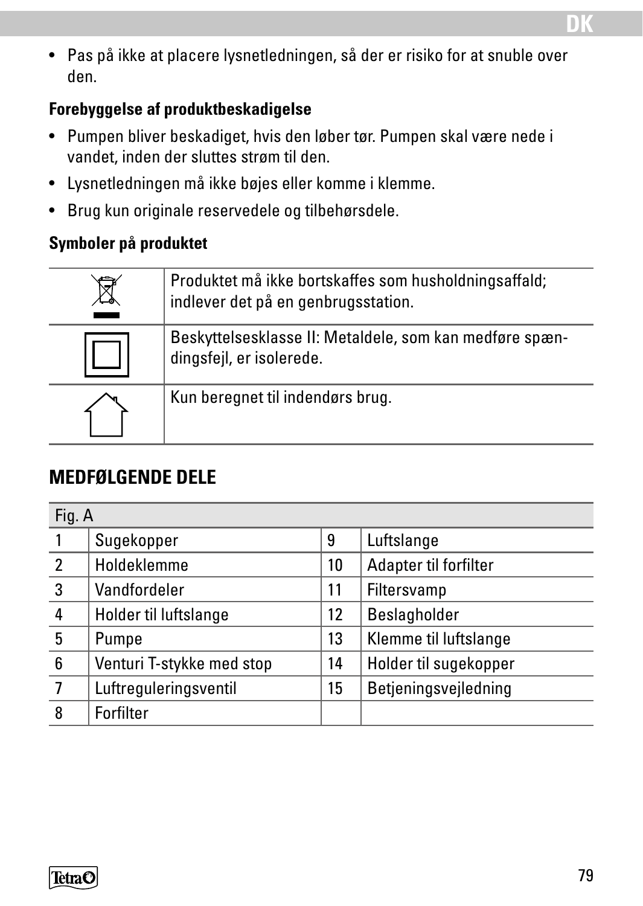- Pas på ikke at placere lysnetledningen, så der er risiko for at snuble over den.

**Forebyggelse af produktbeskadigelse**

- Pumpen bliver beskadiget, hvis den løber tør. Pumpen skal være nede i vandet, inden der sluttes strøm til den.
- Lysnetledningen må ikke bøjes eller komme i klemme.
- Brug kun originale reservedele og tilbehørsdele.

**Symboler på produktet**

| | |
|---|---|
| | Produktet må ikke bortskaffes som husholdningsaffald; indlever det på en genbrugsstation. |
| | Beskyttelsesklasse II: Metaldele, som kan medføre spændingsfejl, er isolerede. |
| | Kun beregnet til indendørs brug. |

## MEDFØLGENDE DELE

| Fig. A | | | |
|---|---|---|---|
| 1 | Sugekopper | 9 | Luftslange |
| 2 | Holdeklemme | 10 | Adapter til forfilter |
| 3 | Vandfordeler | 11 | Filtersvamp |
| 4 | Holder til luftslange | 12 | Beslagholder |
| 5 | Pumpe | 13 | Klemme til luftslange |
| 6 | Venturi T-stykke med stop | 14 | Holder til sugekopper |
| 7 | Luftreguleringsventil | 15 | Betjeningsvejledning |
| 8 | Forfilter | | |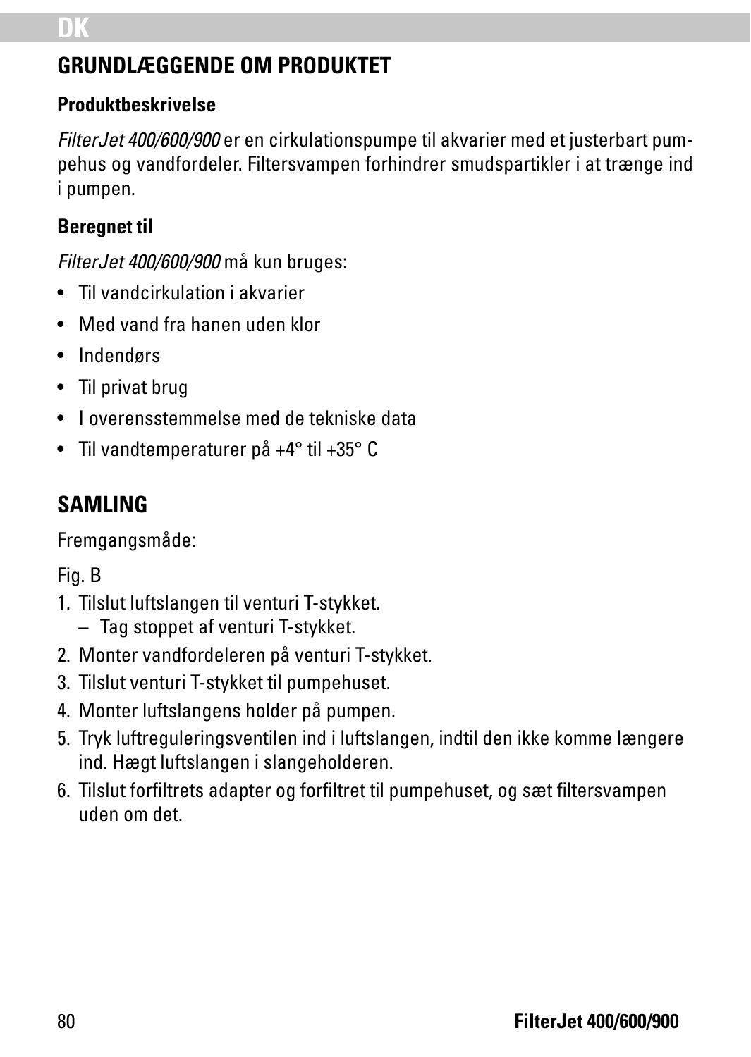## GRUNDLÆGGENDE OM PRODUKTET

### Produktbeskrivelse

*FilterJet 400/600/900* er en cirkulationspumpe til akvarier med et justerbart pumpehus og vandfordeler. Filtersvampen forhindrer smudspartikler i at trænge ind i pumpen.

### Beregnet til

*FilterJet 400/600/900* må kun bruges:

- Til vandcirkulation i akvarier
- Med vand fra hanen uden klor
- Indendørs
- Til privat brug
- I overensstemmelse med de tekniske data
- Til vandtemperaturer på +4° til +35° C

## SAMLING

Fremgangsmåde:

Fig. B

1. Tilslut luftslangen til venturi T-stykket.
   – Tag stoppet af venturi T-stykket.
2. Monter vandfordeleren på venturi T-stykket.
3. Tilslut venturi T-stykket til pumpehuset.
4. Monter luftslangens holder på pumpen.
5. Tryk luftreguleringsventilen ind i luftslangen, indtil den ikke komme længere ind. Hægt luftslangen i slangeholderen.
6. Tilslut forfiltrets adapter og forfiltret til pumpehuset, og sæt filtersvampen uden om det.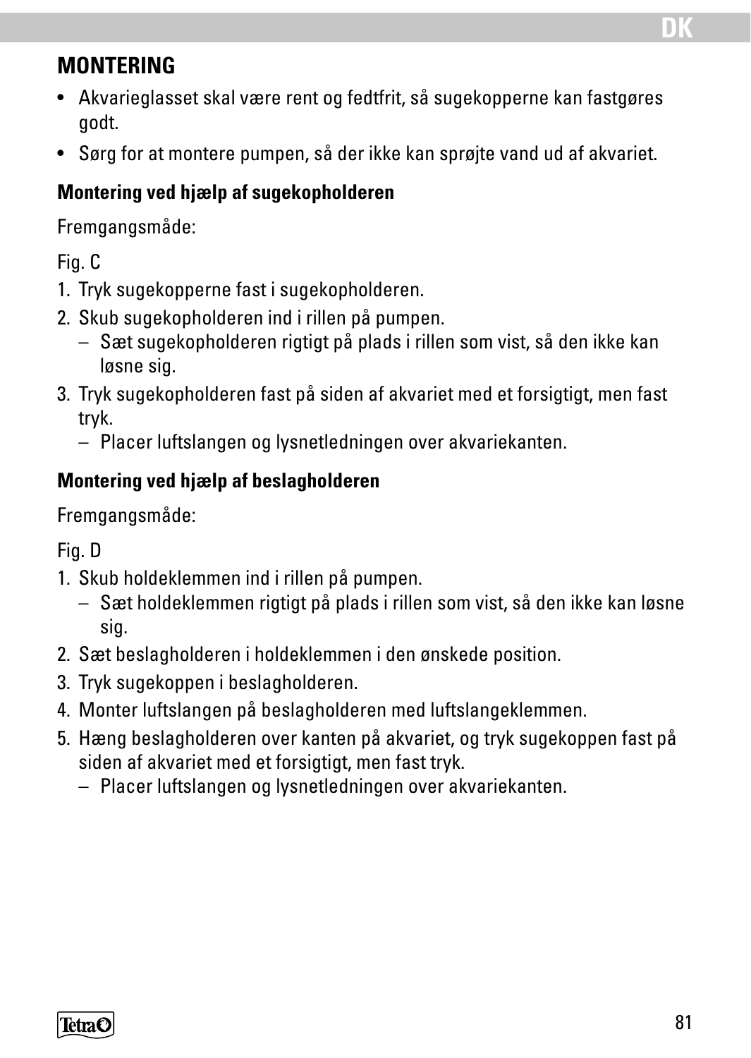## MONTERING

- Akvarieglasset skal være rent og fedtfrit, så sugekopperne kan fastgøres godt.
- Sørg for at montere pumpen, så der ikke kan sprøjte vand ud af akvariet.

### Montering ved hjælp af sugekopholderen

Fremgangsmåde:

Fig. C

1. Tryk sugekopperne fast i sugekopholderen.
2. Skub sugekopholderen ind i rillen på pumpen.
   – Sæt sugekopholderen rigtigt på plads i rillen som vist, så den ikke kan løsne sig.
3. Tryk sugekopholderen fast på siden af akvariet med et forsigtigt, men fast tryk.
   – Placer luftslangen og lysnetledningen over akvariekanten.

### Montering ved hjælp af beslagholderen

Fremgangsmåde:

Fig. D

1. Skub holdeklemmen ind i rillen på pumpen.
   – Sæt holdeklemmen rigtigt på plads i rillen som vist, så den ikke kan løsne sig.
2. Sæt beslagholderen i holdeklemmen i den ønskede position.
3. Tryk sugekoppen i beslagholderen.
4. Monter luftslangen på beslagholderen med luftslangeklemmen.
5. Hæng beslagholderen over kanten på akvariet, og tryk sugekoppen fast på siden af akvariet med et forsigtigt, men fast tryk.
   – Placer luftslangen og lysnetledningen over akvariekanten.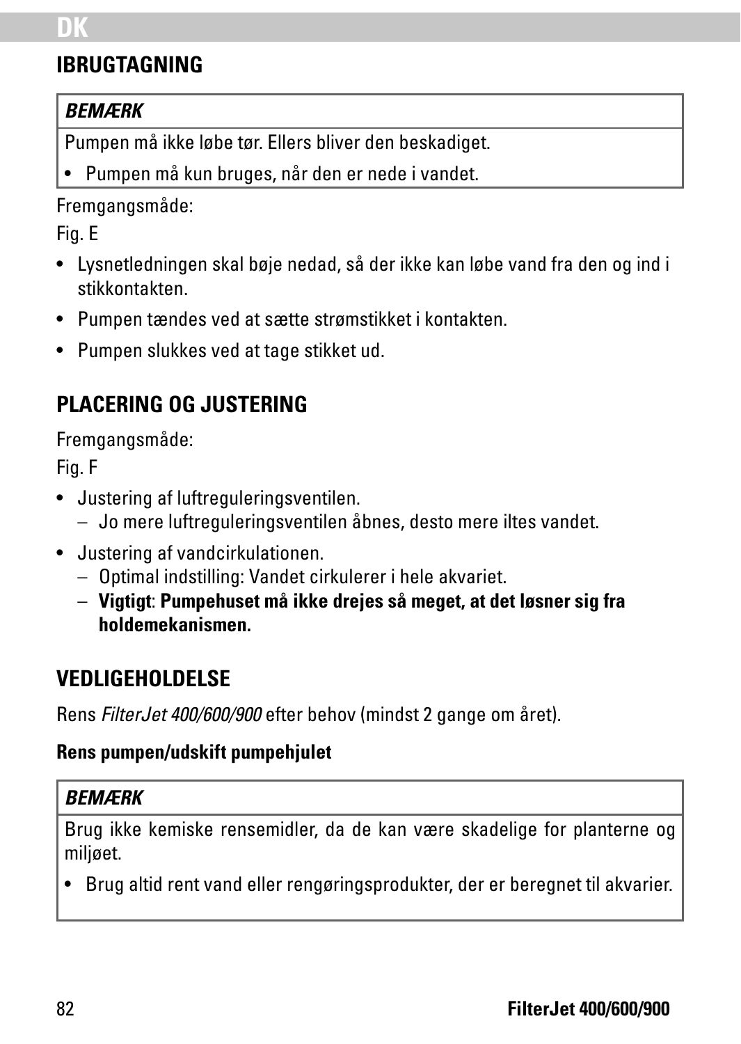## IBRUGTAGNING

| *BEMÆRK* |
|---|
| Pumpen må ikke løbe tør. Ellers bliver den beskadiget.<br>• Pumpen må kun bruges, når den er nede i vandet. |

Fremgangsmåde:

Fig. E

- Lysnetledningen skal bøje nedad, så der ikke kan løbe vand fra den og ind i stikkontakten.
- Pumpen tændes ved at sætte strømstikket i kontakten.
- Pumpen slukkes ved at tage stikket ud.

## PLACERING OG JUSTERING

Fremgangsmåde:

Fig. F

- Justering af luftreguleringsventilen.
  - Jo mere luftreguleringsventilen åbnes, desto mere iltes vandet.
- Justering af vandcirkulationen.
  - Optimal indstilling: Vandet cirkulerer i hele akvariet.
  - **Vigtigt**: **Pumpehuset må ikke drejes så meget, at det løsner sig fra holdemekanismen.**

## VEDLIGEHOLDELSE

Rens *FilterJet 400/600/900* efter behov (mindst 2 gange om året).

**Rens pumpen/udskift pumpehjulet**

| *BEMÆRK* |
|---|
| Brug ikke kemiske rensemidler, da de kan være skadelige for planterne og miljøet.<br>• Brug altid rent vand eller rengøringsprodukter, der er beregnet til akvarier. |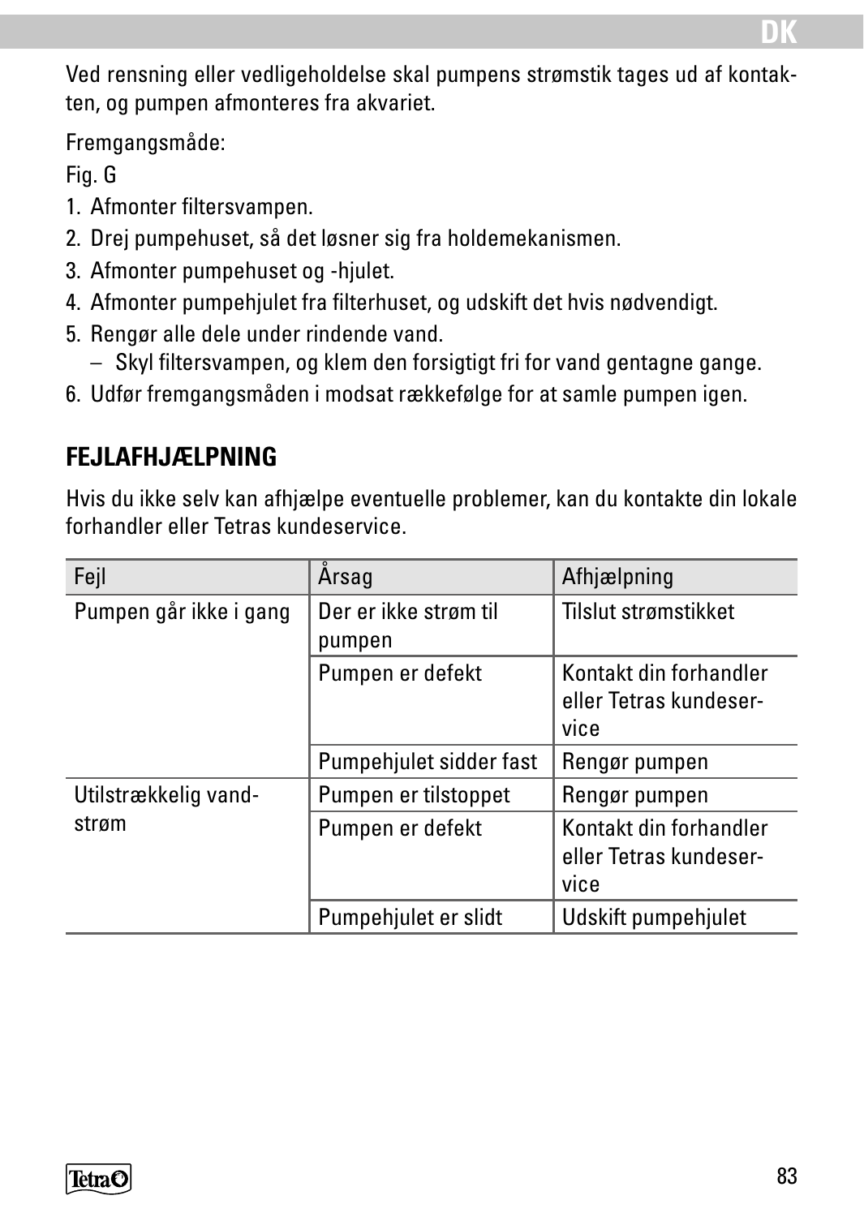Ved rensning eller vedligeholdelse skal pumpens strømstik tages ud af kontakten, og pumpen afmonteres fra akvariet.

Fremgangsmåde:

Fig. G

1. Afmonter filtersvampen.
2. Drej pumpehuset, så det løsner sig fra holdemekanismen.
3. Afmonter pumpehuset og -hjulet.
4. Afmonter pumpehjulet fra filterhuset, og udskift det hvis nødvendigt.
5. Rengør alle dele under rindende vand.
   – Skyl filtersvampen, og klem den forsigtigt fri for vand gentagne gange.
6. Udfør fremgangsmåden i modsat rækkefølge for at samle pumpen igen.

## FEJLAFHJÆLPNING

Hvis du ikke selv kan afhjælpe eventuelle problemer, kan du kontakte din lokale forhandler eller Tetras kundeservice.

| Fejl | Årsag | Afhjælpning |
|---|---|---|
| Pumpen går ikke i gang | Der er ikke strøm til pumpen | Tilslut strømstikket |
| | Pumpen er defekt | Kontakt din forhandler eller Tetras kundeservice |
| | Pumpehjulet sidder fast | Rengør pumpen |
| Utilstrækkelig vandstrøm | Pumpen er tilstoppet | Rengør pumpen |
| | Pumpen er defekt | Kontakt din forhandler eller Tetras kundeservice |
| | Pumpehjulet er slidt | Udskift pumpehjulet |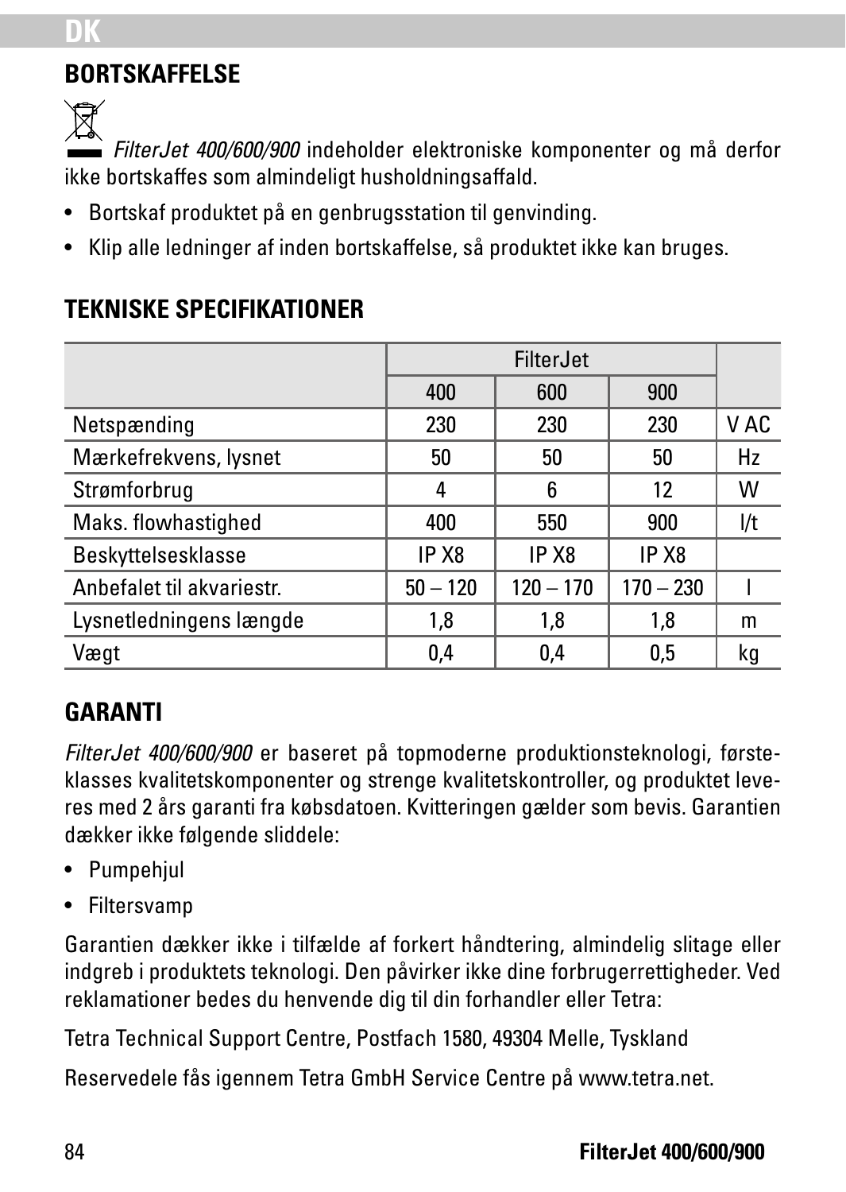## BORTSKAFFELSE

*FilterJet 400/600/900* indeholder elektroniske komponenter og må derfor ikke bortskaffes som almindeligt husholdningsaffald.

- Bortskaf produktet på en genbrugsstation til genvinding.
- Klip alle ledninger af inden bortskaffelse, så produktet ikke kan bruges.

## TEKNISKE SPECIFIKATIONER

| | FilterJet | | | |
|---|---|---|---|---|
| | 400 | 600 | 900 | |
| Netspænding | 230 | 230 | 230 | V AC |
| Mærkefrekvens, lysnet | 50 | 50 | 50 | Hz |
| Strømforbrug | 4 | 6 | 12 | W |
| Maks. flowhastighed | 400 | 550 | 900 | l/t |
| Beskyttelsesklasse | IP X8 | IP X8 | IP X8 | |
| Anbefalet til akvariestr. | 50 – 120 | 120 – 170 | 170 – 230 | l |
| Lysnetledningens længde | 1,8 | 1,8 | 1,8 | m |
| Vægt | 0,4 | 0,4 | 0,5 | kg |

## GARANTI

*FilterJet 400/600/900* er baseret på topmoderne produktionsteknologi, førsteklasses kvalitetskomponenter og strenge kvalitetskontroller, og produktet leveres med 2 års garanti fra købsdatoen. Kvitteringen gælder som bevis. Garantien dækker ikke følgende sliddele:

- Pumpehjul
- Filtersvamp

Garantien dækker ikke i tilfælde af forkert håndtering, almindelig slitage eller indgreb i produktets teknologi. Den påvirker ikke dine forbrugerrettigheder. Ved reklamationer bedes du henvende dig til din forhandler eller Tetra:

Tetra Technical Support Centre, Postfach 1580, 49304 Melle, Tyskland

Reservedele fås igennem Tetra GmbH Service Centre på www.tetra.net.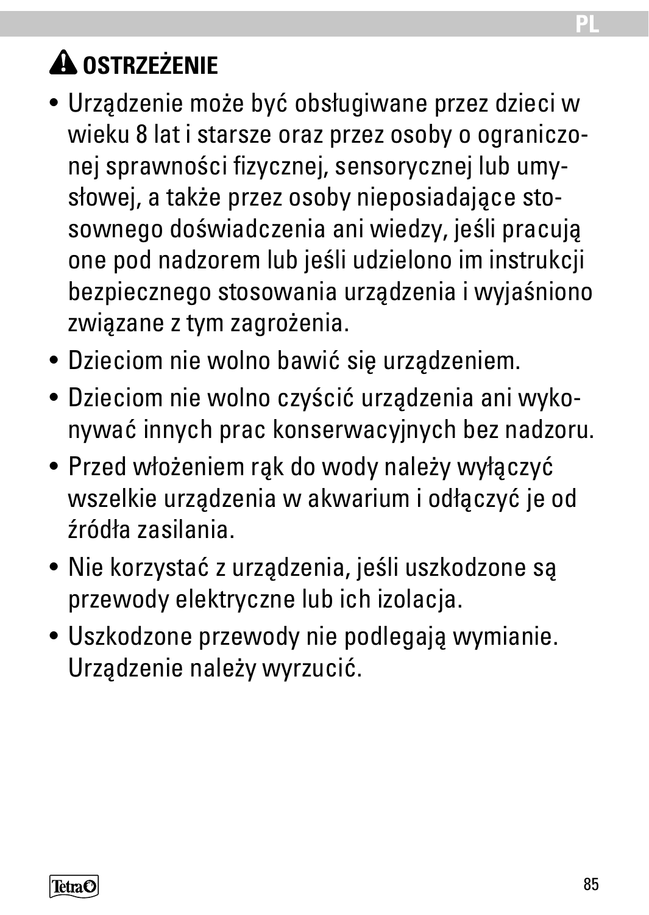## ⚠ OSTRZEŻENIE

- Urządzenie może być obsługiwane przez dzieci w wieku 8 lat i starsze oraz przez osoby o ograniczonej sprawności fizycznej, sensorycznej lub umysłowej, a także przez osoby nieposiadające stosownego doświadczenia ani wiedzy, jeśli pracują one pod nadzorem lub jeśli udzielono im instrukcji bezpiecznego stosowania urządzenia i wyjaśniono związane z tym zagrożenia.
- Dzieciom nie wolno bawić się urządzeniem.
- Dzieciom nie wolno czyścić urządzenia ani wykonywać innych prac konserwacyjnych bez nadzoru.
- Przed włożeniem rąk do wody należy wyłączyć wszelkie urządzenia w akwarium i odłączyć je od źródła zasilania.
- Nie korzystać z urządzenia, jeśli uszkodzone są przewody elektryczne lub ich izolacja.
- Uszkodzone przewody nie podlegają wymianie. Urządzenie należy wyrzucić.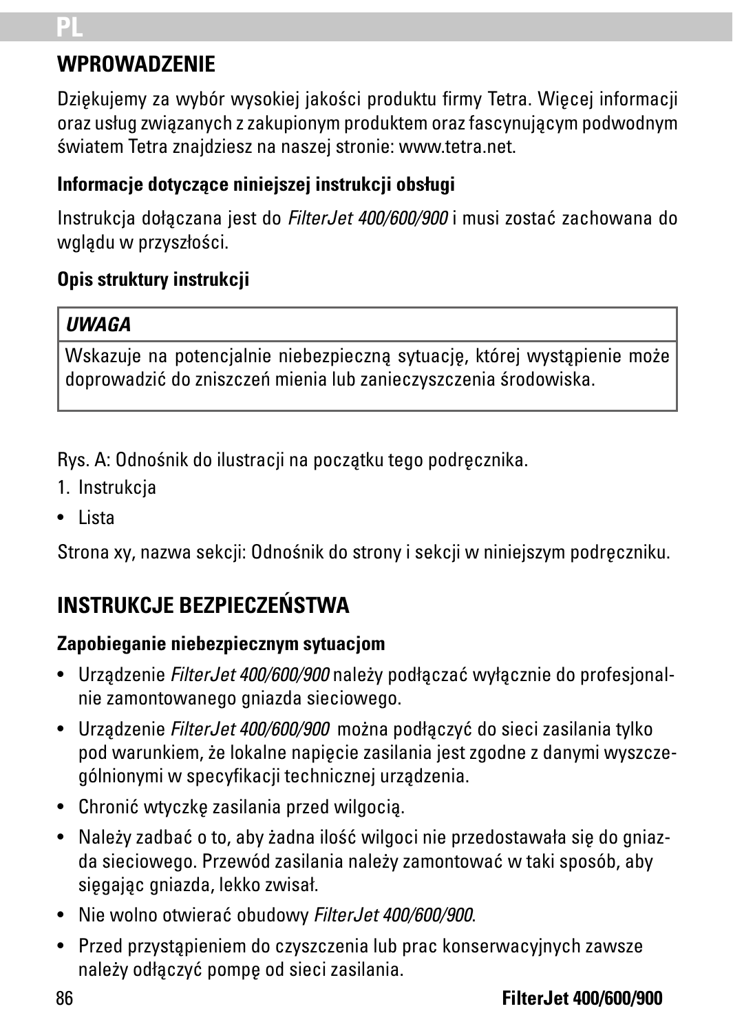## WPROWADZENIE

Dziękujemy za wybór wysokiej jakości produktu firmy Tetra. Więcej informacji oraz usług związanych z zakupionym produktem oraz fascynującym podwodnym światem Tetra znajdziesz na naszej stronie: www.tetra.net.

### Informacje dotyczące niniejszej instrukcji obsługi

Instrukcja dołączana jest do *FilterJet 400/600/900* i musi zostać zachowana do wglądu w przyszłości.

### Opis struktury instrukcji

| ***UWAGA*** |
| --- |
| Wskazuje na potencjalnie niebezpieczną sytuację, której wystąpienie może doprowadzić do zniszczeń mienia lub zanieczyszczenia środowiska. |

Rys. A: Odnośnik do ilustracji na początku tego podręcznika.

1. Instrukcja

- Lista

Strona xy, nazwa sekcji: Odnośnik do strony i sekcji w niniejszym podręczniku.

## INSTRUKCJE BEZPIECZEŃSTWA

### Zapobieganie niebezpiecznym sytuacjom

- Urządzenie *FilterJet 400/600/900* należy podłączać wyłącznie do profesjonalnie zamontowanego gniazda sieciowego.
- Urządzenie *FilterJet 400/600/900* można podłączyć do sieci zasilania tylko pod warunkiem, że lokalne napięcie zasilania jest zgodne z danymi wyszczególnionymi w specyfikacji technicznej urządzenia.
- Chronić wtyczkę zasilania przed wilgocią.
- Należy zadbać o to, aby żadna ilość wilgoci nie przedostawała się do gniazda sieciowego. Przewód zasilania należy zamontować w taki sposób, aby sięgając gniazda, lekko zwisał.
- Nie wolno otwierać obudowy *FilterJet 400/600/900*.
- Przed przystąpieniem do czyszczenia lub prac konserwacyjnych zawsze należy odłączyć pompę od sieci zasilania.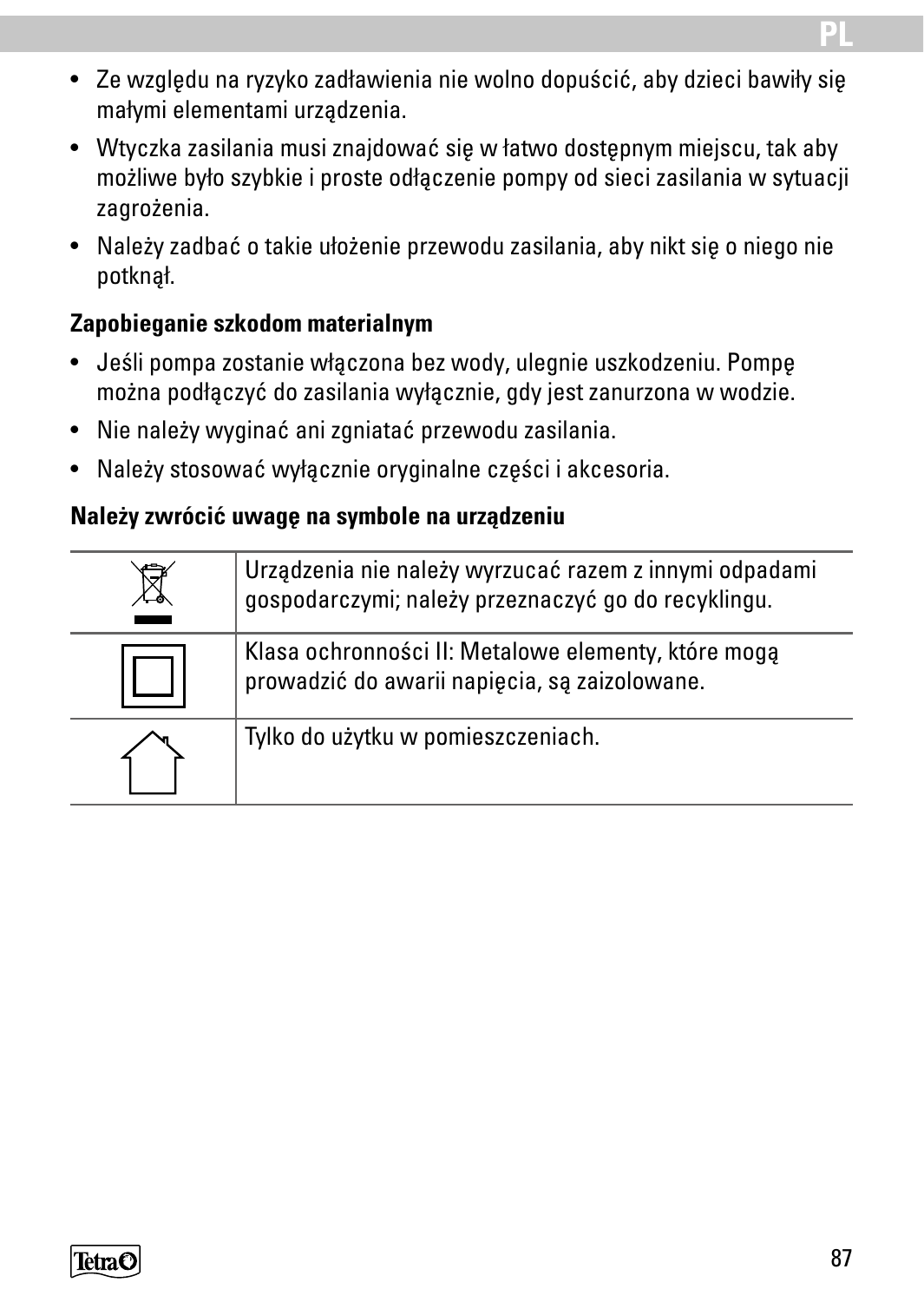- Ze względu na ryzyko zadławienia nie wolno dopuścić, aby dzieci bawiły się małymi elementami urządzenia.
- Wtyczka zasilania musi znajdować się w łatwo dostępnym miejscu, tak aby możliwe było szybkie i proste odłączenie pompy od sieci zasilania w sytuacji zagrożenia.
- Należy zadbać o takie ułożenie przewodu zasilania, aby nikt się o niego nie potknął.

**Zapobieganie szkodom materialnym**

- Jeśli pompa zostanie włączona bez wody, ulegnie uszkodzeniu. Pompę można podłączyć do zasilania wyłącznie, gdy jest zanurzona w wodzie.
- Nie należy wyginać ani zgniatać przewodu zasilania.
- Należy stosować wyłącznie oryginalne części i akcesoria.

**Należy zwrócić uwagę na symbole na urządzeniu**

| | |
|---|---|
| | Urządzenia nie należy wyrzucać razem z innymi odpadami gospodarczymi; należy przeznaczyć go do recyklingu. |
| | Klasa ochronności II: Metalowe elementy, które mogą prowadzić do awarii napięcia, są zaizolowane. |
| | Tylko do użytku w pomieszczeniach. |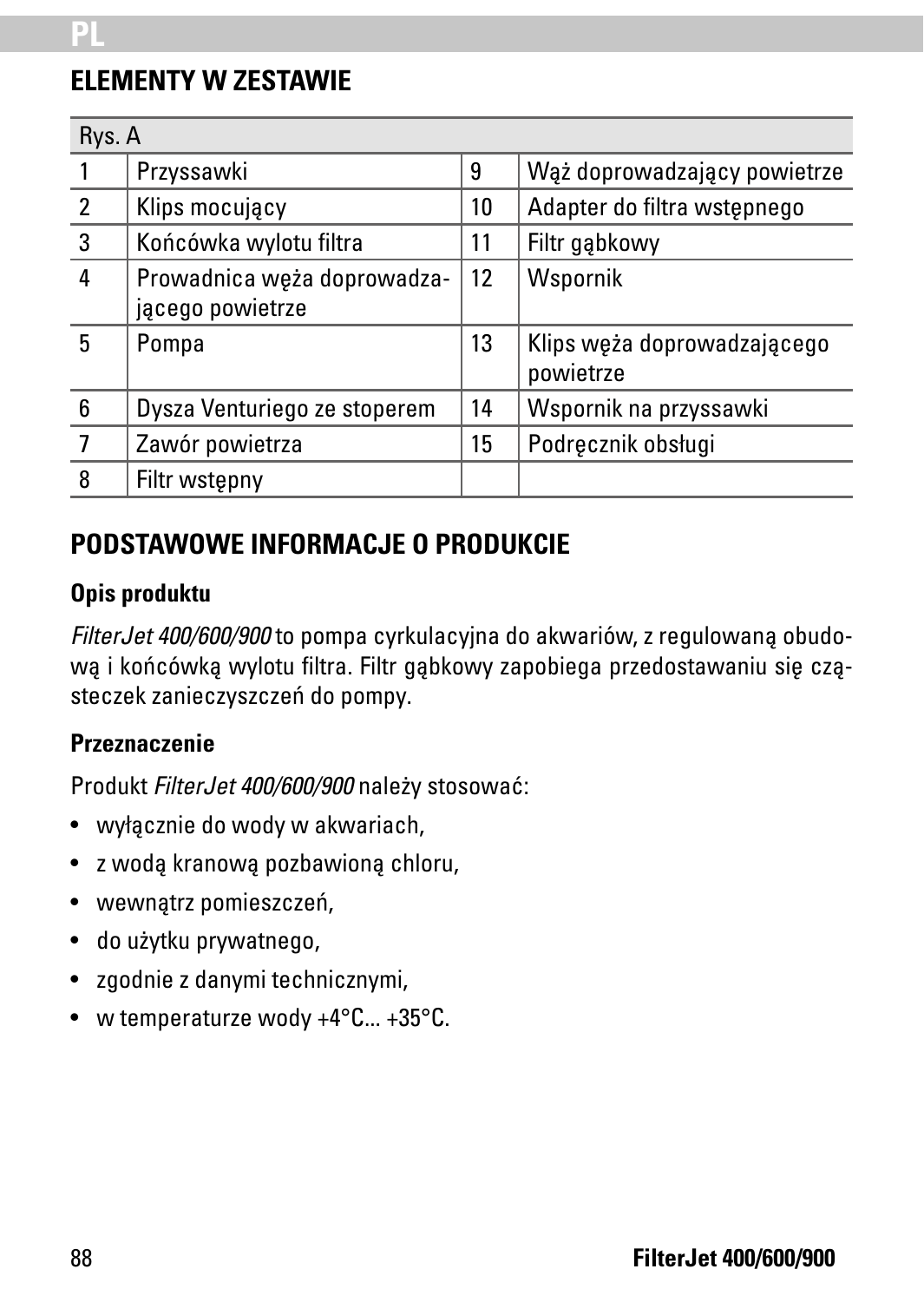## ELEMENTY W ZESTAWIE

| Rys. A | | | |
|---|---|---|---|
| 1 | Przyssawki | 9 | Wąż doprowadzający powietrze |
| 2 | Klips mocujący | 10 | Adapter do filtra wstępnego |
| 3 | Końcówka wylotu filtra | 11 | Filtr gąbkowy |
| 4 | Prowadnica węża doprowadzającego powietrze | 12 | Wspornik |
| 5 | Pompa | 13 | Klips węża doprowadzającego powietrze |
| 6 | Dysza Venturiego ze stoperem | 14 | Wspornik na przyssawki |
| 7 | Zawór powietrza | 15 | Podręcznik obsługi |
| 8 | Filtr wstępny | | |

## PODSTAWOWE INFORMACJE O PRODUKCIE

### Opis produktu

*FilterJet 400/600/900* to pompa cyrkulacyjna do akwariów, z regulowaną obudową i końcówką wylotu filtra. Filtr gąbkowy zapobiega przedostawaniu się cząsteczek zanieczyszczeń do pompy.

### Przeznaczenie

Produkt *FilterJet 400/600/900* należy stosować:

- wyłącznie do wody w akwariach,
- z wodą kranową pozbawioną chloru,
- wewnątrz pomieszczeń,
- do użytku prywatnego,
- zgodnie z danymi technicznymi,
- w temperaturze wody +4°C... +35°C.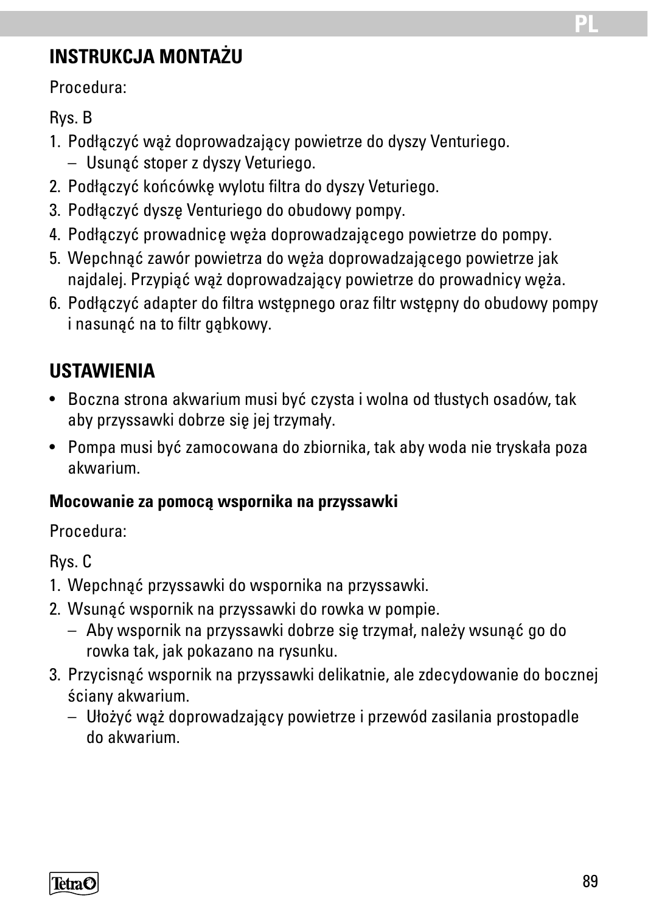## INSTRUKCJA MONTAŻU

Procedura:

Rys. B

1. Podłączyć wąż doprowadzający powietrze do dyszy Venturiego.
   – Usunąć stoper z dyszy Veturiego.
2. Podłączyć końcówkę wylotu filtra do dyszy Veturiego.
3. Podłączyć dyszę Venturiego do obudowy pompy.
4. Podłączyć prowadnicę węża doprowadzającego powietrze do pompy.
5. Wepchnąć zawór powietrza do węża doprowadzającego powietrze jak najdalej. Przypiąć wąż doprowadzający powietrze do prowadnicy węża.
6. Podłączyć adapter do filtra wstępnego oraz filtr wstępny do obudowy pompy i nasunąć na to filtr gąbkowy.

## USTAWIENIA

- Boczna strona akwarium musi być czysta i wolna od tłustych osadów, tak aby przyssawki dobrze się jej trzymały.
- Pompa musi być zamocowana do zbiornika, tak aby woda nie tryskała poza akwarium.

### Mocowanie za pomocą wspornika na przyssawki

Procedura:

Rys. C

1. Wepchnąć przyssawki do wspornika na przyssawki.
2. Wsunąć wspornik na przyssawki do rowka w pompie.
   – Aby wspornik na przyssawki dobrze się trzymał, należy wsunąć go do rowka tak, jak pokazano na rysunku.
3. Przycisnąć wspornik na przyssawki delikatnie, ale zdecydowanie do bocznej ściany akwarium.
   – Ułożyć wąż doprowadzający powietrze i przewód zasilania prostopadle do akwarium.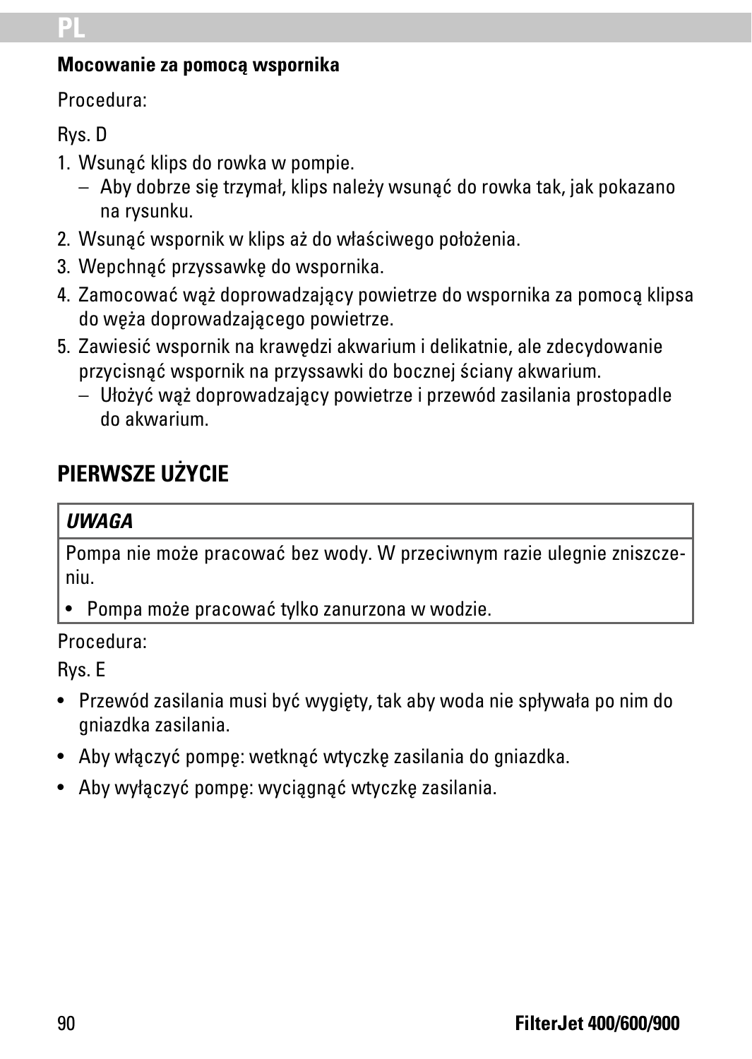**Mocowanie za pomocą wspornika**

Procedura:

Rys. D

1. Wsunąć klips do rowka w pompie.
   - Aby dobrze się trzymał, klips należy wsunąć do rowka tak, jak pokazano na rysunku.
2. Wsunąć wspornik w klips aż do właściwego położenia.
3. Wepchnąć przyssawkę do wspornika.
4. Zamocować wąż doprowadzający powietrze do wspornika za pomocą klipsa do węża doprowadzającego powietrze.
5. Zawiesić wspornik na krawędzi akwarium i delikatnie, ale zdecydowanie przycisnąć wspornik na przyssawki do bocznej ściany akwarium.
   - Ułożyć wąż doprowadzający powietrze i przewód zasilania prostopadle do akwarium.

## PIERWSZE UŻYCIE

> ***UWAGA***
>
> Pompa nie może pracować bez wody. W przeciwnym razie ulegnie zniszczeniu.
>
> - Pompa może pracować tylko zanurzona w wodzie.

Procedura:

Rys. E

- Przewód zasilania musi być wygięty, tak aby woda nie spływała po nim do gniazdka zasilania.
- Aby włączyć pompę: wetknąć wtyczkę zasilania do gniazdka.
- Aby wyłączyć pompę: wyciągnąć wtyczkę zasilania.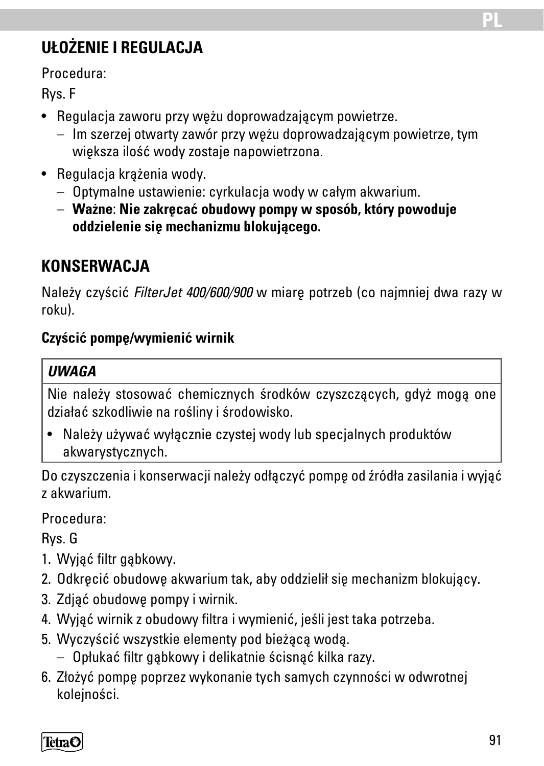## UŁOŻENIE I REGULACJA

Procedura:

Rys. F

- Regulacja zaworu przy wężu doprowadzającym powietrze.
  - Im szerzej otwarty zawór przy wężu doprowadzającym powietrze, tym większa ilość wody zostaje napowietrzona.
- Regulacja krążenia wody.
  - Optymalne ustawienie: cyrkulacja wody w całym akwarium.
  - **Ważne**: **Nie zakręcać obudowy pompy w sposób, który powoduje oddzielenie się mechanizmu blokującego.**

## KONSERWACJA

Należy czyścić *FilterJet 400/600/900* w miarę potrzeb (co najmniej dwa razy w roku).

**Czyścić pompę/wymienić wirnik**

| ***UWAGA*** |
|---|
| Nie należy stosować chemicznych środków czyszczących, gdyż mogą one działać szkodliwie na rośliny i środowisko.<br>• Należy używać wyłącznie czystej wody lub specjalnych produktów akwarystycznych. |

Do czyszczenia i konserwacji należy odłączyć pompę od źródła zasilania i wyjąć z akwarium.

Procedura:

Rys. G

1. Wyjąć filtr gąbkowy.
2. Odkręcić obudowę akwarium tak, aby oddzielił się mechanizm blokujący.
3. Zdjąć obudowę pompy i wirnik.
4. Wyjąć wirnik z obudowy filtra i wymienić, jeśli jest taka potrzeba.
5. Wyczyścić wszystkie elementy pod bieżącą wodą.
   - Opłukać filtr gąbkowy i delikatnie ścisnąć kilka razy.
6. Złożyć pompę poprzez wykonanie tych samych czynności w odwrotnej kolejności.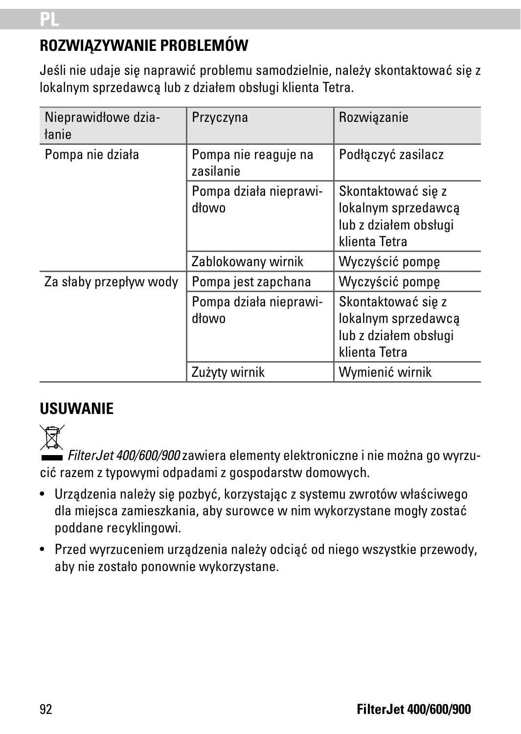## ROZWIĄZYWANIE PROBLEMÓW

Jeśli nie udaje się naprawić problemu samodzielnie, należy skontaktować się z lokalnym sprzedawcą lub z działem obsługi klienta Tetra.

| Nieprawidłowe działanie | Przyczyna | Rozwiązanie |
|---|---|---|
| Pompa nie działa | Pompa nie reaguje na zasilanie | Podłączyć zasilacz |
| | Pompa działa nieprawidłowo | Skontaktować się z lokalnym sprzedawcą lub z działem obsługi klienta Tetra |
| | Zablokowany wirnik | Wyczyścić pompę |
| Za słaby przepływ wody | Pompa jest zapchana | Wyczyścić pompę |
| | Pompa działa nieprawidłowo | Skontaktować się z lokalnym sprzedawcą lub z działem obsługi klienta Tetra |
| | Zużyty wirnik | Wymienić wirnik |

## USUWANIE

*FilterJet 400/600/900* zawiera elementy elektroniczne i nie można go wyrzucić razem z typowymi odpadami z gospodarstw domowych.

- Urządzenia należy się pozbyć, korzystając z systemu zwrotów właściwego dla miejsca zamieszkania, aby surowce w nim wykorzystane mogły zostać poddane recyklingowi.
- Przed wyrzuceniem urządzenia należy odciąć od niego wszystkie przewody, aby nie zostało ponownie wykorzystane.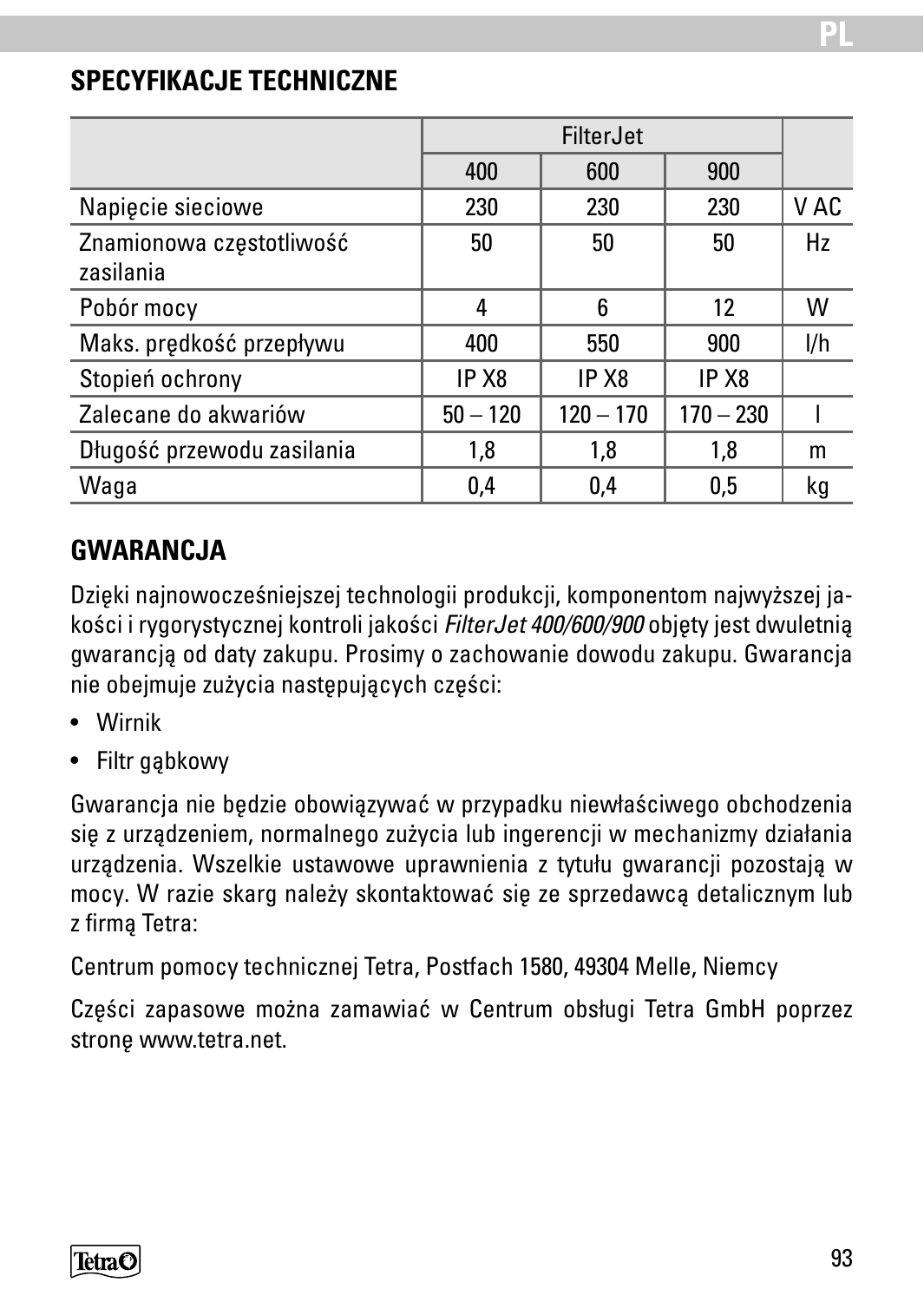## SPECYFIKACJE TECHNICZNE

| | FilterJet | | | |
|---|---|---|---|---|
| | 400 | 600 | 900 | |
| Napięcie sieciowe | 230 | 230 | 230 | V AC |
| Znamionowa częstotliwość zasilania | 50 | 50 | 50 | Hz |
| Pobór mocy | 4 | 6 | 12 | W |
| Maks. prędkość przepływu | 400 | 550 | 900 | l/h |
| Stopień ochrony | IP X8 | IP X8 | IP X8 | |
| Zalecane do akwariów | 50 – 120 | 120 – 170 | 170 – 230 | l |
| Długość przewodu zasilania | 1,8 | 1,8 | 1,8 | m |
| Waga | 0,4 | 0,4 | 0,5 | kg |

## GWARANCJA

Dzięki najnowocześniejszej technologii produkcji, komponentom najwyższej jakości i rygorystycznej kontroli jakości *FilterJet 400/600/900* objęty jest dwuletnią gwarancją od daty zakupu. Prosimy o zachowanie dowodu zakupu. Gwarancja nie obejmuje zużycia następujących części:

- Wirnik
- Filtr gąbkowy

Gwarancja nie będzie obowiązywać w przypadku niewłaściwego obchodzenia się z urządzeniem, normalnego zużycia lub ingerencji w mechanizmy działania urządzenia. Wszelkie ustawowe uprawnienia z tytułu gwarancji pozostają w mocy. W razie skarg należy skontaktować się ze sprzedawcą detalicznym lub z firmą Tetra:

Centrum pomocy technicznej Tetra, Postfach 1580, 49304 Melle, Niemcy

Części zapasowe można zamawiać w Centrum obsługi Tetra GmbH poprzez stronę www.tetra.net.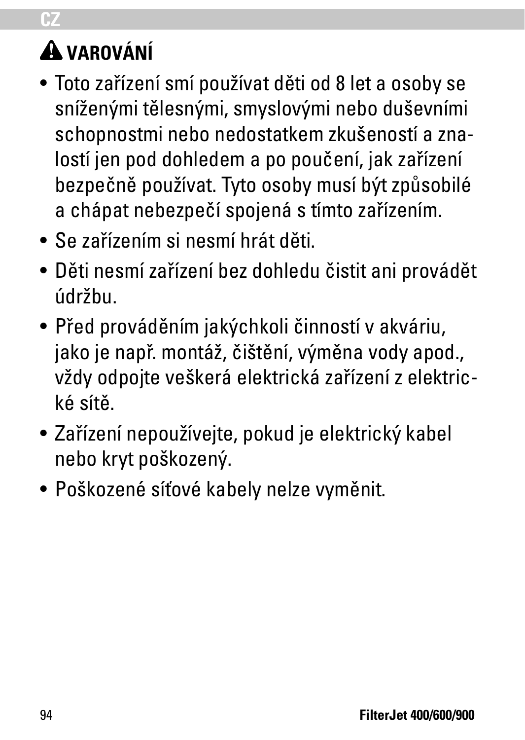## ⚠ VAROVÁNÍ

- Toto zařízení smí používat děti od 8 let a osoby se sníženými tělesnými, smyslovými nebo duševními schopnostmi nebo nedostatkem zkušeností a znalostí jen pod dohledem a po poučení, jak zařízení bezpečně používat. Tyto osoby musí být způsobilé a chápat nebezpečí spojená s tímto zařízením.
- Se zařízením si nesmí hrát děti.
- Děti nesmí zařízení bez dohledu čistit ani provádět údržbu.
- Před prováděním jakýchkoli činností v akváriu, jako je např. montáž, čištění, výměna vody apod., vždy odpojte veškerá elektrická zařízení z elektrické sítě.
- Zařízení nepoužívejte, pokud je elektrický kabel nebo kryt poškozený.
- Poškozené síťové kabely nelze vyměnit.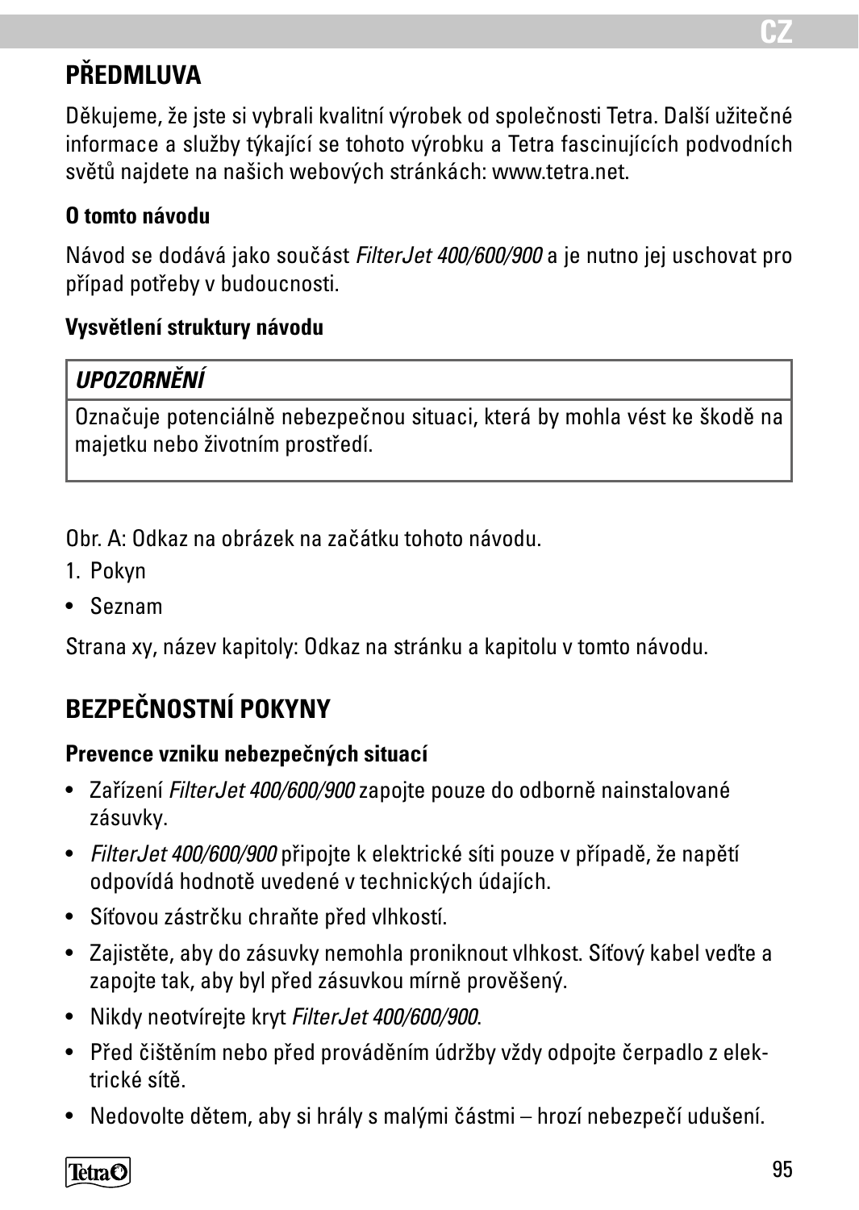## PŘEDMLUVA

Děkujeme, že jste si vybrali kvalitní výrobek od společnosti Tetra. Další užitečné informace a služby týkající se tohoto výrobku a Tetra fascinujících podvodních světů najdete na našich webových stránkách: www.tetra.net.

### O tomto návodu

Návod se dodává jako součást *FilterJet 400/600/900* a je nutno jej uschovat pro případ potřeby v budoucnosti.

### Vysvětlení struktury návodu

| ***UPOZORNĚNÍ*** |
|---|
| Označuje potenciálně nebezpečnou situaci, která by mohla vést ke škodě na majetku nebo životním prostředí. |

Obr. A: Odkaz na obrázek na začátku tohoto návodu.

1. Pokyn

- Seznam

Strana xy, název kapitoly: Odkaz na stránku a kapitolu v tomto návodu.

## BEZPEČNOSTNÍ POKYNY

### Prevence vzniku nebezpečných situací

- Zařízení *FilterJet 400/600/900* zapojte pouze do odborně nainstalované zásuvky.
- *FilterJet 400/600/900* připojte k elektrické síti pouze v případě, že napětí odpovídá hodnotě uvedené v technických údajích.
- Síťovou zástrčku chraňte před vlhkostí.
- Zajistěte, aby do zásuvky nemohla proniknout vlhkost. Síťový kabel veďte a zapojte tak, aby byl před zásuvkou mírně prověšený.
- Nikdy neotvírejte kryt *FilterJet 400/600/900*.
- Před čištěním nebo před prováděním údržby vždy odpojte čerpadlo z elektrické sítě.
- Nedovolte dětem, aby si hrály s malými částmi – hrozí nebezpečí udušení.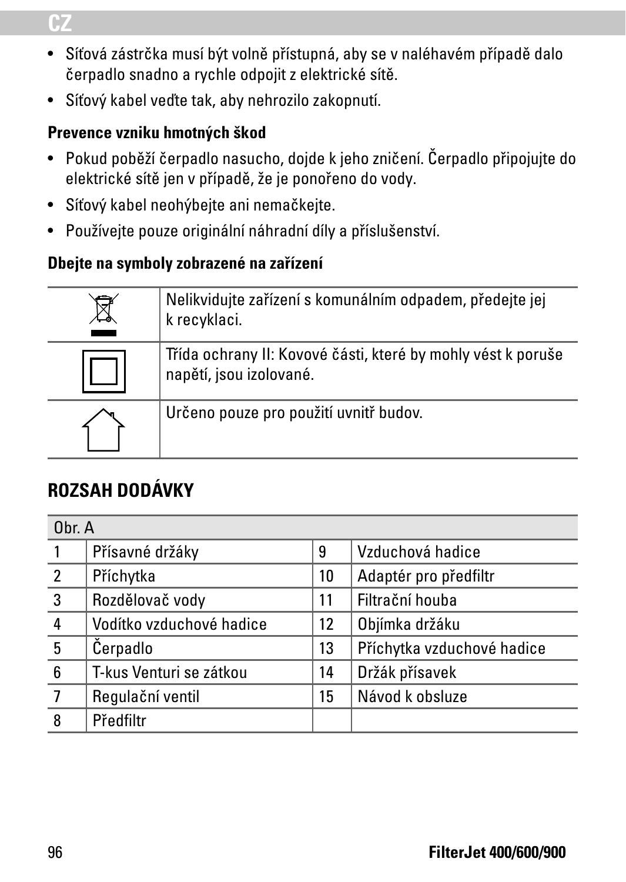- Síťová zástrčka musí být volně přístupná, aby se v naléhavém případě dalo čerpadlo snadno a rychle odpojit z elektrické sítě.
- Síťový kabel veďte tak, aby nehrozilo zakopnutí.

**Prevence vzniku hmotných škod**

- Pokud poběží čerpadlo nasucho, dojde k jeho zničení. Čerpadlo připojujte do elektrické sítě jen v případě, že je ponořeno do vody.
- Síťový kabel neohýbejte ani nemačkejte.
- Používejte pouze originální náhradní díly a příslušenství.

**Dbejte na symboly zobrazené na zařízení**

| | |
|---|---|
| | Nelikvidujte zařízení s komunálním odpadem, předejte jej k recyklaci. |
| | Třída ochrany II: Kovové části, které by mohly vést k poruše napětí, jsou izolované. |
| | Určeno pouze pro použití uvnitř budov. |

## ROZSAH DODÁVKY

| Obr. A | | | |
|---|---|---|---|
| 1 | Přísavné držáky | 9 | Vzduchová hadice |
| 2 | Příchytka | 10 | Adaptér pro předfiltr |
| 3 | Rozdělovač vody | 11 | Filtrační houba |
| 4 | Vodítko vzduchové hadice | 12 | Objímka držáku |
| 5 | Čerpadlo | 13 | Příchytka vzduchové hadice |
| 6 | T-kus Venturi se zátkou | 14 | Držák přísavek |
| 7 | Regulační ventil | 15 | Návod k obsluze |
| 8 | Předfiltr | | |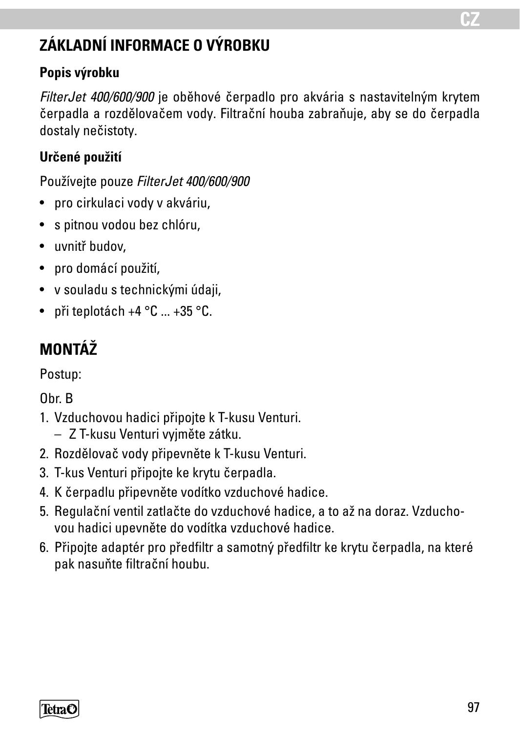## ZÁKLADNÍ INFORMACE O VÝROBKU

### Popis výrobku

*FilterJet 400/600/900* je oběhové čerpadlo pro akvária s nastavitelným krytem čerpadla a rozdělovačem vody. Filtrační houba zabraňuje, aby se do čerpadla dostaly nečistoty.

### Určené použití

Používejte pouze *FilterJet 400/600/900*

- pro cirkulaci vody v akváriu,
- s pitnou vodou bez chlóru,
- uvnitř budov,
- pro domácí použití,
- v souladu s technickými údaji,
- při teplotách +4 °C ... +35 °C.

## MONTÁŽ

Postup:

Obr. B

1. Vzduchovou hadici připojte k T-kusu Venturi.
   – Z T-kusu Venturi vyjměte zátku.
2. Rozdělovač vody připevněte k T-kusu Venturi.
3. T-kus Venturi připojte ke krytu čerpadla.
4. K čerpadlu připevněte vodítko vzduchové hadice.
5. Regulační ventil zatlačte do vzduchové hadice, a to až na doraz. Vzduchovou hadici upevněte do vodítka vzduchové hadice.
6. Připojte adaptér pro předfiltr a samotný předfiltr ke krytu čerpadla, na které pak nasuňte filtrační houbu.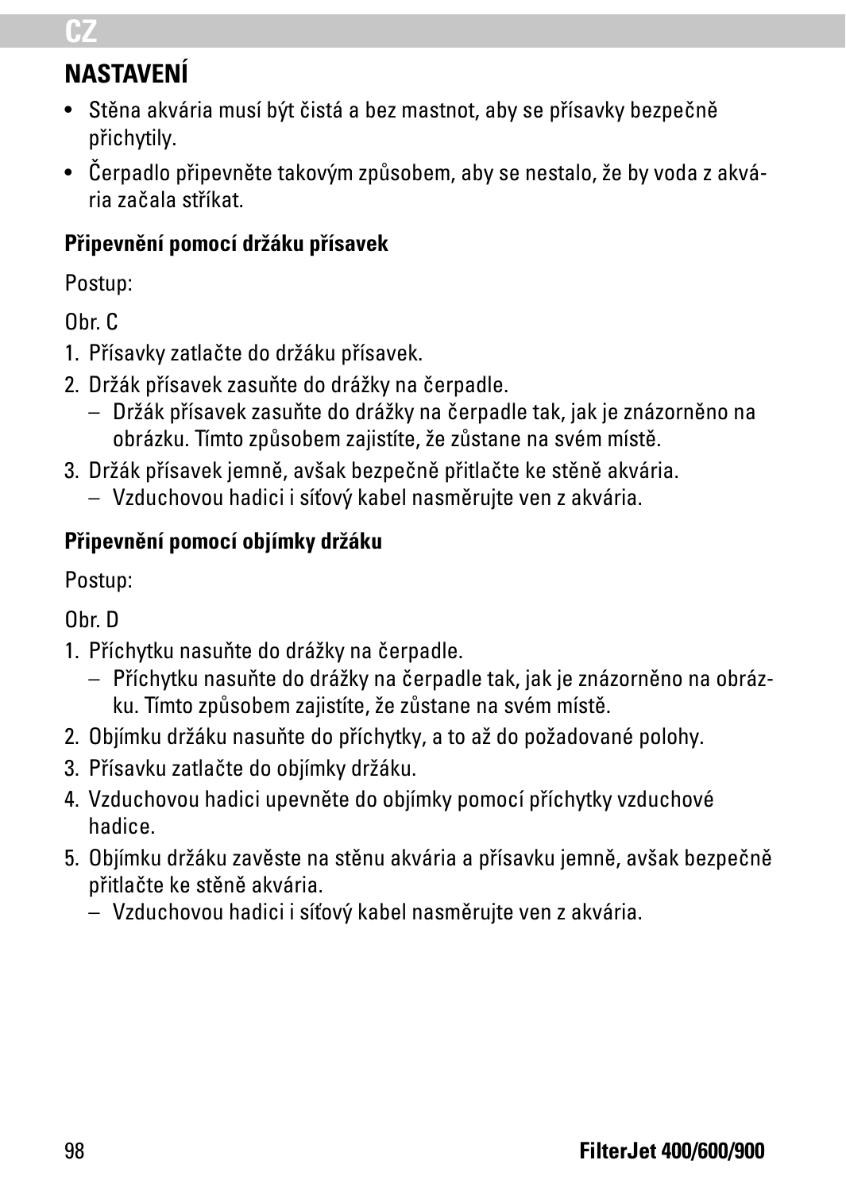## NASTAVENÍ

- Stěna akvária musí být čistá a bez mastnot, aby se přísavky bezpečně přichytily.
- Čerpadlo připevněte takovým způsobem, aby se nestalo, že by voda z akvária začala stříkat.

**Připevnění pomocí držáku přísavek**

Postup:

Obr. C

1. Přísavky zatlačte do držáku přísavek.
2. Držák přísavek zasuňte do drážky na čerpadle.
   – Držák přísavek zasuňte do drážky na čerpadle tak, jak je znázorněno na obrázku. Tímto způsobem zajistíte, že zůstane na svém místě.
3. Držák přísavek jemně, avšak bezpečně přitlačte ke stěně akvária.
   – Vzduchovou hadici i síťový kabel nasměrujte ven z akvária.

**Připevnění pomocí objímky držáku**

Postup:

Obr. D

1. Příchytku nasuňte do drážky na čerpadle.
   – Příchytku nasuňte do drážky na čerpadle tak, jak je znázorněno na obrázku. Tímto způsobem zajistíte, že zůstane na svém místě.
2. Objímku držáku nasuňte do příchytky, a to až do požadované polohy.
3. Přísavku zatlačte do objímky držáku.
4. Vzduchovou hadici upevněte do objímky pomocí příchytky vzduchové hadice.
5. Objímku držáku zavěste na stěnu akvária a přísavku jemně, avšak bezpečně přitlačte ke stěně akvária.
   – Vzduchovou hadici i síťový kabel nasměrujte ven z akvária.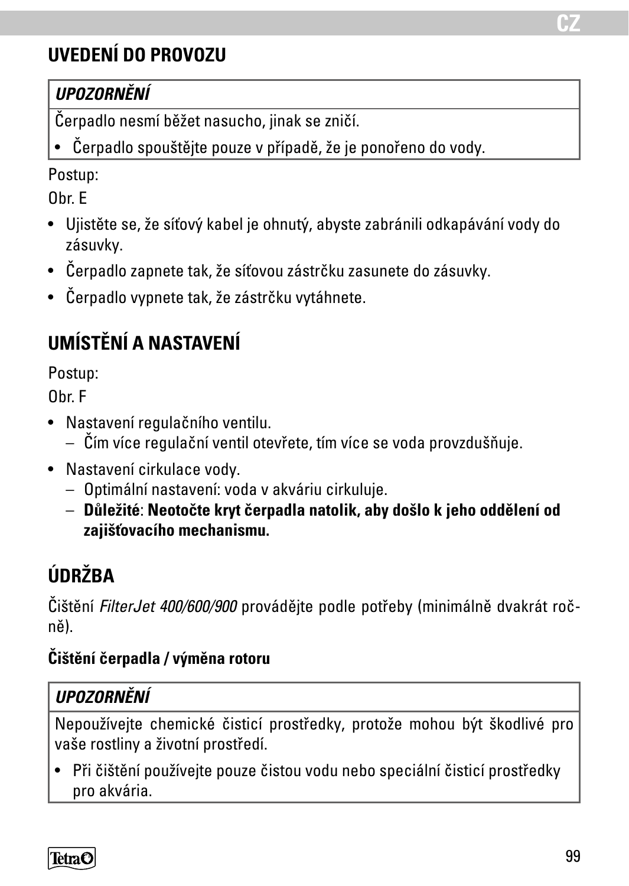## UVEDENÍ DO PROVOZU

| *UPOZORNĚNÍ* |
|---|
| Čerpadlo nesmí běžet nasucho, jinak se zničí. |
| • Čerpadlo spouštějte pouze v případě, že je ponořeno do vody. |

Postup:

Obr. E

- Ujistěte se, že síťový kabel je ohnutý, abyste zabránili odkapávání vody do zásuvky.
- Čerpadlo zapnete tak, že síťovou zástrčku zasunete do zásuvky.
- Čerpadlo vypnete tak, že zástrčku vytáhnete.

## UMÍSTĚNÍ A NASTAVENÍ

Postup:

Obr. F

- Nastavení regulačního ventilu.
  – Čím více regulační ventil otevřete, tím více se voda provzdušňuje.
- Nastavení cirkulace vody.
  – Optimální nastavení: voda v akváriu cirkuluje.
  – **Důležité**: **Neotočte kryt čerpadla natolik, aby došlo k jeho oddělení od zajišťovacího mechanismu.**

## ÚDRŽBA

Čištění *FilterJet 400/600/900* provádějte podle potřeby (minimálně dvakrát ročně).

**Čištění čerpadla / výměna rotoru**

| *UPOZORNĚNÍ* |
|---|
| Nepoužívejte chemické čisticí prostředky, protože mohou být škodlivé pro vaše rostliny a životní prostředí. |
| • Při čištění používejte pouze čistou vodu nebo speciální čisticí prostředky pro akvária. |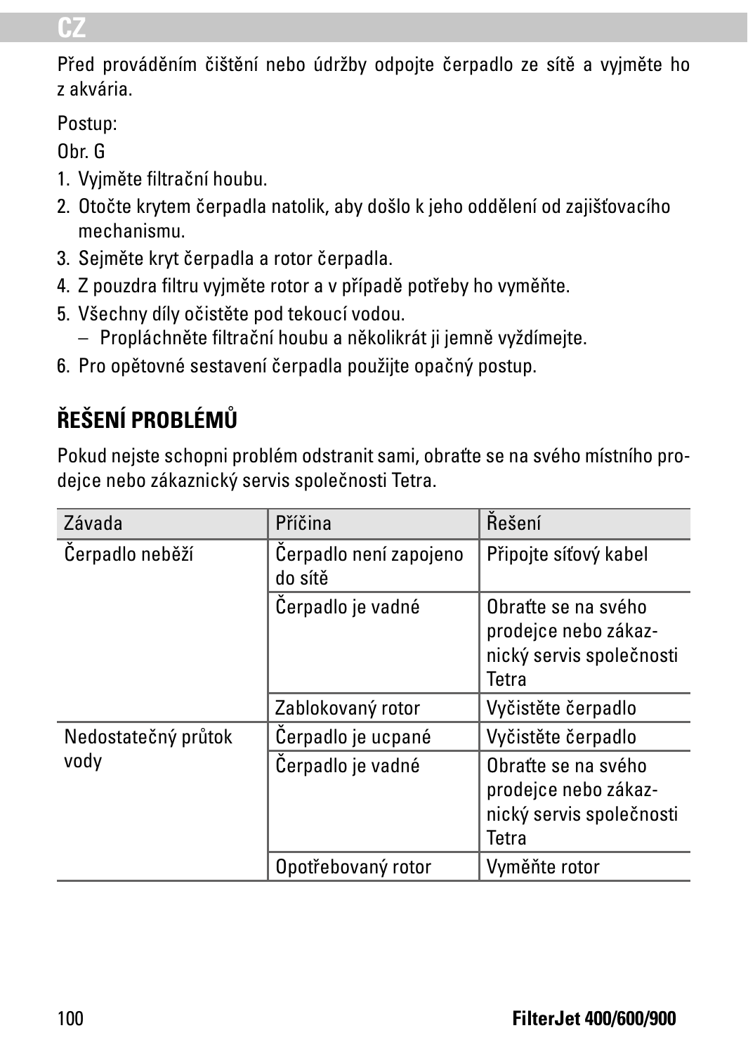Před prováděním čištění nebo údržby odpojte čerpadlo ze sítě a vyjměte ho z akvária.

Postup:

Obr. G

1. Vyjměte filtrační houbu.
2. Otočte krytem čerpadla natolik, aby došlo k jeho oddělení od zajišťovacího mechanismu.
3. Sejměte kryt čerpadla a rotor čerpadla.
4. Z pouzdra filtru vyjměte rotor a v případě potřeby ho vyměňte.
5. Všechny díly očistěte pod tekoucí vodou.
   – Propláchněte filtrační houbu a několikrát ji jemně vyždímejte.
6. Pro opětovné sestavení čerpadla použijte opačný postup.

## ŘEŠENÍ PROBLÉMŮ

Pokud nejste schopni problém odstranit sami, obraťte se na svého místního prodejce nebo zákaznický servis společnosti Tetra.

| Závada | Příčina | Řešení |
|---|---|---|
| Čerpadlo neběží | Čerpadlo není zapojeno do sítě | Připojte síťový kabel |
| | Čerpadlo je vadné | Obraťte se na svého prodejce nebo zákaznický servis společnosti Tetra |
| | Zablokovaný rotor | Vyčistěte čerpadlo |
| Nedostatečný průtok vody | Čerpadlo je ucpané | Vyčistěte čerpadlo |
| | Čerpadlo je vadné | Obraťte se na svého prodejce nebo zákaznický servis společnosti Tetra |
| | Opotřebovaný rotor | Vyměňte rotor |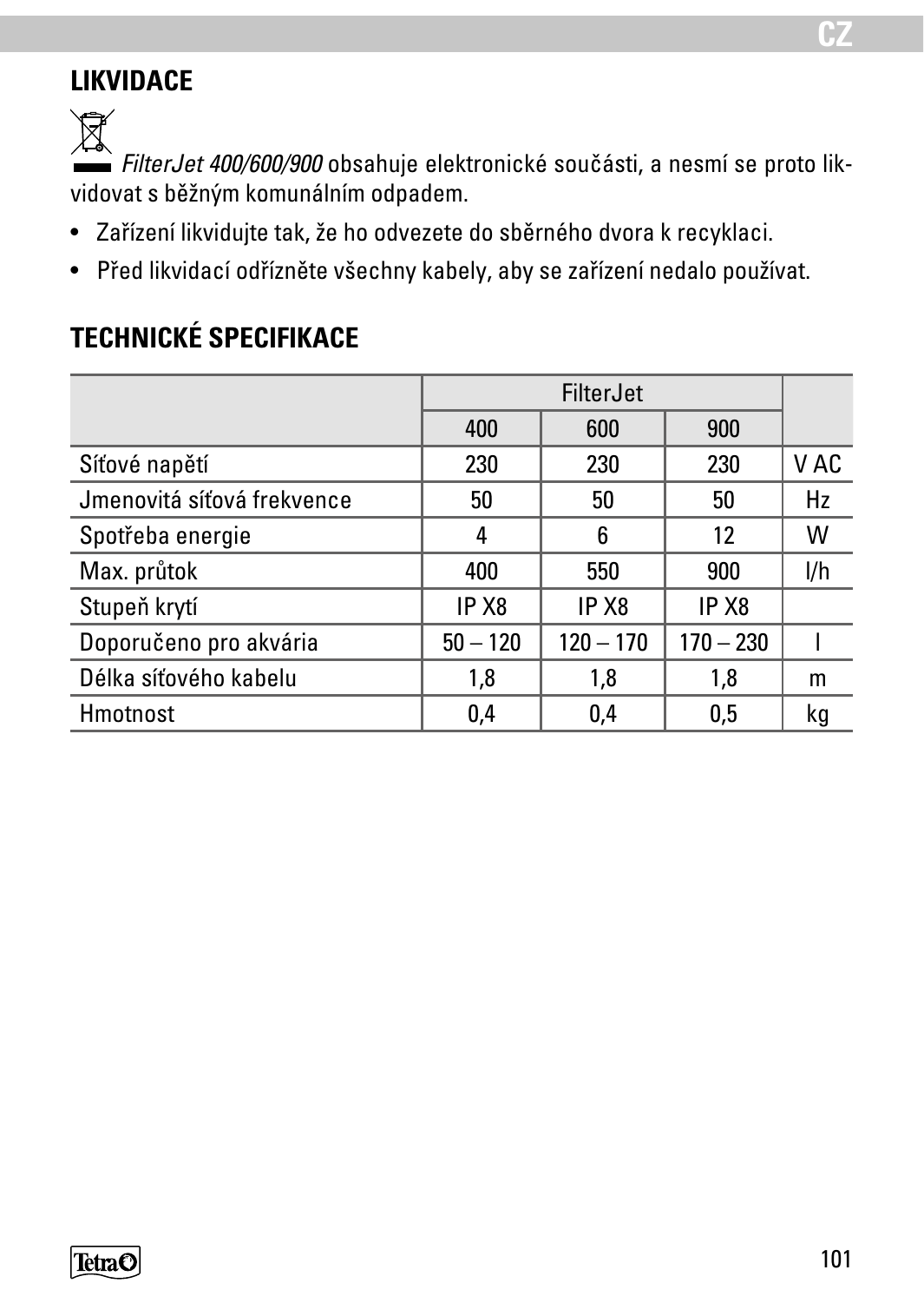## LIKVIDACE

*FilterJet 400/600/900* obsahuje elektronické součásti, a nesmí se proto likvidovat s běžným komunálním odpadem.

- Zařízení likvidujte tak, že ho odvezete do sběrného dvora k recyklaci.
- Před likvidací odřízněte všechny kabely, aby se zařízení nedalo používat.

## TECHNICKÉ SPECIFIKACE

| | FilterJet | | | |
|---|---|---|---|---|
| | 400 | 600 | 900 | |
| Síťové napětí | 230 | 230 | 230 | V AC |
| Jmenovitá síťová frekvence | 50 | 50 | 50 | Hz |
| Spotřeba energie | 4 | 6 | 12 | W |
| Max. průtok | 400 | 550 | 900 | l/h |
| Stupeň krytí | IP X8 | IP X8 | IP X8 | |
| Doporučeno pro akvária | 50 – 120 | 120 – 170 | 170 – 230 | l |
| Délka síťového kabelu | 1,8 | 1,8 | 1,8 | m |
| Hmotnost | 0,4 | 0,4 | 0,5 | kg |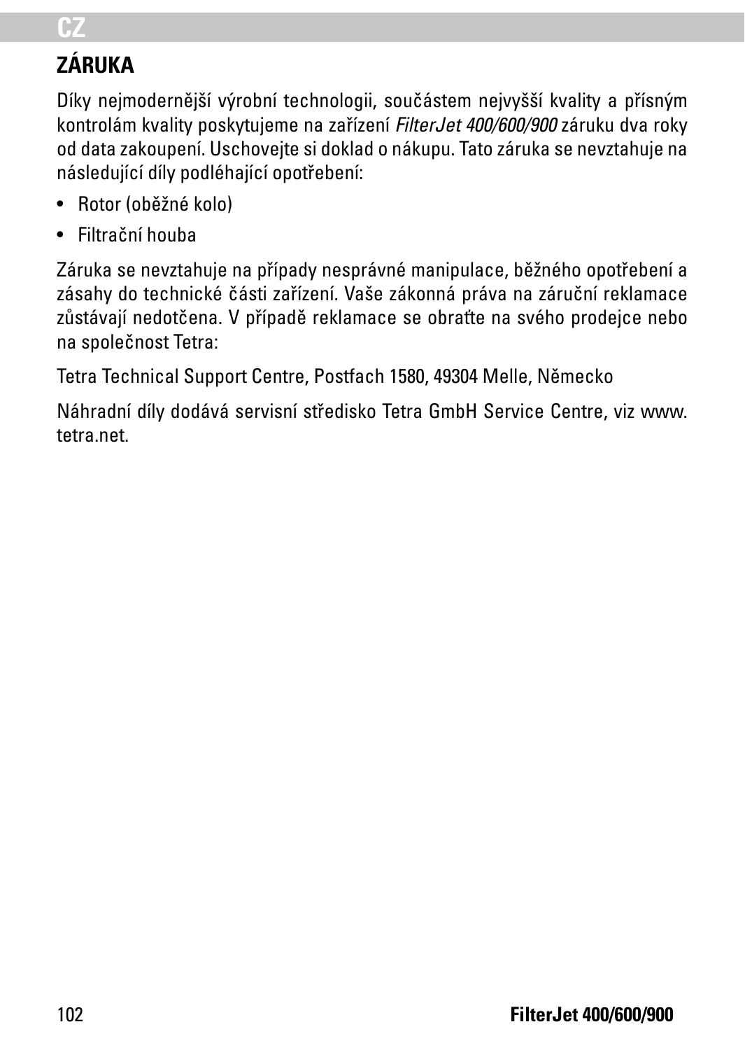## ZÁRUKA

Díky nejmodernější výrobní technologii, součástem nejvyšší kvality a přísným kontrolám kvality poskytujeme na zařízení *FilterJet 400/600/900* záruku dva roky od data zakoupení. Uschovejte si doklad o nákupu. Tato záruka se nevztahuje na následující díly podléhající opotřebení:

- Rotor (oběžné kolo)
- Filtrační houba

Záruka se nevztahuje na případy nesprávné manipulace, běžného opotřebení a zásahy do technické části zařízení. Vaše zákonná práva na záruční reklamace zůstávají nedotčena. V případě reklamace se obraťte na svého prodejce nebo na společnost Tetra:

Tetra Technical Support Centre, Postfach 1580, 49304 Melle, Německo

Náhradní díly dodává servisní středisko Tetra GmbH Service Centre, viz www.tetra.net.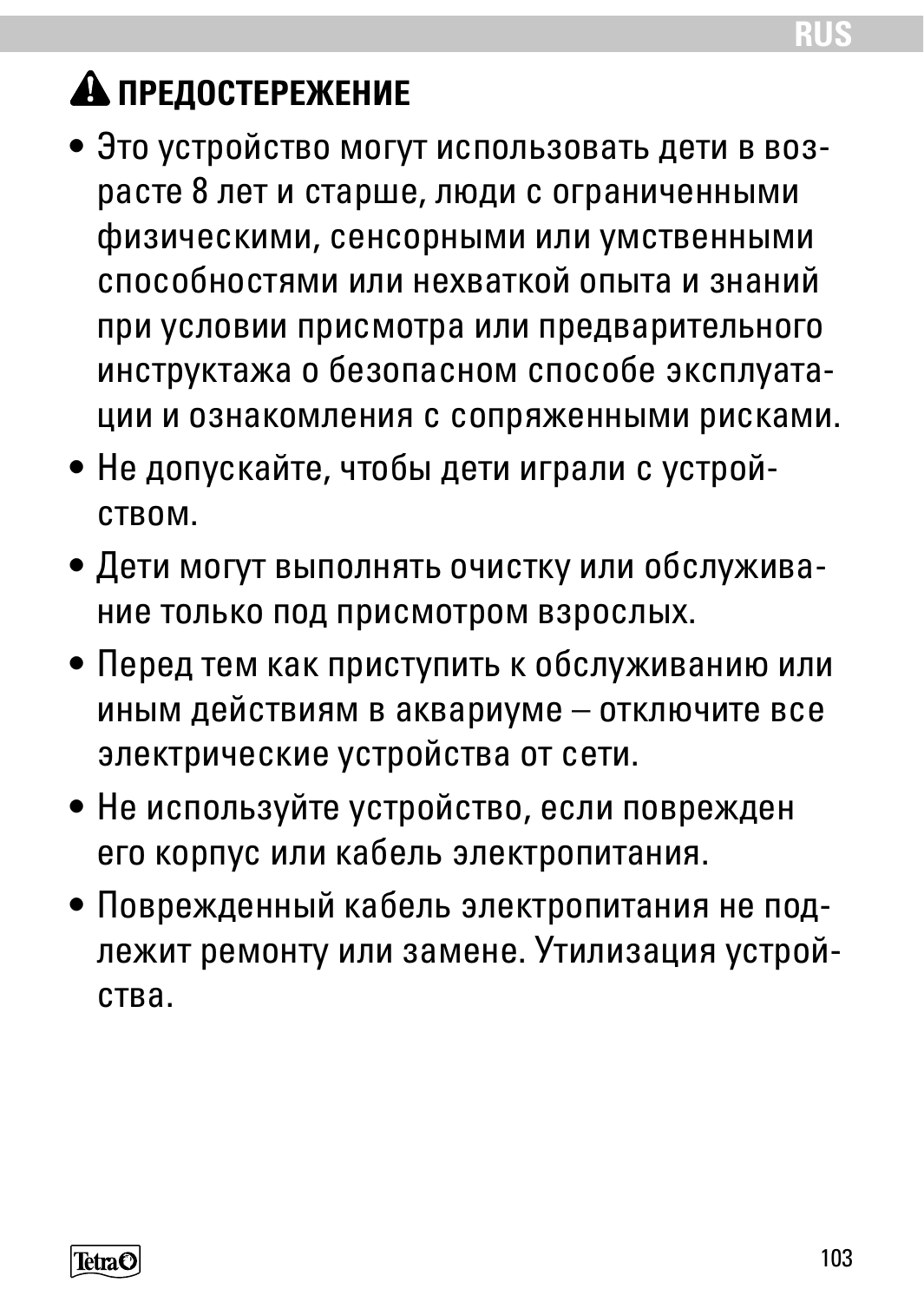## ⚠ ПРЕДОСТЕРЕЖЕНИЕ

- Это устройство могут использовать дети в возрасте 8 лет и старше, люди с ограниченными физическими, сенсорными или умственными способностями или нехваткой опыта и знаний при условии присмотра или предварительного инструктажа о безопасном способе эксплуатации и ознакомления с сопряженными рисками.
- Не допускайте, чтобы дети играли с устройством.
- Дети могут выполнять очистку или обслуживание только под присмотром взрослых.
- Перед тем как приступить к обслуживанию или иным действиям в аквариуме – отключите все электрические устройства от сети.
- Не используйте устройство, если поврежден его корпус или кабель электропитания.
- Поврежденный кабель электропитания не подлежит ремонту или замене. Утилизация устройства.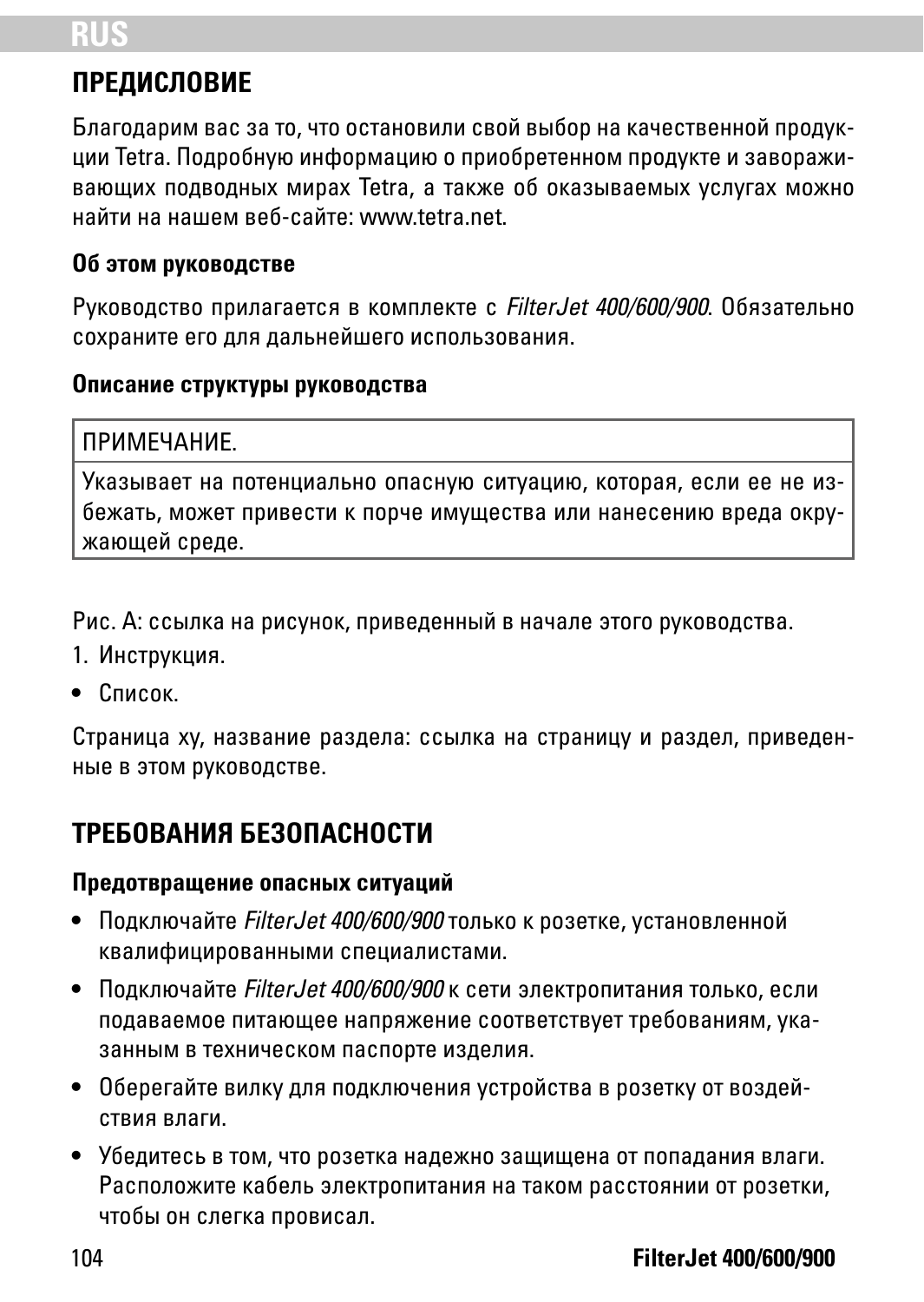## ПРЕДИСЛОВИЕ

Благодарим вас за то, что остановили свой выбор на качественной продукции Tetra. Подробную информацию о приобретенном продукте и завораживающих подводных мирах Tetra, а также об оказываемых услугах можно найти на нашем веб-сайте: www.tetra.net.

### Об этом руководстве

Руководство прилагается в комплекте с *FilterJet 400/600/900*. Обязательно сохраните его для дальнейшего использования.

### Описание структуры руководства

| ПРИМЕЧАНИЕ. |
| --- |
| Указывает на потенциально опасную ситуацию, которая, если ее не избежать, может привести к порче имущества или нанесению вреда окружающей среде. |

Рис. A: ссылка на рисунок, приведенный в начале этого руководства.

1. Инструкция.

- Список.

Страница xy, название раздела: ссылка на страницу и раздел, приведенные в этом руководстве.

## ТРЕБОВАНИЯ БЕЗОПАСНОСТИ

### Предотвращение опасных ситуаций

- Подключайте *FilterJet 400/600/900* только к розетке, установленной квалифицированными специалистами.
- Подключайте *FilterJet 400/600/900* к сети электропитания только, если подаваемое питающее напряжение соответствует требованиям, указанным в техническом паспорте изделия.
- Оберегайте вилку для подключения устройства в розетку от воздействия влаги.
- Убедитесь в том, что розетка надежно защищена от попадания влаги. Расположите кабель электропитания на таком расстоянии от розетки, чтобы он слегка провисал.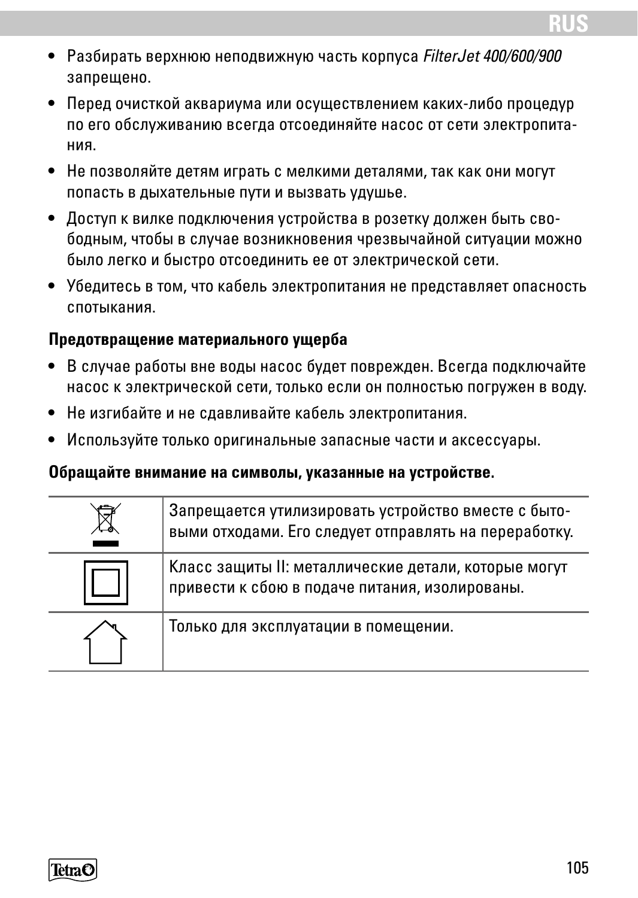- Разбирать верхнюю неподвижную часть корпуса *FilterJet 400/600/900* запрещено.
- Перед очисткой аквариума или осуществлением каких-либо процедур по его обслуживанию всегда отсоединяйте насос от сети электропитания.
- Не позволяйте детям играть с мелкими деталями, так как они могут попасть в дыхательные пути и вызвать удушье.
- Доступ к вилке подключения устройства в розетку должен быть свободным, чтобы в случае возникновения чрезвычайной ситуации можно было легко и быстро отсоединить ее от электрической сети.
- Убедитесь в том, что кабель электропитания не представляет опасность спотыкания.

**Предотвращение материального ущерба**

- В случае работы вне воды насос будет поврежден. Всегда подключайте насос к электрической сети, только если он полностью погружен в воду.
- Не изгибайте и не сдавливайте кабель электропитания.
- Используйте только оригинальные запасные части и аксессуары.

**Обращайте внимание на символы, указанные на устройстве.**

| | |
|---|---|
| | Запрещается утилизировать устройство вместе с бытовыми отходами. Его следует отправлять на переработку. |
| | Класс защиты II: металлические детали, которые могут привести к сбою в подаче питания, изолированы. |
| | Только для эксплуатации в помещении. |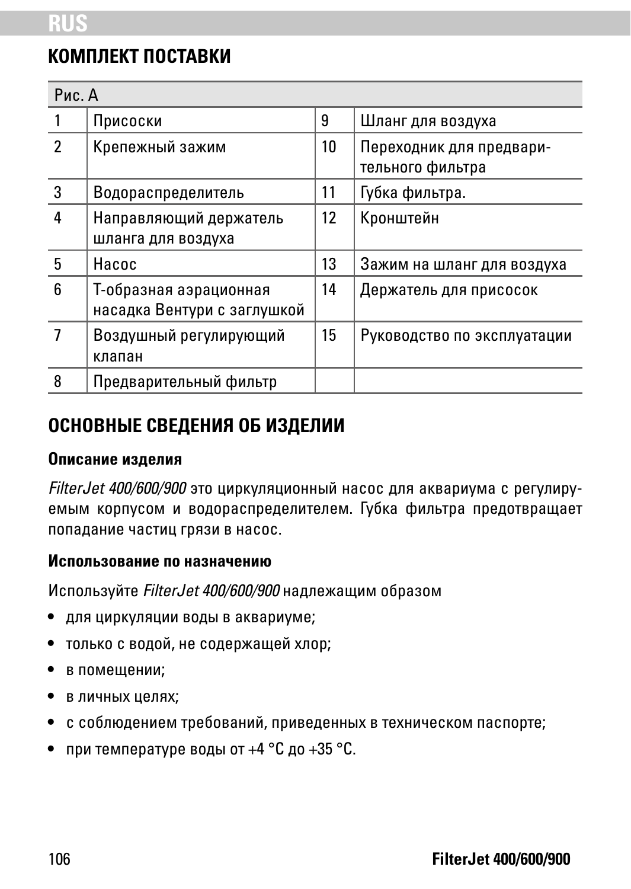## КОМПЛЕКТ ПОСТАВКИ

| Рис. A | | | |
|---|---|---|---|
| 1 | Присоски | 9 | Шланг для воздуха |
| 2 | Крепежный зажим | 10 | Переходник для предварительного фильтра |
| 3 | Водораспределитель | 11 | Губка фильтра. |
| 4 | Направляющий держатель шланга для воздуха | 12 | Кронштейн |
| 5 | Насос | 13 | Зажим на шланг для воздуха |
| 6 | Т-образная аэрационная насадка Вентури с заглушкой | 14 | Держатель для присосок |
| 7 | Воздушный регулирующий клапан | 15 | Руководство по эксплуатации |
| 8 | Предварительный фильтр | | |

## ОСНОВНЫЕ СВЕДЕНИЯ ОБ ИЗДЕЛИИ

### Описание изделия

*FilterJet 400/600/900* это циркуляционный насос для аквариума с регулируемым корпусом и водораспределителем. Губка фильтра предотвращает попадание частиц грязи в насос.

### Использование по назначению

Используйте *FilterJet 400/600/900* надлежащим образом

- для циркуляции воды в аквариуме;
- только с водой, не содержащей хлор;
- в помещении;
- в личных целях;
- с соблюдением требований, приведенных в техническом паспорте;
- при температуре воды от +4 °C до +35 °C.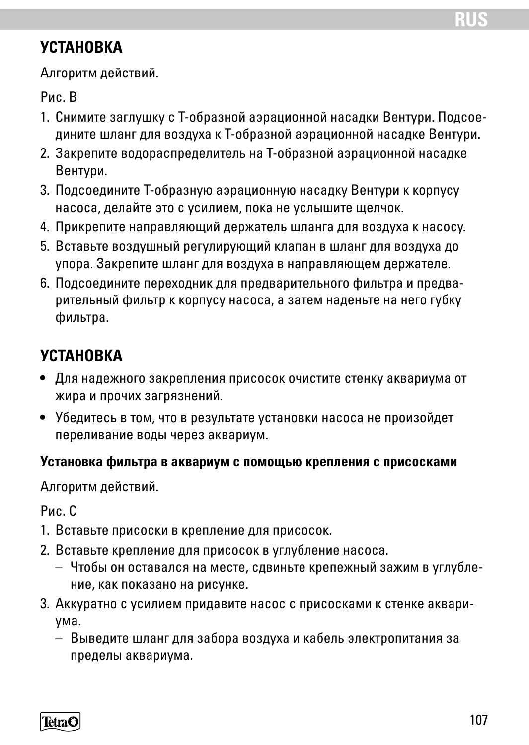## УСТАНОВКА

Алгоритм действий.

Рис. B

1. Снимите заглушку с Т-образной аэрационной насадки Вентури. Подсоедините шланг для воздуха к Т-образной аэрационной насадке Вентури.
2. Закрепите водораспределитель на Т-образной аэрационной насадке Вентури.
3. Подсоедините Т-образную аэрационную насадку Вентури к корпусу насоса, делайте это с усилием, пока не услышите щелчок.
4. Прикрепите направляющий держатель шланга для воздуха к насосу.
5. Вставьте воздушный регулирующий клапан в шланг для воздуха до упора. Закрепите шланг для воздуха в направляющем держателе.
6. Подсоедините переходник для предварительного фильтра и предварительный фильтр к корпусу насоса, а затем наденьте на него губку фильтра.

## УСТАНОВКА

- Для надежного закрепления присосок очистите стенку аквариума от жира и прочих загрязнений.
- Убедитесь в том, что в результате установки насоса не произойдет переливание воды через аквариум.

**Установка фильтра в аквариум с помощью крепления с присосками**

Алгоритм действий.

Рис. C

1. Вставьте присоски в крепление для присосок.
2. Вставьте крепление для присосок в углубление насоса.
   – Чтобы он оставался на месте, сдвиньте крепежный зажим в углубление, как показано на рисунке.
3. Аккуратно с усилием придавите насос с присосками к стенке аквариума.
   – Выведите шланг для забора воздуха и кабель электропитания за пределы аквариума.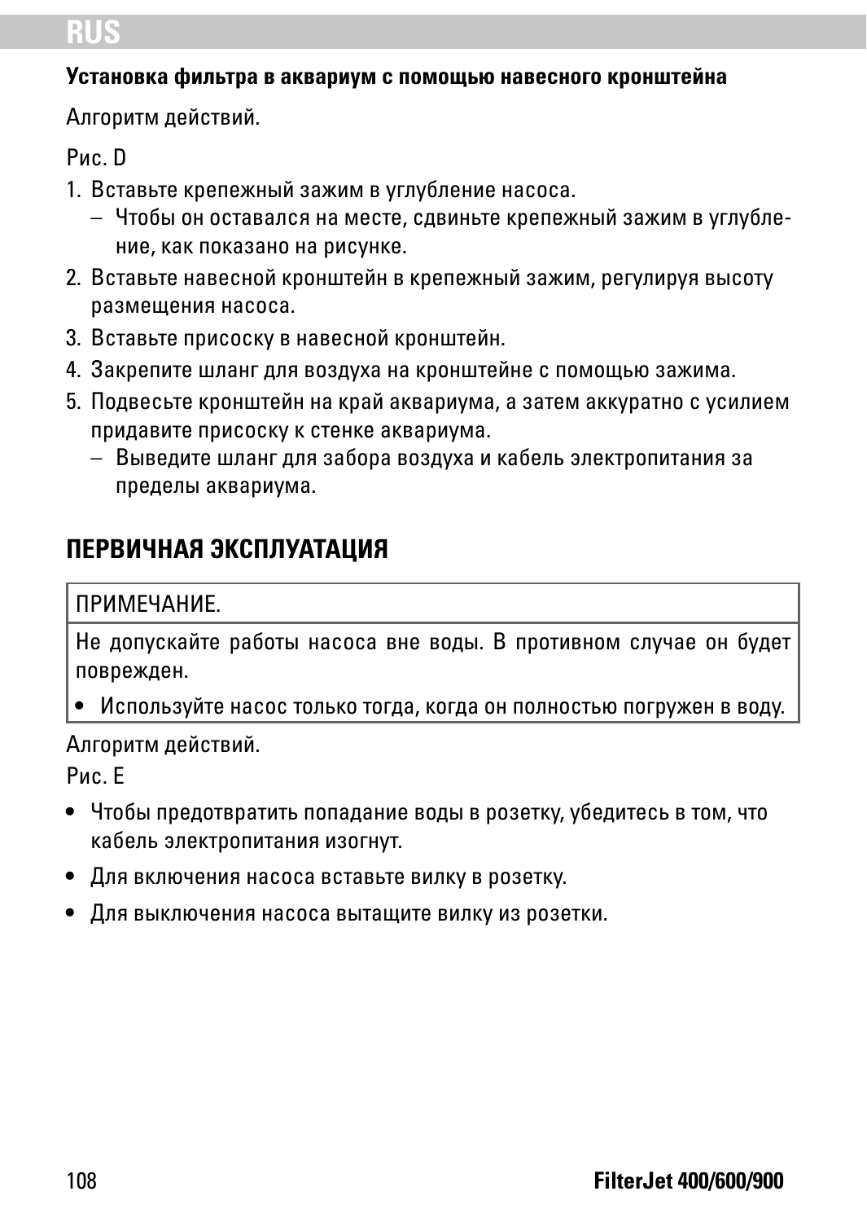### Установка фильтра в аквариум с помощью навесного кронштейна

Алгоритм действий.

Рис. D

1. Вставьте крепежный зажим в углубление насоса.
   – Чтобы он оставался на месте, сдвиньте крепежный зажим в углубление, как показано на рисунке.
2. Вставьте навесной кронштейн в крепежный зажим, регулируя высоту размещения насоса.
3. Вставьте присоску в навесной кронштейн.
4. Закрепите шланг для воздуха на кронштейне с помощью зажима.
5. Подвесьте кронштейн на край аквариума, а затем аккуратно с усилием придавите присоску к стенке аквариума.
   – Выведите шланг для забора воздуха и кабель электропитания за пределы аквариума.

## ПЕРВИЧНАЯ ЭКСПЛУАТАЦИЯ

| ПРИМЕЧАНИЕ. |
| --- |
| Не допускайте работы насоса вне воды. В противном случае он будет поврежден.<br>• Используйте насос только тогда, когда он полностью погружен в воду. |

Алгоритм действий.

Рис. E

- Чтобы предотвратить попадание воды в розетку, убедитесь в том, что кабель электропитания изогнут.
- Для включения насоса вставьте вилку в розетку.
- Для выключения насоса вытащите вилку из розетки.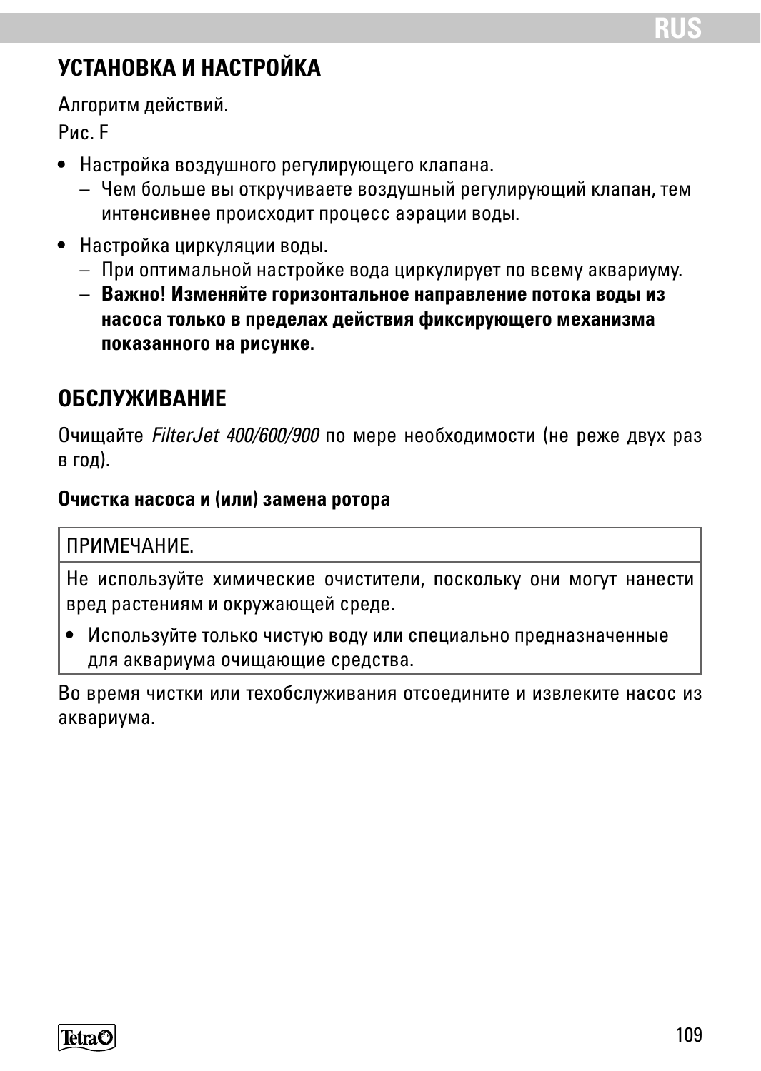## УСТАНОВКА И НАСТРОЙКА

Алгоритм действий.

Рис. F

- Настройка воздушного регулирующего клапана.
  - Чем больше вы откручиваете воздушный регулирующий клапан, тем интенсивнее происходит процесс аэрации воды.
- Настройка циркуляции воды.
  - При оптимальной настройке вода циркулирует по всему аквариуму.
  - **Важно! Изменяйте горизонтальное направление потока воды из насоса только в пределах действия фиксирующего механизма показанного на рисунке.**

## ОБСЛУЖИВАНИЕ

Очищайте *FilterJet 400/600/900* по мере необходимости (не реже двух раз в год).

**Очистка насоса и (или) замена ротора**

ПРИМЕЧАНИЕ.

Не используйте химические очистители, поскольку они могут нанести вред растениям и окружающей среде.

- Используйте только чистую воду или специально предназначенные для аквариума очищающие средства.

Во время чистки или техобслуживания отсоедините и извлеките насос из аквариума.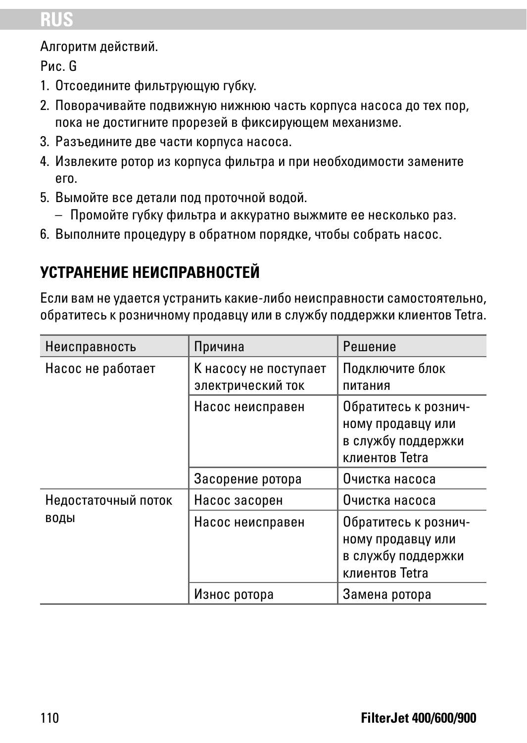Алгоритм действий.

Рис. G

1. Отсоедините фильтрующую губку.
2. Поворачивайте подвижную нижнюю часть корпуса насоса до тех пор, пока не достигните прорезей в фиксирующем механизме.
3. Разъедините две части корпуса насоса.
4. Извлеките ротор из корпуса фильтра и при необходимости замените его.
5. Вымойте все детали под проточной водой.
   – Промойте губку фильтра и аккуратно выжмите ее несколько раз.
6. Выполните процедуру в обратном порядке, чтобы собрать насос.

## УСТРАНЕНИЕ НЕИСПРАВНОСТЕЙ

Если вам не удается устранить какие-либо неисправности самостоятельно, обратитесь к розничному продавцу или в службу поддержки клиентов Tetra.

| Неисправность | Причина | Решение |
|---|---|---|
| Насос не работает | К насосу не поступает электрический ток | Подключите блок питания |
| | Насос неисправен | Обратитесь к розничному продавцу или в службу поддержки клиентов Tetra |
| | Засорение ротора | Очистка насоса |
| Недостаточный поток воды | Насос засорен | Очистка насоса |
| | Насос неисправен | Обратитесь к розничному продавцу или в службу поддержки клиентов Tetra |
| | Износ ротора | Замена ротора |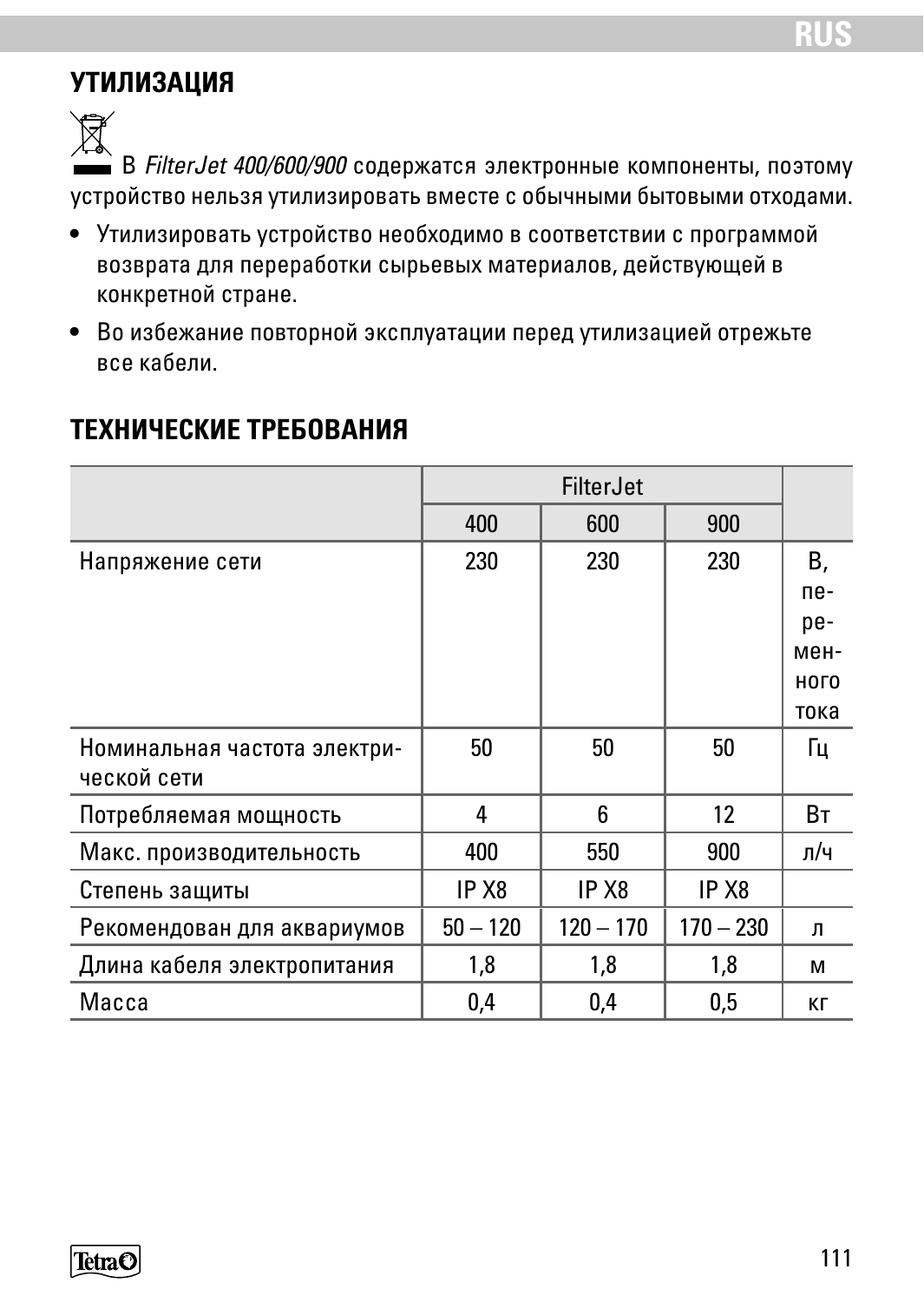## УТИЛИЗАЦИЯ

В *FilterJet 400/600/900* содержатся электронные компоненты, поэтому устройство нельзя утилизировать вместе с обычными бытовыми отходами.

- Утилизировать устройство необходимо в соответствии с программой возврата для переработки сырьевых материалов, действующей в конкретной стране.
- Во избежание повторной эксплуатации перед утилизацией отрежьте все кабели.

## ТЕХНИЧЕСКИЕ ТРЕБОВАНИЯ

| | FilterJet | | | |
|---|---|---|---|---|
| | 400 | 600 | 900 | |
| Напряжение сети | 230 | 230 | 230 | В, переменного тока |
| Номинальная частота электрической сети | 50 | 50 | 50 | Гц |
| Потребляемая мощность | 4 | 6 | 12 | Вт |
| Макс. производительность | 400 | 550 | 900 | л/ч |
| Степень защиты | IP X8 | IP X8 | IP X8 | |
| Рекомендован для аквариумов | 50 – 120 | 120 – 170 | 170 – 230 | л |
| Длина кабеля электропитания | 1,8 | 1,8 | 1,8 | м |
| Масса | 0,4 | 0,4 | 0,5 | кг |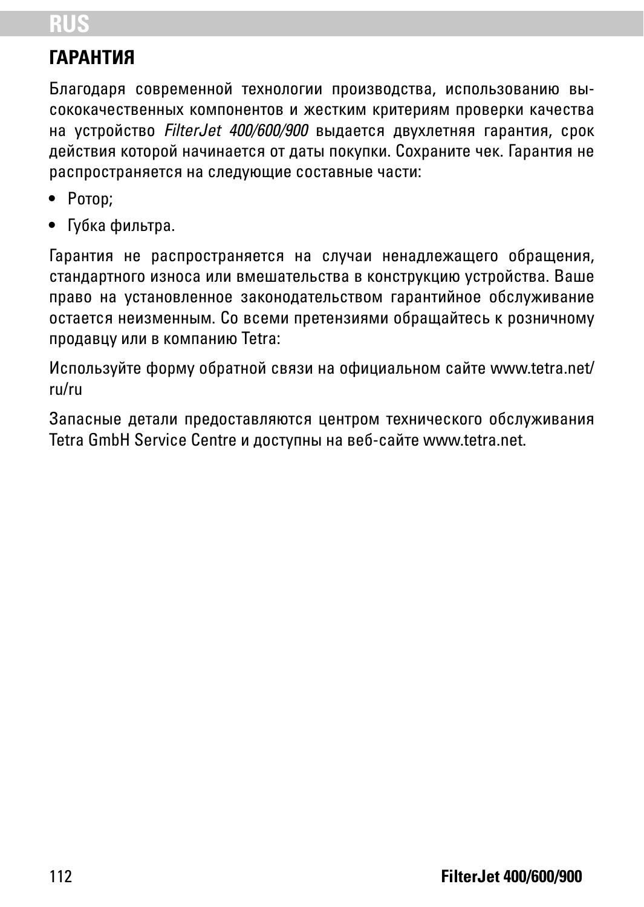## ГАРАНТИЯ

Благодаря современной технологии производства, использованию высококачественных компонентов и жестким критериям проверки качества на устройство *FilterJet 400/600/900* выдается двухлетняя гарантия, срок действия которой начинается от даты покупки. Сохраните чек. Гарантия не распространяется на следующие составные части:

- Ротор;
- Губка фильтра.

Гарантия не распространяется на случаи ненадлежащего обращения, стандартного износа или вмешательства в конструкцию устройства. Ваше право на установленное законодательством гарантийное обслуживание остается неизменным. Со всеми претензиями обращайтесь к розничному продавцу или в компанию Tetra:

Используйте форму обратной связи на официальном сайте www.tetra.net/ru/ru

Запасные детали предоставляются центром технического обслуживания Tetra GmbH Service Centre и доступны на веб-сайте www.tetra.net.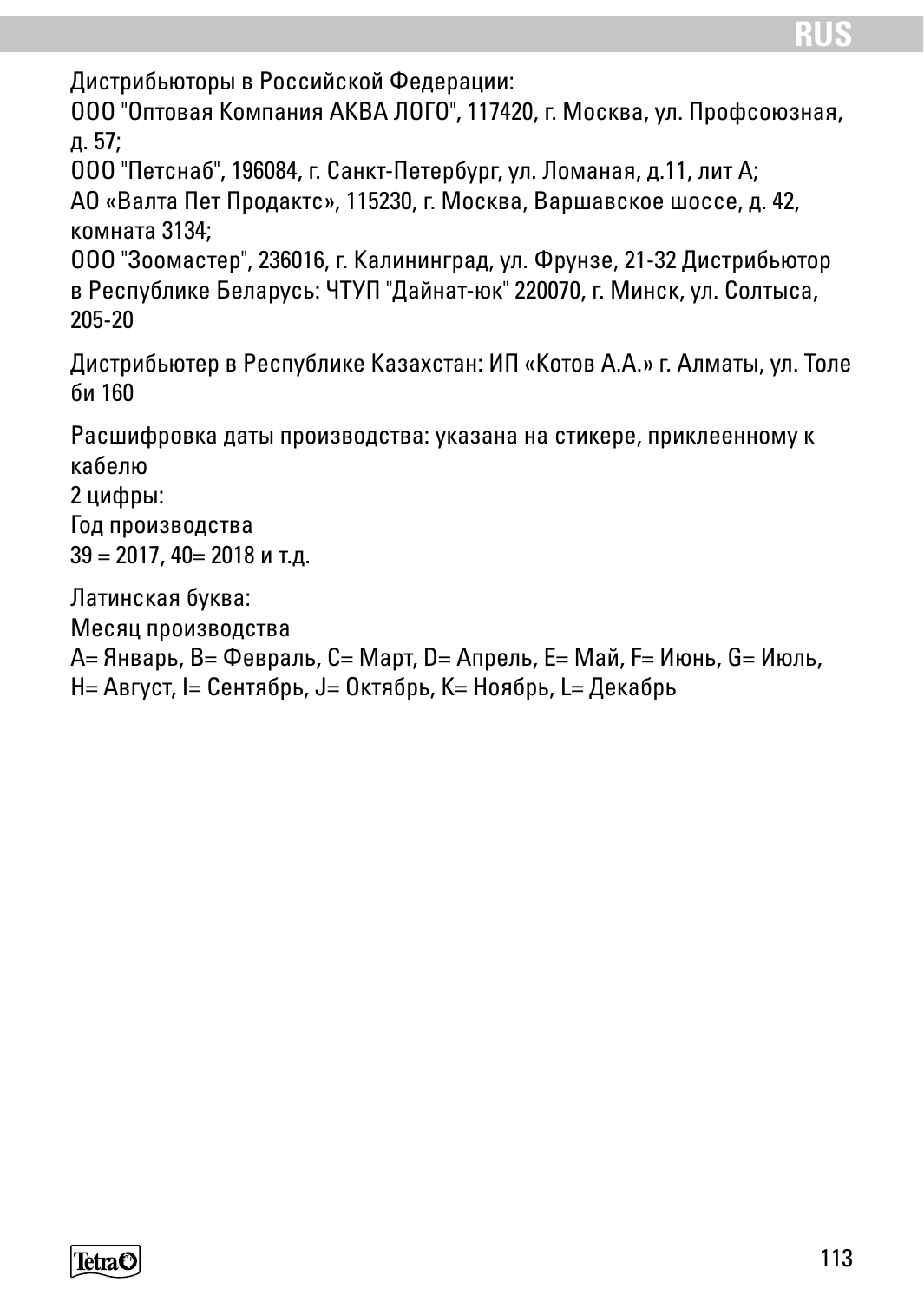Дистрибьюторы в Российской Федерации:
ООО "Оптовая Компания АКВА ЛОГО", 117420, г. Москва, ул. Профсоюзная, д. 57;
ООО "Петснаб", 196084, г. Санкт-Петербург, ул. Ломаная, д.11, лит А;
АО «Валта Пет Продактс», 115230, г. Москва, Варшавское шоссе, д. 42, комната 3134;
ООО "Зоомастер", 236016, г. Калининград, ул. Фрунзе, 21-32 Дистрибьютор в Республике Беларусь: ЧТУП "Дайнат-юк" 220070, г. Минск, ул. Солтыса, 205-20

Дистрибьютер в Республике Казахстан: ИП «Котов А.А.» г. Алматы, ул. Толе би 160

Расшифровка даты производства: указана на стикере, приклеенному к кабелю
2 цифры:
Год производства
39 = 2017, 40= 2018 и т.д.

Латинская буква:
Месяц производства
A= Январь, B= Февраль, C= Март, D= Апрель, E= Май, F= Июнь, G= Июль, H= Август, I= Сентябрь, J= Октябрь, K= Ноябрь, L= Декабрь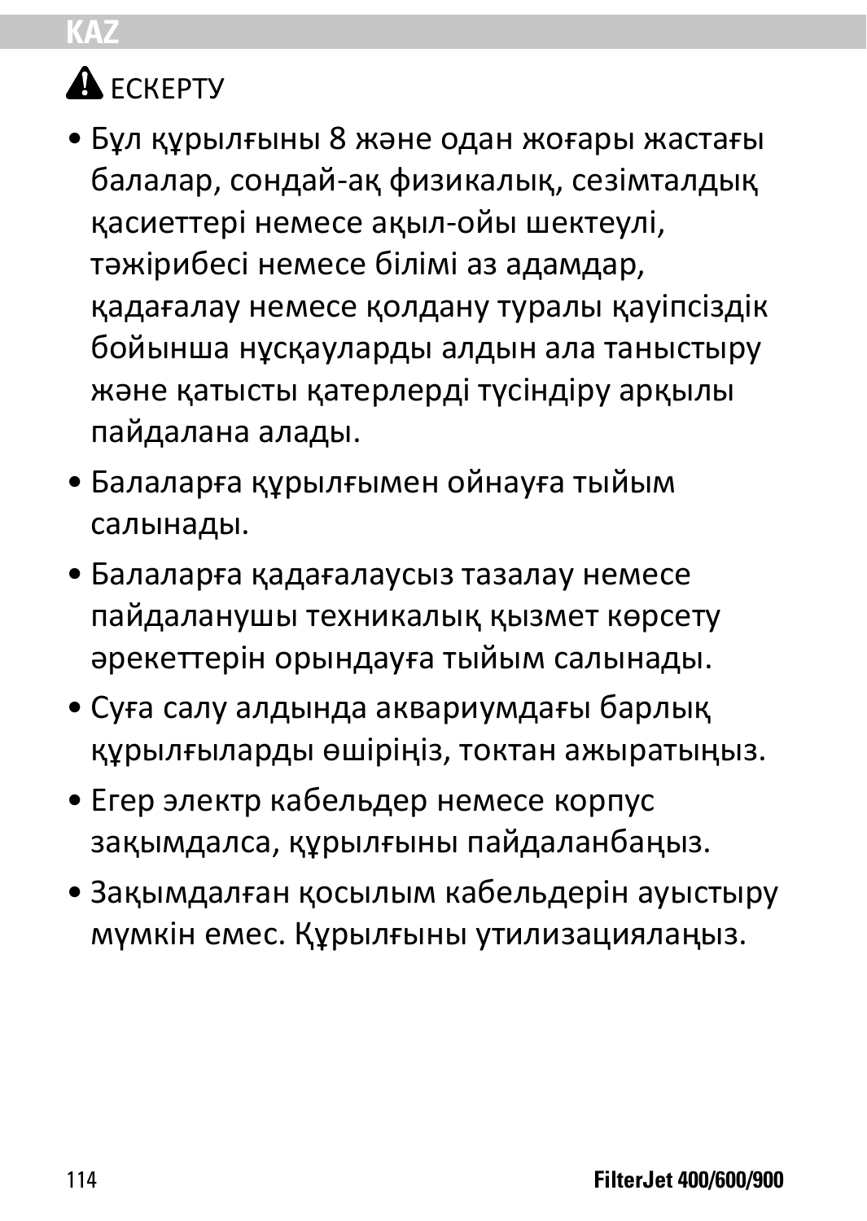## ⚠ ЕСКЕРТУ

- Бұл құрылғыны 8 және одан жоғары жастағы балалар, сондай-ақ физикалық, сезімталдық қасиеттері немесе ақыл-ойы шектеулі, тәжірибесі немесе білімі аз адамдар, қадағалау немесе қолдану туралы қауіпсіздік бойынша нұсқауларды алдын ала таныстыру және қатысты қатерлерді түсіндіру арқылы пайдалана алады.
- Балаларға құрылғымен ойнауға тыйым салынады.
- Балаларға қадағалаусыз тазалау немесе пайдаланушы техникалық қызмет көрсету әрекеттерін орындауға тыйым салынады.
- Суға салу алдында аквариумдағы барлық құрылғыларды өшіріңіз, токтан ажыратыңыз.
- Егер электр кабельдер немесе корпус зақымдалса, құрылғыны пайдаланбаңыз.
- Зақымдалған қосылым кабельдерін ауыстыру мүмкін емес. Құрылғыны утилизациялаңыз.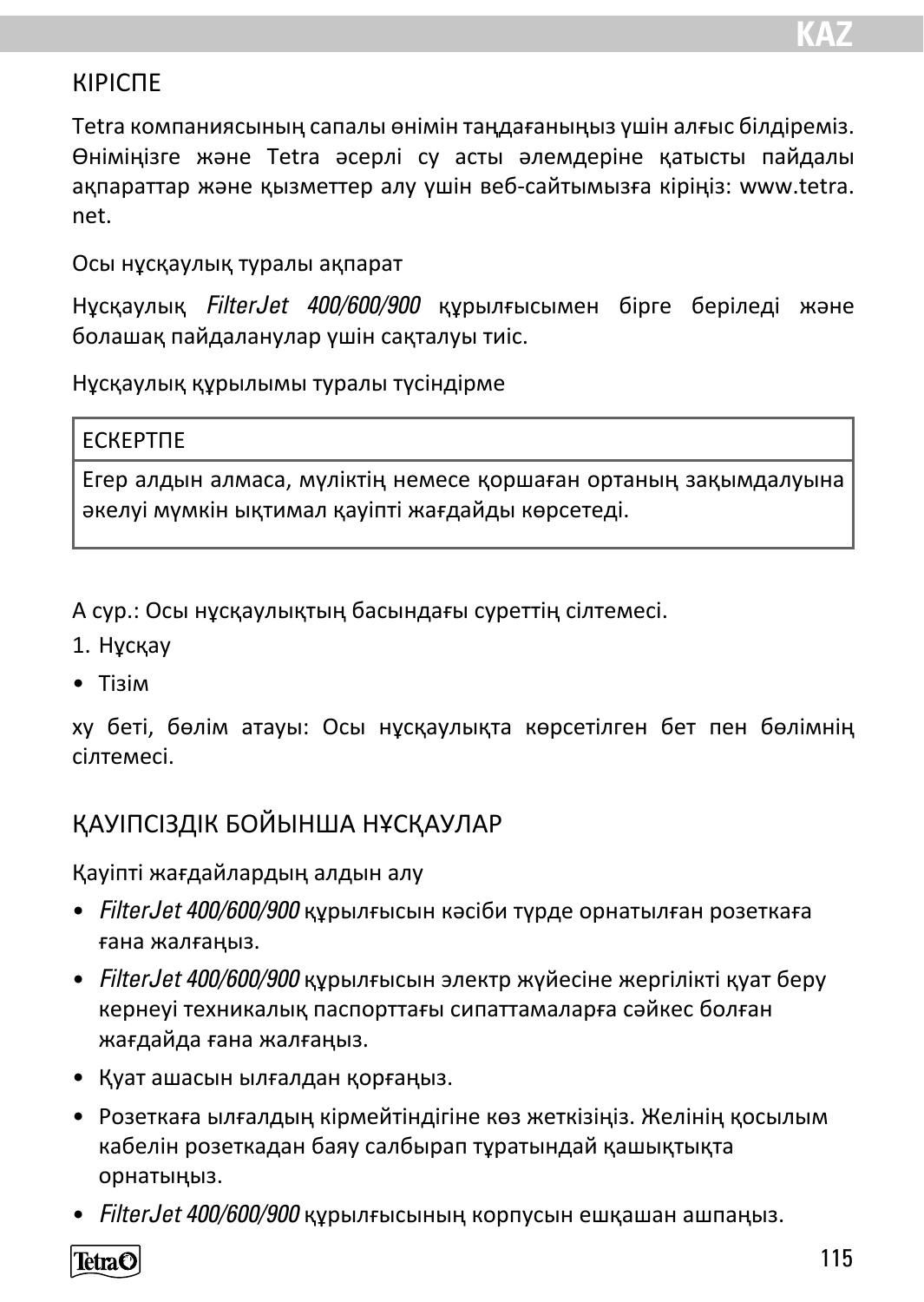## КІРІСПЕ

Tetra компаниясының сапалы өнімін таңдағаныңыз үшін алғыс білдіреміз. Өніміңізге және Tetra әсерлі су асты әлемдеріне қатысты пайдалы ақпараттар және қызметтер алу үшін веб-сайтымызға кіріңіз: www.tetra.net.

Осы нұсқаулық туралы ақпарат

Нұсқаулық *FilterJet 400/600/900* құрылғысымен бірге беріледі және болашақ пайдаланулар үшін сақталуы тиіс.

Нұсқаулық құрылымы туралы түсіндірме

| ЕСКЕРТПЕ |
| --- |
| Егер алдын алмаса, мүліктің немесе қоршаған ортаның зақымдалуына әкелуі мүмкін ықтимал қауіпті жағдайды көрсетеді. |

А сур.: Осы нұсқаулықтың басындағы суреттің сілтемесі.

1. Нұсқау

- Тізім

xy беті, бөлім атауы: Осы нұсқаулықта көрсетілген бет пен бөлімнің сілтемесі.

## ҚАУІПСІЗДІК БОЙЫНША НҰСҚАУЛАР

Қауіпті жағдайлардың алдын алу

- *FilterJet 400/600/900* құрылғысын кәсіби түрде орнатылған розеткаға ғана жалғаңыз.
- *FilterJet 400/600/900* құрылғысын электр жүйесіне жергілікті қуат беру кернеуі техникалық паспорттағы сипаттамаларға сәйкес болған жағдайда ғана жалғаңыз.
- Қуат ашасын ылғалдан қорғаңыз.
- Розеткаға ылғалдың кірмейтіндігіне көз жеткізіңіз. Желінің қосылым кабелін розеткадан баяу салбырап тұратындай қашықтықта орнатыңыз.
- *FilterJet 400/600/900* құрылғысының корпусын ешқашан ашпаңыз.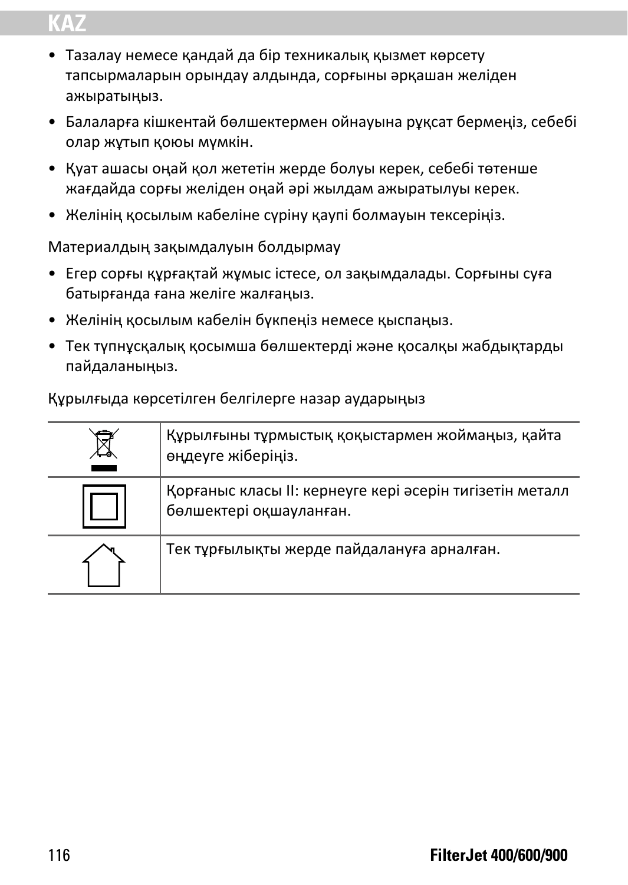- Тазалау немесе қандай да бір техникалық қызмет көрсету тапсырмаларын орындау алдында, сорғыны әрқашан желіден ажыратыңыз.
- Балаларға кішкентай бөлшектермен ойнауына рұқсат бермеңіз, себебі олар жұтып қоюы мүмкін.
- Қуат ашасы оңай қол жететін жерде болуы керек, себебі төтенше жағдайда сорғы желіден оңай әрі жылдам ажыратылуы керек.
- Желінің қосылым кабеліне сүріну қаупі болмауын тексеріңіз.

Материалдың зақымдалуын болдырмау

- Егер сорғы құрғақтай жұмыс істесе, ол зақымдалады. Сорғыны суға батырғанда ғана желіге жалғаңыз.
- Желінің қосылым кабелін бүкпеңіз немесе қыспаңыз.
- Тек түпнұсқалық қосымша бөлшектерді және қосалқы жабдықтарды пайдаланыңыз.

Құрылғыда көрсетілген белгілерге назар аударыңыз

| | |
|---|---|
| | Құрылғыны тұрмыстық қоқыстармен жоймаңыз, қайта өңдеуге жіберіңіз. |
| | Қорғаныс класы II: кернеуге кері әсерін тигізетін металл бөлшектері оқшауланған. |
| | Тек тұрғылықты жерде пайдалануға арналған. |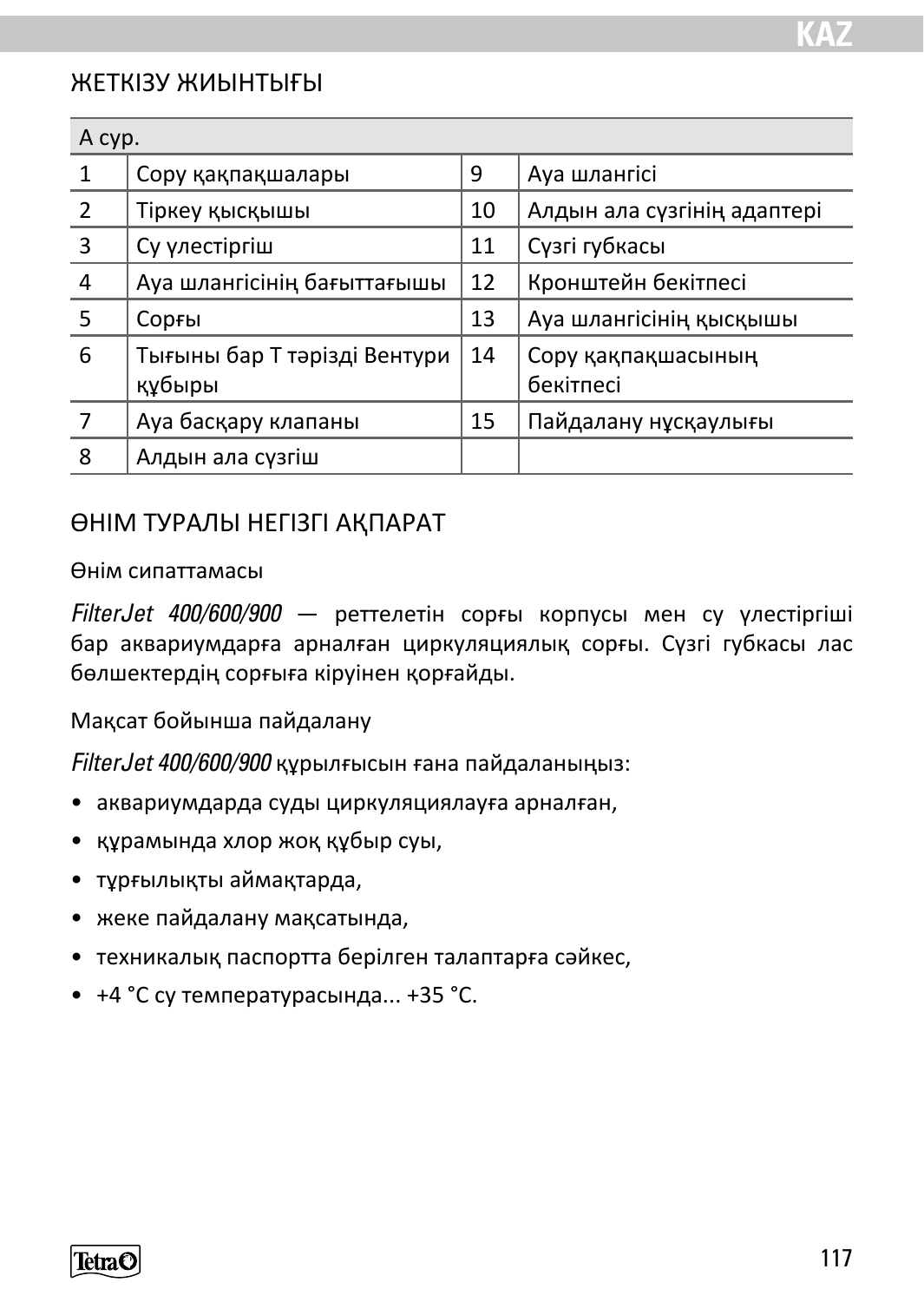## ЖЕТКІЗУ ЖИЫНТЫҒЫ

| А сур. | | | |
|---|---|---|---|
| 1 | Сору қақпақшалары | 9 | Ауа шлангісі |
| 2 | Тіркеу қысқышы | 10 | Алдын ала сүзгінің адаптері |
| 3 | Су үлестіргіш | 11 | Сүзгі губкасы |
| 4 | Ауа шлангісінің бағыттағышы | 12 | Кронштейн бекітпесі |
| 5 | Сорғы | 13 | Ауа шлангісінің қысқышы |
| 6 | Тығыны бар Т тәрізді Вентури құбыры | 14 | Сору қақпақшасының бекітпесі |
| 7 | Ауа басқару клапаны | 15 | Пайдалану нұсқаулығы |
| 8 | Алдын ала сүзгіш | | |

## ӨНІМ ТУРАЛЫ НЕГІЗГІ АҚПАРАТ

### Өнім сипаттамасы

*FilterJet 400/600/900* — реттелетін сорғы корпусы мен су үлестіргіші бар аквариумдарға арналған циркуляциялық сорғы. Сүзгі губкасы лас бөлшектердің сорғыға кіруінен қорғайды.

### Мақсат бойынша пайдалану

*FilterJet 400/600/900* құрылғысын ғана пайдаланыңыз:

- аквариумдарда суды циркуляциялауға арналған,
- құрамында хлор жоқ құбыр суы,
- тұрғылықты аймақтарда,
- жеке пайдалану мақсатында,
- техникалық паспортта берілген талаптарға сәйкес,
- +4 °C су температурасында... +35 °C.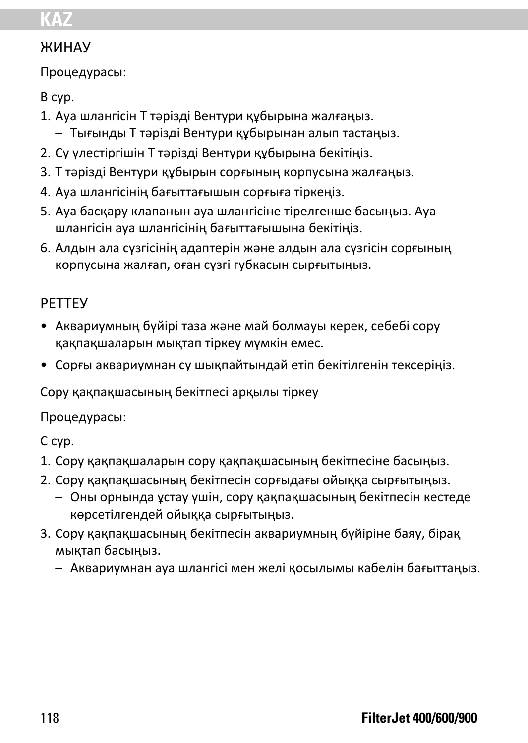## ЖИНАУ

Процедурасы:

B сур.

1. Ауа шлангісін Т тәрізді Вентури құбырына жалғаңыз.
   - Тығынды Т тәрізді Вентури құбырынан алып тастаңыз.
2. Су үлестіргішін Т тәрізді Вентури құбырына бекітіңіз.
3. Т тәрізді Вентури құбырын сорғының корпусына жалғаңыз.
4. Ауа шлангісінің бағыттағышын сорғыға тіркеңіз.
5. Ауа басқару клапанын ауа шлангісіне тірелгенше басыңыз. Ауа шлангісін ауа шлангісінің бағыттағышына бекітіңіз.
6. Алдын ала сүзгісінің адаптерін және алдын ала сүзгісін сорғының корпусына жалғап, оған сүзгі губкасын сырғытыңыз.

## РЕТТЕУ

- Аквариумның бүйірі таза және май болмауы керек, себебі сору қақпақшаларын мықтап тіркеу мүмкін емес.
- Сорғы аквариумнан су шықпайтындай етіп бекітілгенін тексеріңіз.

Сору қақпақшасының бекітпесі арқылы тіркеу

Процедурасы:

C сур.

1. Сору қақпақшаларын сору қақпақшасының бекітпесіне басыңыз.
2. Сору қақпақшасының бекітпесін сорғыдағы ойыққа сырғытыңыз.
   - Оны орнында ұстау үшін, сору қақпақшасының бекітпесін кестеде көрсетілгендей ойыққа сырғытыңыз.
3. Сору қақпақшасының бекітпесін аквариумның бүйіріне баяу, бірақ мықтап басыңыз.
   - Аквариумнан ауа шлангісі мен желі қосылымы кабелін бағыттаңыз.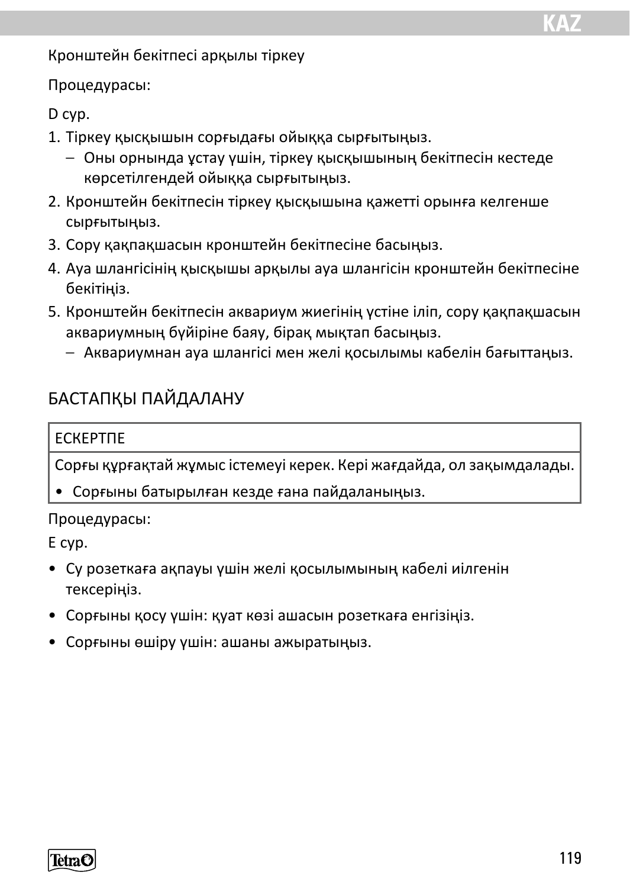Кронштейн бекітпесі арқылы тіркеу

Процедурасы:

D сур.

1. Тіркеу қысқышын сорғыдағы ойыққа сырғытыңыз.
   – Оны орнында ұстау үшін, тіркеу қысқышының бекітпесін кестеде көрсетілгендей ойыққа сырғытыңыз.
2. Кронштейн бекітпесін тіркеу қысқышына қажетті орынға келгенше сырғытыңыз.
3. Сору қақпақшасын кронштейн бекітпесіне басыңыз.
4. Ауа шлангісінің қысқышы арқылы ауа шлангісін кронштейн бекітпесіне бекітіңіз.
5. Кронштейн бекітпесін аквариум жиегінің үстіне іліп, сору қақпақшасын аквариумның бүйіріне баяу, бірақ мықтап басыңыз.
   – Аквариумнан ауа шлангісі мен желі қосылымы кабелін бағыттаңыз.

## БАСТАПҚЫ ПАЙДАЛАНУ

| ЕСКЕРТПЕ |
| --- |
| Сорғы құрғақтай жұмыс істемеуі керек. Кері жағдайда, ол зақымдалады. |
| • Сорғыны батырылған кезде ғана пайдаланыңыз. |

Процедурасы:

E сур.

- Су розеткаға ақпауы үшін желі қосылымының кабелі иілгенін тексеріңіз.
- Сорғыны қосу үшін: қуат көзі ашасын розеткаға енгізіңіз.
- Сорғыны өшіру үшін: ашаны ажыратыңыз.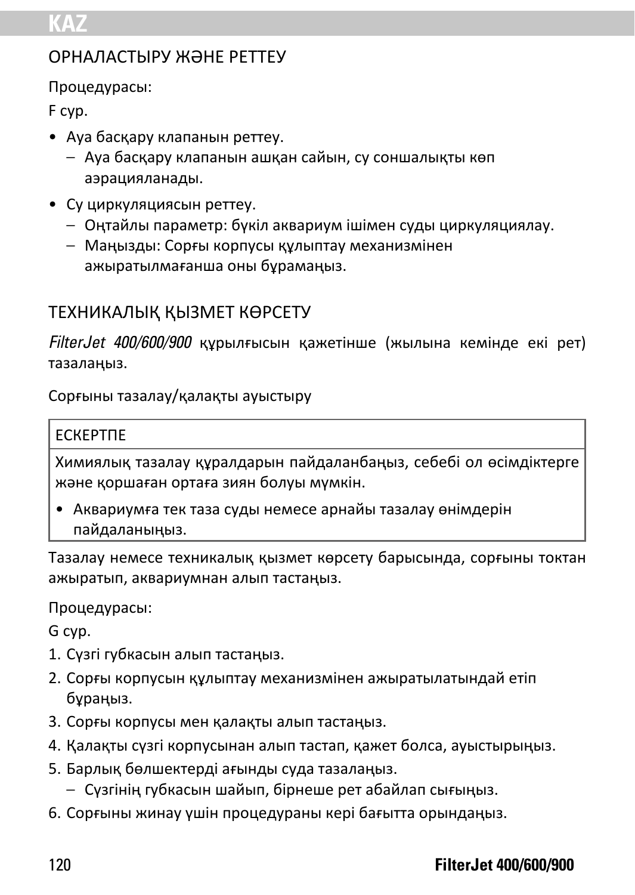## ОРНАЛАСТЫРУ ЖӘНЕ РЕТТЕУ

Процедурасы:

F сур.

- Ауа басқару клапанын реттеу.
  - Ауа басқару клапанын ашқан сайын, су соншалықты көп аэрацияланады.
- Су циркуляциясын реттеу.
  - Оңтайлы параметр: бүкіл аквариум ішімен суды циркуляциялау.
  - Маңызды: Сорғы корпусы құлыптау механизмінен ажыратылмағанша оны бұрамаңыз.

## ТЕХНИКАЛЫҚ ҚЫЗМЕТ КӨРСЕТУ

*FilterJet 400/600/900* құрылғысын қажетінше (жылына кемінде екі рет) тазалаңыз.

Сорғыны тазалау/қалақты ауыстыру

| ЕСКЕРТПЕ |
|---|
| Химиялық тазалау құралдарын пайдаланбаңыз, себебі ол өсімдіктерге және қоршаған ортаға зиян болуы мүмкін.<br>• Аквариумға тек таза суды немесе арнайы тазалау өнімдерін пайдаланыңыз. |

Тазалау немесе техникалық қызмет көрсету барысында, сорғыны токтан ажыратып, аквариумнан алып тастаңыз.

Процедурасы:

G сур.

1. Сүзгі губкасын алып тастаңыз.
2. Сорғы корпусын құлыптау механизмінен ажыратылатындай етіп бұраңыз.
3. Сорғы корпусы мен қалақты алып тастаңыз.
4. Қалақты сүзгі корпусынан алып тастап, қажет болса, ауыстырыңыз.
5. Барлық бөлшектерді ағынды суда тазалаңыз.
   - Сүзгінің губкасын шайып, бірнеше рет абайлап сығыңыз.
6. Сорғыны жинау үшін процедураны кері бағытта орындаңыз.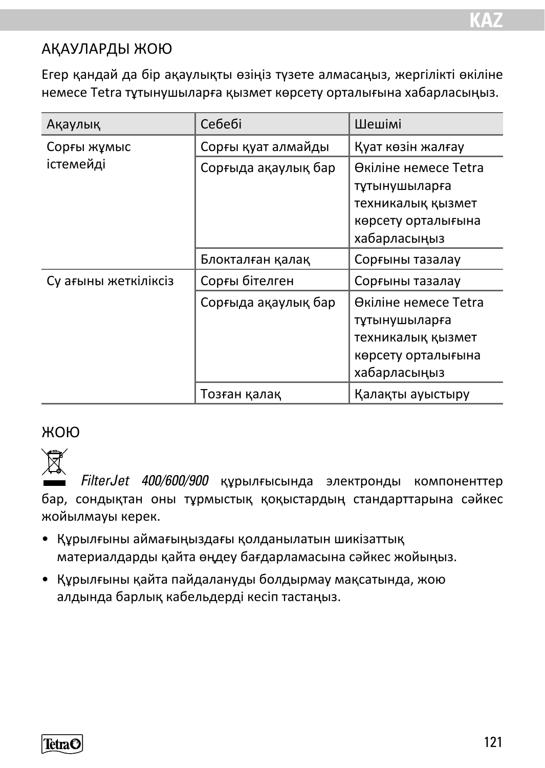## АҚАУЛАРДЫ ЖОЮ

Егер қандай да бір ақаулықты өзіңіз түзете алмасаңыз, жергілікті өкіліне немесе Tetra тұтынушыларға қызмет көрсету орталығына хабарласыңыз.

| Ақаулық | Себебі | Шешімі |
|---|---|---|
| Сорғы жұмыс істемейді | Сорғы қуат алмайды | Қуат көзін жалғау |
| | Сорғыда ақаулық бар | Өкіліне немесе Tetra тұтынушыларға техникалық қызмет көрсету орталығына хабарласыңыз |
| | Блокталған қалақ | Сорғыны тазалау |
| Су ағыны жеткіліксіз | Сорғы бітелген | Сорғыны тазалау |
| | Сорғыда ақаулық бар | Өкіліне немесе Tetra тұтынушыларға техникалық қызмет көрсету орталығына хабарласыңыз |
| | Тозған қалақ | Қалақты ауыстыру |

## ЖОЮ

*FilterJet 400/600/900* құрылғысында электронды компоненттер бар, сондықтан оны тұрмыстық қоқыстардың стандарттарына сәйкес жойылмауы керек.

- Құрылғыны аймағыңыздағы қолданылатын шикізаттық материалдарды қайта өңдеу бағдарламасына сәйкес жойыңыз.
- Құрылғыны қайта пайдалануды болдырмау мақсатында, жою алдында барлық кабельдерді кесіп тастаңыз.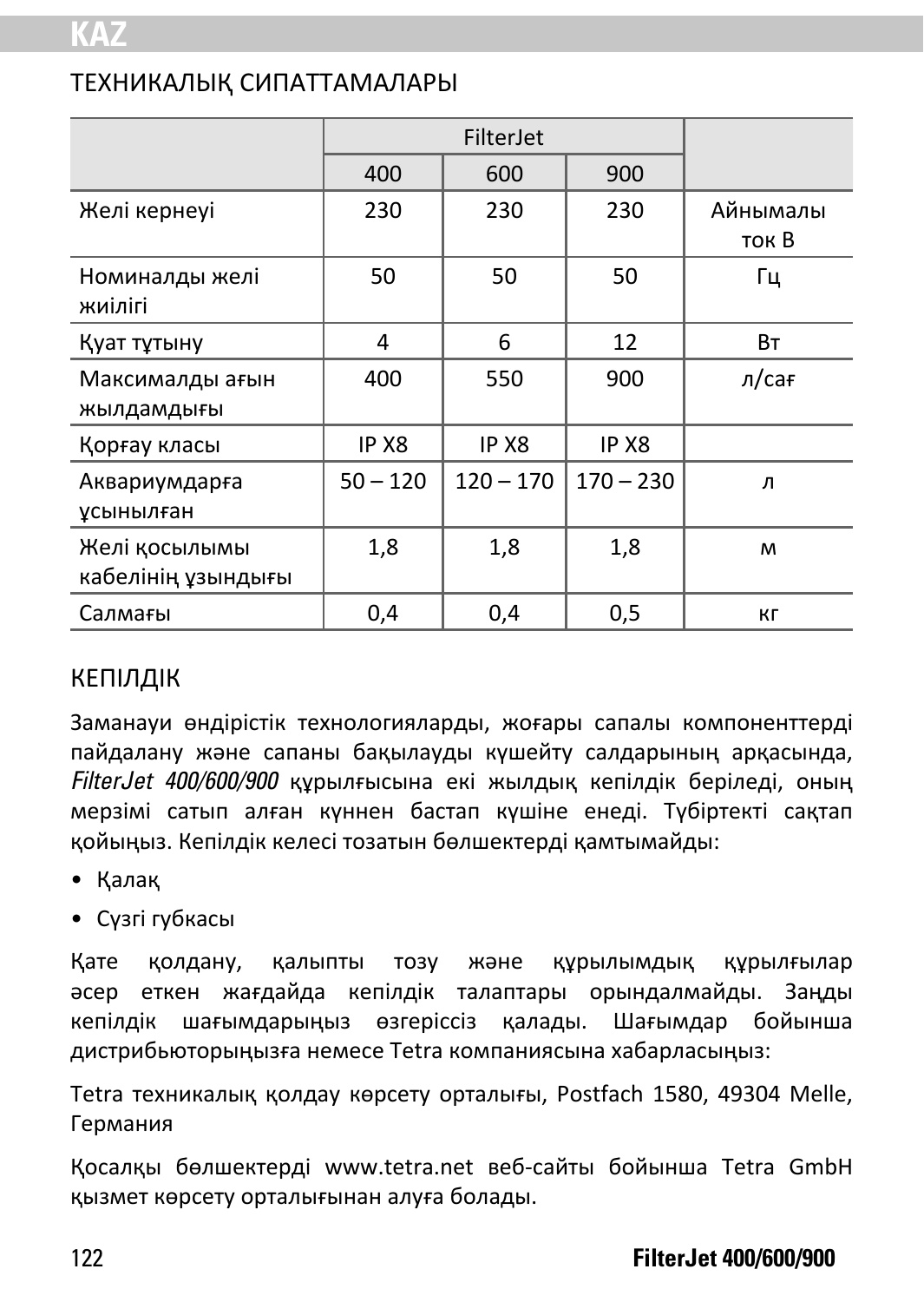# ТЕХНИКАЛЫҚ СИПАТТАМАЛАРЫ

| | FilterJet | | | |
|---|---|---|---|---|
| | 400 | 600 | 900 | |
| Желі кернеуі | 230 | 230 | 230 | Айнымалы ток В |
| Номиналды желі жиілігі | 50 | 50 | 50 | Гц |
| Қуат тұтыну | 4 | 6 | 12 | Вт |
| Максималды ағын жылдамдығы | 400 | 550 | 900 | л/сағ |
| Қорғау класы | IP X8 | IP X8 | IP X8 | |
| Аквариумдарға ұсынылған | 50 – 120 | 120 – 170 | 170 – 230 | л |
| Желі қосылымы кабелінің ұзындығы | 1,8 | 1,8 | 1,8 | м |
| Салмағы | 0,4 | 0,4 | 0,5 | кг |

# КЕПІЛДІК

Заманауи өндірістік технологияларды, жоғары сапалы компоненттерді пайдалану және сапаны бақылауды күшейту салдарының арқасында, *FilterJet 400/600/900* құрылғысына екі жылдық кепілдік беріледі, оның мерзімі сатып алған күннен бастап күшіне енеді. Түбіртекті сақтап қойыңыз. Кепілдік келесі тозатын бөлшектерді қамтымайды:

- Қалақ
- Сүзгі губкасы

Қате қолдану, қалыпты тозу және құрылымдық құрылғылар әсер еткен жағдайда кепілдік талаптары орындалмайды. Заңды кепілдік шағымдарыңыз өзгеріссіз қалады. Шағымдар бойынша дистрибьюторыңызға немесе Tetra компаниясына хабарласыңыз:

Tetra техникалық қолдау көрсету орталығы, Postfach 1580, 49304 Melle, Германия

Қосалқы бөлшектерді www.tetra.net веб-сайты бойынша Tetra GmbH қызмет көрсету орталығынан алуға болады.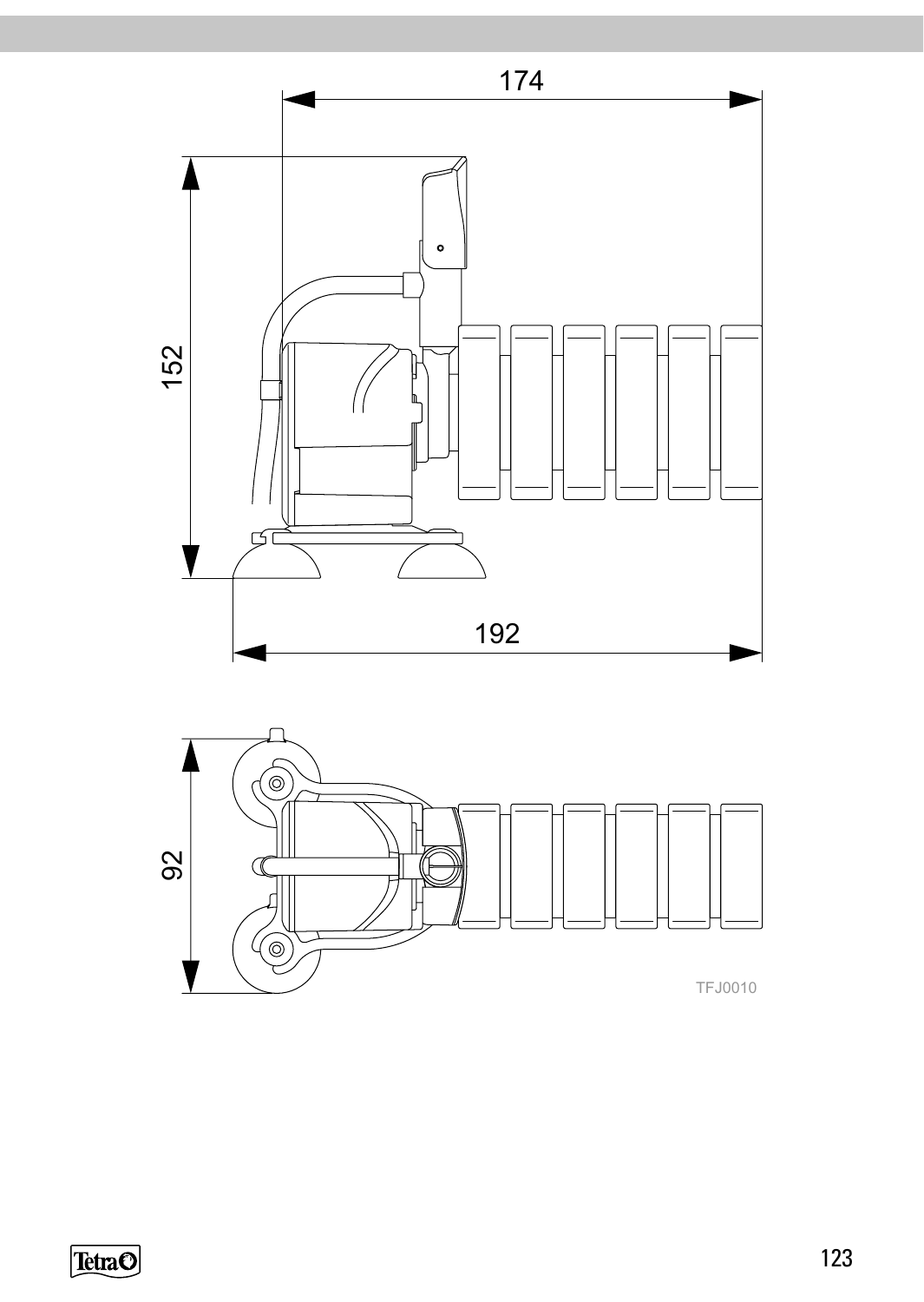174

152

192

92

TFJ0010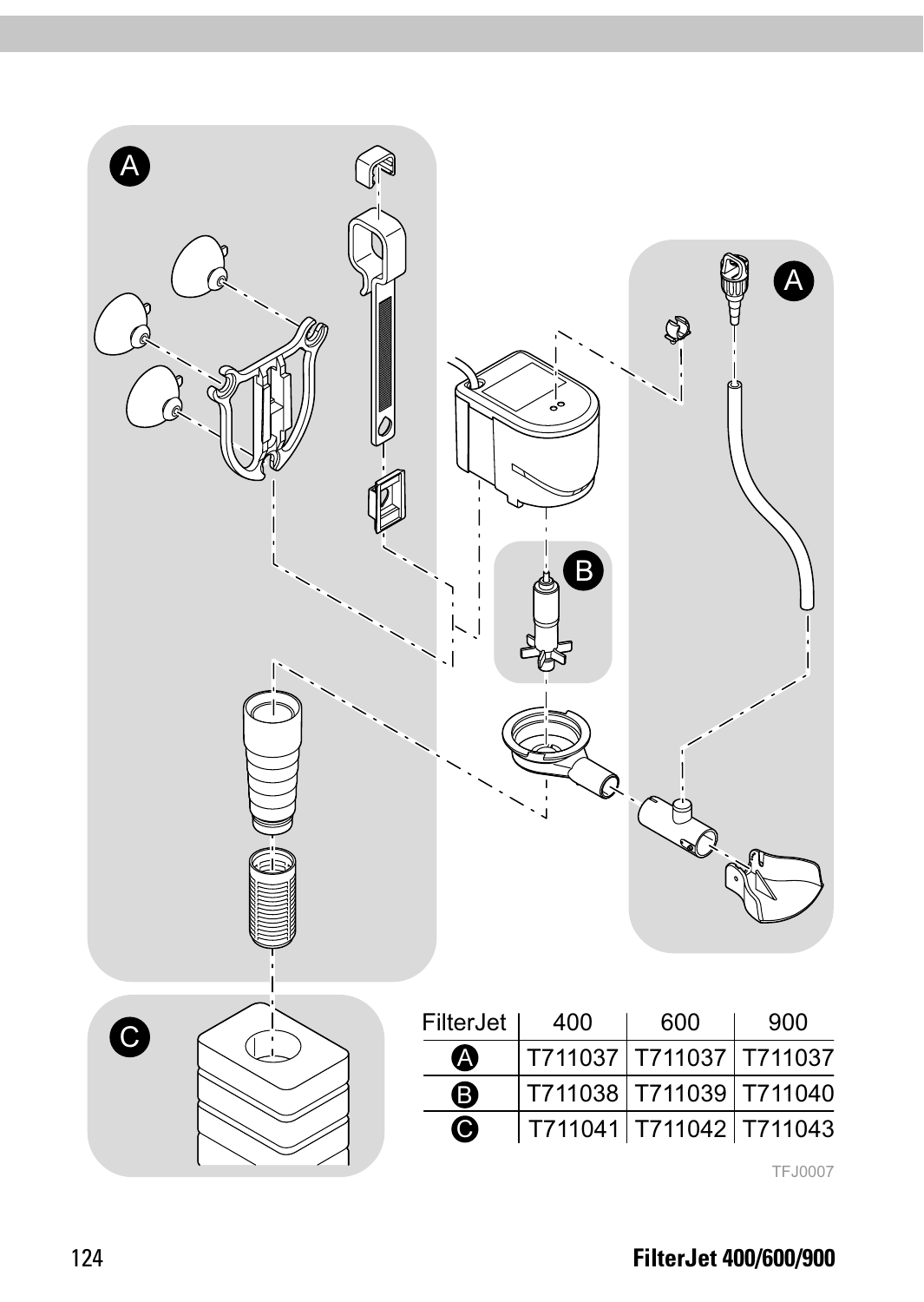| FilterJet | 400 | 600 | 900 |
| --- | --- | --- | --- |
| A | T711037 | T711037 | T711037 |
| B | T711038 | T711039 | T711040 |
| C | T711041 | T711042 | T711043 |

TFJ0007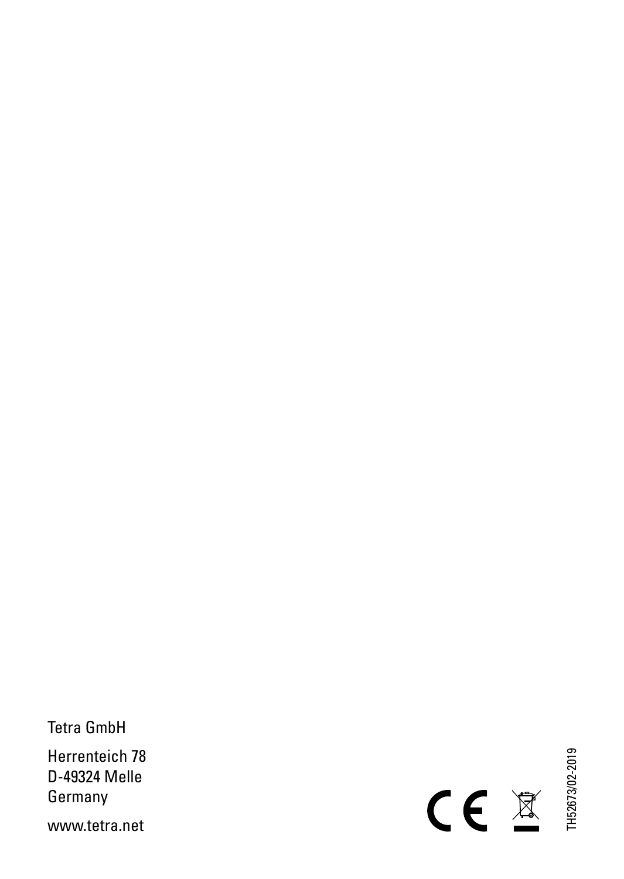Tetra GmbH

Herrenteich 78
D-49324 Melle
Germany

www.tetra.net

TH52673/02-2019